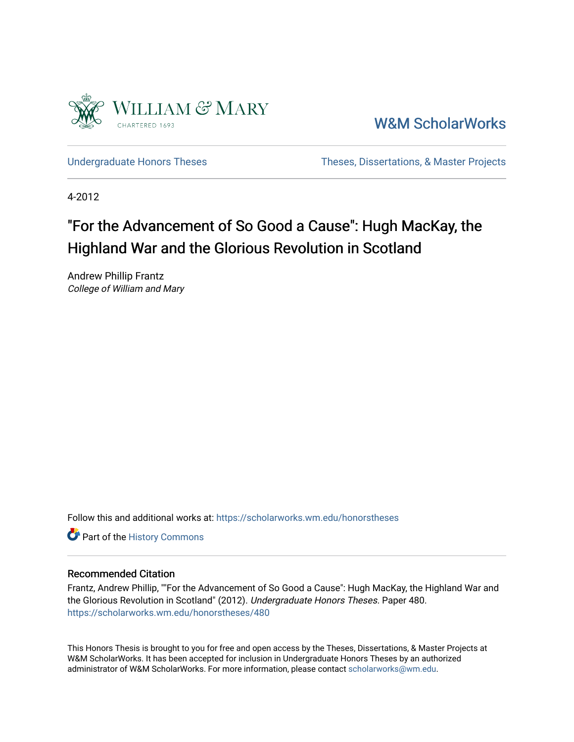William & Mary
CHARTERED 1693

W&M ScholarWorks

Undergraduate Honors Theses

Theses, Dissertations, & Master Projects

4-2012

# "For the Advancement of So Good a Cause": Hugh MacKay, the Highland War and the Glorious Revolution in Scotland

Andrew Phillip Frantz
*College of William and Mary*

Follow this and additional works at: https://scholarworks.wm.edu/honorstheses

Part of the History Commons

## Recommended Citation

Frantz, Andrew Phillip, ""For the Advancement of So Good a Cause": Hugh MacKay, the Highland War and the Glorious Revolution in Scotland" (2012). *Undergraduate Honors Theses.* Paper 480.
https://scholarworks.wm.edu/honorstheses/480

This Honors Thesis is brought to you for free and open access by the Theses, Dissertations, & Master Projects at W&M ScholarWorks. It has been accepted for inclusion in Undergraduate Honors Theses by an authorized administrator of W&M ScholarWorks. For more information, please contact scholarworks@wm.edu.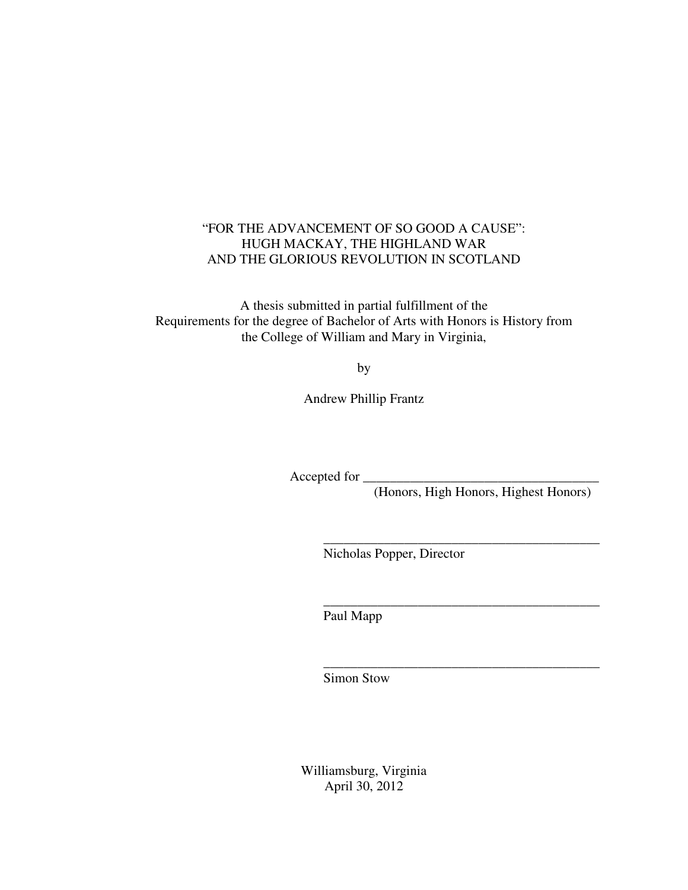“FOR THE ADVANCEMENT OF SO GOOD A CAUSE”:
HUGH MACKAY, THE HIGHLAND WAR
AND THE GLORIOUS REVOLUTION IN SCOTLAND

A thesis submitted in partial fulfillment of the
Requirements for the degree of Bachelor of Arts with Honors is History from
the College of William and Mary in Virginia,

by

Andrew Phillip Frantz

Accepted for ___________________________________
(Honors, High Honors, Highest Honors)

__________________________________________
Nicholas Popper, Director

__________________________________________
Paul Mapp

__________________________________________
Simon Stow

Williamsburg, Virginia
April 30, 2012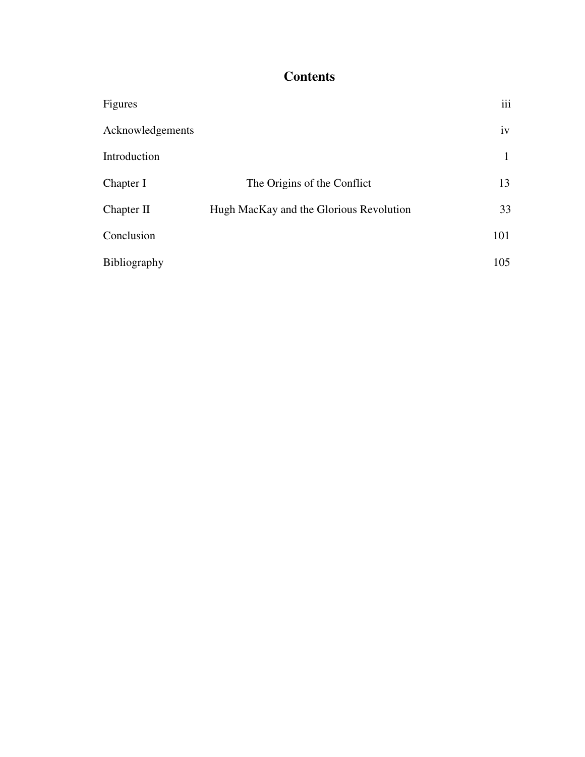# Contents

| | | |
|---|---|---|
| Figures | | iii |
| Acknowledgements | | iv |
| Introduction | | 1 |
| Chapter I | The Origins of the Conflict | 13 |
| Chapter II | Hugh MacKay and the Glorious Revolution | 33 |
| Conclusion | | 101 |
| Bibliography | | 105 |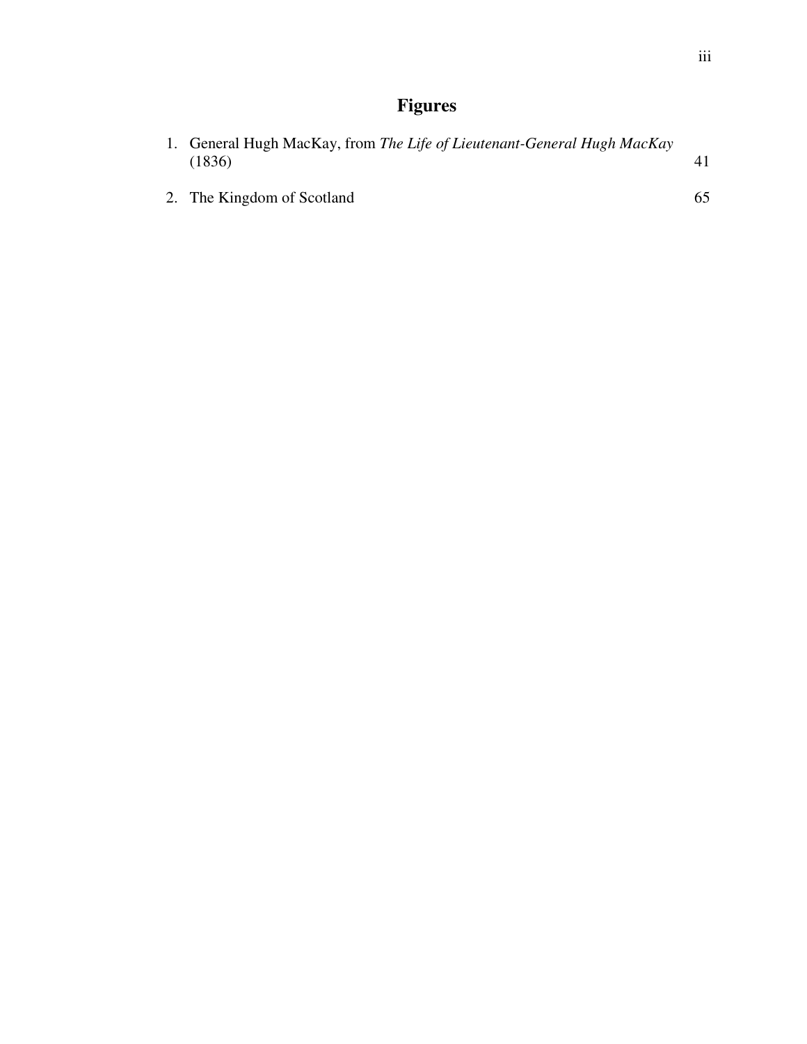# Figures

1. General Hugh MacKay, from *The Life of Lieutenant-General Hugh MacKay* (1836) 41

2. The Kingdom of Scotland 65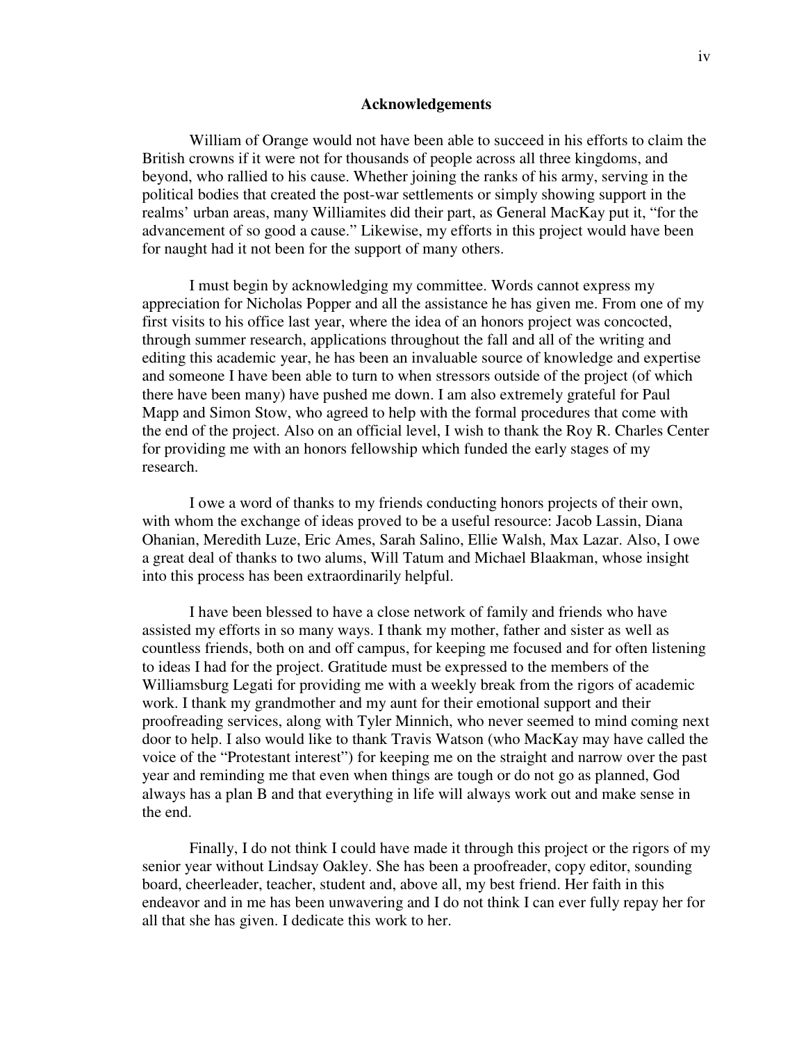## Acknowledgements

William of Orange would not have been able to succeed in his efforts to claim the British crowns if it were not for thousands of people across all three kingdoms, and beyond, who rallied to his cause. Whether joining the ranks of his army, serving in the political bodies that created the post-war settlements or simply showing support in the realms' urban areas, many Williamites did their part, as General MacKay put it, "for the advancement of so good a cause." Likewise, my efforts in this project would have been for naught had it not been for the support of many others.

I must begin by acknowledging my committee. Words cannot express my appreciation for Nicholas Popper and all the assistance he has given me. From one of my first visits to his office last year, where the idea of an honors project was concocted, through summer research, applications throughout the fall and all of the writing and editing this academic year, he has been an invaluable source of knowledge and expertise and someone I have been able to turn to when stressors outside of the project (of which there have been many) have pushed me down. I am also extremely grateful for Paul Mapp and Simon Stow, who agreed to help with the formal procedures that come with the end of the project. Also on an official level, I wish to thank the Roy R. Charles Center for providing me with an honors fellowship which funded the early stages of my research.

I owe a word of thanks to my friends conducting honors projects of their own, with whom the exchange of ideas proved to be a useful resource: Jacob Lassin, Diana Ohanian, Meredith Luze, Eric Ames, Sarah Salino, Ellie Walsh, Max Lazar. Also, I owe a great deal of thanks to two alums, Will Tatum and Michael Blaakman, whose insight into this process has been extraordinarily helpful.

I have been blessed to have a close network of family and friends who have assisted my efforts in so many ways. I thank my mother, father and sister as well as countless friends, both on and off campus, for keeping me focused and for often listening to ideas I had for the project. Gratitude must be expressed to the members of the Williamsburg Legati for providing me with a weekly break from the rigors of academic work. I thank my grandmother and my aunt for their emotional support and their proofreading services, along with Tyler Minnich, who never seemed to mind coming next door to help. I also would like to thank Travis Watson (who MacKay may have called the voice of the "Protestant interest") for keeping me on the straight and narrow over the past year and reminding me that even when things are tough or do not go as planned, God always has a plan B and that everything in life will always work out and make sense in the end.

Finally, I do not think I could have made it through this project or the rigors of my senior year without Lindsay Oakley. She has been a proofreader, copy editor, sounding board, cheerleader, teacher, student and, above all, my best friend. Her faith in this endeavor and in me has been unwavering and I do not think I can ever fully repay her for all that she has given. I dedicate this work to her.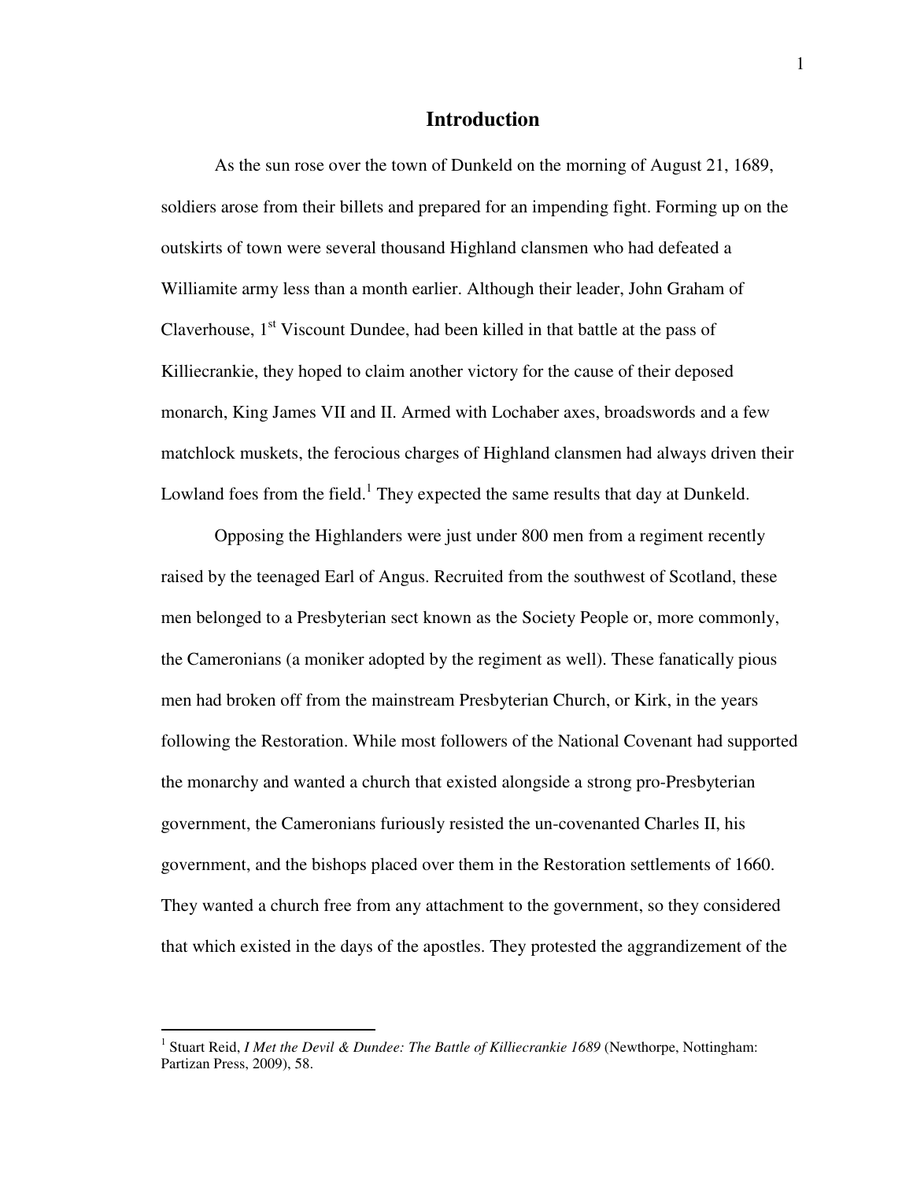# Introduction

As the sun rose over the town of Dunkeld on the morning of August 21, 1689, soldiers arose from their billets and prepared for an impending fight. Forming up on the outskirts of town were several thousand Highland clansmen who had defeated a Williamite army less than a month earlier. Although their leader, John Graham of Claverhouse, 1st Viscount Dundee, had been killed in that battle at the pass of Killiecrankie, they hoped to claim another victory for the cause of their deposed monarch, King James VII and II. Armed with Lochaber axes, broadswords and a few matchlock muskets, the ferocious charges of Highland clansmen had always driven their Lowland foes from the field.[1] They expected the same results that day at Dunkeld.

Opposing the Highlanders were just under 800 men from a regiment recently raised by the teenaged Earl of Angus. Recruited from the southwest of Scotland, these men belonged to a Presbyterian sect known as the Society People or, more commonly, the Cameronians (a moniker adopted by the regiment as well). These fanatically pious men had broken off from the mainstream Presbyterian Church, or Kirk, in the years following the Restoration. While most followers of the National Covenant had supported the monarchy and wanted a church that existed alongside a strong pro-Presbyterian government, the Cameronians furiously resisted the un-covenanted Charles II, his government, and the bishops placed over them in the Restoration settlements of 1660. They wanted a church free from any attachment to the government, so they considered that which existed in the days of the apostles. They protested the aggrandizement of the

---

[1] Stuart Reid, *I Met the Devil & Dundee: The Battle of Killiecrankie 1689* (Newthorpe, Nottingham: Partizan Press, 2009), 58.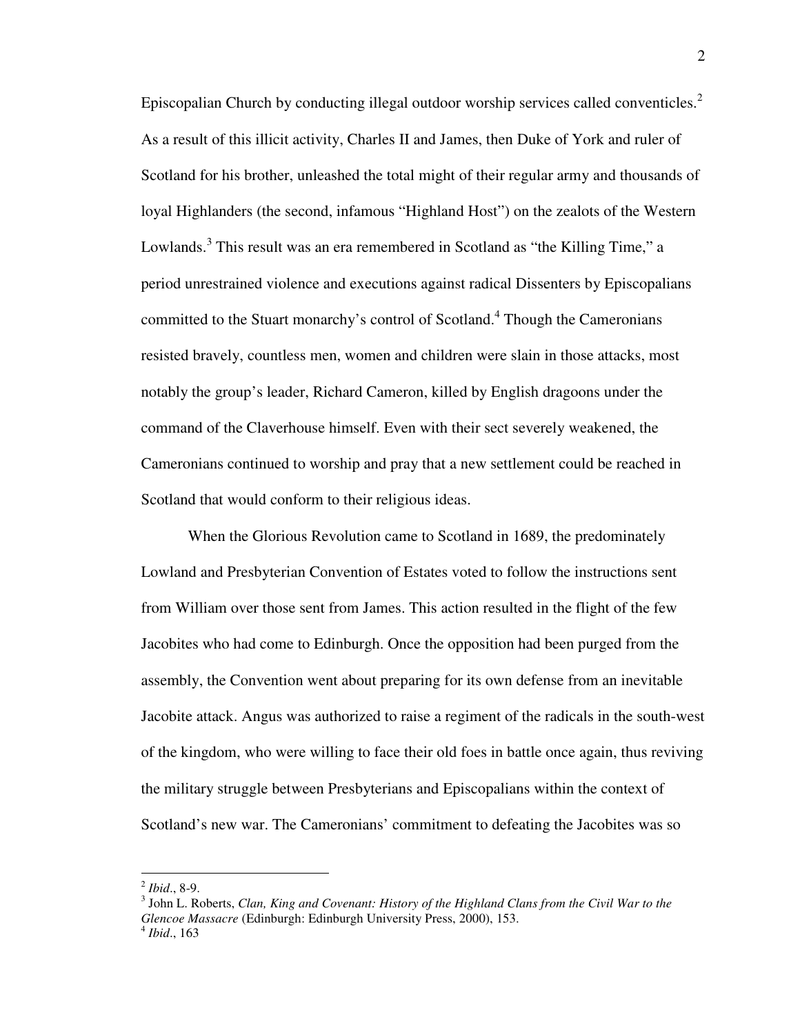Episcopalian Church by conducting illegal outdoor worship services called conventicles.[2] As a result of this illicit activity, Charles II and James, then Duke of York and ruler of Scotland for his brother, unleashed the total might of their regular army and thousands of loyal Highlanders (the second, infamous "Highland Host") on the zealots of the Western Lowlands.[3] This result was an era remembered in Scotland as "the Killing Time," a period unrestrained violence and executions against radical Dissenters by Episcopalians committed to the Stuart monarchy's control of Scotland.[4] Though the Cameronians resisted bravely, countless men, women and children were slain in those attacks, most notably the group's leader, Richard Cameron, killed by English dragoons under the command of the Claverhouse himself. Even with their sect severely weakened, the Cameronians continued to worship and pray that a new settlement could be reached in Scotland that would conform to their religious ideas.

When the Glorious Revolution came to Scotland in 1689, the predominately Lowland and Presbyterian Convention of Estates voted to follow the instructions sent from William over those sent from James. This action resulted in the flight of the few Jacobites who had come to Edinburgh. Once the opposition had been purged from the assembly, the Convention went about preparing for its own defense from an inevitable Jacobite attack. Angus was authorized to raise a regiment of the radicals in the south-west of the kingdom, who were willing to face their old foes in battle once again, thus reviving the military struggle between Presbyterians and Episcopalians within the context of Scotland's new war. The Cameronians' commitment to defeating the Jacobites was so

---

[2] *Ibid*., 8-9.

[3] John L. Roberts, *Clan, King and Covenant: History of the Highland Clans from the Civil War to the Glencoe Massacre* (Edinburgh: Edinburgh University Press, 2000), 153.

[4] *Ibid*., 163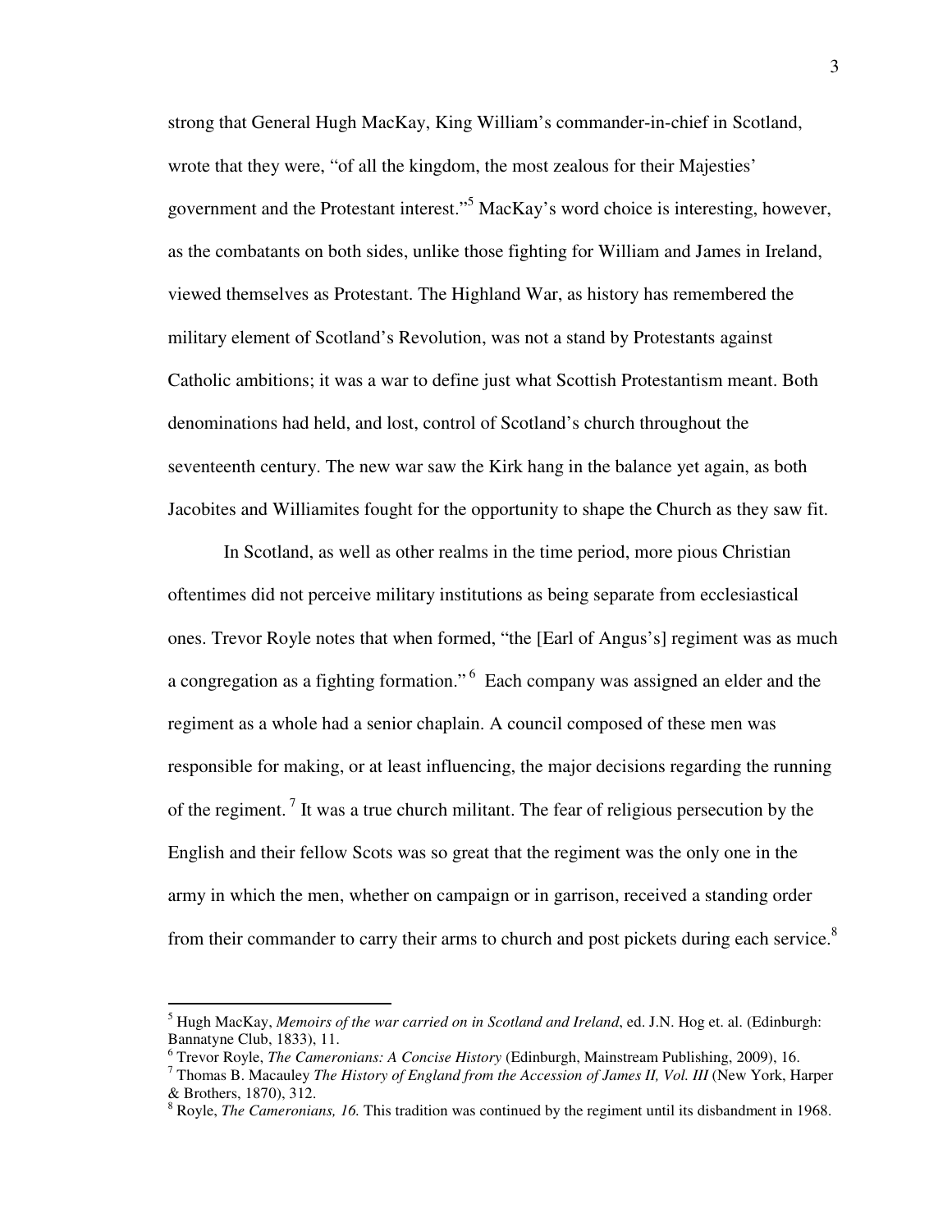strong that General Hugh MacKay, King William's commander-in-chief in Scotland, wrote that they were, "of all the kingdom, the most zealous for their Majesties' government and the Protestant interest."[5] MacKay's word choice is interesting, however, as the combatants on both sides, unlike those fighting for William and James in Ireland, viewed themselves as Protestant. The Highland War, as history has remembered the military element of Scotland's Revolution, was not a stand by Protestants against Catholic ambitions; it was a war to define just what Scottish Protestantism meant. Both denominations had held, and lost, control of Scotland's church throughout the seventeenth century. The new war saw the Kirk hang in the balance yet again, as both Jacobites and Williamites fought for the opportunity to shape the Church as they saw fit.

In Scotland, as well as other realms in the time period, more pious Christian oftentimes did not perceive military institutions as being separate from ecclesiastical ones. Trevor Royle notes that when formed, "the [Earl of Angus's] regiment was as much a congregation as a fighting formation."[6] Each company was assigned an elder and the regiment as a whole had a senior chaplain. A council composed of these men was responsible for making, or at least influencing, the major decisions regarding the running of the regiment.[7] It was a true church militant. The fear of religious persecution by the English and their fellow Scots was so great that the regiment was the only one in the army in which the men, whether on campaign or in garrison, received a standing order from their commander to carry their arms to church and post pickets during each service.[8]

---

[5] Hugh MacKay, *Memoirs of the war carried on in Scotland and Ireland*, ed. J.N. Hog et. al. (Edinburgh: Bannatyne Club, 1833), 11.

[6] Trevor Royle, *The Cameronians: A Concise History* (Edinburgh, Mainstream Publishing, 2009), 16.

[7] Thomas B. Macauley *The History of England from the Accession of James II, Vol. III* (New York, Harper & Brothers, 1870), 312.

[8] Royle, *The Cameronians, 16.* This tradition was continued by the regiment until its disbandment in 1968.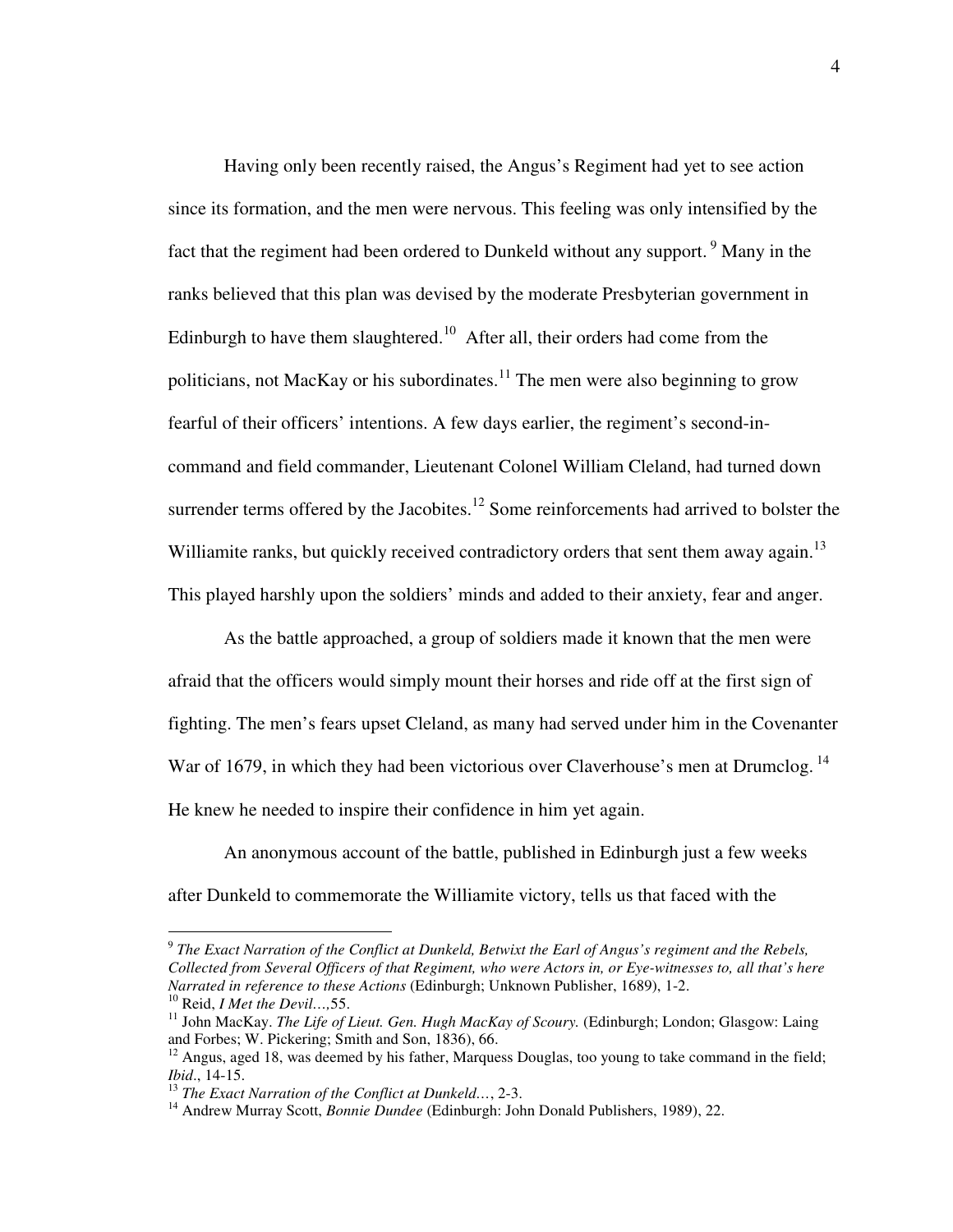Having only been recently raised, the Angus's Regiment had yet to see action since its formation, and the men were nervous. This feeling was only intensified by the fact that the regiment had been ordered to Dunkeld without any support. [9] Many in the ranks believed that this plan was devised by the moderate Presbyterian government in Edinburgh to have them slaughtered.[10] After all, their orders had come from the politicians, not MacKay or his subordinates.[11] The men were also beginning to grow fearful of their officers' intentions. A few days earlier, the regiment's second-in-command and field commander, Lieutenant Colonel William Cleland, had turned down surrender terms offered by the Jacobites.[12] Some reinforcements had arrived to bolster the Williamite ranks, but quickly received contradictory orders that sent them away again.[13] This played harshly upon the soldiers' minds and added to their anxiety, fear and anger.

As the battle approached, a group of soldiers made it known that the men were afraid that the officers would simply mount their horses and ride off at the first sign of fighting. The men's fears upset Cleland, as many had served under him in the Covenanter War of 1679, in which they had been victorious over Claverhouse's men at Drumclog. [14] He knew he needed to inspire their confidence in him yet again.

An anonymous account of the battle, published in Edinburgh just a few weeks after Dunkeld to commemorate the Williamite victory, tells us that faced with the

---

[9] *The Exact Narration of the Conflict at Dunkeld, Betwixt the Earl of Angus's regiment and the Rebels, Collected from Several Officers of that Regiment, who were Actors in, or Eye-witnesses to, all that's here Narrated in reference to these Actions* (Edinburgh; Unknown Publisher, 1689), 1-2.

[10] Reid, *I Met the Devil…*,55.

[11] John MacKay. *The Life of Lieut. Gen. Hugh MacKay of Scoury.* (Edinburgh; London; Glasgow: Laing and Forbes; W. Pickering; Smith and Son, 1836), 66.

[12] Angus, aged 18, was deemed by his father, Marquess Douglas, too young to take command in the field; *Ibid*., 14-15.

[13] *The Exact Narration of the Conflict at Dunkeld…*, 2-3.

[14] Andrew Murray Scott, *Bonnie Dundee* (Edinburgh: John Donald Publishers, 1989), 22.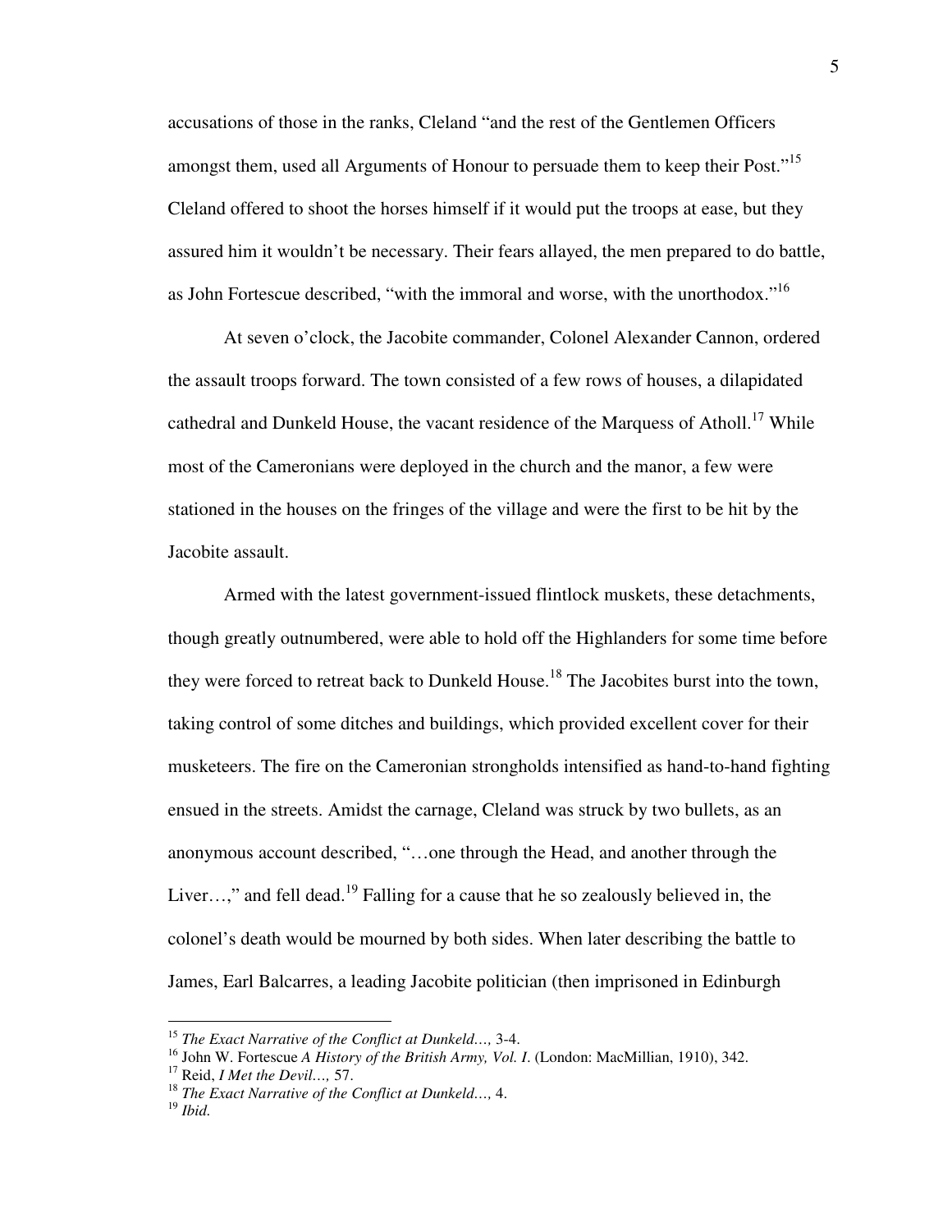accusations of those in the ranks, Cleland "and the rest of the Gentlemen Officers amongst them, used all Arguments of Honour to persuade them to keep their Post."[15] Cleland offered to shoot the horses himself if it would put the troops at ease, but they assured him it wouldn't be necessary. Their fears allayed, the men prepared to do battle, as John Fortescue described, "with the immoral and worse, with the unorthodox."[16]

At seven o'clock, the Jacobite commander, Colonel Alexander Cannon, ordered the assault troops forward. The town consisted of a few rows of houses, a dilapidated cathedral and Dunkeld House, the vacant residence of the Marquess of Atholl.[17] While most of the Cameronians were deployed in the church and the manor, a few were stationed in the houses on the fringes of the village and were the first to be hit by the Jacobite assault.

Armed with the latest government-issued flintlock muskets, these detachments, though greatly outnumbered, were able to hold off the Highlanders for some time before they were forced to retreat back to Dunkeld House.[18] The Jacobites burst into the town, taking control of some ditches and buildings, which provided excellent cover for their musketeers. The fire on the Cameronian strongholds intensified as hand-to-hand fighting ensued in the streets. Amidst the carnage, Cleland was struck by two bullets, as an anonymous account described, "…one through the Head, and another through the Liver…," and fell dead.[19] Falling for a cause that he so zealously believed in, the colonel's death would be mourned by both sides. When later describing the battle to James, Earl Balcarres, a leading Jacobite politician (then imprisoned in Edinburgh

---

[15] *The Exact Narrative of the Conflict at Dunkeld…,* 3-4.

[16] John W. Fortescue *A History of the British Army, Vol. I.* (London: MacMillian, 1910), 342.

[17] Reid, *I Met the Devil…,* 57.

[18] *The Exact Narrative of the Conflict at Dunkeld…,* 4.

[19] *Ibid.*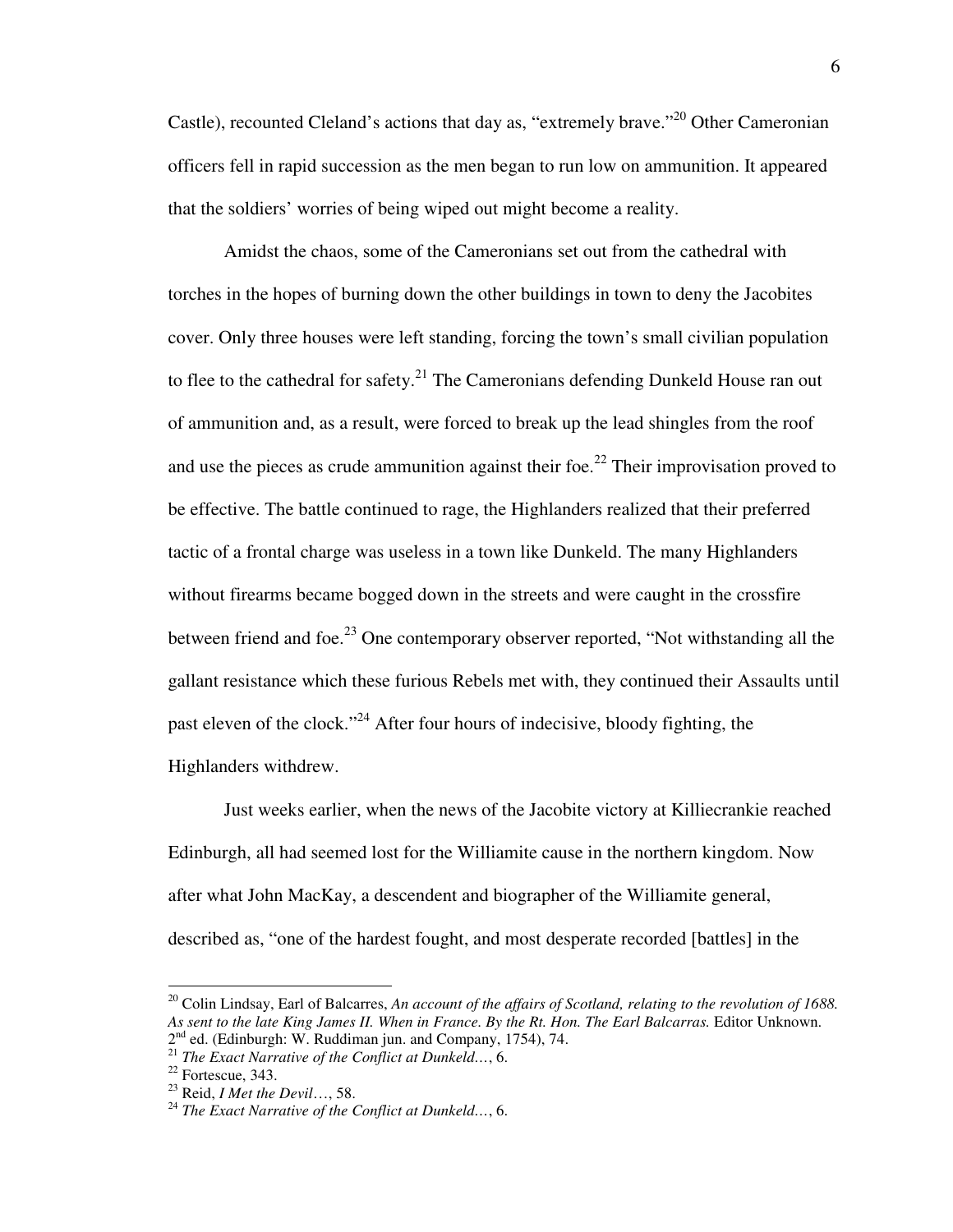Castle), recounted Cleland's actions that day as, "extremely brave."[20] Other Cameronian officers fell in rapid succession as the men began to run low on ammunition. It appeared that the soldiers' worries of being wiped out might become a reality.

Amidst the chaos, some of the Cameronians set out from the cathedral with torches in the hopes of burning down the other buildings in town to deny the Jacobites cover. Only three houses were left standing, forcing the town's small civilian population to flee to the cathedral for safety.[21] The Cameronians defending Dunkeld House ran out of ammunition and, as a result, were forced to break up the lead shingles from the roof and use the pieces as crude ammunition against their foe.[22] Their improvisation proved to be effective. The battle continued to rage, the Highlanders realized that their preferred tactic of a frontal charge was useless in a town like Dunkeld. The many Highlanders without firearms became bogged down in the streets and were caught in the crossfire between friend and foe.[23] One contemporary observer reported, "Not withstanding all the gallant resistance which these furious Rebels met with, they continued their Assaults until past eleven of the clock."[24] After four hours of indecisive, bloody fighting, the Highlanders withdrew.

Just weeks earlier, when the news of the Jacobite victory at Killiecrankie reached Edinburgh, all had seemed lost for the Williamite cause in the northern kingdom. Now after what John MacKay, a descendent and biographer of the Williamite general, described as, "one of the hardest fought, and most desperate recorded [battles] in the

---

[20] Colin Lindsay, Earl of Balcarres, *An account of the affairs of Scotland, relating to the revolution of 1688. As sent to the late King James II. When in France. By the Rt. Hon. The Earl Balcarras.* Editor Unknown. 2nd ed. (Edinburgh: W. Ruddiman jun. and Company, 1754), 74.

[21] *The Exact Narrative of the Conflict at Dunkeld…*, 6.

[22] Fortescue, 343.

[23] Reid, *I Met the Devil*…, 58.

[24] *The Exact Narrative of the Conflict at Dunkeld…*, 6.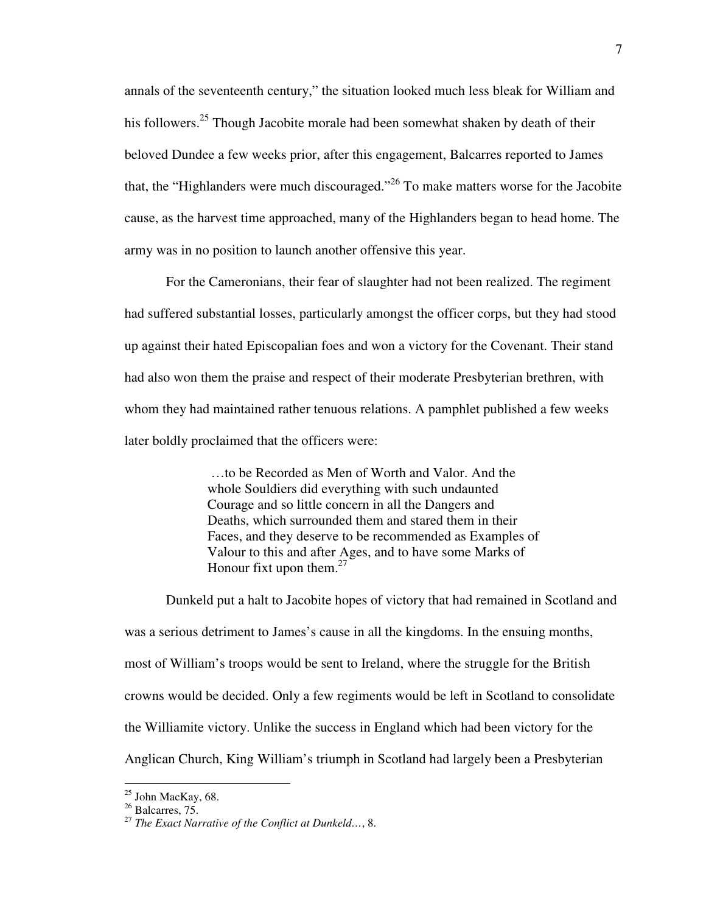annals of the seventeenth century," the situation looked much less bleak for William and his followers.[25] Though Jacobite morale had been somewhat shaken by death of their beloved Dundee a few weeks prior, after this engagement, Balcarres reported to James that, the "Highlanders were much discouraged."[26] To make matters worse for the Jacobite cause, as the harvest time approached, many of the Highlanders began to head home. The army was in no position to launch another offensive this year.

For the Cameronians, their fear of slaughter had not been realized. The regiment had suffered substantial losses, particularly amongst the officer corps, but they had stood up against their hated Episcopalian foes and won a victory for the Covenant. Their stand had also won them the praise and respect of their moderate Presbyterian brethren, with whom they had maintained rather tenuous relations. A pamphlet published a few weeks later boldly proclaimed that the officers were:

> …to be Recorded as Men of Worth and Valor. And the whole Souldiers did everything with such undaunted Courage and so little concern in all the Dangers and Deaths, which surrounded them and stared them in their Faces, and they deserve to be recommended as Examples of Valour to this and after Ages, and to have some Marks of Honour fixt upon them.[27]

Dunkeld put a halt to Jacobite hopes of victory that had remained in Scotland and was a serious detriment to James's cause in all the kingdoms. In the ensuing months, most of William's troops would be sent to Ireland, where the struggle for the British crowns would be decided. Only a few regiments would be left in Scotland to consolidate the Williamite victory. Unlike the success in England which had been victory for the Anglican Church, King William's triumph in Scotland had largely been a Presbyterian

---

[25] John MacKay, 68.

[26] Balcarres, 75.

[27] *The Exact Narrative of the Conflict at Dunkeld…*, 8.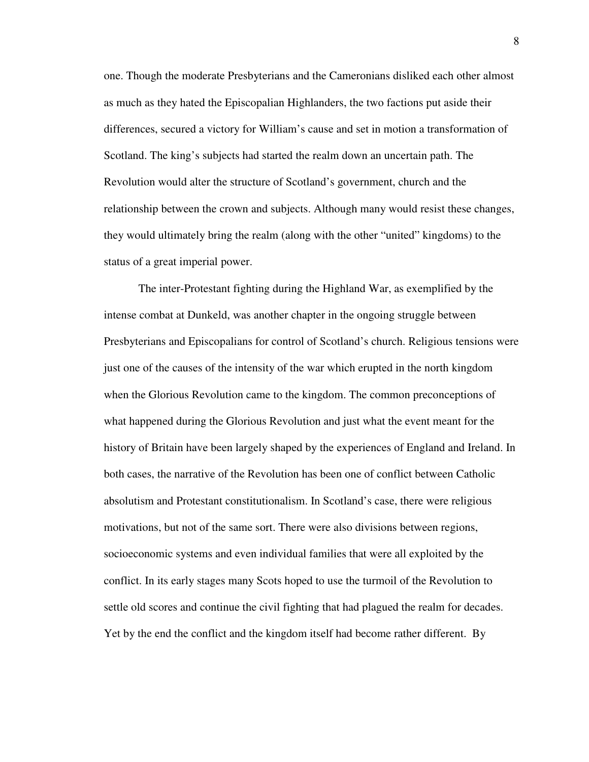one. Though the moderate Presbyterians and the Cameronians disliked each other almost as much as they hated the Episcopalian Highlanders, the two factions put aside their differences, secured a victory for William's cause and set in motion a transformation of Scotland. The king's subjects had started the realm down an uncertain path. The Revolution would alter the structure of Scotland's government, church and the relationship between the crown and subjects. Although many would resist these changes, they would ultimately bring the realm (along with the other "united" kingdoms) to the status of a great imperial power.

The inter-Protestant fighting during the Highland War, as exemplified by the intense combat at Dunkeld, was another chapter in the ongoing struggle between Presbyterians and Episcopalians for control of Scotland's church. Religious tensions were just one of the causes of the intensity of the war which erupted in the north kingdom when the Glorious Revolution came to the kingdom. The common preconceptions of what happened during the Glorious Revolution and just what the event meant for the history of Britain have been largely shaped by the experiences of England and Ireland. In both cases, the narrative of the Revolution has been one of conflict between Catholic absolutism and Protestant constitutionalism. In Scotland's case, there were religious motivations, but not of the same sort. There were also divisions between regions, socioeconomic systems and even individual families that were all exploited by the conflict. In its early stages many Scots hoped to use the turmoil of the Revolution to settle old scores and continue the civil fighting that had plagued the realm for decades. Yet by the end the conflict and the kingdom itself had become rather different. By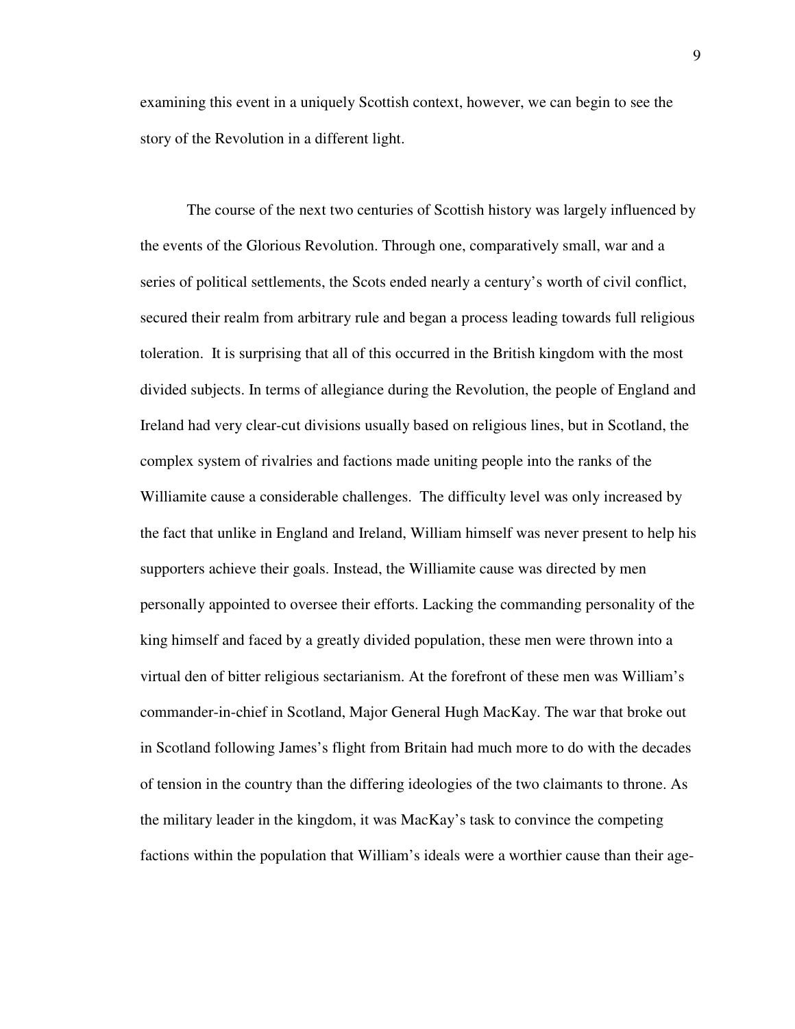examining this event in a uniquely Scottish context, however, we can begin to see the story of the Revolution in a different light.

The course of the next two centuries of Scottish history was largely influenced by the events of the Glorious Revolution. Through one, comparatively small, war and a series of political settlements, the Scots ended nearly a century's worth of civil conflict, secured their realm from arbitrary rule and began a process leading towards full religious toleration. It is surprising that all of this occurred in the British kingdom with the most divided subjects. In terms of allegiance during the Revolution, the people of England and Ireland had very clear-cut divisions usually based on religious lines, but in Scotland, the complex system of rivalries and factions made uniting people into the ranks of the Williamite cause a considerable challenges. The difficulty level was only increased by the fact that unlike in England and Ireland, William himself was never present to help his supporters achieve their goals. Instead, the Williamite cause was directed by men personally appointed to oversee their efforts. Lacking the commanding personality of the king himself and faced by a greatly divided population, these men were thrown into a virtual den of bitter religious sectarianism. At the forefront of these men was William's commander-in-chief in Scotland, Major General Hugh MacKay. The war that broke out in Scotland following James's flight from Britain had much more to do with the decades of tension in the country than the differing ideologies of the two claimants to throne. As the military leader in the kingdom, it was MacKay's task to convince the competing factions within the population that William's ideals were a worthier cause than their age-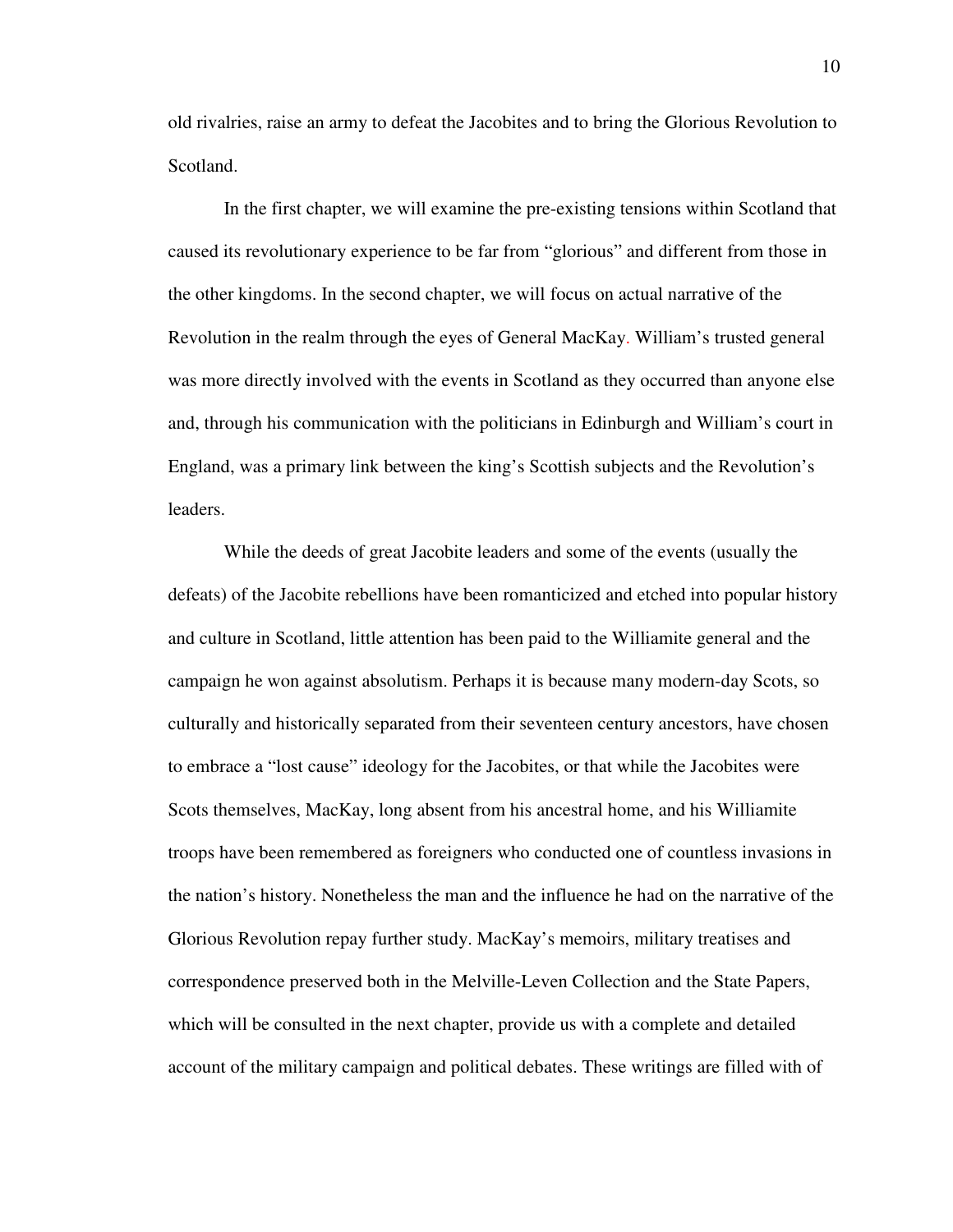old rivalries, raise an army to defeat the Jacobites and to bring the Glorious Revolution to Scotland.

In the first chapter, we will examine the pre-existing tensions within Scotland that caused its revolutionary experience to be far from "glorious" and different from those in the other kingdoms. In the second chapter, we will focus on actual narrative of the Revolution in the realm through the eyes of General MacKay. William's trusted general was more directly involved with the events in Scotland as they occurred than anyone else and, through his communication with the politicians in Edinburgh and William's court in England, was a primary link between the king's Scottish subjects and the Revolution's leaders.

While the deeds of great Jacobite leaders and some of the events (usually the defeats) of the Jacobite rebellions have been romanticized and etched into popular history and culture in Scotland, little attention has been paid to the Williamite general and the campaign he won against absolutism. Perhaps it is because many modern-day Scots, so culturally and historically separated from their seventeen century ancestors, have chosen to embrace a "lost cause" ideology for the Jacobites, or that while the Jacobites were Scots themselves, MacKay, long absent from his ancestral home, and his Williamite troops have been remembered as foreigners who conducted one of countless invasions in the nation's history. Nonetheless the man and the influence he had on the narrative of the Glorious Revolution repay further study. MacKay's memoirs, military treatises and correspondence preserved both in the Melville-Leven Collection and the State Papers, which will be consulted in the next chapter, provide us with a complete and detailed account of the military campaign and political debates. These writings are filled with of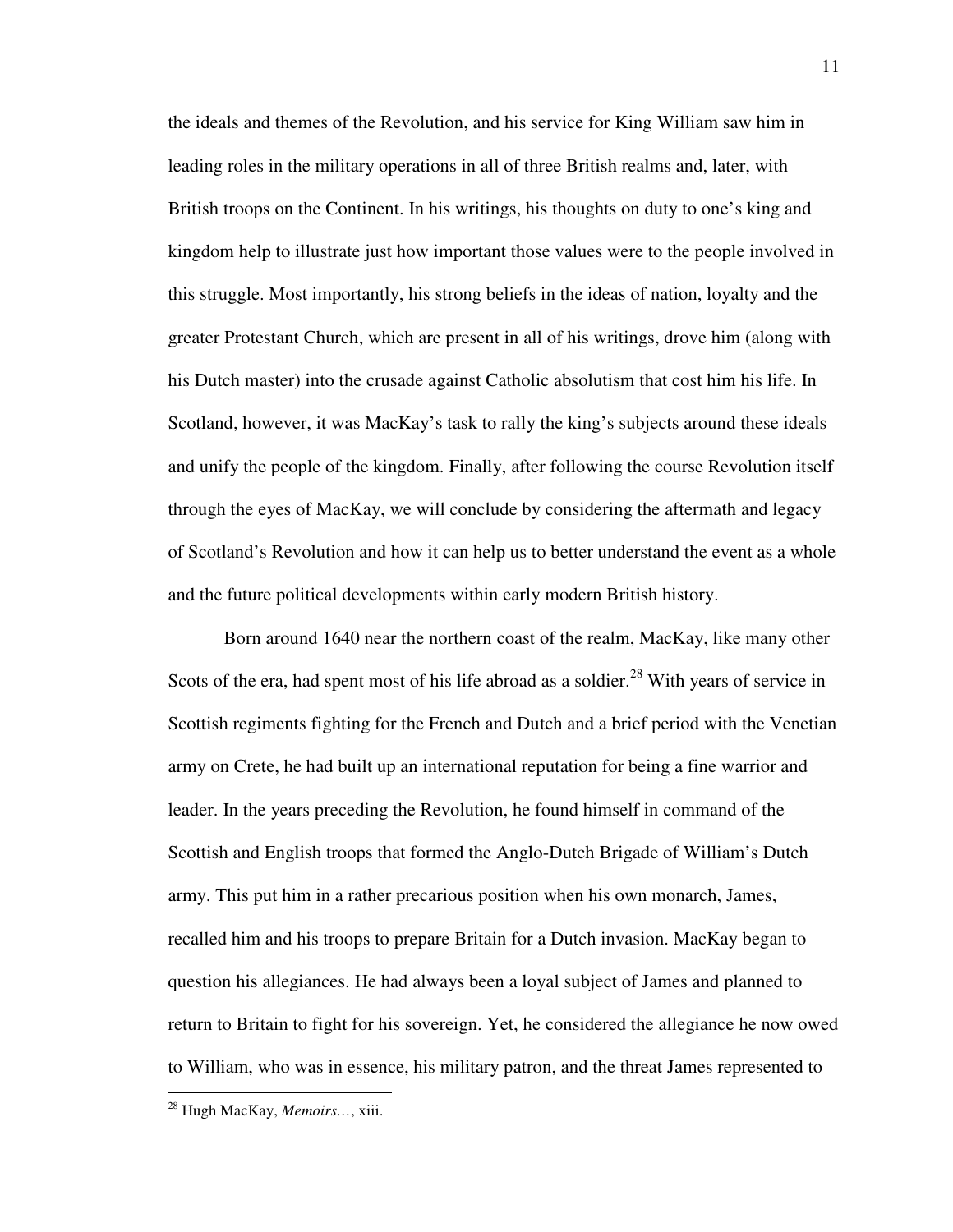the ideals and themes of the Revolution, and his service for King William saw him in leading roles in the military operations in all of three British realms and, later, with British troops on the Continent. In his writings, his thoughts on duty to one's king and kingdom help to illustrate just how important those values were to the people involved in this struggle. Most importantly, his strong beliefs in the ideas of nation, loyalty and the greater Protestant Church, which are present in all of his writings, drove him (along with his Dutch master) into the crusade against Catholic absolutism that cost him his life. In Scotland, however, it was MacKay's task to rally the king's subjects around these ideals and unify the people of the kingdom. Finally, after following the course Revolution itself through the eyes of MacKay, we will conclude by considering the aftermath and legacy of Scotland's Revolution and how it can help us to better understand the event as a whole and the future political developments within early modern British history.

Born around 1640 near the northern coast of the realm, MacKay, like many other Scots of the era, had spent most of his life abroad as a soldier.[28] With years of service in Scottish regiments fighting for the French and Dutch and a brief period with the Venetian army on Crete, he had built up an international reputation for being a fine warrior and leader. In the years preceding the Revolution, he found himself in command of the Scottish and English troops that formed the Anglo-Dutch Brigade of William's Dutch army. This put him in a rather precarious position when his own monarch, James, recalled him and his troops to prepare Britain for a Dutch invasion. MacKay began to question his allegiances. He had always been a loyal subject of James and planned to return to Britain to fight for his sovereign. Yet, he considered the allegiance he now owed to William, who was in essence, his military patron, and the threat James represented to

[28] Hugh MacKay, *Memoirs…*, xiii.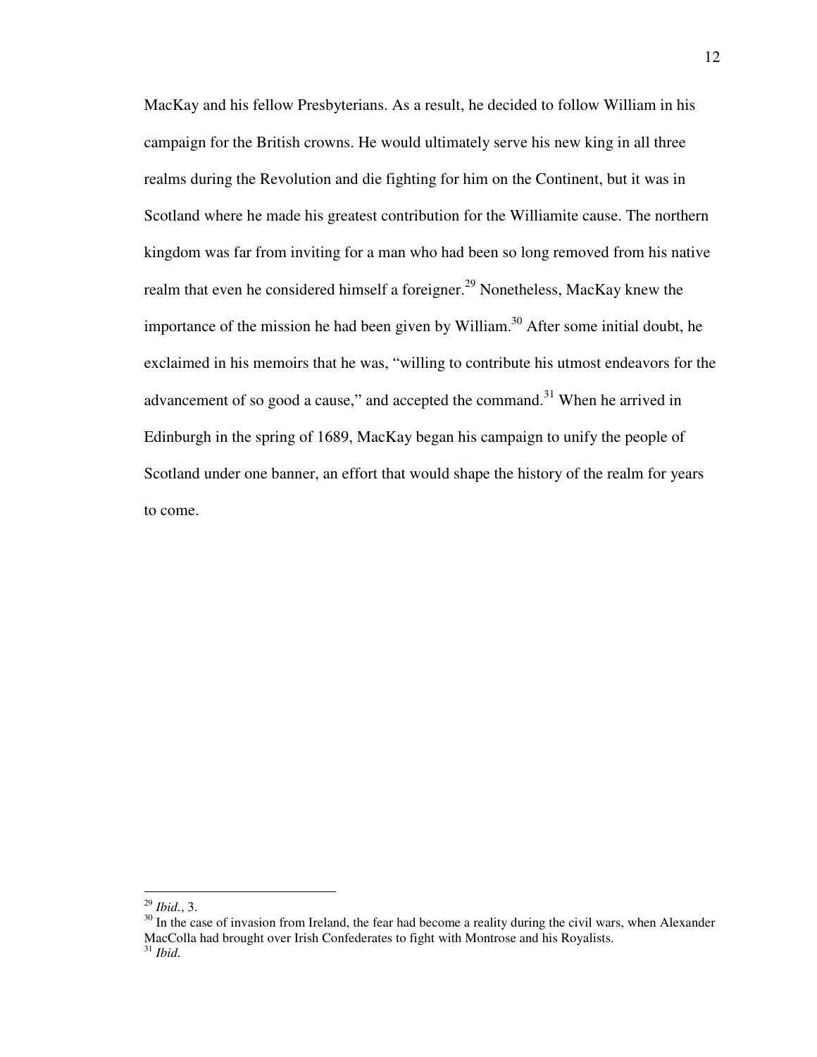MacKay and his fellow Presbyterians. As a result, he decided to follow William in his campaign for the British crowns. He would ultimately serve his new king in all three realms during the Revolution and die fighting for him on the Continent, but it was in Scotland where he made his greatest contribution for the Williamite cause. The northern kingdom was far from inviting for a man who had been so long removed from his native realm that even he considered himself a foreigner.[29] Nonetheless, MacKay knew the importance of the mission he had been given by William.[30] After some initial doubt, he exclaimed in his memoirs that he was, "willing to contribute his utmost endeavors for the advancement of so good a cause," and accepted the command.[31] When he arrived in Edinburgh in the spring of 1689, MacKay began his campaign to unify the people of Scotland under one banner, an effort that would shape the history of the realm for years to come.

---

[29] *Ibid.*, 3.

[30] In the case of invasion from Ireland, the fear had become a reality during the civil wars, when Alexander MacColla had brought over Irish Confederates to fight with Montrose and his Royalists.

[31] *Ibid.*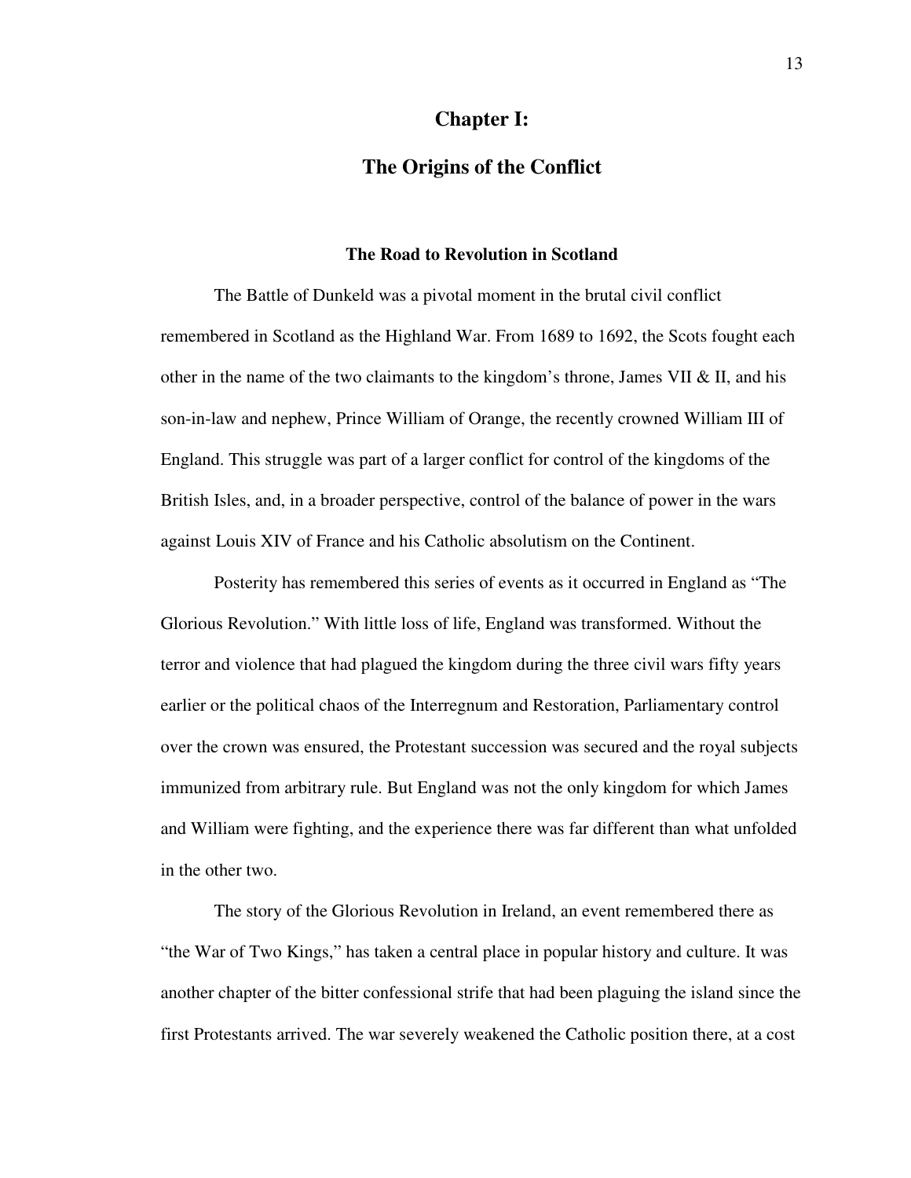# Chapter I:

# The Origins of the Conflict

## The Road to Revolution in Scotland

The Battle of Dunkeld was a pivotal moment in the brutal civil conflict remembered in Scotland as the Highland War. From 1689 to 1692, the Scots fought each other in the name of the two claimants to the kingdom's throne, James VII & II, and his son-in-law and nephew, Prince William of Orange, the recently crowned William III of England. This struggle was part of a larger conflict for control of the kingdoms of the British Isles, and, in a broader perspective, control of the balance of power in the wars against Louis XIV of France and his Catholic absolutism on the Continent.

Posterity has remembered this series of events as it occurred in England as "The Glorious Revolution." With little loss of life, England was transformed. Without the terror and violence that had plagued the kingdom during the three civil wars fifty years earlier or the political chaos of the Interregnum and Restoration, Parliamentary control over the crown was ensured, the Protestant succession was secured and the royal subjects immunized from arbitrary rule. But England was not the only kingdom for which James and William were fighting, and the experience there was far different than what unfolded in the other two.

The story of the Glorious Revolution in Ireland, an event remembered there as "the War of Two Kings," has taken a central place in popular history and culture. It was another chapter of the bitter confessional strife that had been plaguing the island since the first Protestants arrived. The war severely weakened the Catholic position there, at a cost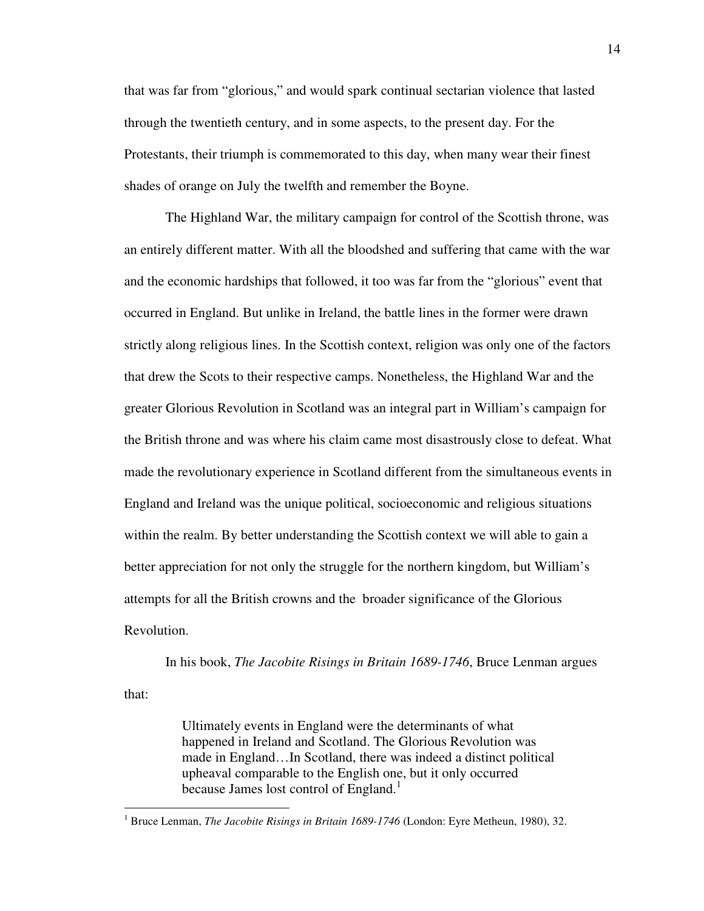that was far from "glorious," and would spark continual sectarian violence that lasted through the twentieth century, and in some aspects, to the present day. For the Protestants, their triumph is commemorated to this day, when many wear their finest shades of orange on July the twelfth and remember the Boyne.

The Highland War, the military campaign for control of the Scottish throne, was an entirely different matter. With all the bloodshed and suffering that came with the war and the economic hardships that followed, it too was far from the "glorious" event that occurred in England. But unlike in Ireland, the battle lines in the former were drawn strictly along religious lines. In the Scottish context, religion was only one of the factors that drew the Scots to their respective camps. Nonetheless, the Highland War and the greater Glorious Revolution in Scotland was an integral part in William's campaign for the British throne and was where his claim came most disastrously close to defeat. What made the revolutionary experience in Scotland different from the simultaneous events in England and Ireland was the unique political, socioeconomic and religious situations within the realm. By better understanding the Scottish context we will able to gain a better appreciation for not only the struggle for the northern kingdom, but William's attempts for all the British crowns and the broader significance of the Glorious Revolution.

In his book, *The Jacobite Risings in Britain 1689-1746*, Bruce Lenman argues that:

> Ultimately events in England were the determinants of what happened in Ireland and Scotland. The Glorious Revolution was made in England…In Scotland, there was indeed a distinct political upheaval comparable to the English one, but it only occurred because James lost control of England.[1]

[1] Bruce Lenman, *The Jacobite Risings in Britain 1689-1746* (London: Eyre Metheun, 1980), 32.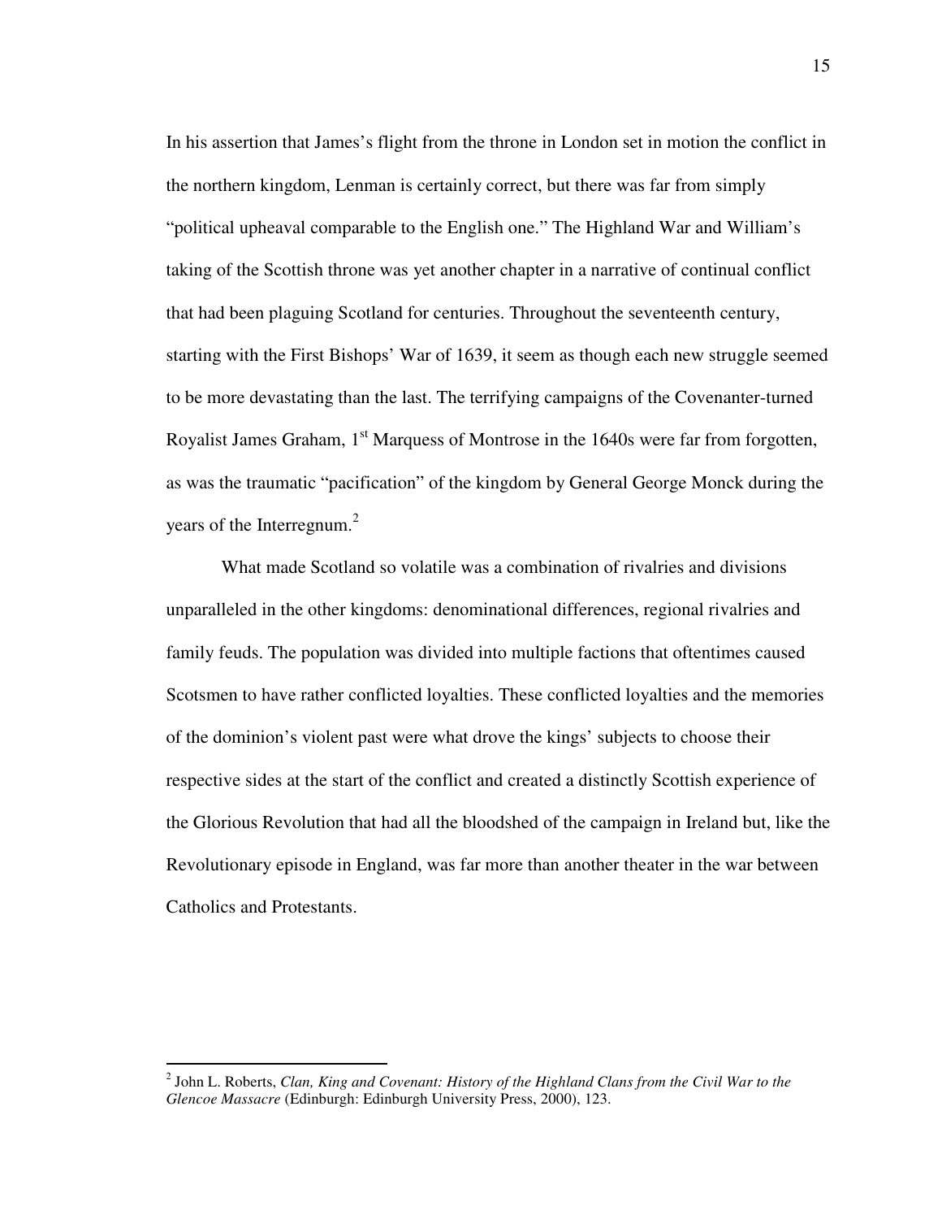In his assertion that James's flight from the throne in London set in motion the conflict in the northern kingdom, Lenman is certainly correct, but there was far from simply "political upheaval comparable to the English one." The Highland War and William's taking of the Scottish throne was yet another chapter in a narrative of continual conflict that had been plaguing Scotland for centuries. Throughout the seventeenth century, starting with the First Bishops' War of 1639, it seem as though each new struggle seemed to be more devastating than the last. The terrifying campaigns of the Covenanter-turned Royalist James Graham, 1st Marquess of Montrose in the 1640s were far from forgotten, as was the traumatic "pacification" of the kingdom by General George Monck during the years of the Interregnum.[2]

What made Scotland so volatile was a combination of rivalries and divisions unparalleled in the other kingdoms: denominational differences, regional rivalries and family feuds. The population was divided into multiple factions that oftentimes caused Scotsmen to have rather conflicted loyalties. These conflicted loyalties and the memories of the dominion's violent past were what drove the kings' subjects to choose their respective sides at the start of the conflict and created a distinctly Scottish experience of the Glorious Revolution that had all the bloodshed of the campaign in Ireland but, like the Revolutionary episode in England, was far more than another theater in the war between Catholics and Protestants.

---

[2] John L. Roberts, *Clan, King and Covenant: History of the Highland Clans from the Civil War to the Glencoe Massacre* (Edinburgh: Edinburgh University Press, 2000), 123.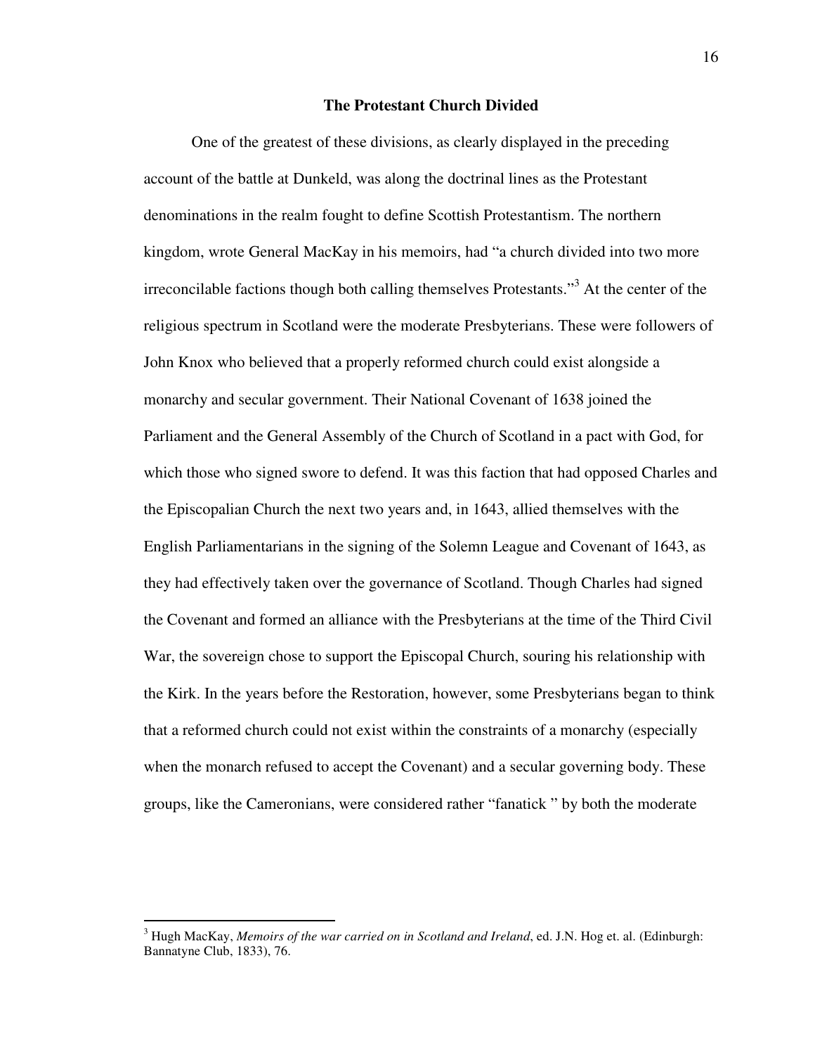## The Protestant Church Divided

One of the greatest of these divisions, as clearly displayed in the preceding account of the battle at Dunkeld, was along the doctrinal lines as the Protestant denominations in the realm fought to define Scottish Protestantism. The northern kingdom, wrote General MacKay in his memoirs, had "a church divided into two more irreconcilable factions though both calling themselves Protestants."[3] At the center of the religious spectrum in Scotland were the moderate Presbyterians. These were followers of John Knox who believed that a properly reformed church could exist alongside a monarchy and secular government. Their National Covenant of 1638 joined the Parliament and the General Assembly of the Church of Scotland in a pact with God, for which those who signed swore to defend. It was this faction that had opposed Charles and the Episcopalian Church the next two years and, in 1643, allied themselves with the English Parliamentarians in the signing of the Solemn League and Covenant of 1643, as they had effectively taken over the governance of Scotland. Though Charles had signed the Covenant and formed an alliance with the Presbyterians at the time of the Third Civil War, the sovereign chose to support the Episcopal Church, souring his relationship with the Kirk. In the years before the Restoration, however, some Presbyterians began to think that a reformed church could not exist within the constraints of a monarchy (especially when the monarch refused to accept the Covenant) and a secular governing body. These groups, like the Cameronians, were considered rather "fanatick " by both the moderate

[3] Hugh MacKay, *Memoirs of the war carried on in Scotland and Ireland*, ed. J.N. Hog et. al. (Edinburgh: Bannatyne Club, 1833), 76.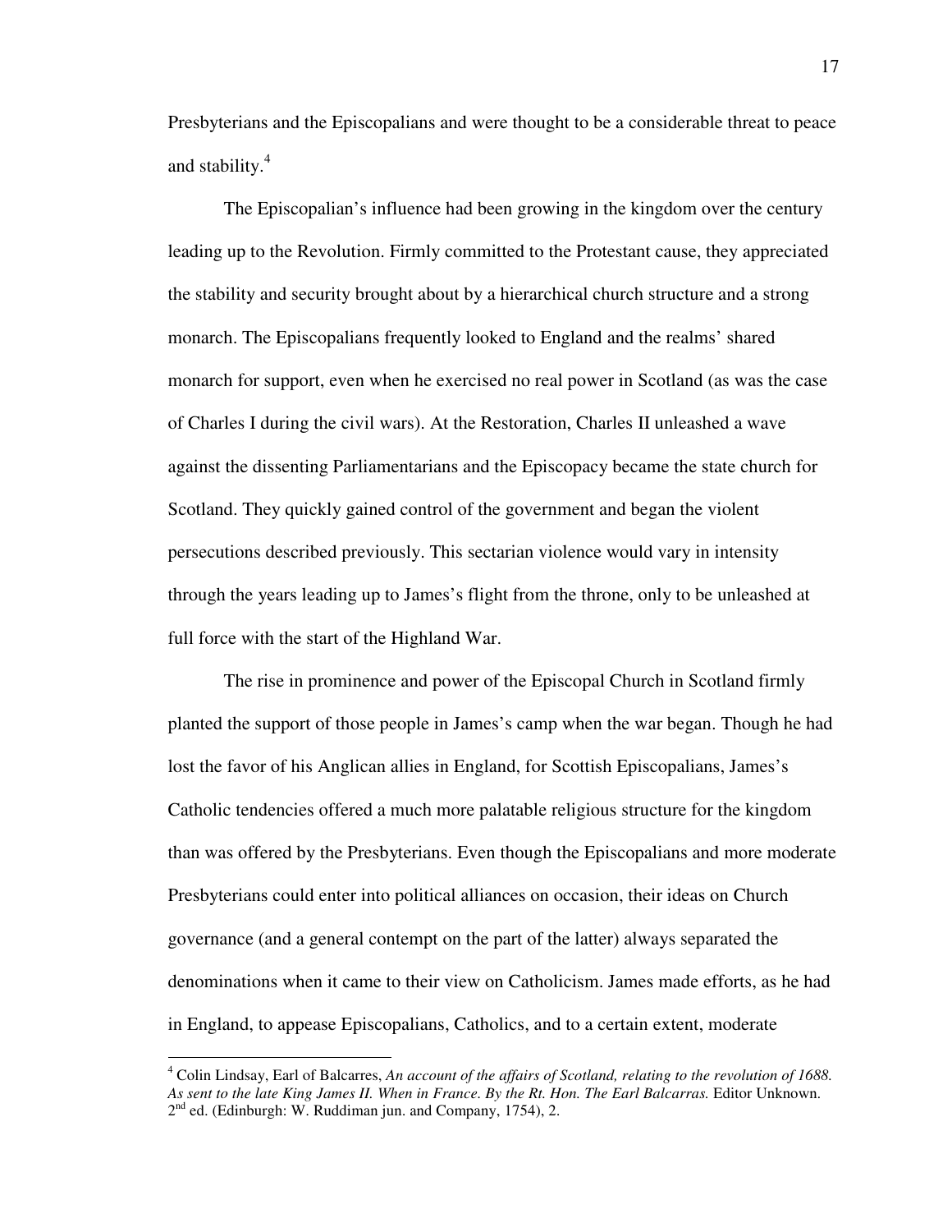Presbyterians and the Episcopalians and were thought to be a considerable threat to peace and stability.[4]

The Episcopalian's influence had been growing in the kingdom over the century leading up to the Revolution. Firmly committed to the Protestant cause, they appreciated the stability and security brought about by a hierarchical church structure and a strong monarch. The Episcopalians frequently looked to England and the realms' shared monarch for support, even when he exercised no real power in Scotland (as was the case of Charles I during the civil wars). At the Restoration, Charles II unleashed a wave against the dissenting Parliamentarians and the Episcopacy became the state church for Scotland. They quickly gained control of the government and began the violent persecutions described previously. This sectarian violence would vary in intensity through the years leading up to James's flight from the throne, only to be unleashed at full force with the start of the Highland War.

The rise in prominence and power of the Episcopal Church in Scotland firmly planted the support of those people in James's camp when the war began. Though he had lost the favor of his Anglican allies in England, for Scottish Episcopalians, James's Catholic tendencies offered a much more palatable religious structure for the kingdom than was offered by the Presbyterians. Even though the Episcopalians and more moderate Presbyterians could enter into political alliances on occasion, their ideas on Church governance (and a general contempt on the part of the latter) always separated the denominations when it came to their view on Catholicism. James made efforts, as he had in England, to appease Episcopalians, Catholics, and to a certain extent, moderate

---

[4] Colin Lindsay, Earl of Balcarres, *An account of the affairs of Scotland, relating to the revolution of 1688. As sent to the late King James II. When in France. By the Rt. Hon. The Earl Balcarras.* Editor Unknown. 2nd ed. (Edinburgh: W. Ruddiman jun. and Company, 1754), 2.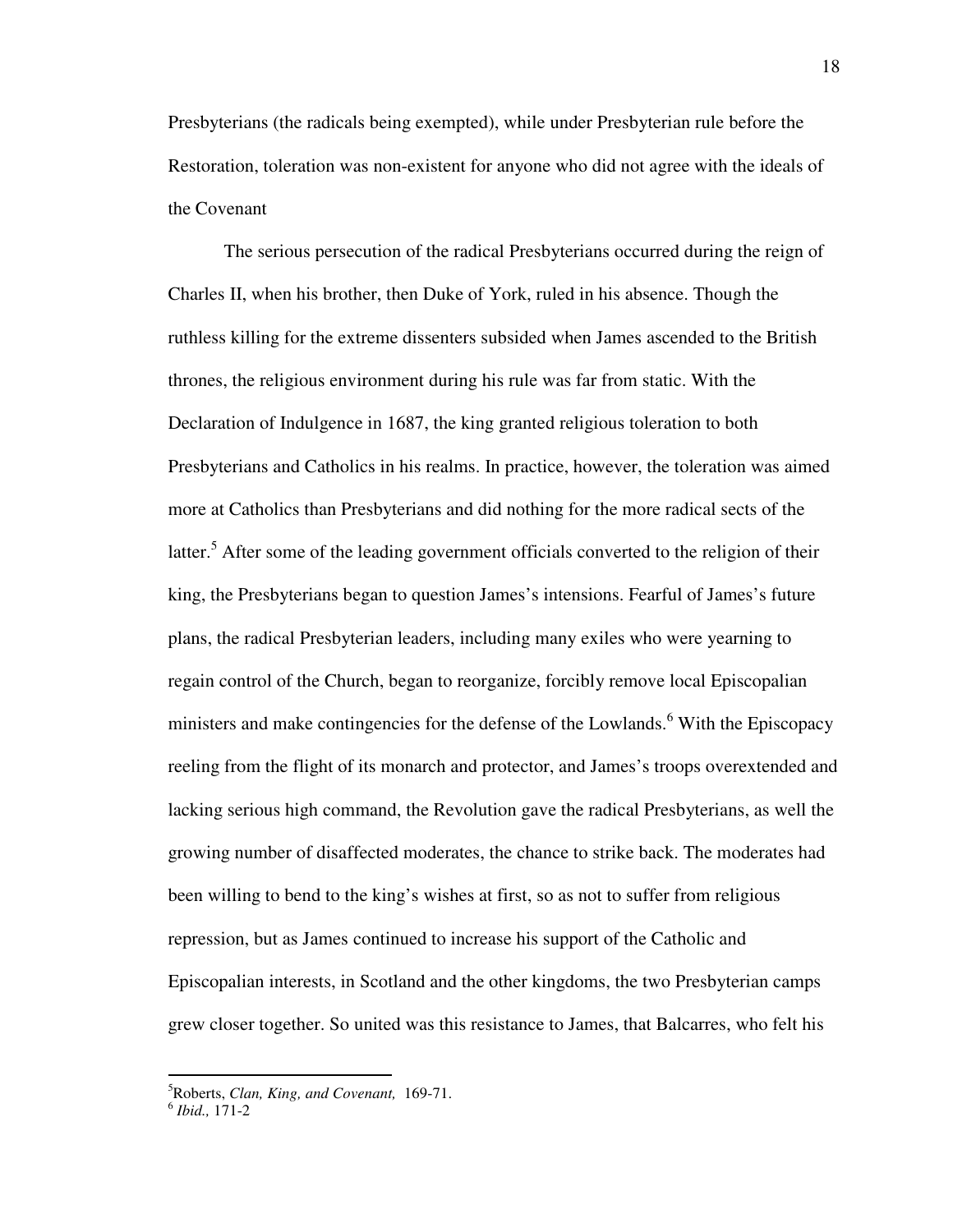Presbyterians (the radicals being exempted), while under Presbyterian rule before the Restoration, toleration was non-existent for anyone who did not agree with the ideals of the Covenant

The serious persecution of the radical Presbyterians occurred during the reign of Charles II, when his brother, then Duke of York, ruled in his absence. Though the ruthless killing for the extreme dissenters subsided when James ascended to the British thrones, the religious environment during his rule was far from static. With the Declaration of Indulgence in 1687, the king granted religious toleration to both Presbyterians and Catholics in his realms. In practice, however, the toleration was aimed more at Catholics than Presbyterians and did nothing for the more radical sects of the latter.[5] After some of the leading government officials converted to the religion of their king, the Presbyterians began to question James's intensions. Fearful of James's future plans, the radical Presbyterian leaders, including many exiles who were yearning to regain control of the Church, began to reorganize, forcibly remove local Episcopalian ministers and make contingencies for the defense of the Lowlands.[6] With the Episcopacy reeling from the flight of its monarch and protector, and James's troops overextended and lacking serious high command, the Revolution gave the radical Presbyterians, as well the growing number of disaffected moderates, the chance to strike back. The moderates had been willing to bend to the king's wishes at first, so as not to suffer from religious repression, but as James continued to increase his support of the Catholic and Episcopalian interests, in Scotland and the other kingdoms, the two Presbyterian camps grew closer together. So united was this resistance to James, that Balcarres, who felt his

---

[5] Roberts, *Clan, King, and Covenant,* 169-71.

[6] *Ibid.,* 171-2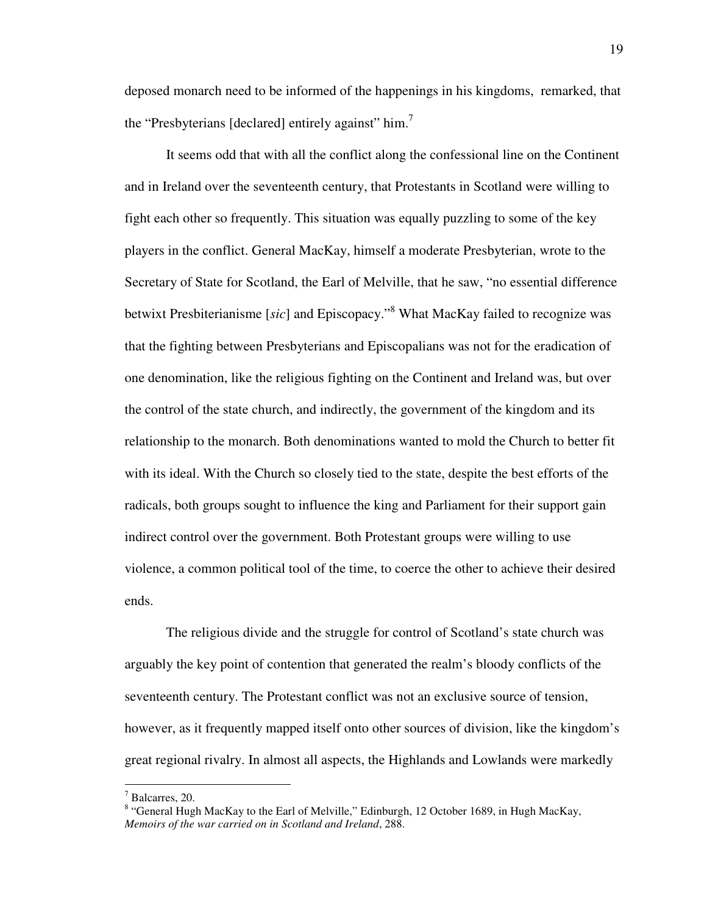deposed monarch need to be informed of the happenings in his kingdoms, remarked, that the "Presbyterians [declared] entirely against" him.[7]

It seems odd that with all the conflict along the confessional line on the Continent and in Ireland over the seventeenth century, that Protestants in Scotland were willing to fight each other so frequently. This situation was equally puzzling to some of the key players in the conflict. General MacKay, himself a moderate Presbyterian, wrote to the Secretary of State for Scotland, the Earl of Melville, that he saw, "no essential difference betwixt Presbiterianisme [*sic*] and Episcopacy."[8] What MacKay failed to recognize was that the fighting between Presbyterians and Episcopalians was not for the eradication of one denomination, like the religious fighting on the Continent and Ireland was, but over the control of the state church, and indirectly, the government of the kingdom and its relationship to the monarch. Both denominations wanted to mold the Church to better fit with its ideal. With the Church so closely tied to the state, despite the best efforts of the radicals, both groups sought to influence the king and Parliament for their support gain indirect control over the government. Both Protestant groups were willing to use violence, a common political tool of the time, to coerce the other to achieve their desired ends.

The religious divide and the struggle for control of Scotland's state church was arguably the key point of contention that generated the realm's bloody conflicts of the seventeenth century. The Protestant conflict was not an exclusive source of tension, however, as it frequently mapped itself onto other sources of division, like the kingdom's great regional rivalry. In almost all aspects, the Highlands and Lowlands were markedly

---

[7] Balcarres, 20.

[8] "General Hugh MacKay to the Earl of Melville," Edinburgh, 12 October 1689, in Hugh MacKay, *Memoirs of the war carried on in Scotland and Ireland*, 288.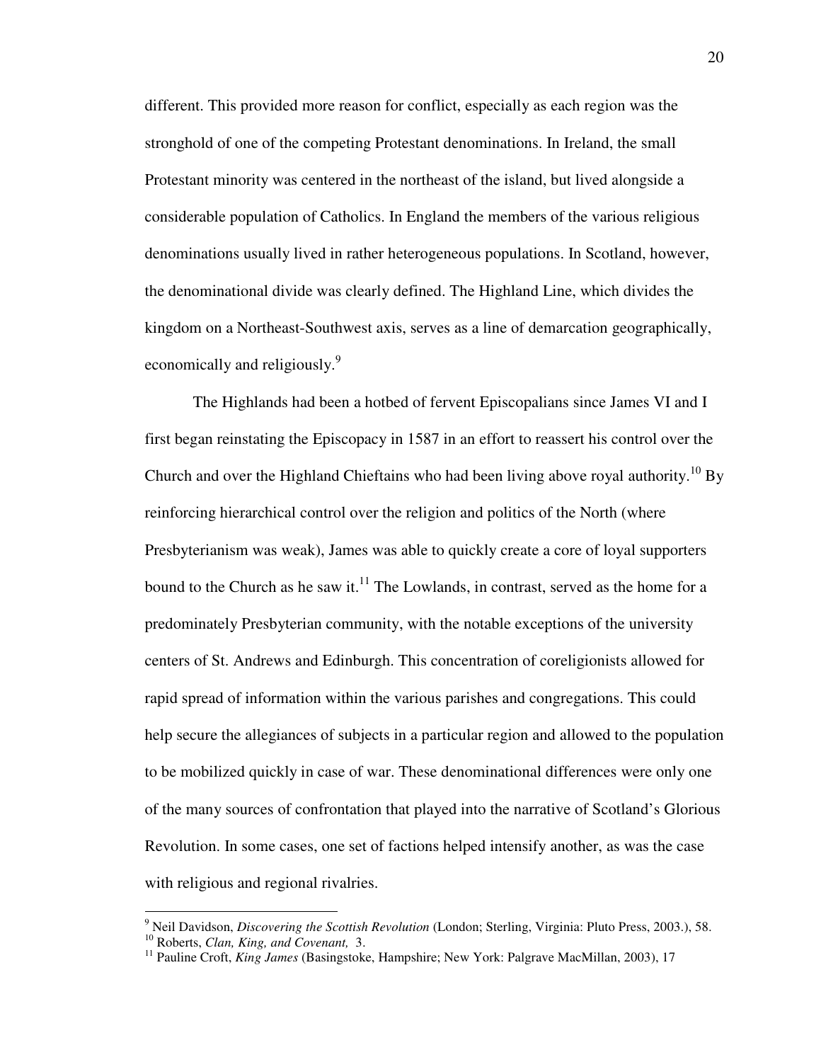different. This provided more reason for conflict, especially as each region was the stronghold of one of the competing Protestant denominations. In Ireland, the small Protestant minority was centered in the northeast of the island, but lived alongside a considerable population of Catholics. In England the members of the various religious denominations usually lived in rather heterogeneous populations. In Scotland, however, the denominational divide was clearly defined. The Highland Line, which divides the kingdom on a Northeast-Southwest axis, serves as a line of demarcation geographically, economically and religiously.[9]

The Highlands had been a hotbed of fervent Episcopalians since James VI and I first began reinstating the Episcopacy in 1587 in an effort to reassert his control over the Church and over the Highland Chieftains who had been living above royal authority.[10] By reinforcing hierarchical control over the religion and politics of the North (where Presbyterianism was weak), James was able to quickly create a core of loyal supporters bound to the Church as he saw it.[11] The Lowlands, in contrast, served as the home for a predominately Presbyterian community, with the notable exceptions of the university centers of St. Andrews and Edinburgh. This concentration of coreligionists allowed for rapid spread of information within the various parishes and congregations. This could help secure the allegiances of subjects in a particular region and allowed to the population to be mobilized quickly in case of war. These denominational differences were only one of the many sources of confrontation that played into the narrative of Scotland's Glorious Revolution. In some cases, one set of factions helped intensify another, as was the case with religious and regional rivalries.

---

[9] Neil Davidson, *Discovering the Scottish Revolution* (London; Sterling, Virginia: Pluto Press, 2003.), 58.

[10] Roberts, *Clan, King, and Covenant,* 3.

[11] Pauline Croft, *King James* (Basingstoke, Hampshire; New York: Palgrave MacMillan, 2003), 17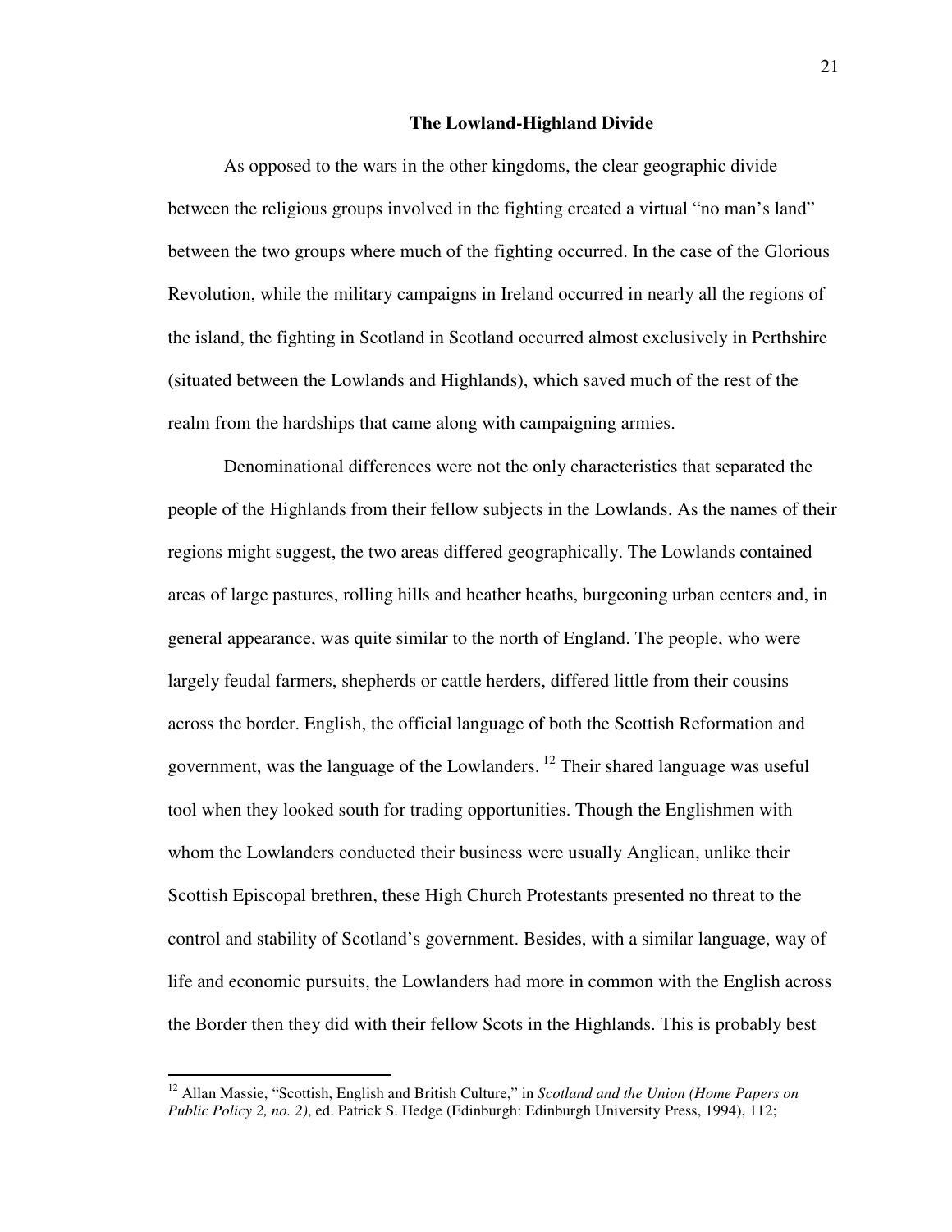## The Lowland-Highland Divide

As opposed to the wars in the other kingdoms, the clear geographic divide between the religious groups involved in the fighting created a virtual "no man's land" between the two groups where much of the fighting occurred. In the case of the Glorious Revolution, while the military campaigns in Ireland occurred in nearly all the regions of the island, the fighting in Scotland in Scotland occurred almost exclusively in Perthshire (situated between the Lowlands and Highlands), which saved much of the rest of the realm from the hardships that came along with campaigning armies.

Denominational differences were not the only characteristics that separated the people of the Highlands from their fellow subjects in the Lowlands. As the names of their regions might suggest, the two areas differed geographically. The Lowlands contained areas of large pastures, rolling hills and heather heaths, burgeoning urban centers and, in general appearance, was quite similar to the north of England. The people, who were largely feudal farmers, shepherds or cattle herders, differed little from their cousins across the border. English, the official language of both the Scottish Reformation and government, was the language of the Lowlanders. [12] Their shared language was useful tool when they looked south for trading opportunities. Though the Englishmen with whom the Lowlanders conducted their business were usually Anglican, unlike their Scottish Episcopal brethren, these High Church Protestants presented no threat to the control and stability of Scotland's government. Besides, with a similar language, way of life and economic pursuits, the Lowlanders had more in common with the English across the Border then they did with their fellow Scots in the Highlands. This is probably best

---

[12] Allan Massie, "Scottish, English and British Culture," in *Scotland and the Union (Home Papers on Public Policy 2, no. 2)*, ed. Patrick S. Hedge (Edinburgh: Edinburgh University Press, 1994), 112;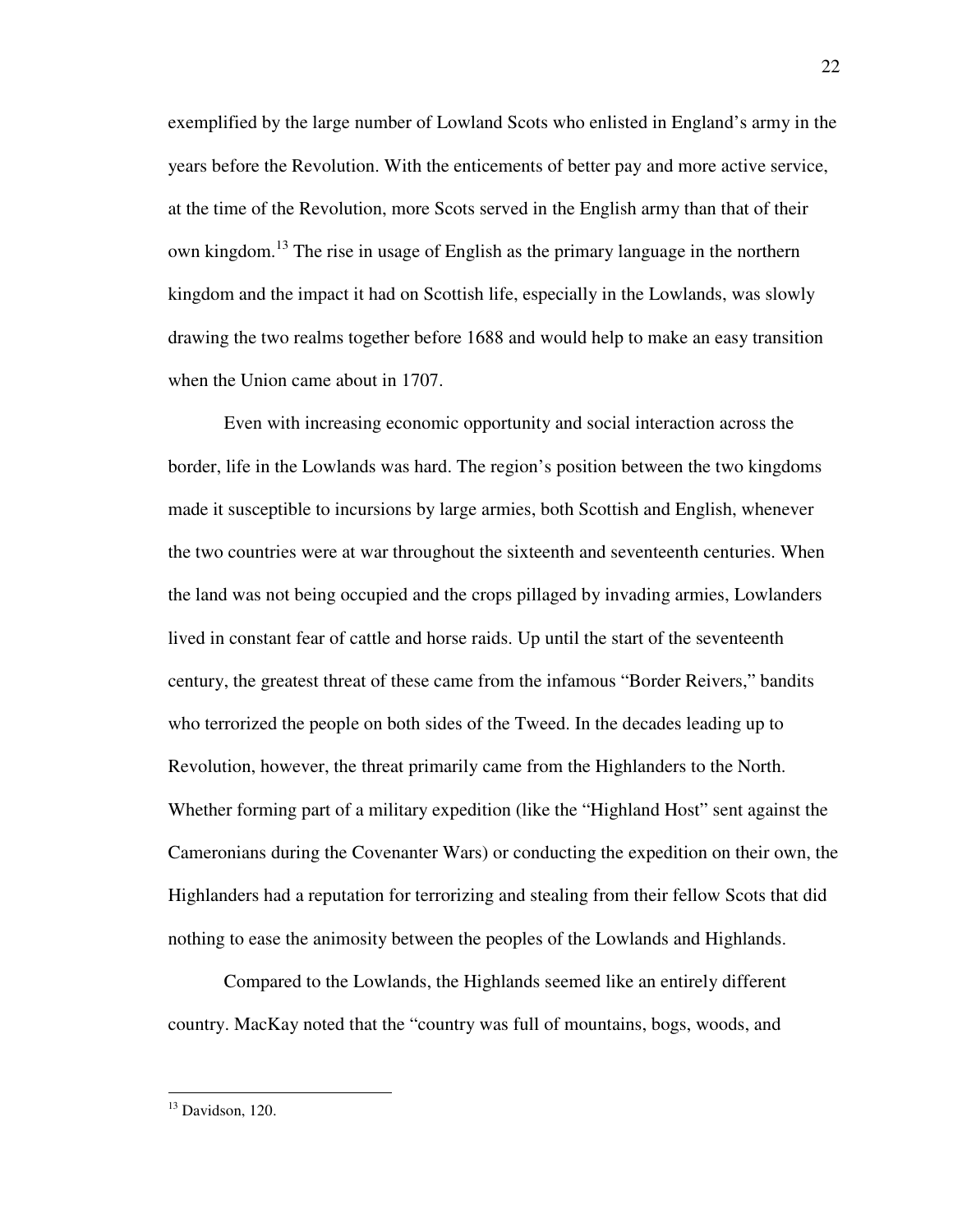exemplified by the large number of Lowland Scots who enlisted in England's army in the years before the Revolution. With the enticements of better pay and more active service, at the time of the Revolution, more Scots served in the English army than that of their own kingdom.[13] The rise in usage of English as the primary language in the northern kingdom and the impact it had on Scottish life, especially in the Lowlands, was slowly drawing the two realms together before 1688 and would help to make an easy transition when the Union came about in 1707.

Even with increasing economic opportunity and social interaction across the border, life in the Lowlands was hard. The region's position between the two kingdoms made it susceptible to incursions by large armies, both Scottish and English, whenever the two countries were at war throughout the sixteenth and seventeenth centuries. When the land was not being occupied and the crops pillaged by invading armies, Lowlanders lived in constant fear of cattle and horse raids. Up until the start of the seventeenth century, the greatest threat of these came from the infamous "Border Reivers," bandits who terrorized the people on both sides of the Tweed. In the decades leading up to Revolution, however, the threat primarily came from the Highlanders to the North. Whether forming part of a military expedition (like the "Highland Host" sent against the Cameronians during the Covenanter Wars) or conducting the expedition on their own, the Highlanders had a reputation for terrorizing and stealing from their fellow Scots that did nothing to ease the animosity between the peoples of the Lowlands and Highlands.

Compared to the Lowlands, the Highlands seemed like an entirely different country. MacKay noted that the "country was full of mountains, bogs, woods, and

---

[13] Davidson, 120.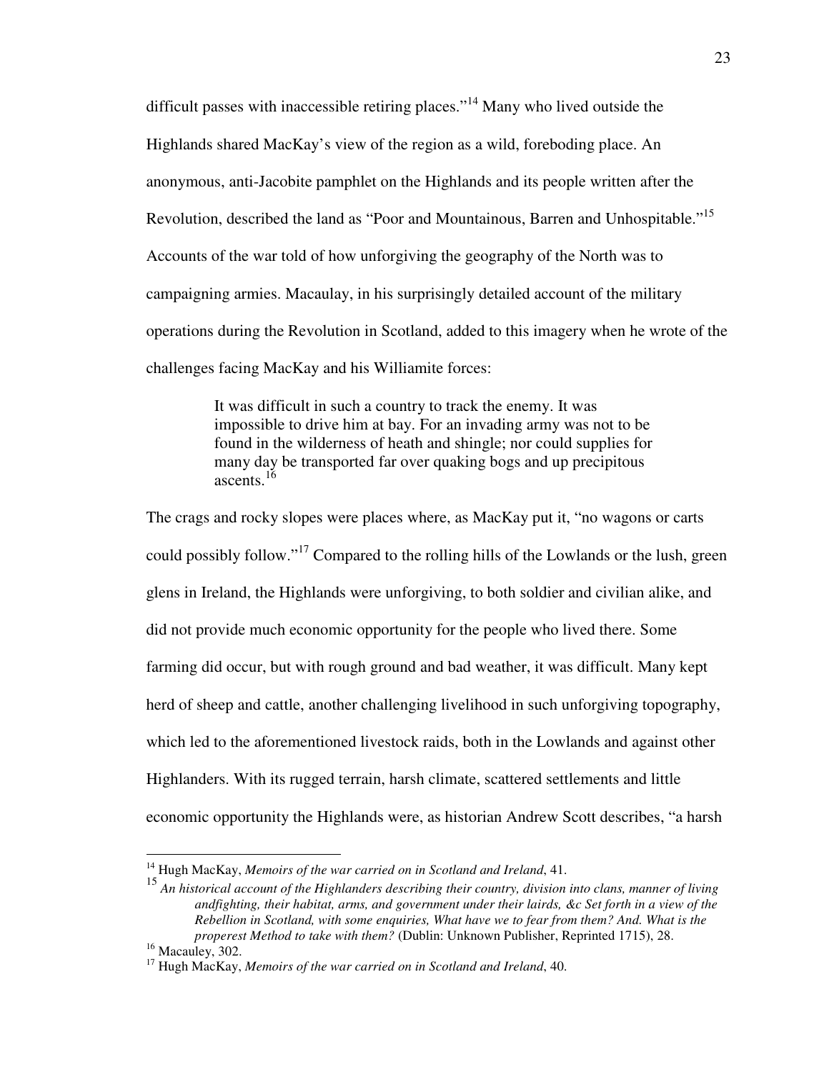difficult passes with inaccessible retiring places."[14] Many who lived outside the Highlands shared MacKay's view of the region as a wild, foreboding place. An anonymous, anti-Jacobite pamphlet on the Highlands and its people written after the Revolution, described the land as "Poor and Mountainous, Barren and Unhospitable."[15] Accounts of the war told of how unforgiving the geography of the North was to campaigning armies. Macaulay, in his surprisingly detailed account of the military operations during the Revolution in Scotland, added to this imagery when he wrote of the challenges facing MacKay and his Williamite forces:

> It was difficult in such a country to track the enemy. It was impossible to drive him at bay. For an invading army was not to be found in the wilderness of heath and shingle; nor could supplies for many day be transported far over quaking bogs and up precipitous ascents.[16]

The crags and rocky slopes were places where, as MacKay put it, "no wagons or carts could possibly follow."[17] Compared to the rolling hills of the Lowlands or the lush, green glens in Ireland, the Highlands were unforgiving, to both soldier and civilian alike, and did not provide much economic opportunity for the people who lived there. Some farming did occur, but with rough ground and bad weather, it was difficult. Many kept herd of sheep and cattle, another challenging livelihood in such unforgiving topography, which led to the aforementioned livestock raids, both in the Lowlands and against other Highlanders. With its rugged terrain, harsh climate, scattered settlements and little economic opportunity the Highlands were, as historian Andrew Scott describes, "a harsh

---

[14] Hugh MacKay, *Memoirs of the war carried on in Scotland and Ireland*, 41.

[15] *An historical account of the Highlanders describing their country, division into clans, manner of living andfighting, their habitat, arms, and government under their lairds, &c Set forth in a view of the Rebellion in Scotland, with some enquiries, What have we to fear from them? And. What is the properest Method to take with them?* (Dublin: Unknown Publisher, Reprinted 1715), 28.

[16] Macauley, 302.

[17] Hugh MacKay, *Memoirs of the war carried on in Scotland and Ireland*, 40.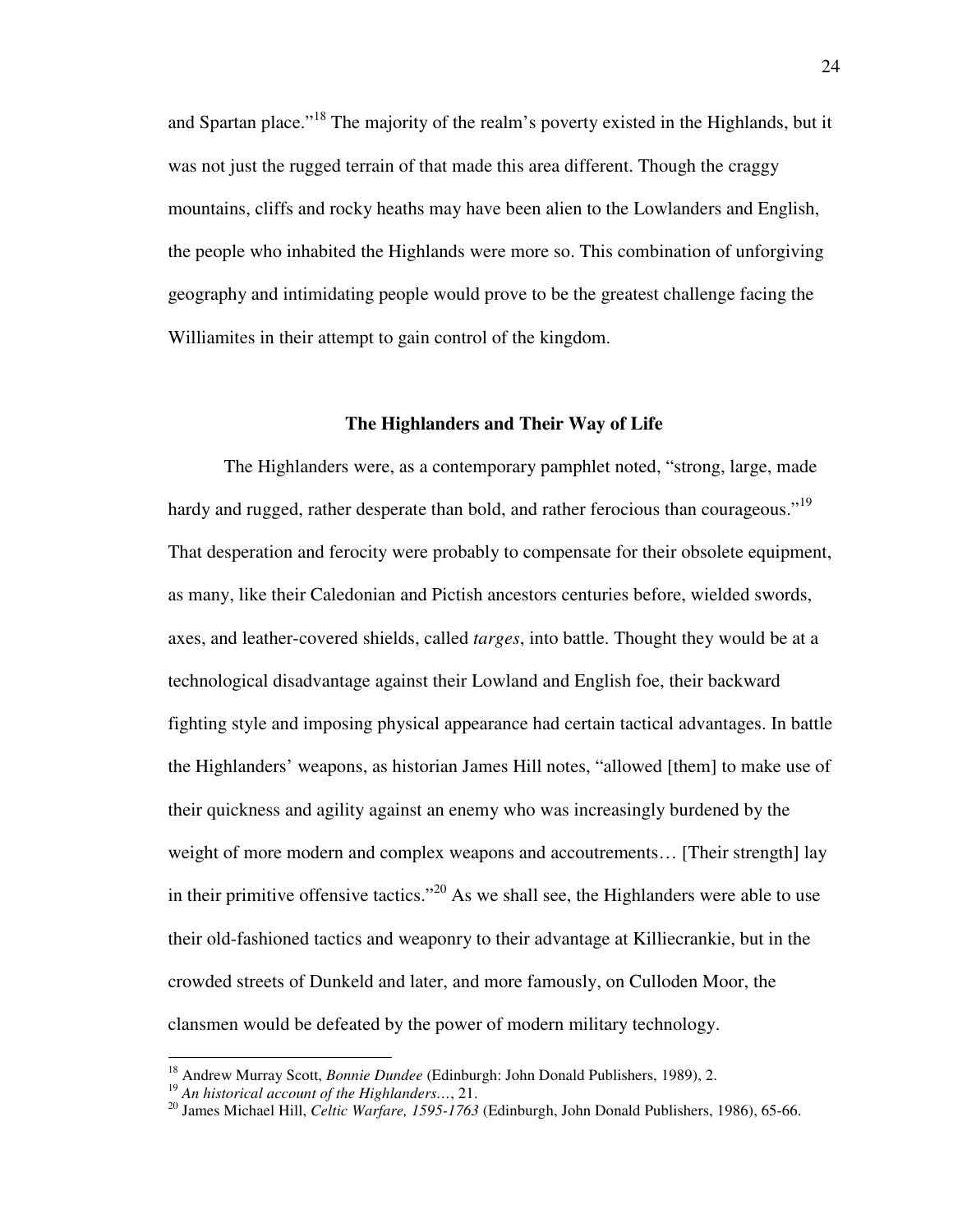and Spartan place."[18] The majority of the realm's poverty existed in the Highlands, but it was not just the rugged terrain of that made this area different. Though the craggy mountains, cliffs and rocky heaths may have been alien to the Lowlanders and English, the people who inhabited the Highlands were more so. This combination of unforgiving geography and intimidating people would prove to be the greatest challenge facing the Williamites in their attempt to gain control of the kingdom.

## The Highlanders and Their Way of Life

The Highlanders were, as a contemporary pamphlet noted, "strong, large, made hardy and rugged, rather desperate than bold, and rather ferocious than courageous."[19] That desperation and ferocity were probably to compensate for their obsolete equipment, as many, like their Caledonian and Pictish ancestors centuries before, wielded swords, axes, and leather-covered shields, called *targes*, into battle. Thought they would be at a technological disadvantage against their Lowland and English foe, their backward fighting style and imposing physical appearance had certain tactical advantages. In battle the Highlanders' weapons, as historian James Hill notes, "allowed [them] to make use of their quickness and agility against an enemy who was increasingly burdened by the weight of more modern and complex weapons and accoutrements… [Their strength] lay in their primitive offensive tactics."[20] As we shall see, the Highlanders were able to use their old-fashioned tactics and weaponry to their advantage at Killiecrankie, but in the crowded streets of Dunkeld and later, and more famously, on Culloden Moor, the clansmen would be defeated by the power of modern military technology.

---

[18] Andrew Murray Scott, *Bonnie Dundee* (Edinburgh: John Donald Publishers, 1989), 2.

[19] *An historical account of the Highlanders…*, 21.

[20] James Michael Hill, *Celtic Warfare, 1595-1763* (Edinburgh, John Donald Publishers, 1986), 65-66.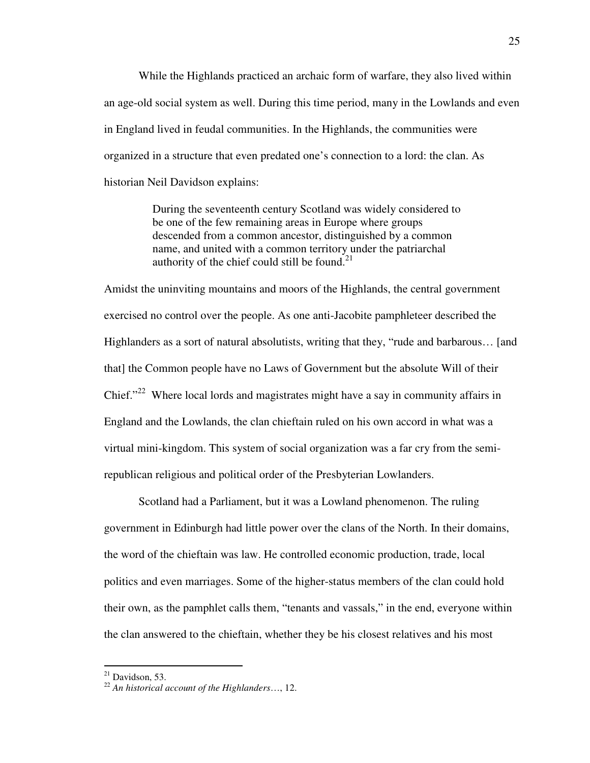While the Highlands practiced an archaic form of warfare, they also lived within an age-old social system as well. During this time period, many in the Lowlands and even in England lived in feudal communities. In the Highlands, the communities were organized in a structure that even predated one's connection to a lord: the clan. As historian Neil Davidson explains:

> During the seventeenth century Scotland was widely considered to be one of the few remaining areas in Europe where groups descended from a common ancestor, distinguished by a common name, and united with a common territory under the patriarchal authority of the chief could still be found.[21]

Amidst the uninviting mountains and moors of the Highlands, the central government exercised no control over the people. As one anti-Jacobite pamphleteer described the Highlanders as a sort of natural absolutists, writing that they, "rude and barbarous… [and that] the Common people have no Laws of Government but the absolute Will of their Chief."[22] Where local lords and magistrates might have a say in community affairs in England and the Lowlands, the clan chieftain ruled on his own accord in what was a virtual mini-kingdom. This system of social organization was a far cry from the semi-republican religious and political order of the Presbyterian Lowlanders.

Scotland had a Parliament, but it was a Lowland phenomenon. The ruling government in Edinburgh had little power over the clans of the North. In their domains, the word of the chieftain was law. He controlled economic production, trade, local politics and even marriages. Some of the higher-status members of the clan could hold their own, as the pamphlet calls them, "tenants and vassals," in the end, everyone within the clan answered to the chieftain, whether they be his closest relatives and his most

---

[21] Davidson, 53.

[22] *An historical account of the Highlanders*…, 12.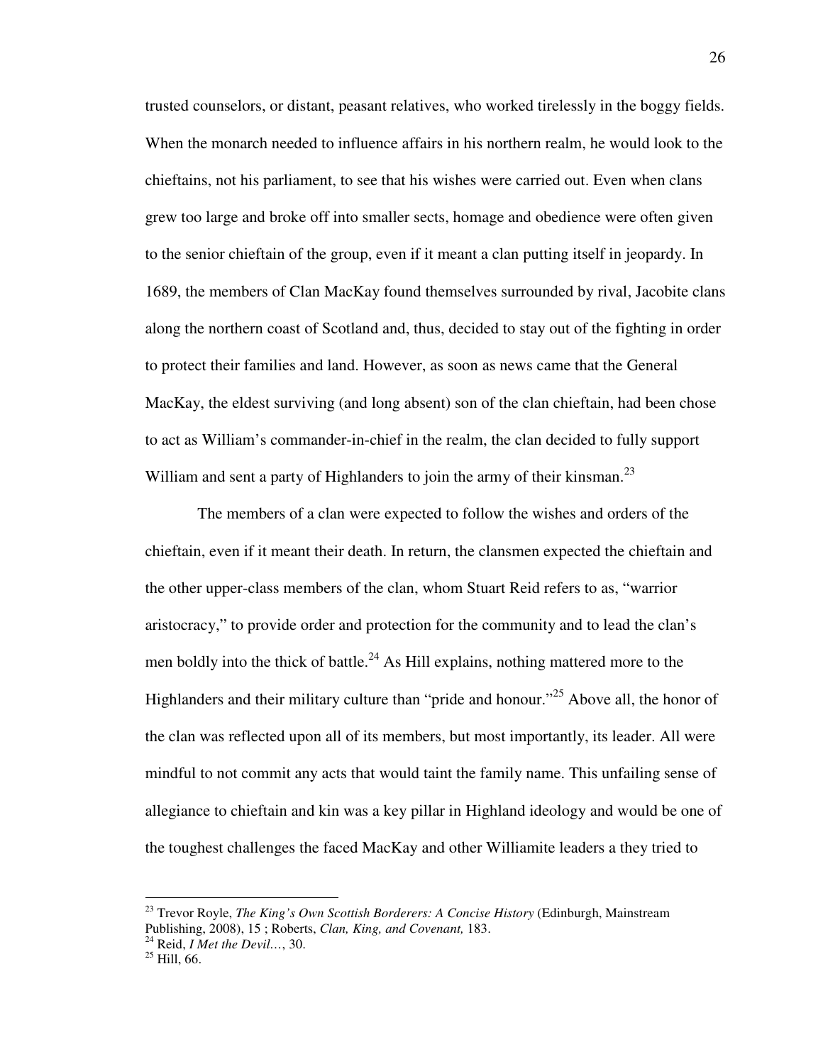trusted counselors, or distant, peasant relatives, who worked tirelessly in the boggy fields. When the monarch needed to influence affairs in his northern realm, he would look to the chieftains, not his parliament, to see that his wishes were carried out. Even when clans grew too large and broke off into smaller sects, homage and obedience were often given to the senior chieftain of the group, even if it meant a clan putting itself in jeopardy. In 1689, the members of Clan MacKay found themselves surrounded by rival, Jacobite clans along the northern coast of Scotland and, thus, decided to stay out of the fighting in order to protect their families and land. However, as soon as news came that the General MacKay, the eldest surviving (and long absent) son of the clan chieftain, had been chose to act as William's commander-in-chief in the realm, the clan decided to fully support William and sent a party of Highlanders to join the army of their kinsman.[23]

The members of a clan were expected to follow the wishes and orders of the chieftain, even if it meant their death. In return, the clansmen expected the chieftain and the other upper-class members of the clan, whom Stuart Reid refers to as, "warrior aristocracy," to provide order and protection for the community and to lead the clan's men boldly into the thick of battle.[24] As Hill explains, nothing mattered more to the Highlanders and their military culture than "pride and honour."[25] Above all, the honor of the clan was reflected upon all of its members, but most importantly, its leader. All were mindful to not commit any acts that would taint the family name. This unfailing sense of allegiance to chieftain and kin was a key pillar in Highland ideology and would be one of the toughest challenges the faced MacKay and other Williamite leaders a they tried to

---

[23] Trevor Royle, *The King's Own Scottish Borderers: A Concise History* (Edinburgh, Mainstream Publishing, 2008), 15 ; Roberts, *Clan, King, and Covenant,* 183.

[24] Reid, *I Met the Devil…*, 30.

[25] Hill, 66.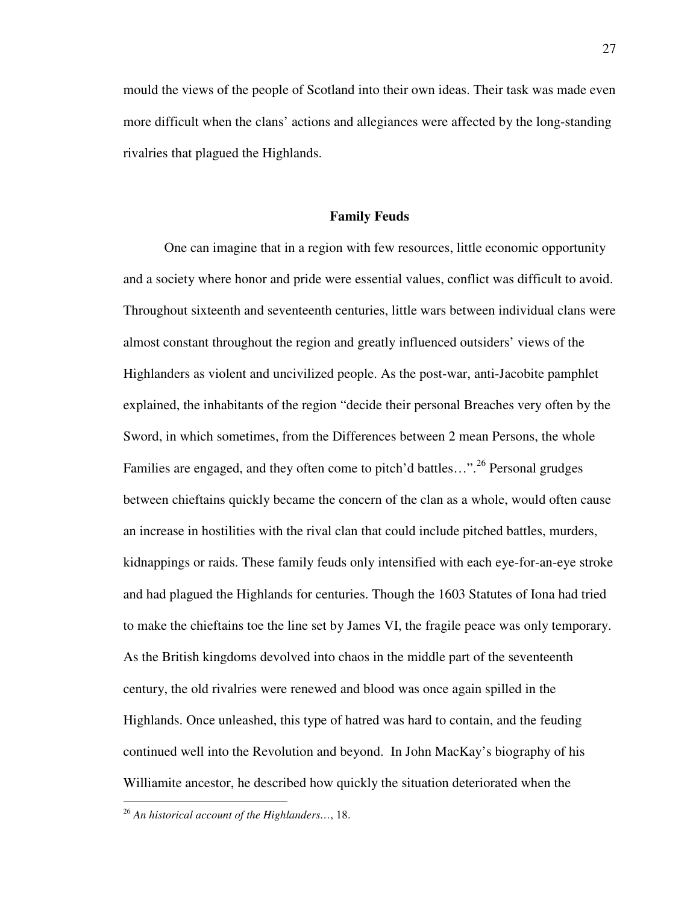mould the views of the people of Scotland into their own ideas. Their task was made even more difficult when the clans' actions and allegiances were affected by the long-standing rivalries that plagued the Highlands.

## Family Feuds

One can imagine that in a region with few resources, little economic opportunity and a society where honor and pride were essential values, conflict was difficult to avoid. Throughout sixteenth and seventeenth centuries, little wars between individual clans were almost constant throughout the region and greatly influenced outsiders' views of the Highlanders as violent and uncivilized people. As the post-war, anti-Jacobite pamphlet explained, the inhabitants of the region "decide their personal Breaches very often by the Sword, in which sometimes, from the Differences between 2 mean Persons, the whole Families are engaged, and they often come to pitch'd battles…".[26] Personal grudges between chieftains quickly became the concern of the clan as a whole, would often cause an increase in hostilities with the rival clan that could include pitched battles, murders, kidnappings or raids. These family feuds only intensified with each eye-for-an-eye stroke and had plagued the Highlands for centuries. Though the 1603 Statutes of Iona had tried to make the chieftains toe the line set by James VI, the fragile peace was only temporary. As the British kingdoms devolved into chaos in the middle part of the seventeenth century, the old rivalries were renewed and blood was once again spilled in the Highlands. Once unleashed, this type of hatred was hard to contain, and the feuding continued well into the Revolution and beyond. In John MacKay's biography of his Williamite ancestor, he described how quickly the situation deteriorated when the

---

[26] *An historical account of the Highlanders…*, 18.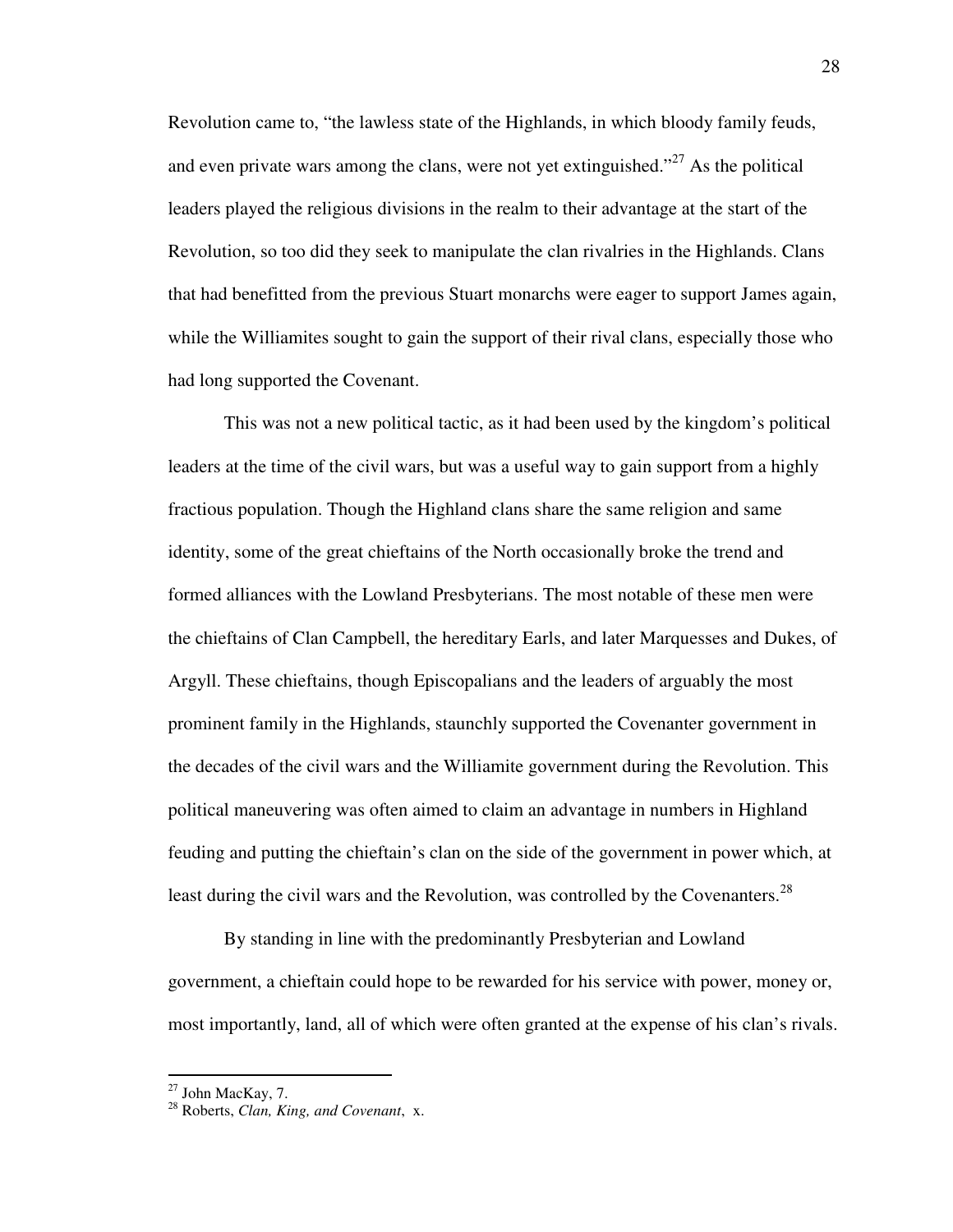Revolution came to, "the lawless state of the Highlands, in which bloody family feuds, and even private wars among the clans, were not yet extinguished."[27] As the political leaders played the religious divisions in the realm to their advantage at the start of the Revolution, so too did they seek to manipulate the clan rivalries in the Highlands. Clans that had benefitted from the previous Stuart monarchs were eager to support James again, while the Williamites sought to gain the support of their rival clans, especially those who had long supported the Covenant.

This was not a new political tactic, as it had been used by the kingdom's political leaders at the time of the civil wars, but was a useful way to gain support from a highly fractious population. Though the Highland clans share the same religion and same identity, some of the great chieftains of the North occasionally broke the trend and formed alliances with the Lowland Presbyterians. The most notable of these men were the chieftains of Clan Campbell, the hereditary Earls, and later Marquesses and Dukes, of Argyll. These chieftains, though Episcopalians and the leaders of arguably the most prominent family in the Highlands, staunchly supported the Covenanter government in the decades of the civil wars and the Williamite government during the Revolution. This political maneuvering was often aimed to claim an advantage in numbers in Highland feuding and putting the chieftain's clan on the side of the government in power which, at least during the civil wars and the Revolution, was controlled by the Covenanters.[28]

By standing in line with the predominantly Presbyterian and Lowland government, a chieftain could hope to be rewarded for his service with power, money or, most importantly, land, all of which were often granted at the expense of his clan's rivals.

---

[27] John MacKay, 7.

[28] Roberts, *Clan, King, and Covenant*, x.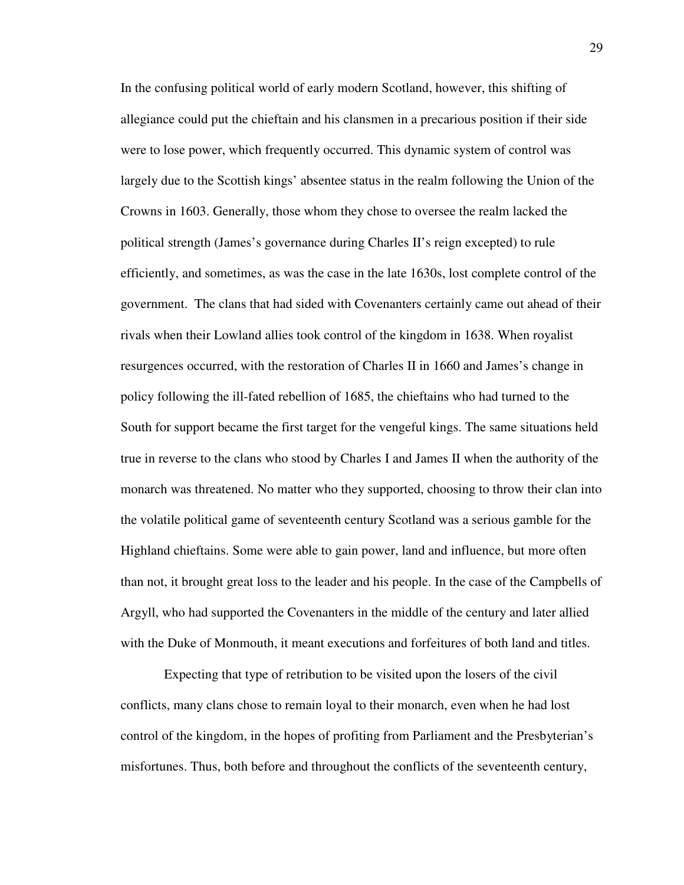In the confusing political world of early modern Scotland, however, this shifting of allegiance could put the chieftain and his clansmen in a precarious position if their side were to lose power, which frequently occurred. This dynamic system of control was largely due to the Scottish kings' absentee status in the realm following the Union of the Crowns in 1603. Generally, those whom they chose to oversee the realm lacked the political strength (James's governance during Charles II's reign excepted) to rule efficiently, and sometimes, as was the case in the late 1630s, lost complete control of the government. The clans that had sided with Covenanters certainly came out ahead of their rivals when their Lowland allies took control of the kingdom in 1638. When royalist resurgences occurred, with the restoration of Charles II in 1660 and James's change in policy following the ill-fated rebellion of 1685, the chieftains who had turned to the South for support became the first target for the vengeful kings. The same situations held true in reverse to the clans who stood by Charles I and James II when the authority of the monarch was threatened. No matter who they supported, choosing to throw their clan into the volatile political game of seventeenth century Scotland was a serious gamble for the Highland chieftains. Some were able to gain power, land and influence, but more often than not, it brought great loss to the leader and his people. In the case of the Campbells of Argyll, who had supported the Covenanters in the middle of the century and later allied with the Duke of Monmouth, it meant executions and forfeitures of both land and titles.

Expecting that type of retribution to be visited upon the losers of the civil conflicts, many clans chose to remain loyal to their monarch, even when he had lost control of the kingdom, in the hopes of profiting from Parliament and the Presbyterian's misfortunes. Thus, both before and throughout the conflicts of the seventeenth century,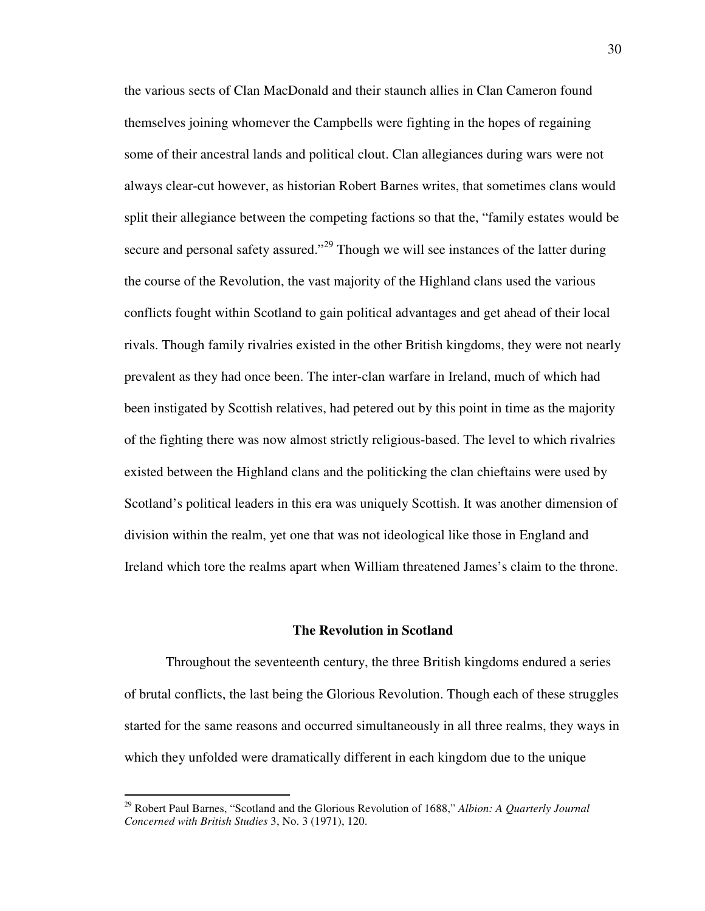the various sects of Clan MacDonald and their staunch allies in Clan Cameron found themselves joining whomever the Campbells were fighting in the hopes of regaining some of their ancestral lands and political clout. Clan allegiances during wars were not always clear-cut however, as historian Robert Barnes writes, that sometimes clans would split their allegiance between the competing factions so that the, "family estates would be secure and personal safety assured."[29] Though we will see instances of the latter during the course of the Revolution, the vast majority of the Highland clans used the various conflicts fought within Scotland to gain political advantages and get ahead of their local rivals. Though family rivalries existed in the other British kingdoms, they were not nearly prevalent as they had once been. The inter-clan warfare in Ireland, much of which had been instigated by Scottish relatives, had petered out by this point in time as the majority of the fighting there was now almost strictly religious-based. The level to which rivalries existed between the Highland clans and the politicking the clan chieftains were used by Scotland's political leaders in this era was uniquely Scottish. It was another dimension of division within the realm, yet one that was not ideological like those in England and Ireland which tore the realms apart when William threatened James's claim to the throne.

## The Revolution in Scotland

Throughout the seventeenth century, the three British kingdoms endured a series of brutal conflicts, the last being the Glorious Revolution. Though each of these struggles started for the same reasons and occurred simultaneously in all three realms, they ways in which they unfolded were dramatically different in each kingdom due to the unique

[29] Robert Paul Barnes, "Scotland and the Glorious Revolution of 1688," *Albion: A Quarterly Journal Concerned with British Studies* 3, No. 3 (1971), 120.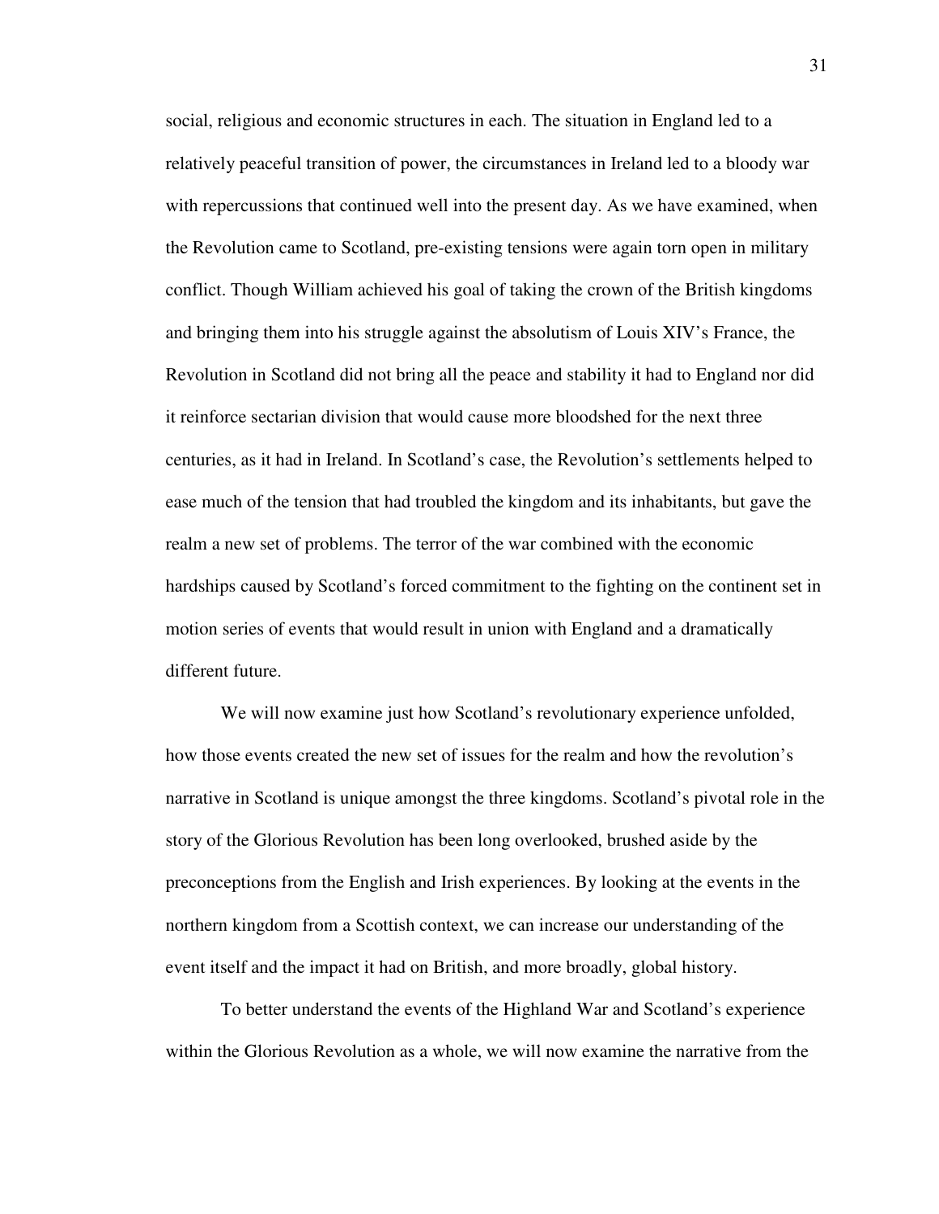social, religious and economic structures in each. The situation in England led to a relatively peaceful transition of power, the circumstances in Ireland led to a bloody war with repercussions that continued well into the present day. As we have examined, when the Revolution came to Scotland, pre-existing tensions were again torn open in military conflict. Though William achieved his goal of taking the crown of the British kingdoms and bringing them into his struggle against the absolutism of Louis XIV's France, the Revolution in Scotland did not bring all the peace and stability it had to England nor did it reinforce sectarian division that would cause more bloodshed for the next three centuries, as it had in Ireland. In Scotland's case, the Revolution's settlements helped to ease much of the tension that had troubled the kingdom and its inhabitants, but gave the realm a new set of problems. The terror of the war combined with the economic hardships caused by Scotland's forced commitment to the fighting on the continent set in motion series of events that would result in union with England and a dramatically different future.

We will now examine just how Scotland's revolutionary experience unfolded, how those events created the new set of issues for the realm and how the revolution's narrative in Scotland is unique amongst the three kingdoms. Scotland's pivotal role in the story of the Glorious Revolution has been long overlooked, brushed aside by the preconceptions from the English and Irish experiences. By looking at the events in the northern kingdom from a Scottish context, we can increase our understanding of the event itself and the impact it had on British, and more broadly, global history.

To better understand the events of the Highland War and Scotland's experience within the Glorious Revolution as a whole, we will now examine the narrative from the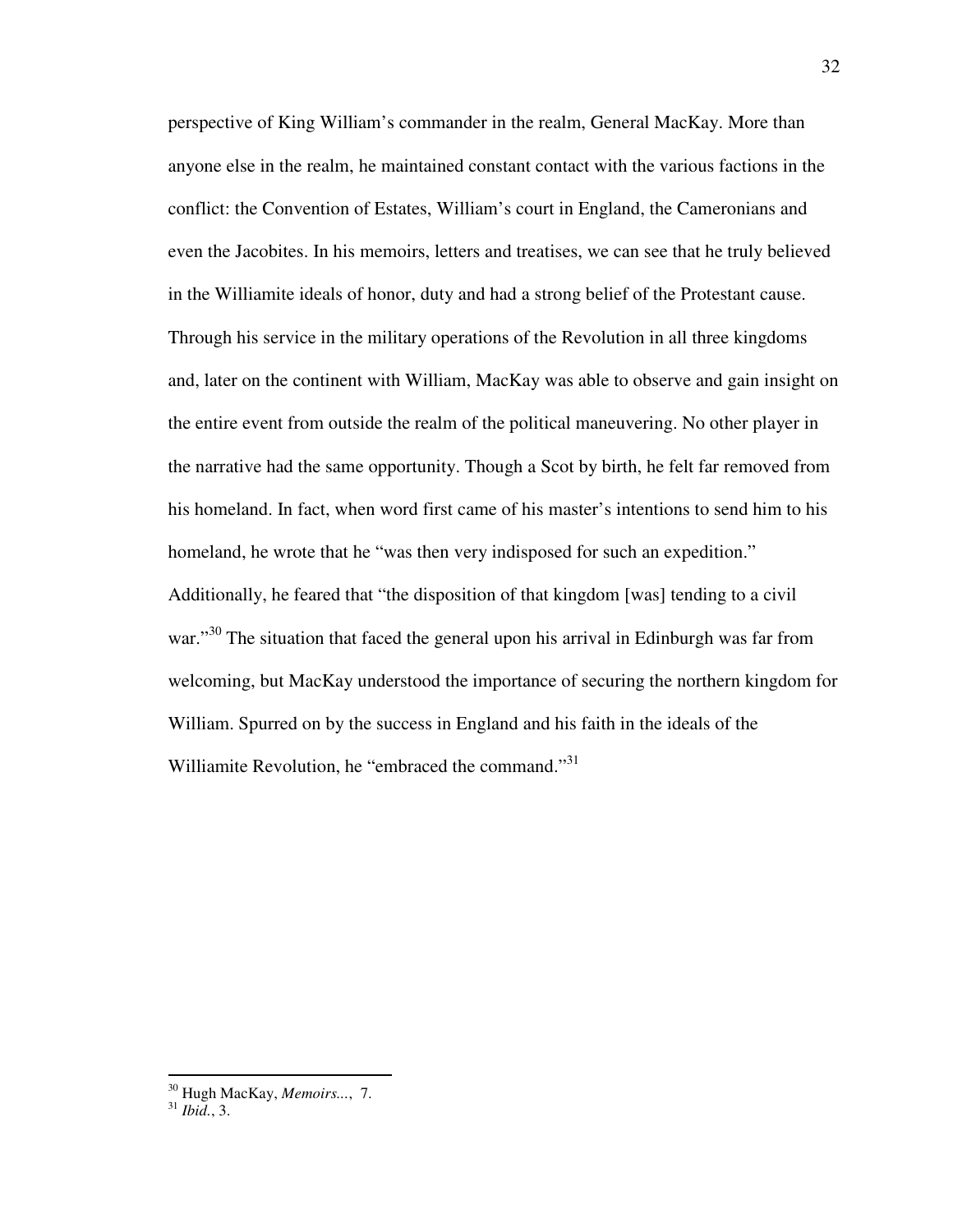perspective of King William's commander in the realm, General MacKay. More than anyone else in the realm, he maintained constant contact with the various factions in the conflict: the Convention of Estates, William's court in England, the Cameronians and even the Jacobites. In his memoirs, letters and treatises, we can see that he truly believed in the Williamite ideals of honor, duty and had a strong belief of the Protestant cause. Through his service in the military operations of the Revolution in all three kingdoms and, later on the continent with William, MacKay was able to observe and gain insight on the entire event from outside the realm of the political maneuvering. No other player in the narrative had the same opportunity. Though a Scot by birth, he felt far removed from his homeland. In fact, when word first came of his master's intentions to send him to his homeland, he wrote that he "was then very indisposed for such an expedition." Additionally, he feared that "the disposition of that kingdom [was] tending to a civil war."[30] The situation that faced the general upon his arrival in Edinburgh was far from welcoming, but MacKay understood the importance of securing the northern kingdom for William. Spurred on by the success in England and his faith in the ideals of the Williamite Revolution, he "embraced the command."[31]

---

[30] Hugh MacKay, *Memoirs...*, 7.
[31] *Ibid.*, 3.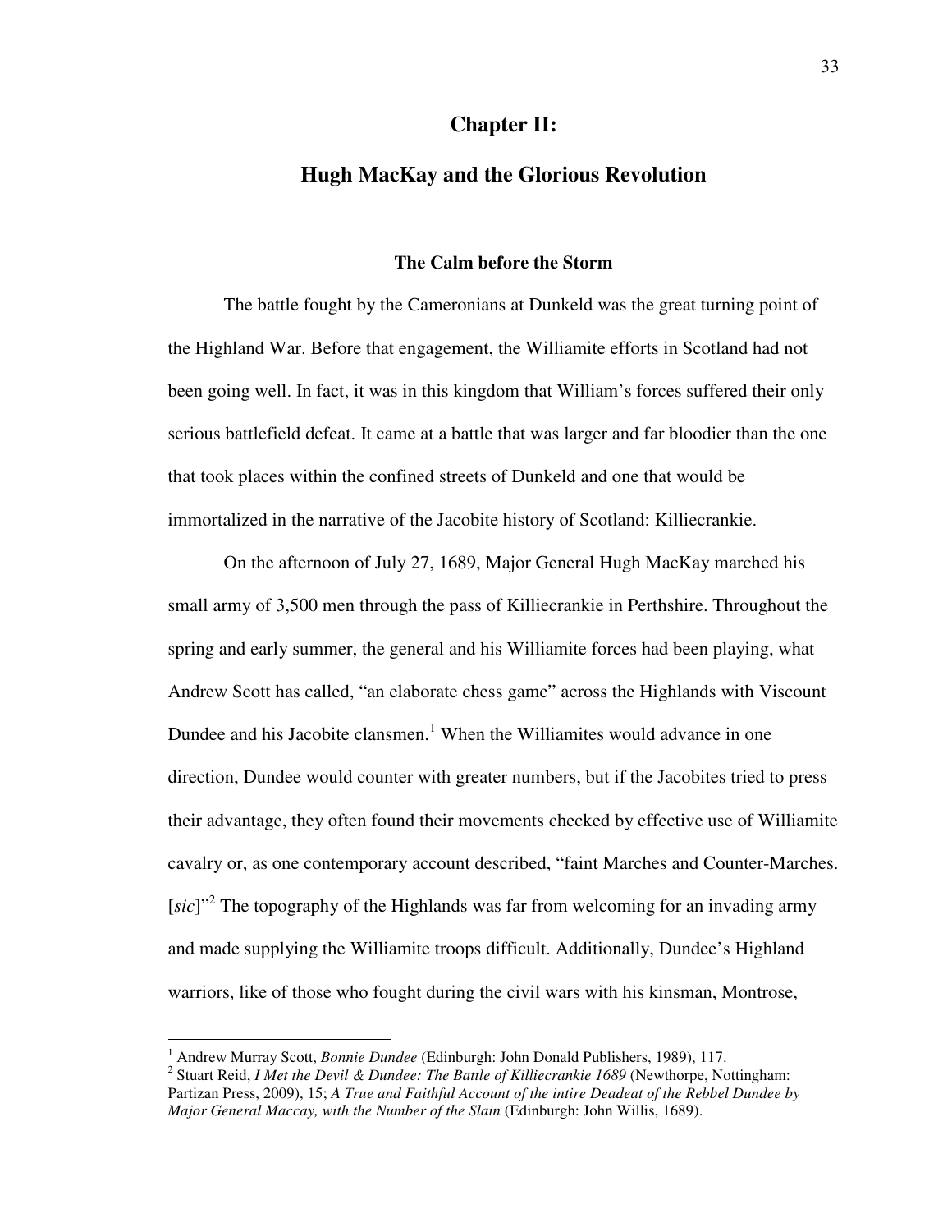# Chapter II:

# Hugh MacKay and the Glorious Revolution

### The Calm before the Storm

The battle fought by the Cameronians at Dunkeld was the great turning point of the Highland War. Before that engagement, the Williamite efforts in Scotland had not been going well. In fact, it was in this kingdom that William's forces suffered their only serious battlefield defeat. It came at a battle that was larger and far bloodier than the one that took places within the confined streets of Dunkeld and one that would be immortalized in the narrative of the Jacobite history of Scotland: Killiecrankie.

On the afternoon of July 27, 1689, Major General Hugh MacKay marched his small army of 3,500 men through the pass of Killiecrankie in Perthshire. Throughout the spring and early summer, the general and his Williamite forces had been playing, what Andrew Scott has called, "an elaborate chess game" across the Highlands with Viscount Dundee and his Jacobite clansmen.[1] When the Williamites would advance in one direction, Dundee would counter with greater numbers, but if the Jacobites tried to press their advantage, they often found their movements checked by effective use of Williamite cavalry or, as one contemporary account described, "faint Marches and Counter-Marches. [*sic*]"[2] The topography of the Highlands was far from welcoming for an invading army and made supplying the Williamite troops difficult. Additionally, Dundee's Highland warriors, like of those who fought during the civil wars with his kinsman, Montrose,

---

[1] Andrew Murray Scott, *Bonnie Dundee* (Edinburgh: John Donald Publishers, 1989), 117.

[2] Stuart Reid, *I Met the Devil & Dundee: The Battle of Killiecrankie 1689* (Newthorpe, Nottingham: Partizan Press, 2009), 15; *A True and Faithful Account of the intire Deadeat of the Rebbel Dundee by Major General Maccay, with the Number of the Slain* (Edinburgh: John Willis, 1689).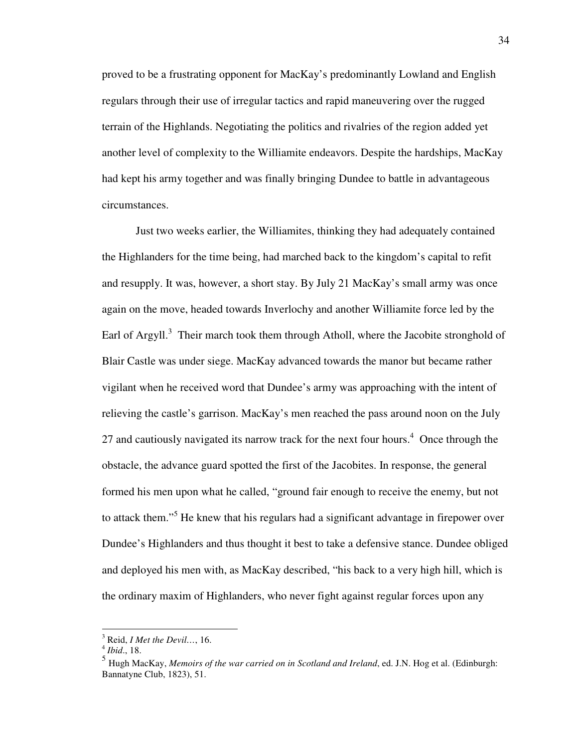proved to be a frustrating opponent for MacKay's predominantly Lowland and English regulars through their use of irregular tactics and rapid maneuvering over the rugged terrain of the Highlands. Negotiating the politics and rivalries of the region added yet another level of complexity to the Williamite endeavors. Despite the hardships, MacKay had kept his army together and was finally bringing Dundee to battle in advantageous circumstances.

Just two weeks earlier, the Williamites, thinking they had adequately contained the Highlanders for the time being, had marched back to the kingdom's capital to refit and resupply. It was, however, a short stay. By July 21 MacKay's small army was once again on the move, headed towards Inverlochy and another Williamite force led by the Earl of Argyll.[3] Their march took them through Atholl, where the Jacobite stronghold of Blair Castle was under siege. MacKay advanced towards the manor but became rather vigilant when he received word that Dundee's army was approaching with the intent of relieving the castle's garrison. MacKay's men reached the pass around noon on the July 27 and cautiously navigated its narrow track for the next four hours.[4] Once through the obstacle, the advance guard spotted the first of the Jacobites. In response, the general formed his men upon what he called, "ground fair enough to receive the enemy, but not to attack them."[5] He knew that his regulars had a significant advantage in firepower over Dundee's Highlanders and thus thought it best to take a defensive stance. Dundee obliged and deployed his men with, as MacKay described, "his back to a very high hill, which is the ordinary maxim of Highlanders, who never fight against regular forces upon any

---

[3] Reid, *I Met the Devil…*, 16.

[4] *Ibid*., 18.

[5] Hugh MacKay, *Memoirs of the war carried on in Scotland and Ireland*, ed. J.N. Hog et al. (Edinburgh: Bannatyne Club, 1823), 51.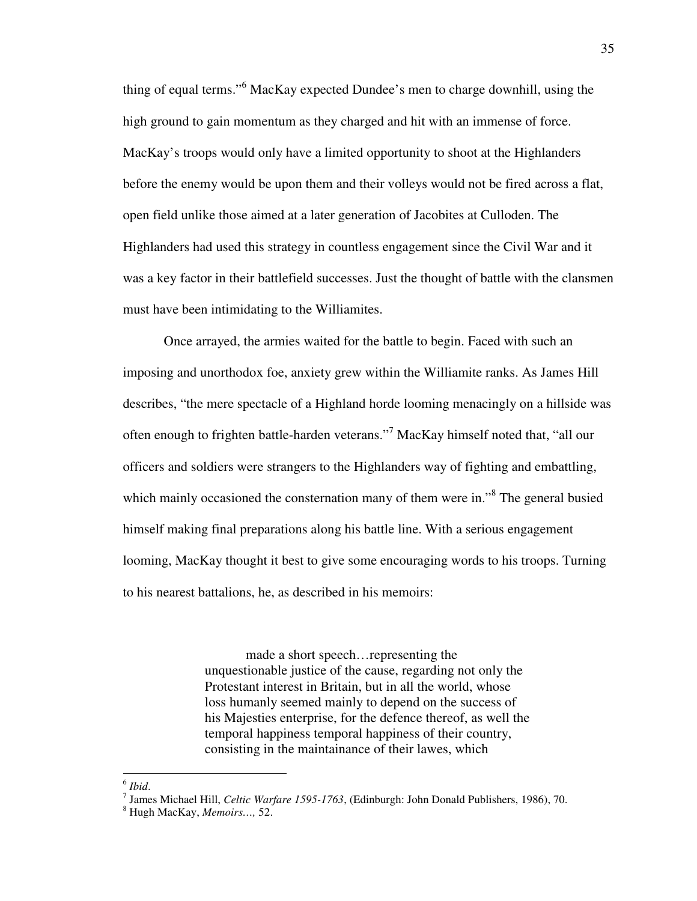thing of equal terms."[6] MacKay expected Dundee's men to charge downhill, using the high ground to gain momentum as they charged and hit with an immense of force. MacKay's troops would only have a limited opportunity to shoot at the Highlanders before the enemy would be upon them and their volleys would not be fired across a flat, open field unlike those aimed at a later generation of Jacobites at Culloden. The Highlanders had used this strategy in countless engagement since the Civil War and it was a key factor in their battlefield successes. Just the thought of battle with the clansmen must have been intimidating to the Williamites.

Once arrayed, the armies waited for the battle to begin. Faced with such an imposing and unorthodox foe, anxiety grew within the Williamite ranks. As James Hill describes, "the mere spectacle of a Highland horde looming menacingly on a hillside was often enough to frighten battle-harden veterans."[7] MacKay himself noted that, "all our officers and soldiers were strangers to the Highlanders way of fighting and embattling, which mainly occasioned the consternation many of them were in."[8] The general busied himself making final preparations along his battle line. With a serious engagement looming, MacKay thought it best to give some encouraging words to his troops. Turning to his nearest battalions, he, as described in his memoirs:

> made a short speech…representing the unquestionable justice of the cause, regarding not only the Protestant interest in Britain, but in all the world, whose loss humanly seemed mainly to depend on the success of his Majesties enterprise, for the defence thereof, as well the temporal happiness temporal happiness of their country, consisting in the maintainance of their lawes, which

---

[6] *Ibid*.

[7] James Michael Hill, *Celtic Warfare 1595-1763*, (Edinburgh: John Donald Publishers, 1986), 70.

[8] Hugh MacKay, *Memoirs…,* 52.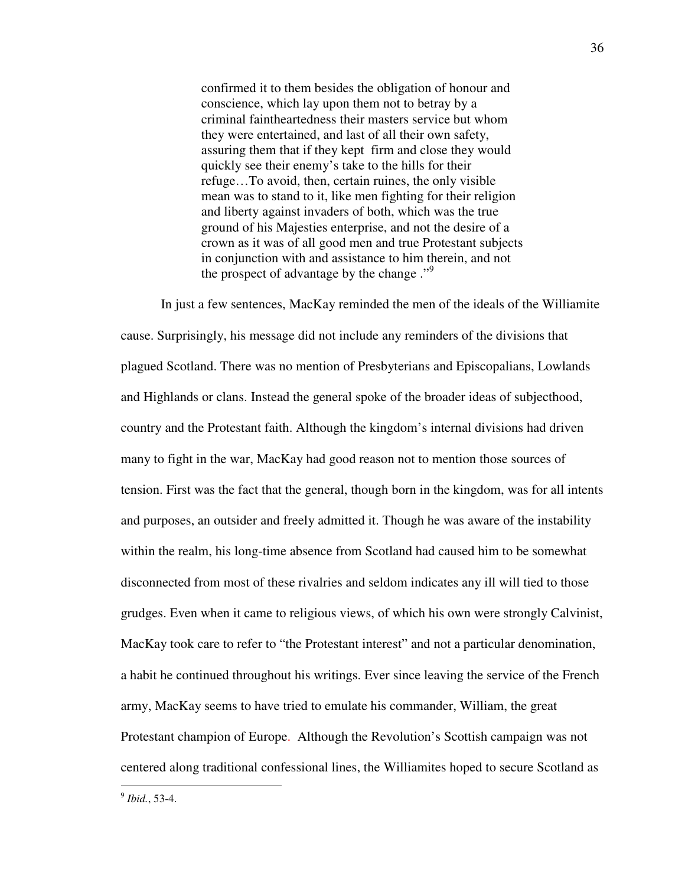> confirmed it to them besides the obligation of honour and conscience, which lay upon them not to betray by a criminal faintheartedness their masters service but whom they were entertained, and last of all their own safety, assuring them that if they kept firm and close they would quickly see their enemy's take to the hills for their refuge…To avoid, then, certain ruines, the only visible mean was to stand to it, like men fighting for their religion and liberty against invaders of both, which was the true ground of his Majesties enterprise, and not the desire of a crown as it was of all good men and true Protestant subjects in conjunction with and assistance to him therein, and not the prospect of advantage by the change ."[9]

In just a few sentences, MacKay reminded the men of the ideals of the Williamite cause. Surprisingly, his message did not include any reminders of the divisions that plagued Scotland. There was no mention of Presbyterians and Episcopalians, Lowlands and Highlands or clans. Instead the general spoke of the broader ideas of subjecthood, country and the Protestant faith. Although the kingdom's internal divisions had driven many to fight in the war, MacKay had good reason not to mention those sources of tension. First was the fact that the general, though born in the kingdom, was for all intents and purposes, an outsider and freely admitted it. Though he was aware of the instability within the realm, his long-time absence from Scotland had caused him to be somewhat disconnected from most of these rivalries and seldom indicates any ill will tied to those grudges. Even when it came to religious views, of which his own were strongly Calvinist, MacKay took care to refer to "the Protestant interest" and not a particular denomination, a habit he continued throughout his writings. Ever since leaving the service of the French army, MacKay seems to have tried to emulate his commander, William, the great Protestant champion of Europe. Although the Revolution's Scottish campaign was not centered along traditional confessional lines, the Williamites hoped to secure Scotland as

[9] *Ibid.*, 53-4.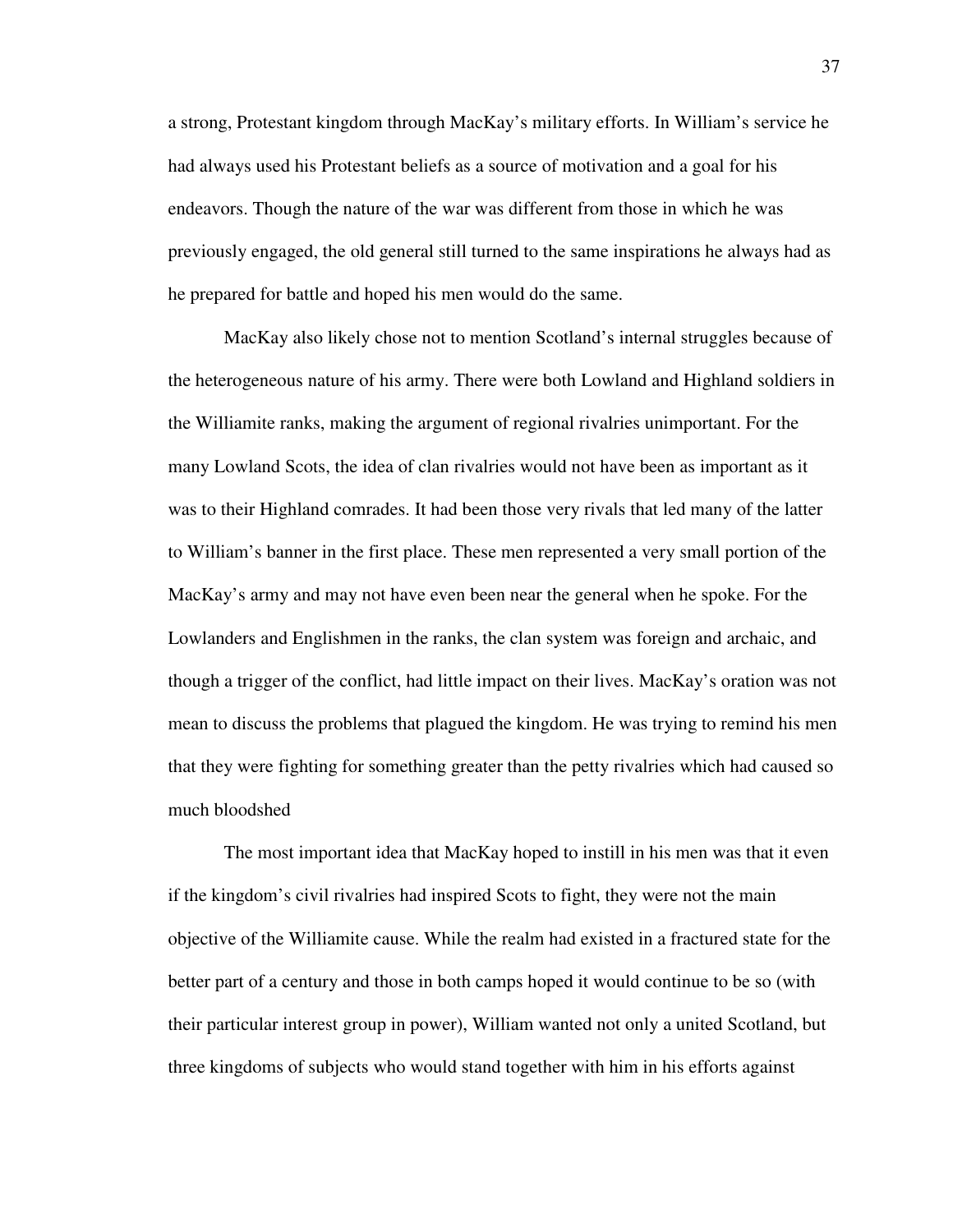a strong, Protestant kingdom through MacKay's military efforts. In William's service he had always used his Protestant beliefs as a source of motivation and a goal for his endeavors. Though the nature of the war was different from those in which he was previously engaged, the old general still turned to the same inspirations he always had as he prepared for battle and hoped his men would do the same.

MacKay also likely chose not to mention Scotland's internal struggles because of the heterogeneous nature of his army. There were both Lowland and Highland soldiers in the Williamite ranks, making the argument of regional rivalries unimportant. For the many Lowland Scots, the idea of clan rivalries would not have been as important as it was to their Highland comrades. It had been those very rivals that led many of the latter to William's banner in the first place. These men represented a very small portion of the MacKay's army and may not have even been near the general when he spoke. For the Lowlanders and Englishmen in the ranks, the clan system was foreign and archaic, and though a trigger of the conflict, had little impact on their lives. MacKay's oration was not mean to discuss the problems that plagued the kingdom. He was trying to remind his men that they were fighting for something greater than the petty rivalries which had caused so much bloodshed

The most important idea that MacKay hoped to instill in his men was that it even if the kingdom's civil rivalries had inspired Scots to fight, they were not the main objective of the Williamite cause. While the realm had existed in a fractured state for the better part of a century and those in both camps hoped it would continue to be so (with their particular interest group in power), William wanted not only a united Scotland, but three kingdoms of subjects who would stand together with him in his efforts against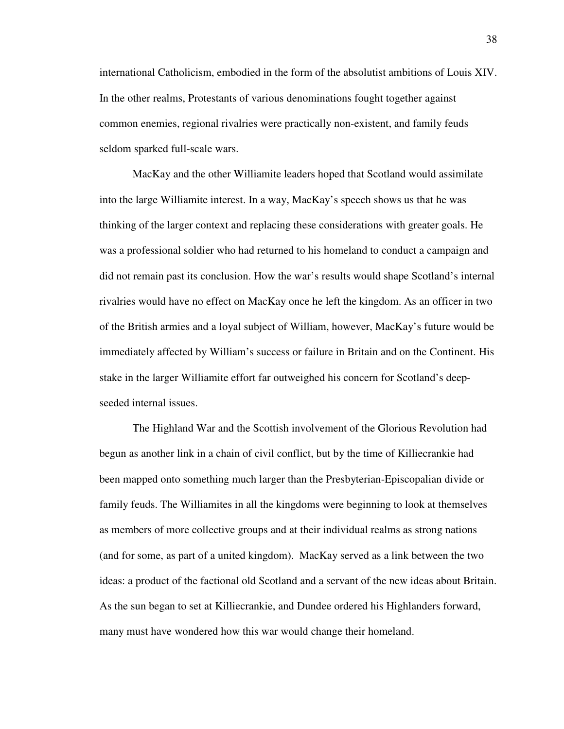international Catholicism, embodied in the form of the absolutist ambitions of Louis XIV. In the other realms, Protestants of various denominations fought together against common enemies, regional rivalries were practically non-existent, and family feuds seldom sparked full-scale wars.

MacKay and the other Williamite leaders hoped that Scotland would assimilate into the large Williamite interest. In a way, MacKay's speech shows us that he was thinking of the larger context and replacing these considerations with greater goals. He was a professional soldier who had returned to his homeland to conduct a campaign and did not remain past its conclusion. How the war's results would shape Scotland's internal rivalries would have no effect on MacKay once he left the kingdom. As an officer in two of the British armies and a loyal subject of William, however, MacKay's future would be immediately affected by William's success or failure in Britain and on the Continent. His stake in the larger Williamite effort far outweighed his concern for Scotland's deep-seeded internal issues.

The Highland War and the Scottish involvement of the Glorious Revolution had begun as another link in a chain of civil conflict, but by the time of Killiecrankie had been mapped onto something much larger than the Presbyterian-Episcopalian divide or family feuds. The Williamites in all the kingdoms were beginning to look at themselves as members of more collective groups and at their individual realms as strong nations (and for some, as part of a united kingdom). MacKay served as a link between the two ideas: a product of the factional old Scotland and a servant of the new ideas about Britain. As the sun began to set at Killiecrankie, and Dundee ordered his Highlanders forward, many must have wondered how this war would change their homeland.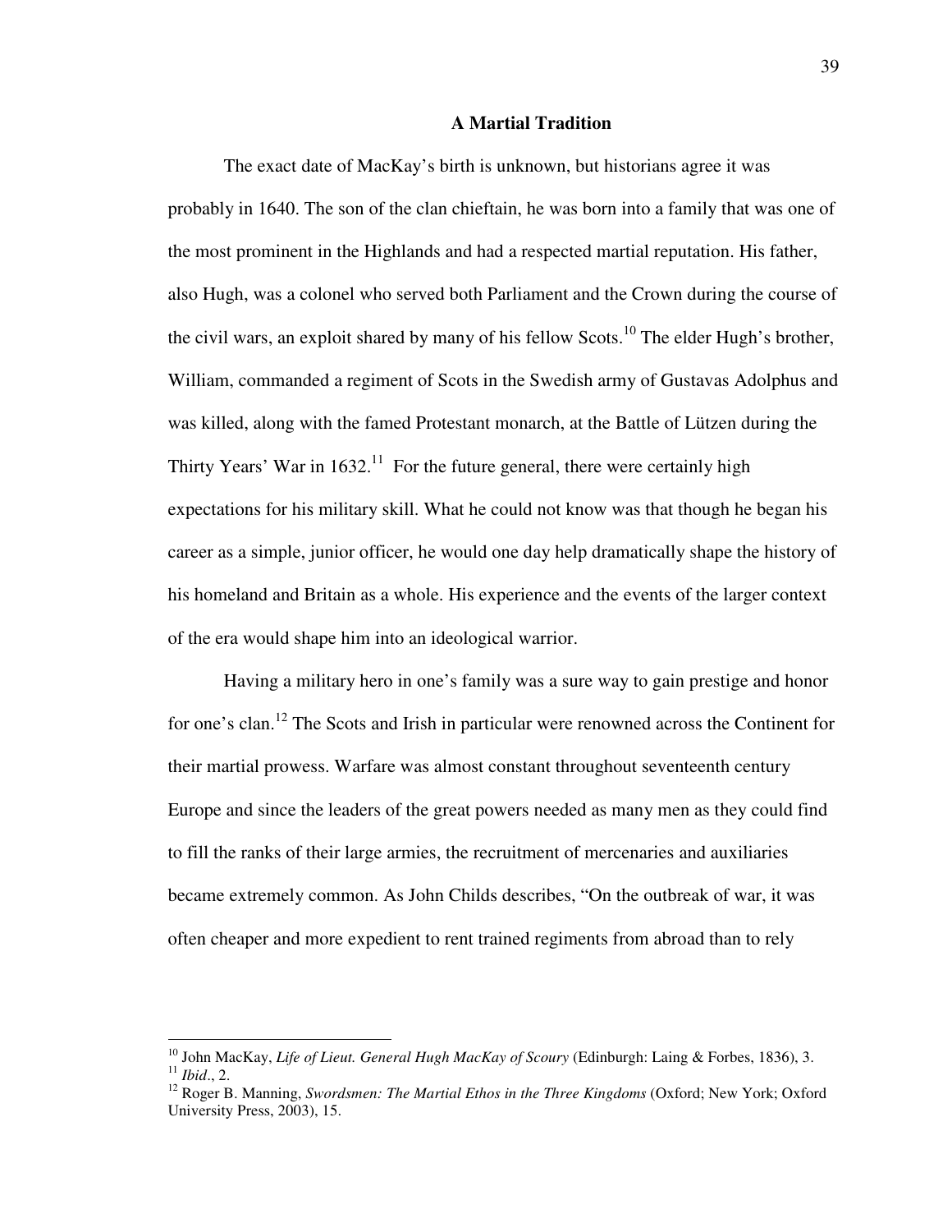## A Martial Tradition

The exact date of MacKay's birth is unknown, but historians agree it was probably in 1640. The son of the clan chieftain, he was born into a family that was one of the most prominent in the Highlands and had a respected martial reputation. His father, also Hugh, was a colonel who served both Parliament and the Crown during the course of the civil wars, an exploit shared by many of his fellow Scots.[10] The elder Hugh's brother, William, commanded a regiment of Scots in the Swedish army of Gustavas Adolphus and was killed, along with the famed Protestant monarch, at the Battle of Lützen during the Thirty Years' War in 1632.[11] For the future general, there were certainly high expectations for his military skill. What he could not know was that though he began his career as a simple, junior officer, he would one day help dramatically shape the history of his homeland and Britain as a whole. His experience and the events of the larger context of the era would shape him into an ideological warrior.

Having a military hero in one's family was a sure way to gain prestige and honor for one's clan.[12] The Scots and Irish in particular were renowned across the Continent for their martial prowess. Warfare was almost constant throughout seventeenth century Europe and since the leaders of the great powers needed as many men as they could find to fill the ranks of their large armies, the recruitment of mercenaries and auxiliaries became extremely common. As John Childs describes, "On the outbreak of war, it was often cheaper and more expedient to rent trained regiments from abroad than to rely

---

[10] John MacKay, *Life of Lieut. General Hugh MacKay of Scoury* (Edinburgh: Laing & Forbes, 1836), 3.

[11] *Ibid*., 2.

[12] Roger B. Manning, *Swordsmen: The Martial Ethos in the Three Kingdoms* (Oxford; New York; Oxford University Press, 2003), 15.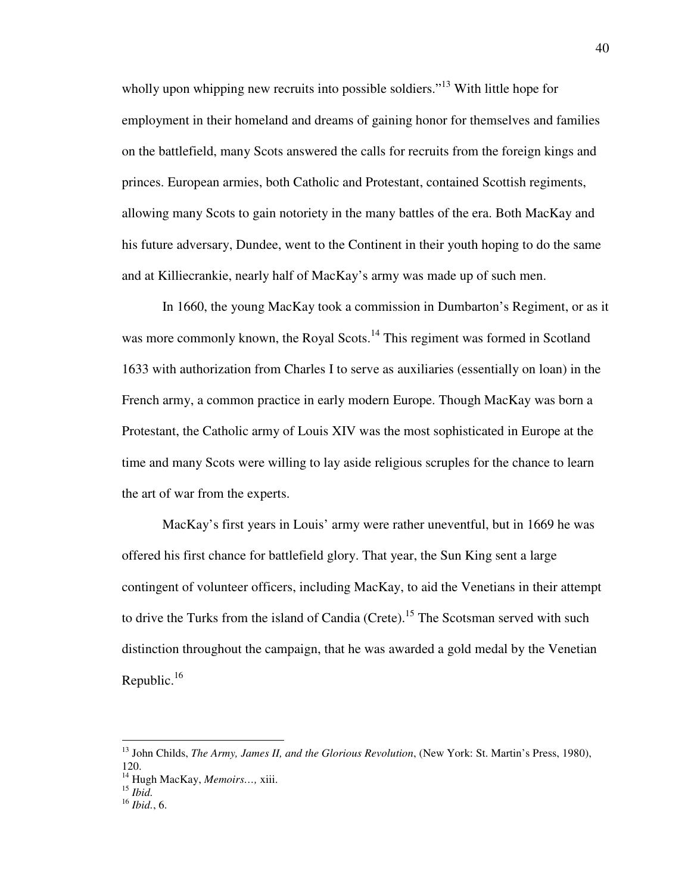wholly upon whipping new recruits into possible soldiers."[13] With little hope for employment in their homeland and dreams of gaining honor for themselves and families on the battlefield, many Scots answered the calls for recruits from the foreign kings and princes. European armies, both Catholic and Protestant, contained Scottish regiments, allowing many Scots to gain notoriety in the many battles of the era. Both MacKay and his future adversary, Dundee, went to the Continent in their youth hoping to do the same and at Killiecrankie, nearly half of MacKay's army was made up of such men.

In 1660, the young MacKay took a commission in Dumbarton's Regiment, or as it was more commonly known, the Royal Scots.[14] This regiment was formed in Scotland 1633 with authorization from Charles I to serve as auxiliaries (essentially on loan) in the French army, a common practice in early modern Europe. Though MacKay was born a Protestant, the Catholic army of Louis XIV was the most sophisticated in Europe at the time and many Scots were willing to lay aside religious scruples for the chance to learn the art of war from the experts.

MacKay's first years in Louis' army were rather uneventful, but in 1669 he was offered his first chance for battlefield glory. That year, the Sun King sent a large contingent of volunteer officers, including MacKay, to aid the Venetians in their attempt to drive the Turks from the island of Candia (Crete).[15] The Scotsman served with such distinction throughout the campaign, that he was awarded a gold medal by the Venetian Republic.[16]

---

[13] John Childs, *The Army, James II, and the Glorious Revolution*, (New York: St. Martin's Press, 1980), 120.
[14] Hugh MacKay, *Memoirs…,* xiii.
[15] *Ibid.*
[16] *Ibid.*, 6.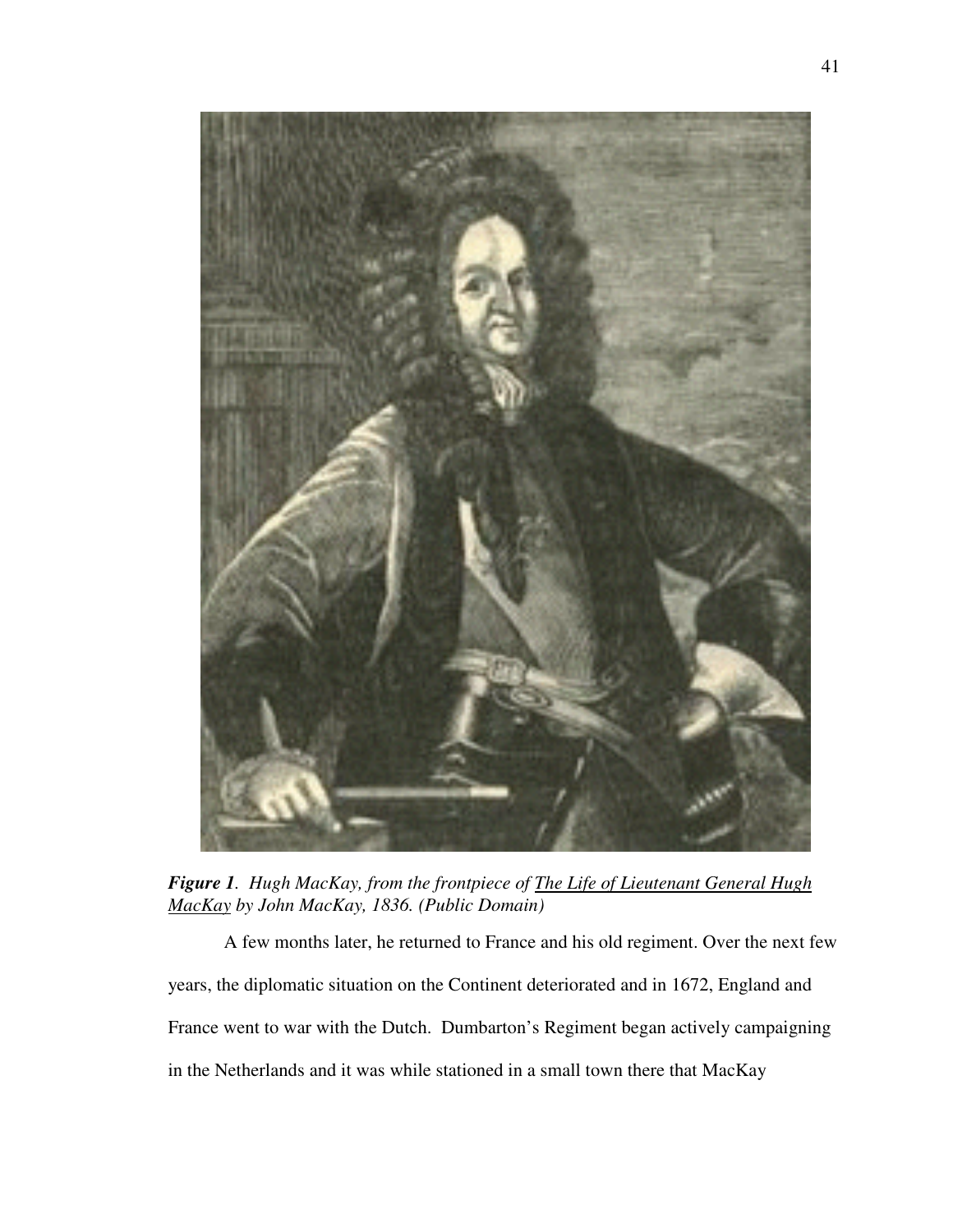***Figure 1**. Hugh MacKay, from the frontpiece of The Life of Lieutenant General Hugh MacKay by John MacKay, 1836. (Public Domain)*

A few months later, he returned to France and his old regiment. Over the next few years, the diplomatic situation on the Continent deteriorated and in 1672, England and France went to war with the Dutch. Dumbarton's Regiment began actively campaigning in the Netherlands and it was while stationed in a small town there that MacKay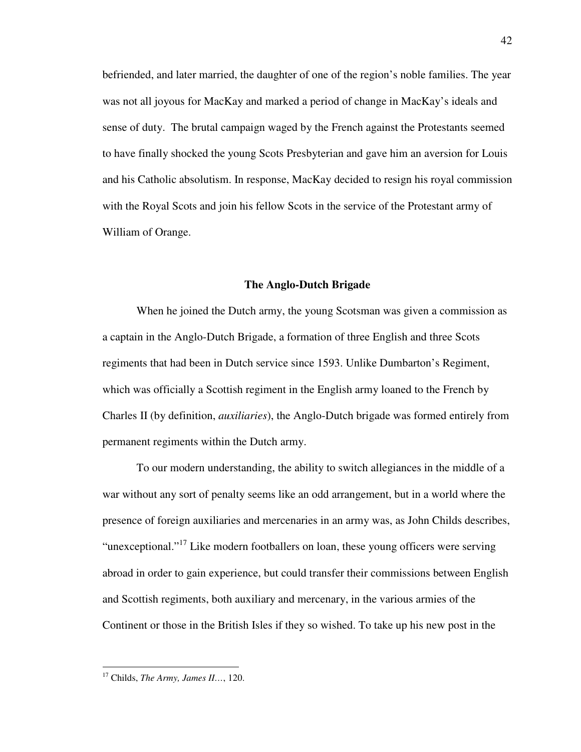befriended, and later married, the daughter of one of the region's noble families. The year was not all joyous for MacKay and marked a period of change in MacKay's ideals and sense of duty. The brutal campaign waged by the French against the Protestants seemed to have finally shocked the young Scots Presbyterian and gave him an aversion for Louis and his Catholic absolutism. In response, MacKay decided to resign his royal commission with the Royal Scots and join his fellow Scots in the service of the Protestant army of William of Orange.

## The Anglo-Dutch Brigade

When he joined the Dutch army, the young Scotsman was given a commission as a captain in the Anglo-Dutch Brigade, a formation of three English and three Scots regiments that had been in Dutch service since 1593. Unlike Dumbarton's Regiment, which was officially a Scottish regiment in the English army loaned to the French by Charles II (by definition, *auxiliaries*), the Anglo-Dutch brigade was formed entirely from permanent regiments within the Dutch army.

To our modern understanding, the ability to switch allegiances in the middle of a war without any sort of penalty seems like an odd arrangement, but in a world where the presence of foreign auxiliaries and mercenaries in an army was, as John Childs describes, "unexceptional."[17] Like modern footballers on loan, these young officers were serving abroad in order to gain experience, but could transfer their commissions between English and Scottish regiments, both auxiliary and mercenary, in the various armies of the Continent or those in the British Isles if they so wished. To take up his new post in the

---

[17] Childs, *The Army, James II…*, 120.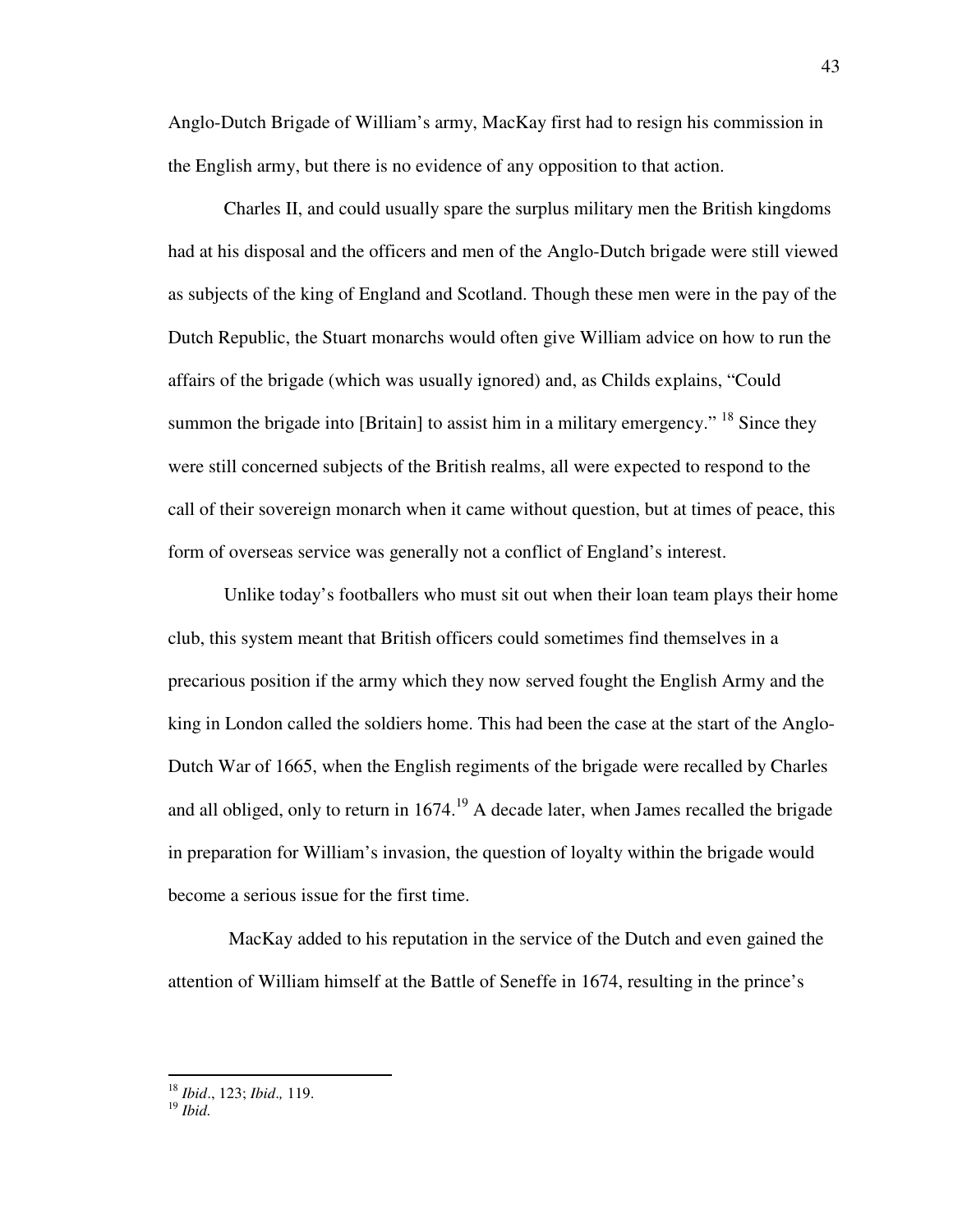Anglo-Dutch Brigade of William's army, MacKay first had to resign his commission in the English army, but there is no evidence of any opposition to that action.

Charles II, and could usually spare the surplus military men the British kingdoms had at his disposal and the officers and men of the Anglo-Dutch brigade were still viewed as subjects of the king of England and Scotland. Though these men were in the pay of the Dutch Republic, the Stuart monarchs would often give William advice on how to run the affairs of the brigade (which was usually ignored) and, as Childs explains, "Could summon the brigade into [Britain] to assist him in a military emergency." [18] Since they were still concerned subjects of the British realms, all were expected to respond to the call of their sovereign monarch when it came without question, but at times of peace, this form of overseas service was generally not a conflict of England's interest.

Unlike today's footballers who must sit out when their loan team plays their home club, this system meant that British officers could sometimes find themselves in a precarious position if the army which they now served fought the English Army and the king in London called the soldiers home. This had been the case at the start of the Anglo-Dutch War of 1665, when the English regiments of the brigade were recalled by Charles and all obliged, only to return in 1674.[19] A decade later, when James recalled the brigade in preparation for William's invasion, the question of loyalty within the brigade would become a serious issue for the first time.

MacKay added to his reputation in the service of the Dutch and even gained the attention of William himself at the Battle of Seneffe in 1674, resulting in the prince's

---

[18] *Ibid*., 123; *Ibid.,* 119.

[19] *Ibid.*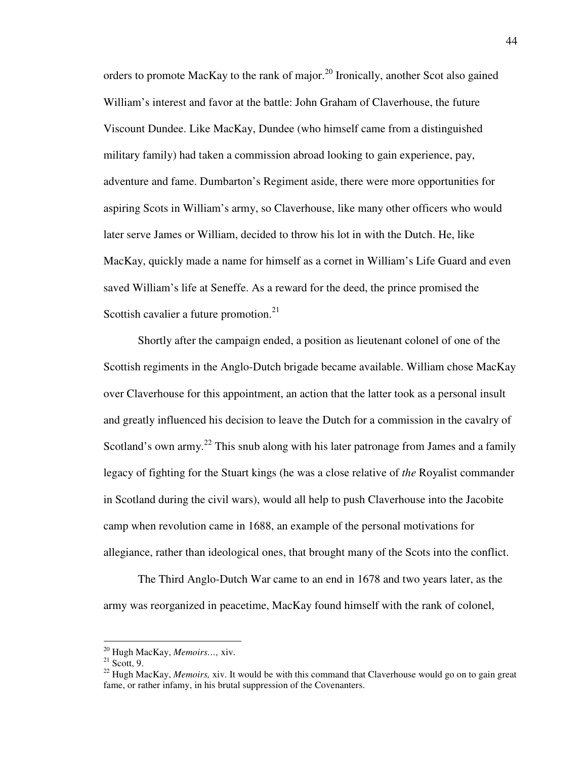orders to promote MacKay to the rank of major.[20] Ironically, another Scot also gained William's interest and favor at the battle: John Graham of Claverhouse, the future Viscount Dundee. Like MacKay, Dundee (who himself came from a distinguished military family) had taken a commission abroad looking to gain experience, pay, adventure and fame. Dumbarton's Regiment aside, there were more opportunities for aspiring Scots in William's army, so Claverhouse, like many other officers who would later serve James or William, decided to throw his lot in with the Dutch. He, like MacKay, quickly made a name for himself as a cornet in William's Life Guard and even saved William's life at Seneffe. As a reward for the deed, the prince promised the Scottish cavalier a future promotion.[21]

Shortly after the campaign ended, a position as lieutenant colonel of one of the Scottish regiments in the Anglo-Dutch brigade became available. William chose MacKay over Claverhouse for this appointment, an action that the latter took as a personal insult and greatly influenced his decision to leave the Dutch for a commission in the cavalry of Scotland's own army.[22] This snub along with his later patronage from James and a family legacy of fighting for the Stuart kings (he was a close relative of *the* Royalist commander in Scotland during the civil wars), would all help to push Claverhouse into the Jacobite camp when revolution came in 1688, an example of the personal motivations for allegiance, rather than ideological ones, that brought many of the Scots into the conflict.

The Third Anglo-Dutch War came to an end in 1678 and two years later, as the army was reorganized in peacetime, MacKay found himself with the rank of colonel,

---

[20] Hugh MacKay, *Memoirs…,* xiv.

[21] Scott, 9.

[22] Hugh MacKay, *Memoirs,* xiv. It would be with this command that Claverhouse would go on to gain great fame, or rather infamy, in his brutal suppression of the Covenanters.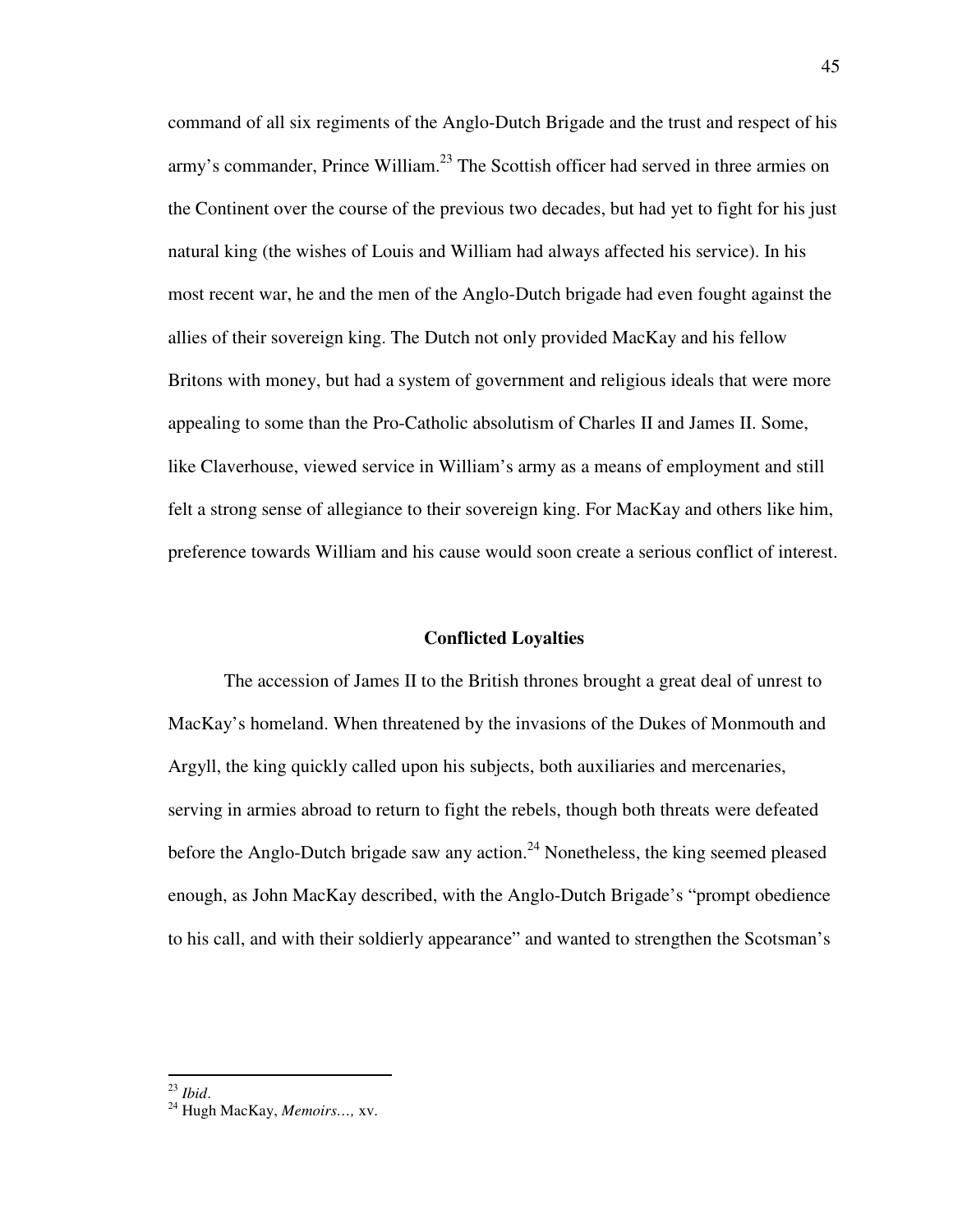command of all six regiments of the Anglo-Dutch Brigade and the trust and respect of his army's commander, Prince William.[23] The Scottish officer had served in three armies on the Continent over the course of the previous two decades, but had yet to fight for his just natural king (the wishes of Louis and William had always affected his service). In his most recent war, he and the men of the Anglo-Dutch brigade had even fought against the allies of their sovereign king. The Dutch not only provided MacKay and his fellow Britons with money, but had a system of government and religious ideals that were more appealing to some than the Pro-Catholic absolutism of Charles II and James II. Some, like Claverhouse, viewed service in William's army as a means of employment and still felt a strong sense of allegiance to their sovereign king. For MacKay and others like him, preference towards William and his cause would soon create a serious conflict of interest.

## Conflicted Loyalties

The accession of James II to the British thrones brought a great deal of unrest to MacKay's homeland. When threatened by the invasions of the Dukes of Monmouth and Argyll, the king quickly called upon his subjects, both auxiliaries and mercenaries, serving in armies abroad to return to fight the rebels, though both threats were defeated before the Anglo-Dutch brigade saw any action.[24] Nonetheless, the king seemed pleased enough, as John MacKay described, with the Anglo-Dutch Brigade's "prompt obedience to his call, and with their soldierly appearance" and wanted to strengthen the Scotsman's

---

[23] *Ibid*.

[24] Hugh MacKay, *Memoirs…,* xv.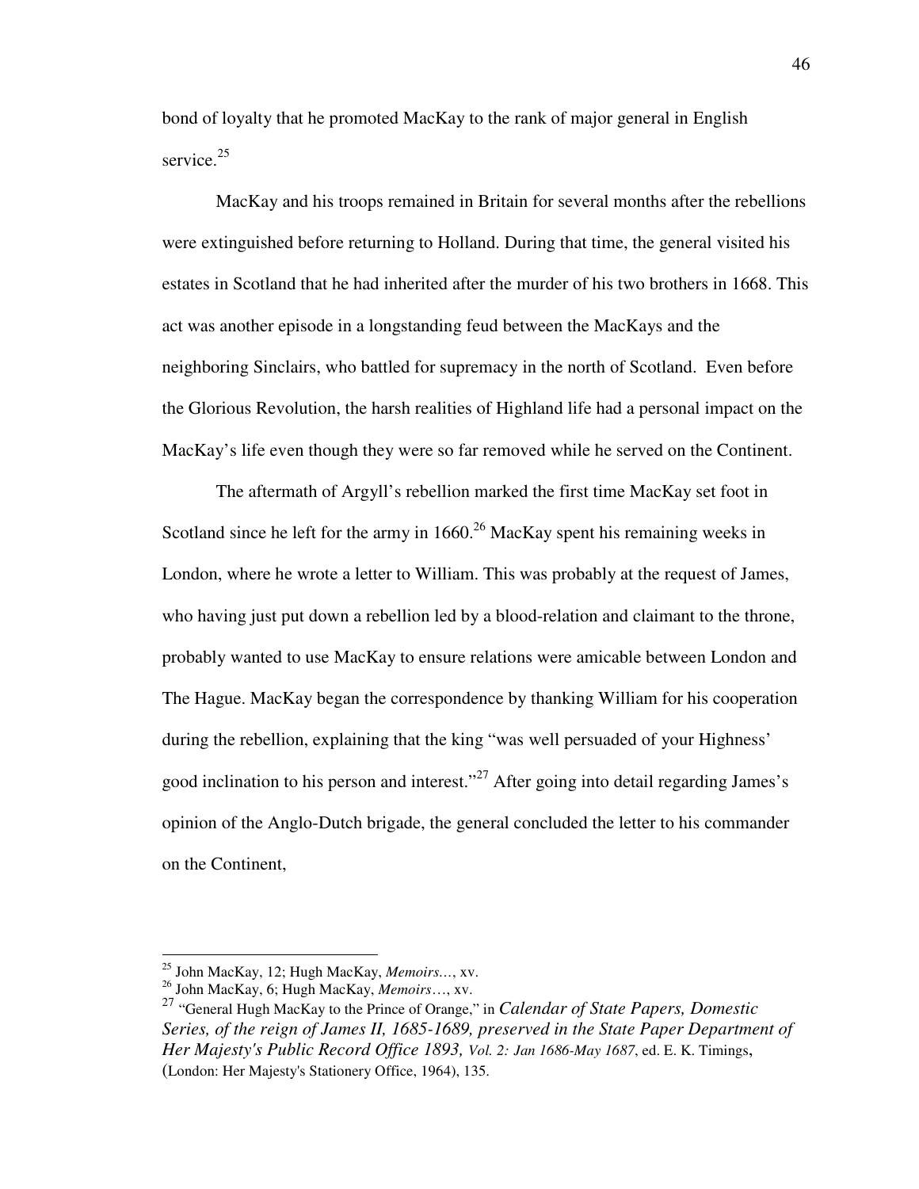bond of loyalty that he promoted MacKay to the rank of major general in English service.[25]

MacKay and his troops remained in Britain for several months after the rebellions were extinguished before returning to Holland. During that time, the general visited his estates in Scotland that he had inherited after the murder of his two brothers in 1668. This act was another episode in a longstanding feud between the MacKays and the neighboring Sinclairs, who battled for supremacy in the north of Scotland. Even before the Glorious Revolution, the harsh realities of Highland life had a personal impact on the MacKay's life even though they were so far removed while he served on the Continent.

The aftermath of Argyll's rebellion marked the first time MacKay set foot in Scotland since he left for the army in 1660.[26] MacKay spent his remaining weeks in London, where he wrote a letter to William. This was probably at the request of James, who having just put down a rebellion led by a blood-relation and claimant to the throne, probably wanted to use MacKay to ensure relations were amicable between London and The Hague. MacKay began the correspondence by thanking William for his cooperation during the rebellion, explaining that the king "was well persuaded of your Highness' good inclination to his person and interest."[27] After going into detail regarding James's opinion of the Anglo-Dutch brigade, the general concluded the letter to his commander on the Continent,

---

[25] John MacKay, 12; Hugh MacKay, *Memoirs…*, xv.

[26] John MacKay, 6; Hugh MacKay, *Memoirs…*, xv.

[27] "General Hugh MacKay to the Prince of Orange," in *Calendar of State Papers, Domestic Series, of the reign of James II, 1685-1689, preserved in the State Paper Department of Her Majesty's Public Record Office 1893, Vol. 2: Jan 1686-May 1687*, ed. E. K. Timings, (London: Her Majesty's Stationery Office, 1964), 135.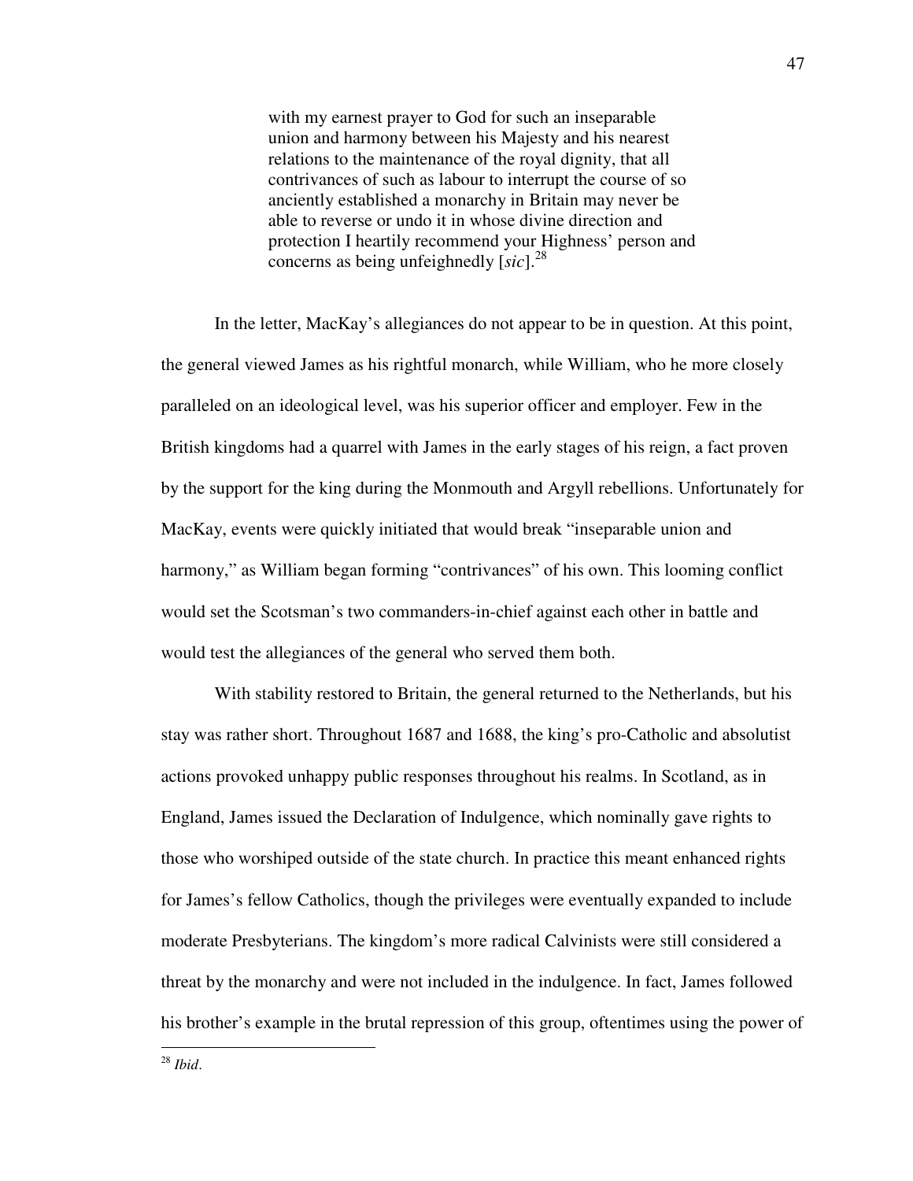> with my earnest prayer to God for such an inseparable union and harmony between his Majesty and his nearest relations to the maintenance of the royal dignity, that all contrivances of such as labour to interrupt the course of so anciently established a monarchy in Britain may never be able to reverse or undo it in whose divine direction and protection I heartily recommend your Highness' person and concerns as being unfeighnedly [*sic*].[28]

In the letter, MacKay's allegiances do not appear to be in question. At this point, the general viewed James as his rightful monarch, while William, who he more closely paralleled on an ideological level, was his superior officer and employer. Few in the British kingdoms had a quarrel with James in the early stages of his reign, a fact proven by the support for the king during the Monmouth and Argyll rebellions. Unfortunately for MacKay, events were quickly initiated that would break "inseparable union and harmony," as William began forming "contrivances" of his own. This looming conflict would set the Scotsman's two commanders-in-chief against each other in battle and would test the allegiances of the general who served them both.

With stability restored to Britain, the general returned to the Netherlands, but his stay was rather short. Throughout 1687 and 1688, the king's pro-Catholic and absolutist actions provoked unhappy public responses throughout his realms. In Scotland, as in England, James issued the Declaration of Indulgence, which nominally gave rights to those who worshiped outside of the state church. In practice this meant enhanced rights for James's fellow Catholics, though the privileges were eventually expanded to include moderate Presbyterians. The kingdom's more radical Calvinists were still considered a threat by the monarchy and were not included in the indulgence. In fact, James followed his brother's example in the brutal repression of this group, oftentimes using the power of

---

[28] *Ibid*.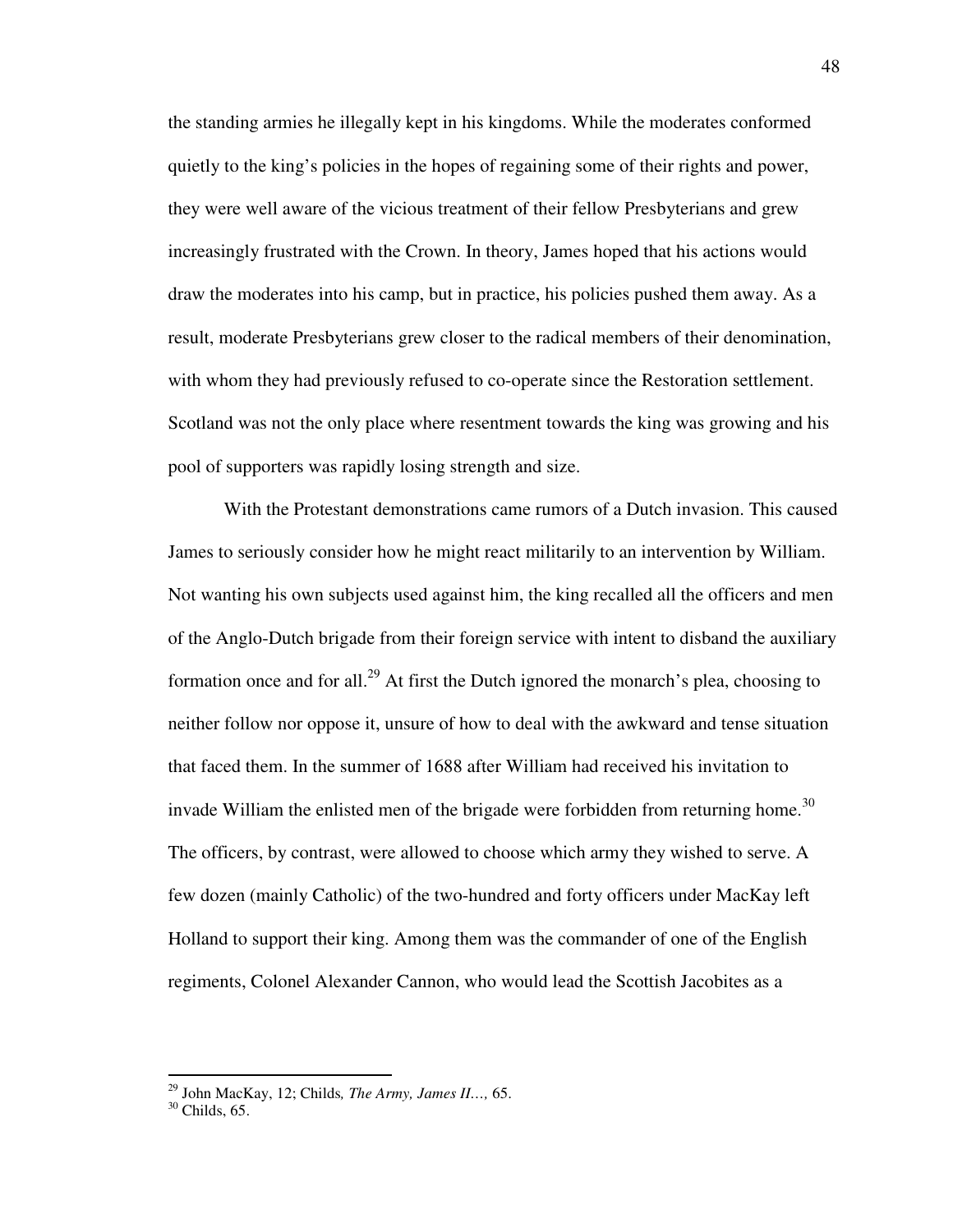the standing armies he illegally kept in his kingdoms. While the moderates conformed quietly to the king's policies in the hopes of regaining some of their rights and power, they were well aware of the vicious treatment of their fellow Presbyterians and grew increasingly frustrated with the Crown. In theory, James hoped that his actions would draw the moderates into his camp, but in practice, his policies pushed them away. As a result, moderate Presbyterians grew closer to the radical members of their denomination, with whom they had previously refused to co-operate since the Restoration settlement. Scotland was not the only place where resentment towards the king was growing and his pool of supporters was rapidly losing strength and size.

With the Protestant demonstrations came rumors of a Dutch invasion. This caused James to seriously consider how he might react militarily to an intervention by William. Not wanting his own subjects used against him, the king recalled all the officers and men of the Anglo-Dutch brigade from their foreign service with intent to disband the auxiliary formation once and for all.[29] At first the Dutch ignored the monarch's plea, choosing to neither follow nor oppose it, unsure of how to deal with the awkward and tense situation that faced them. In the summer of 1688 after William had received his invitation to invade William the enlisted men of the brigade were forbidden from returning home.[30] The officers, by contrast, were allowed to choose which army they wished to serve. A few dozen (mainly Catholic) of the two-hundred and forty officers under MacKay left Holland to support their king. Among them was the commander of one of the English regiments, Colonel Alexander Cannon, who would lead the Scottish Jacobites as a

---

[29] John MacKay, 12; Childs, *The Army, James II…,* 65.

[30] Childs, 65.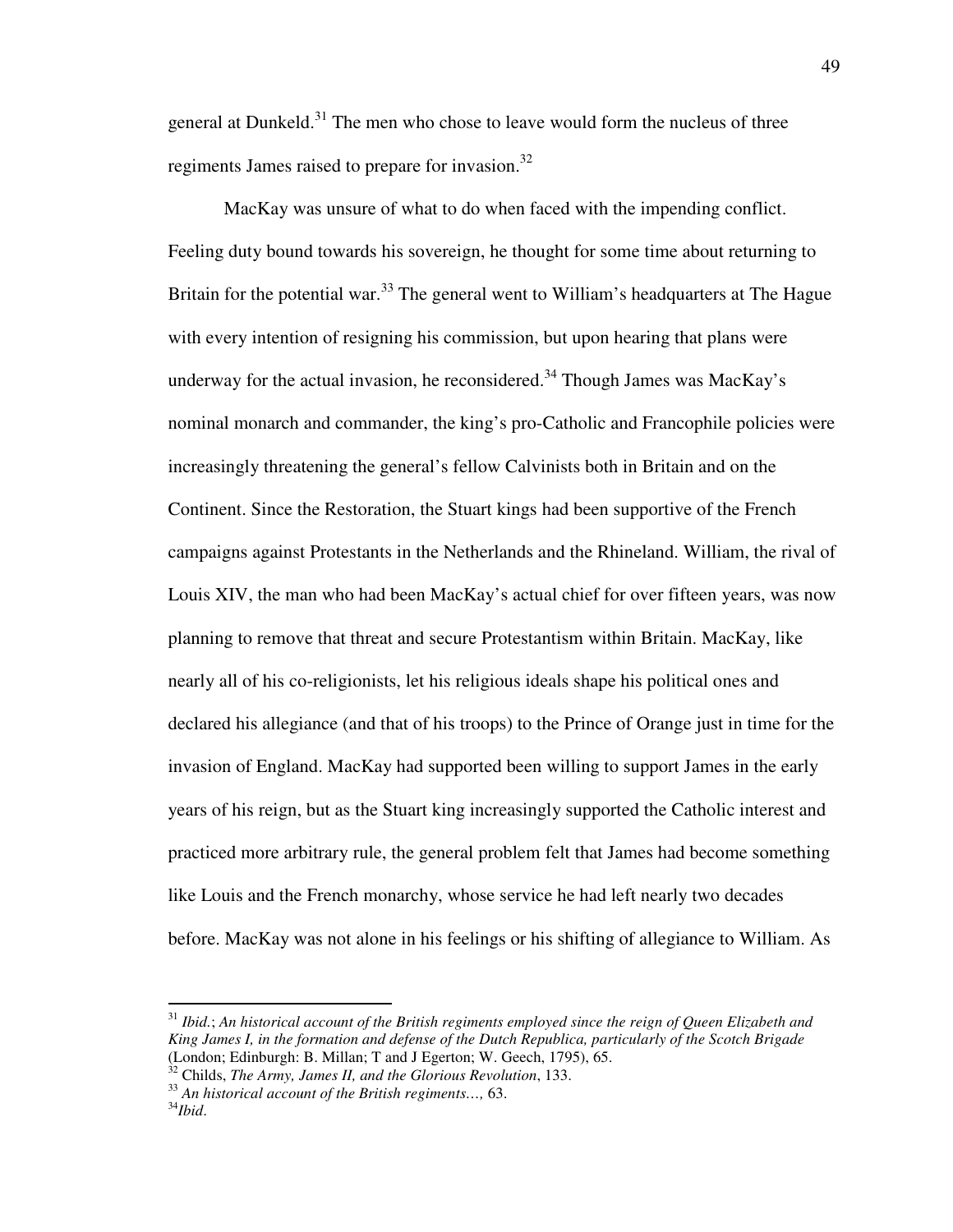general at Dunkeld.[31] The men who chose to leave would form the nucleus of three regiments James raised to prepare for invasion.[32]

MacKay was unsure of what to do when faced with the impending conflict. Feeling duty bound towards his sovereign, he thought for some time about returning to Britain for the potential war.[33] The general went to William's headquarters at The Hague with every intention of resigning his commission, but upon hearing that plans were underway for the actual invasion, he reconsidered.[34] Though James was MacKay's nominal monarch and commander, the king's pro-Catholic and Francophile policies were increasingly threatening the general's fellow Calvinists both in Britain and on the Continent. Since the Restoration, the Stuart kings had been supportive of the French campaigns against Protestants in the Netherlands and the Rhineland. William, the rival of Louis XIV, the man who had been MacKay's actual chief for over fifteen years, was now planning to remove that threat and secure Protestantism within Britain. MacKay, like nearly all of his co-religionists, let his religious ideals shape his political ones and declared his allegiance (and that of his troops) to the Prince of Orange just in time for the invasion of England. MacKay had supported been willing to support James in the early years of his reign, but as the Stuart king increasingly supported the Catholic interest and practiced more arbitrary rule, the general problem felt that James had become something like Louis and the French monarchy, whose service he had left nearly two decades before. MacKay was not alone in his feelings or his shifting of allegiance to William. As

---

[31] *Ibid.*; *An historical account of the British regiments employed since the reign of Queen Elizabeth and King James I, in the formation and defense of the Dutch Republica, particularly of the Scotch Brigade* (London; Edinburgh: B. Millan; T and J Egerton; W. Geech, 1795), 65.

[32] Childs, *The Army, James II, and the Glorious Revolution*, 133.

[33] *An historical account of the British regiments…,* 63.

[34] *Ibid.*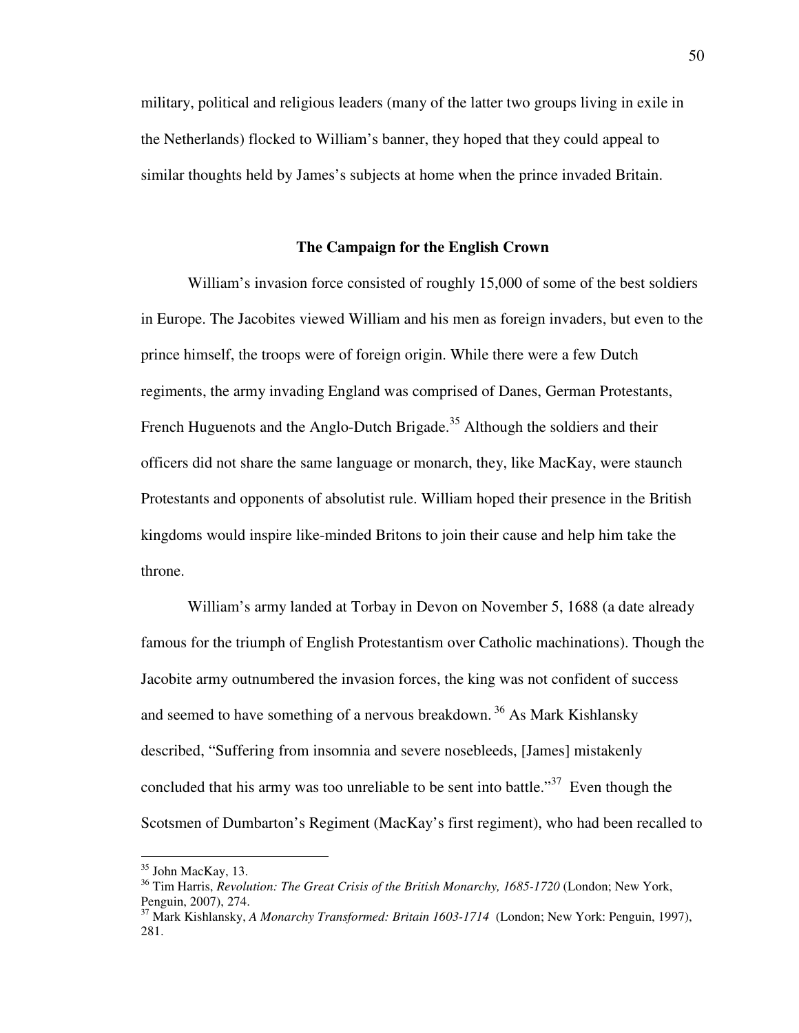military, political and religious leaders (many of the latter two groups living in exile in the Netherlands) flocked to William's banner, they hoped that they could appeal to similar thoughts held by James's subjects at home when the prince invaded Britain.

## The Campaign for the English Crown

William's invasion force consisted of roughly 15,000 of some of the best soldiers in Europe. The Jacobites viewed William and his men as foreign invaders, but even to the prince himself, the troops were of foreign origin. While there were a few Dutch regiments, the army invading England was comprised of Danes, German Protestants, French Huguenots and the Anglo-Dutch Brigade.[35] Although the soldiers and their officers did not share the same language or monarch, they, like MacKay, were staunch Protestants and opponents of absolutist rule. William hoped their presence in the British kingdoms would inspire like-minded Britons to join their cause and help him take the throne.

William's army landed at Torbay in Devon on November 5, 1688 (a date already famous for the triumph of English Protestantism over Catholic machinations). Though the Jacobite army outnumbered the invasion forces, the king was not confident of success and seemed to have something of a nervous breakdown.[36] As Mark Kishlansky described, "Suffering from insomnia and severe nosebleeds, [James] mistakenly concluded that his army was too unreliable to be sent into battle."[37] Even though the Scotsmen of Dumbarton's Regiment (MacKay's first regiment), who had been recalled to

---

[35] John MacKay, 13.

[36] Tim Harris, *Revolution: The Great Crisis of the British Monarchy, 1685-1720* (London; New York, Penguin, 2007), 274.

[37] Mark Kishlansky, *A Monarchy Transformed: Britain 1603-1714* (London; New York: Penguin, 1997), 281.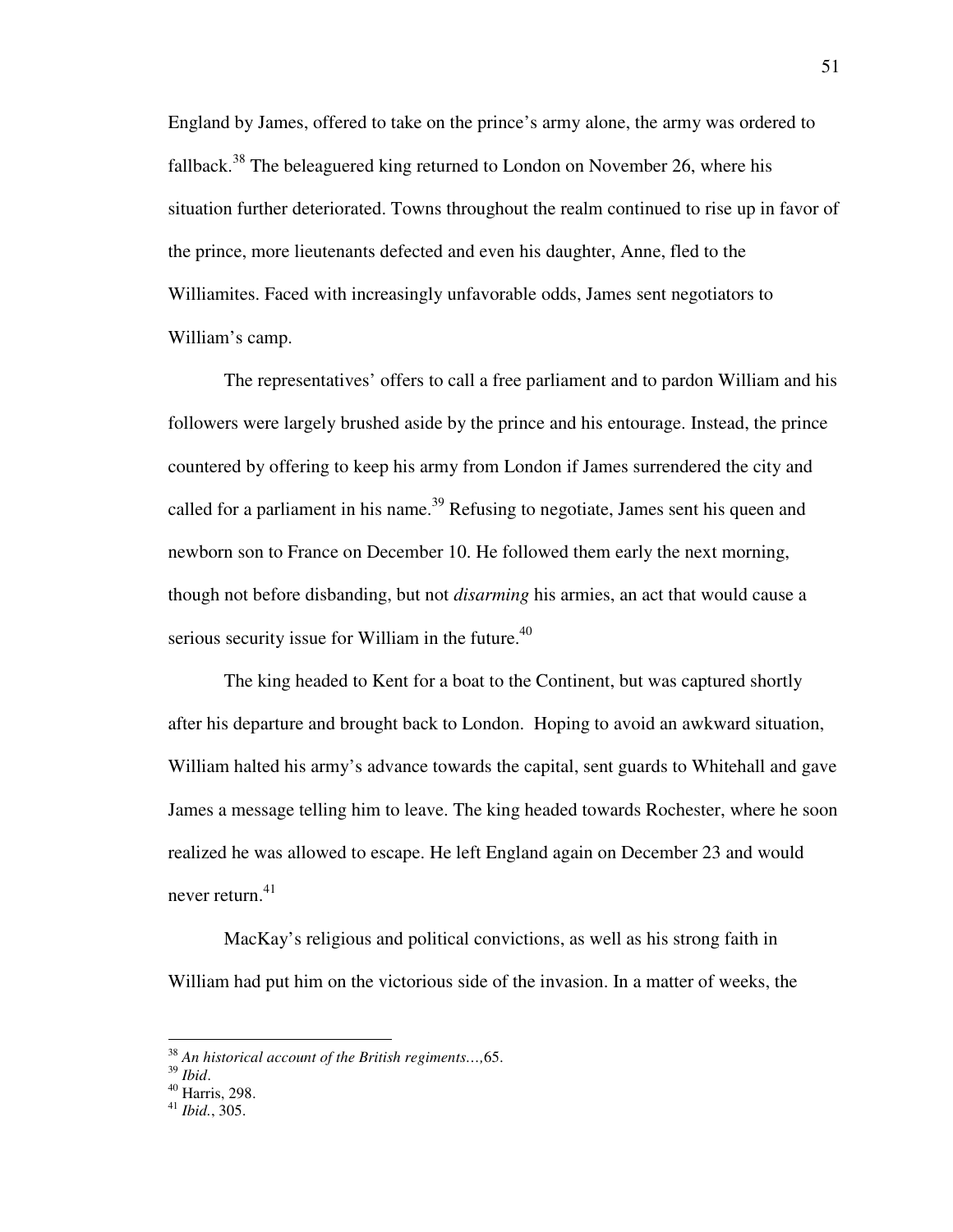England by James, offered to take on the prince's army alone, the army was ordered to fallback.[38] The beleaguered king returned to London on November 26, where his situation further deteriorated. Towns throughout the realm continued to rise up in favor of the prince, more lieutenants defected and even his daughter, Anne, fled to the Williamites. Faced with increasingly unfavorable odds, James sent negotiators to William's camp.

The representatives' offers to call a free parliament and to pardon William and his followers were largely brushed aside by the prince and his entourage. Instead, the prince countered by offering to keep his army from London if James surrendered the city and called for a parliament in his name.[39] Refusing to negotiate, James sent his queen and newborn son to France on December 10. He followed them early the next morning, though not before disbanding, but not *disarming* his armies, an act that would cause a serious security issue for William in the future.[40]

The king headed to Kent for a boat to the Continent, but was captured shortly after his departure and brought back to London. Hoping to avoid an awkward situation, William halted his army's advance towards the capital, sent guards to Whitehall and gave James a message telling him to leave. The king headed towards Rochester, where he soon realized he was allowed to escape. He left England again on December 23 and would never return.[41]

MacKay's religious and political convictions, as well as his strong faith in William had put him on the victorious side of the invasion. In a matter of weeks, the

---

[38] *An historical account of the British regiments…*,65.

[39] *Ibid*.

[40] Harris, 298.

[41] *Ibid.*, 305.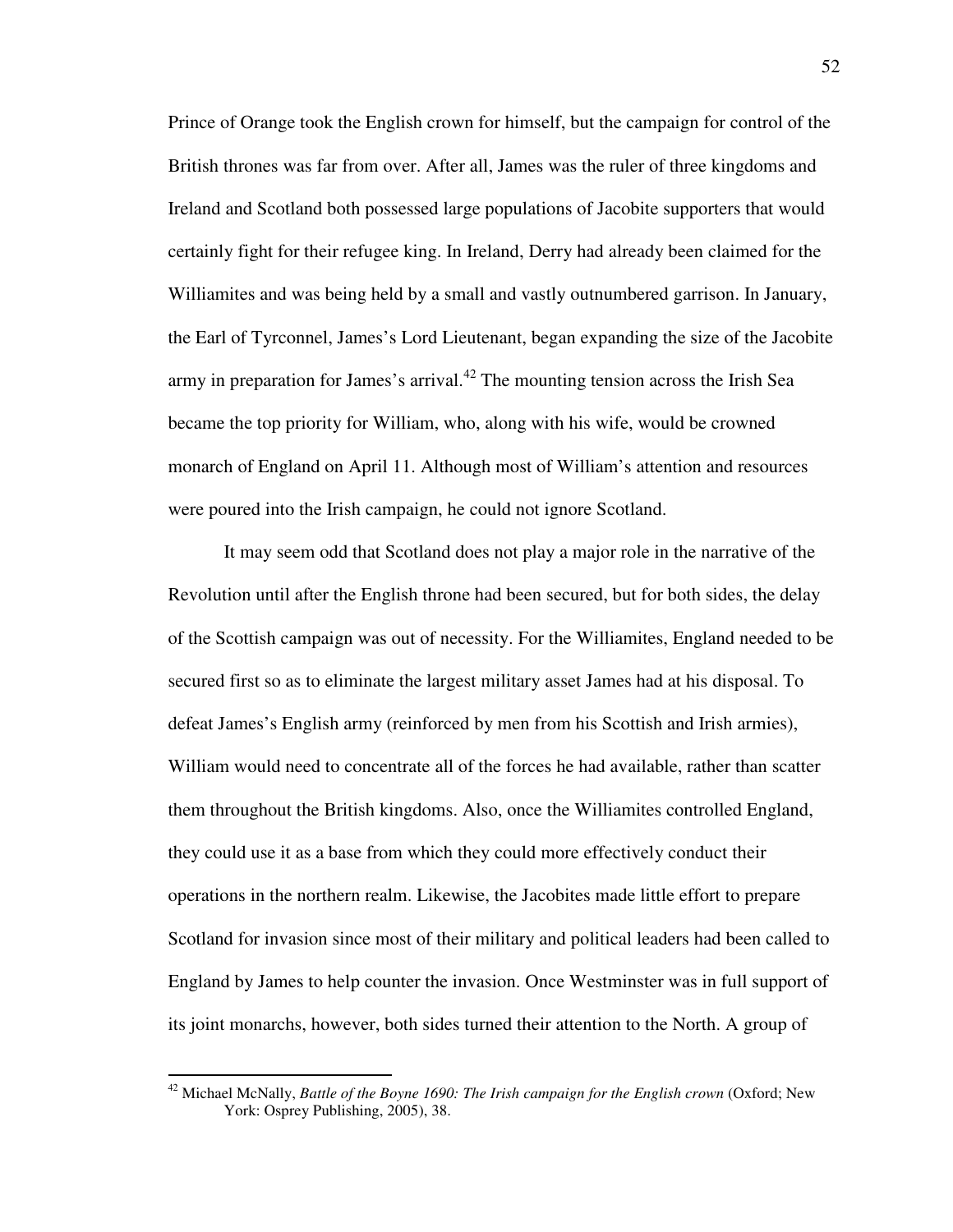Prince of Orange took the English crown for himself, but the campaign for control of the British thrones was far from over. After all, James was the ruler of three kingdoms and Ireland and Scotland both possessed large populations of Jacobite supporters that would certainly fight for their refugee king. In Ireland, Derry had already been claimed for the Williamites and was being held by a small and vastly outnumbered garrison. In January, the Earl of Tyrconnel, James's Lord Lieutenant, began expanding the size of the Jacobite army in preparation for James's arrival.[42] The mounting tension across the Irish Sea became the top priority for William, who, along with his wife, would be crowned monarch of England on April 11. Although most of William's attention and resources were poured into the Irish campaign, he could not ignore Scotland.

It may seem odd that Scotland does not play a major role in the narrative of the Revolution until after the English throne had been secured, but for both sides, the delay of the Scottish campaign was out of necessity. For the Williamites, England needed to be secured first so as to eliminate the largest military asset James had at his disposal. To defeat James's English army (reinforced by men from his Scottish and Irish armies), William would need to concentrate all of the forces he had available, rather than scatter them throughout the British kingdoms. Also, once the Williamites controlled England, they could use it as a base from which they could more effectively conduct their operations in the northern realm. Likewise, the Jacobites made little effort to prepare Scotland for invasion since most of their military and political leaders had been called to England by James to help counter the invasion. Once Westminster was in full support of its joint monarchs, however, both sides turned their attention to the North. A group of

[42] Michael McNally, *Battle of the Boyne 1690: The Irish campaign for the English crown* (Oxford; New York: Osprey Publishing, 2005), 38.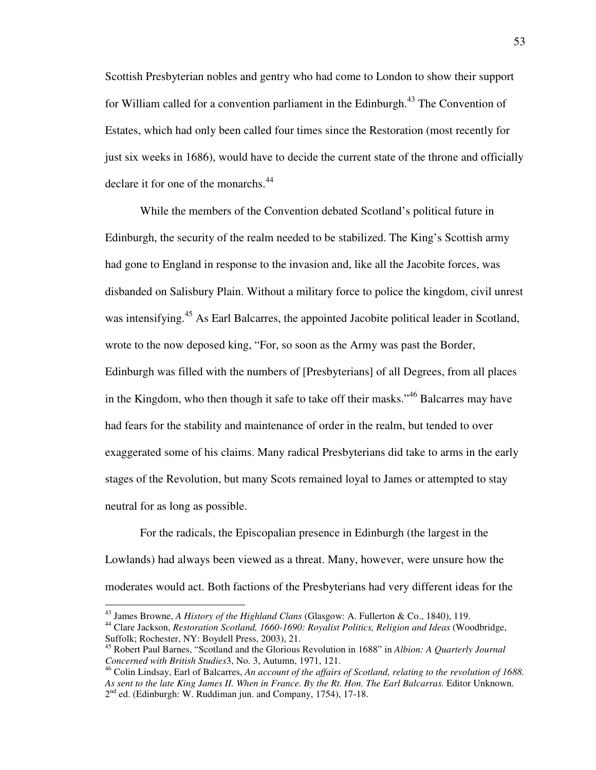Scottish Presbyterian nobles and gentry who had come to London to show their support for William called for a convention parliament in the Edinburgh.[43] The Convention of Estates, which had only been called four times since the Restoration (most recently for just six weeks in 1686), would have to decide the current state of the throne and officially declare it for one of the monarchs.[44]

While the members of the Convention debated Scotland's political future in Edinburgh, the security of the realm needed to be stabilized. The King's Scottish army had gone to England in response to the invasion and, like all the Jacobite forces, was disbanded on Salisbury Plain. Without a military force to police the kingdom, civil unrest was intensifying.[45] As Earl Balcarres, the appointed Jacobite political leader in Scotland, wrote to the now deposed king, "For, so soon as the Army was past the Border, Edinburgh was filled with the numbers of [Presbyterians] of all Degrees, from all places in the Kingdom, who then though it safe to take off their masks."[46] Balcarres may have had fears for the stability and maintenance of order in the realm, but tended to over exaggerated some of his claims. Many radical Presbyterians did take to arms in the early stages of the Revolution, but many Scots remained loyal to James or attempted to stay neutral for as long as possible.

For the radicals, the Episcopalian presence in Edinburgh (the largest in the Lowlands) had always been viewed as a threat. Many, however, were unsure how the moderates would act. Both factions of the Presbyterians had very different ideas for the

---

[43] James Browne, *A History of the Highland Clans* (Glasgow: A. Fullerton & Co., 1840), 119.

[44] Clare Jackson, *Restoration Scotland, 1660-1690: Royalist Politics, Religion and Ideas* (Woodbridge, Suffolk; Rochester, NY: Boydell Press, 2003), 21.

[45] Robert Paul Barnes, "Scotland and the Glorious Revolution in 1688" in *Albion: A Quarterly Journal Concerned with British Studies*3, No. 3, Autumn, 1971, 121.

[46] Colin Lindsay, Earl of Balcarres, *An account of the affairs of Scotland, relating to the revolution of 1688. As sent to the late King James II. When in France. By the Rt. Hon. The Earl Balcarras.* Editor Unknown. 2nd ed. (Edinburgh: W. Ruddiman jun. and Company, 1754), 17-18.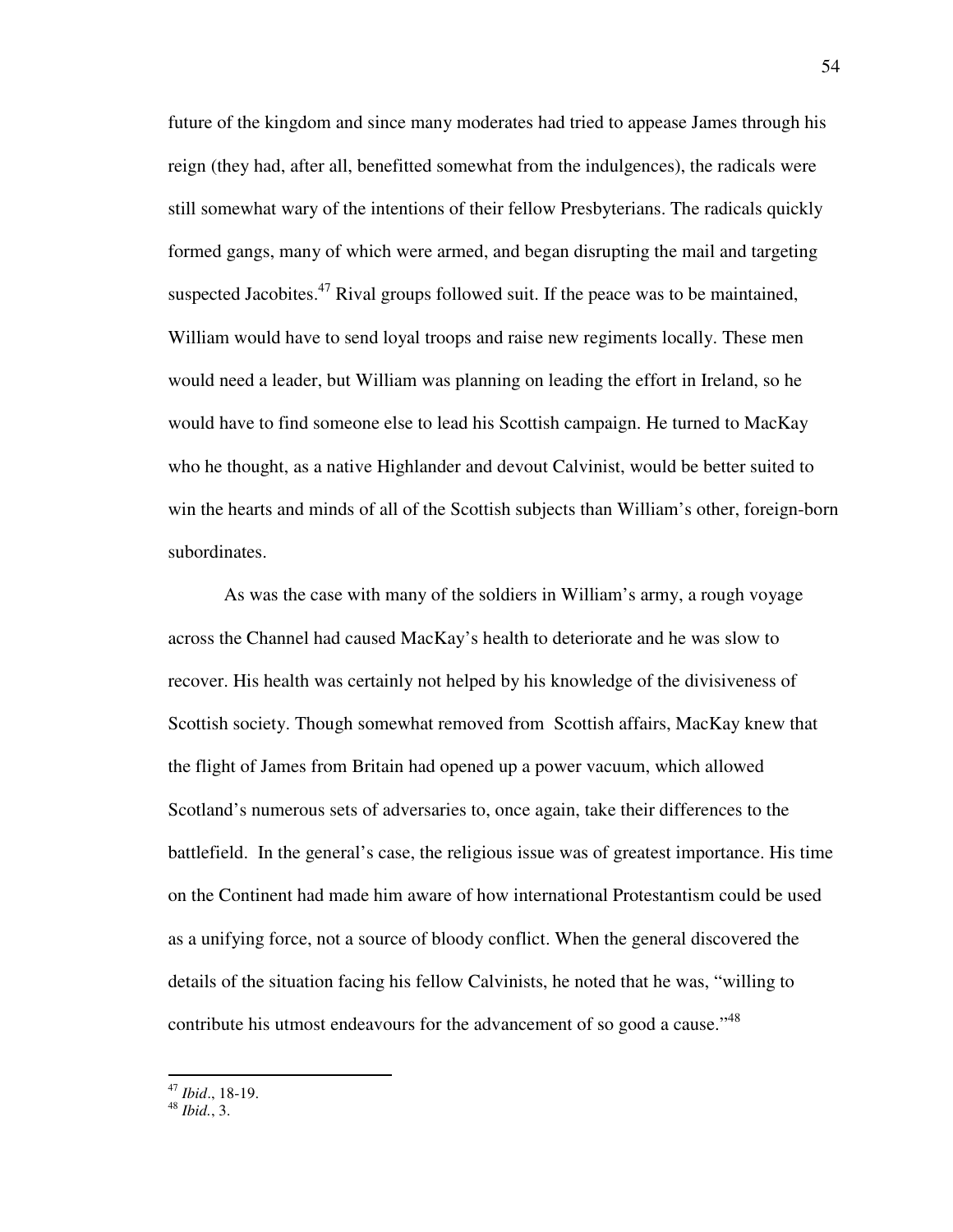future of the kingdom and since many moderates had tried to appease James through his reign (they had, after all, benefitted somewhat from the indulgences), the radicals were still somewhat wary of the intentions of their fellow Presbyterians. The radicals quickly formed gangs, many of which were armed, and began disrupting the mail and targeting suspected Jacobites.[47] Rival groups followed suit. If the peace was to be maintained, William would have to send loyal troops and raise new regiments locally. These men would need a leader, but William was planning on leading the effort in Ireland, so he would have to find someone else to lead his Scottish campaign. He turned to MacKay who he thought, as a native Highlander and devout Calvinist, would be better suited to win the hearts and minds of all of the Scottish subjects than William's other, foreign-born subordinates.

As was the case with many of the soldiers in William's army, a rough voyage across the Channel had caused MacKay's health to deteriorate and he was slow to recover. His health was certainly not helped by his knowledge of the divisiveness of Scottish society. Though somewhat removed from Scottish affairs, MacKay knew that the flight of James from Britain had opened up a power vacuum, which allowed Scotland's numerous sets of adversaries to, once again, take their differences to the battlefield. In the general's case, the religious issue was of greatest importance. His time on the Continent had made him aware of how international Protestantism could be used as a unifying force, not a source of bloody conflict. When the general discovered the details of the situation facing his fellow Calvinists, he noted that he was, "willing to contribute his utmost endeavours for the advancement of so good a cause."[48]

---

[47] *Ibid*., 18-19.

[48] *Ibid.*, 3.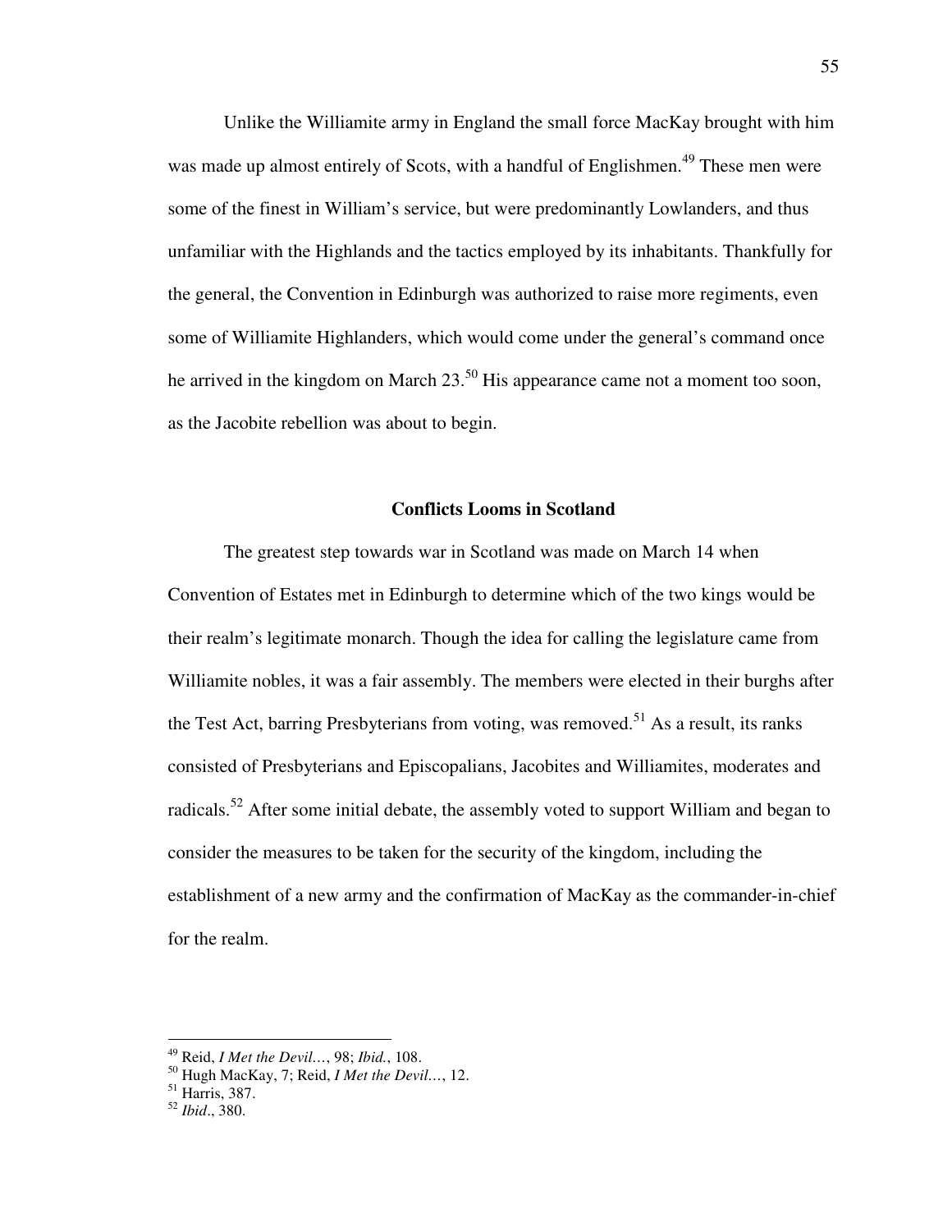Unlike the Williamite army in England the small force MacKay brought with him was made up almost entirely of Scots, with a handful of Englishmen.[49] These men were some of the finest in William's service, but were predominantly Lowlanders, and thus unfamiliar with the Highlands and the tactics employed by its inhabitants. Thankfully for the general, the Convention in Edinburgh was authorized to raise more regiments, even some of Williamite Highlanders, which would come under the general's command once he arrived in the kingdom on March 23.[50] His appearance came not a moment too soon, as the Jacobite rebellion was about to begin.

### Conflicts Looms in Scotland

The greatest step towards war in Scotland was made on March 14 when Convention of Estates met in Edinburgh to determine which of the two kings would be their realm's legitimate monarch. Though the idea for calling the legislature came from Williamite nobles, it was a fair assembly. The members were elected in their burghs after the Test Act, barring Presbyterians from voting, was removed.[51] As a result, its ranks consisted of Presbyterians and Episcopalians, Jacobites and Williamites, moderates and radicals.[52] After some initial debate, the assembly voted to support William and began to consider the measures to be taken for the security of the kingdom, including the establishment of a new army and the confirmation of MacKay as the commander-in-chief for the realm.

---

[49] Reid, *I Met the Devil…*, 98; *Ibid.*, 108.
[50] Hugh MacKay, 7; Reid, *I Met the Devil…*, 12.
[51] Harris, 387.
[52] *Ibid*., 380.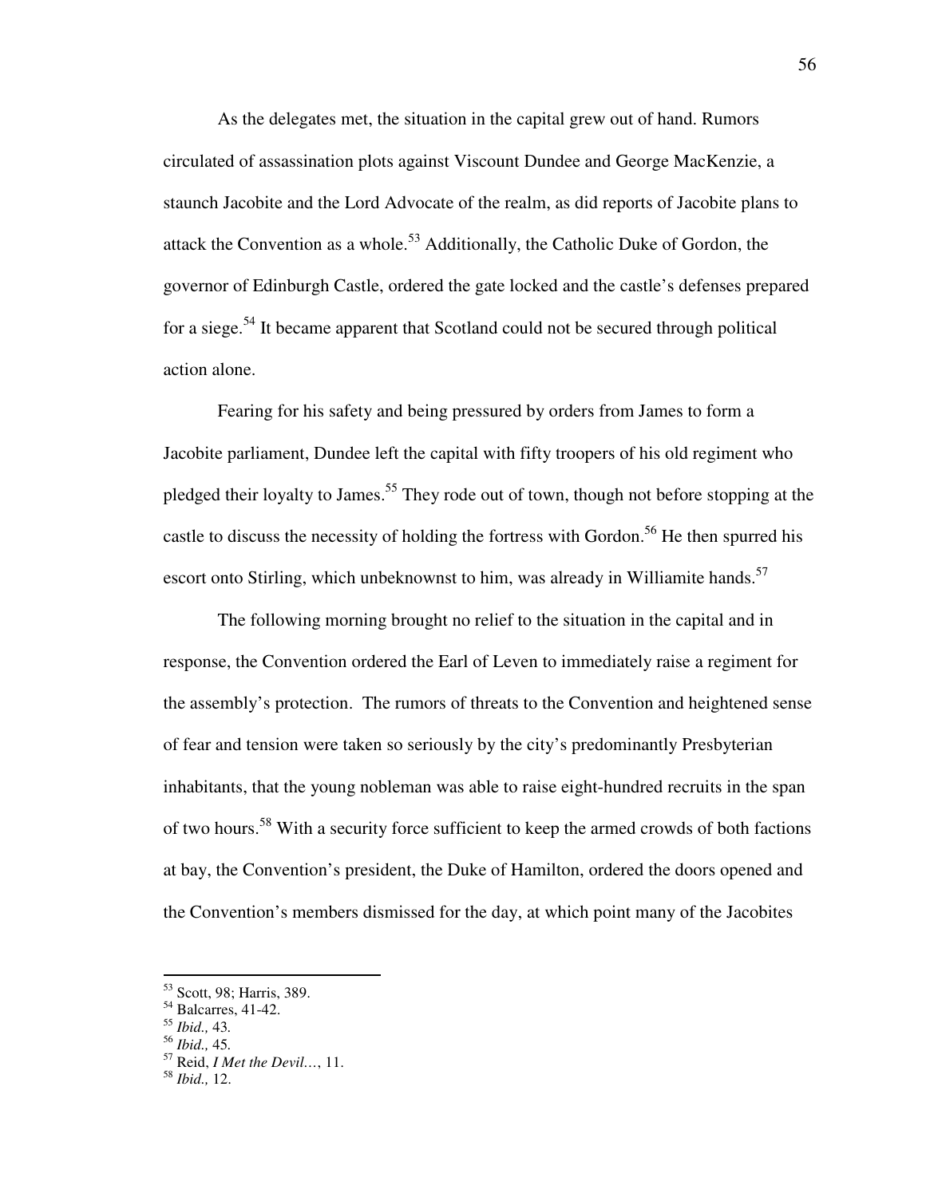As the delegates met, the situation in the capital grew out of hand. Rumors circulated of assassination plots against Viscount Dundee and George MacKenzie, a staunch Jacobite and the Lord Advocate of the realm, as did reports of Jacobite plans to attack the Convention as a whole.[53] Additionally, the Catholic Duke of Gordon, the governor of Edinburgh Castle, ordered the gate locked and the castle's defenses prepared for a siege.[54] It became apparent that Scotland could not be secured through political action alone.

Fearing for his safety and being pressured by orders from James to form a Jacobite parliament, Dundee left the capital with fifty troopers of his old regiment who pledged their loyalty to James.[55] They rode out of town, though not before stopping at the castle to discuss the necessity of holding the fortress with Gordon.[56] He then spurred his escort onto Stirling, which unbeknownst to him, was already in Williamite hands.[57]

The following morning brought no relief to the situation in the capital and in response, the Convention ordered the Earl of Leven to immediately raise a regiment for the assembly's protection. The rumors of threats to the Convention and heightened sense of fear and tension were taken so seriously by the city's predominantly Presbyterian inhabitants, that the young nobleman was able to raise eight-hundred recruits in the span of two hours.[58] With a security force sufficient to keep the armed crowds of both factions at bay, the Convention's president, the Duke of Hamilton, ordered the doors opened and the Convention's members dismissed for the day, at which point many of the Jacobites

---

[53] Scott, 98; Harris, 389.
[54] Balcarres, 41-42.
[55] *Ibid.,* 43.
[56] *Ibid.,* 45.
[57] Reid, *I Met the Devil…*, 11.
[58] *Ibid.,* 12.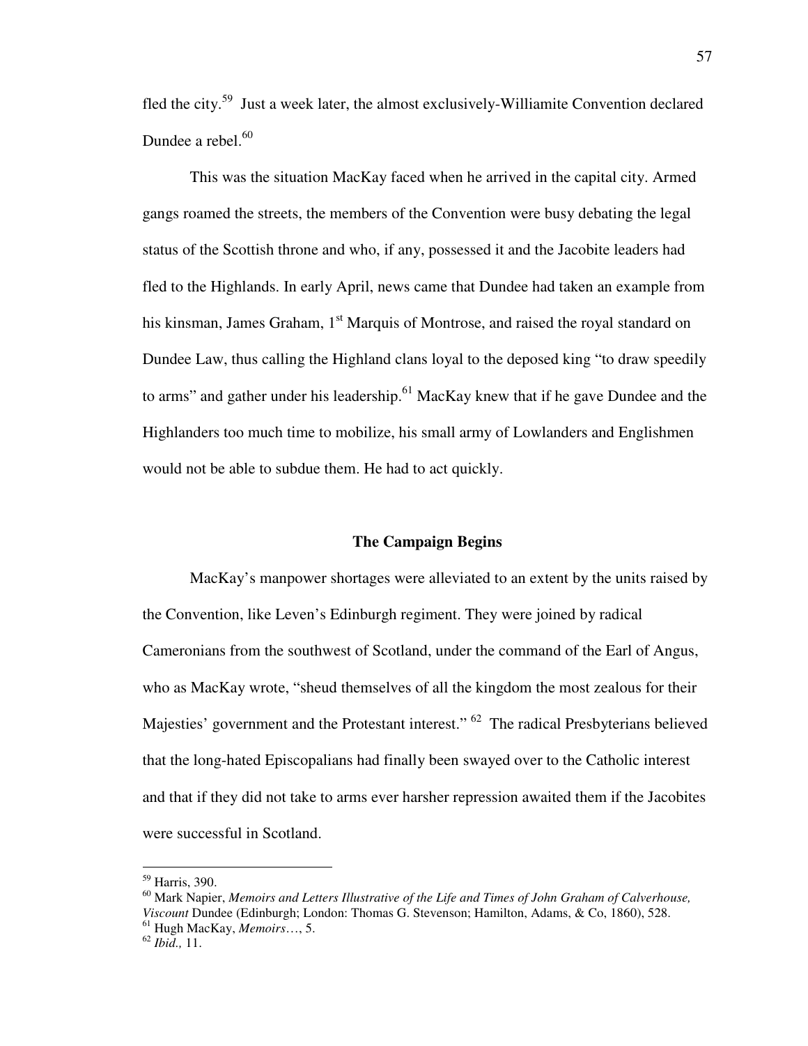fled the city.[59] Just a week later, the almost exclusively-Williamite Convention declared Dundee a rebel.[60]

This was the situation MacKay faced when he arrived in the capital city. Armed gangs roamed the streets, the members of the Convention were busy debating the legal status of the Scottish throne and who, if any, possessed it and the Jacobite leaders had fled to the Highlands. In early April, news came that Dundee had taken an example from his kinsman, James Graham, 1st Marquis of Montrose, and raised the royal standard on Dundee Law, thus calling the Highland clans loyal to the deposed king "to draw speedily to arms" and gather under his leadership.[61] MacKay knew that if he gave Dundee and the Highlanders too much time to mobilize, his small army of Lowlanders and Englishmen would not be able to subdue them. He had to act quickly.

## The Campaign Begins

MacKay's manpower shortages were alleviated to an extent by the units raised by the Convention, like Leven's Edinburgh regiment. They were joined by radical Cameronians from the southwest of Scotland, under the command of the Earl of Angus, who as MacKay wrote, "sheud themselves of all the kingdom the most zealous for their Majesties' government and the Protestant interest." [62] The radical Presbyterians believed that the long-hated Episcopalians had finally been swayed over to the Catholic interest and that if they did not take to arms ever harsher repression awaited them if the Jacobites were successful in Scotland.

---

[59] Harris, 390.

[60] Mark Napier, *Memoirs and Letters Illustrative of the Life and Times of John Graham of Calverhouse, Viscount* Dundee (Edinburgh; London: Thomas G. Stevenson; Hamilton, Adams, & Co, 1860), 528.

[61] Hugh MacKay, *Memoirs*…, 5.

[62] *Ibid.,* 11.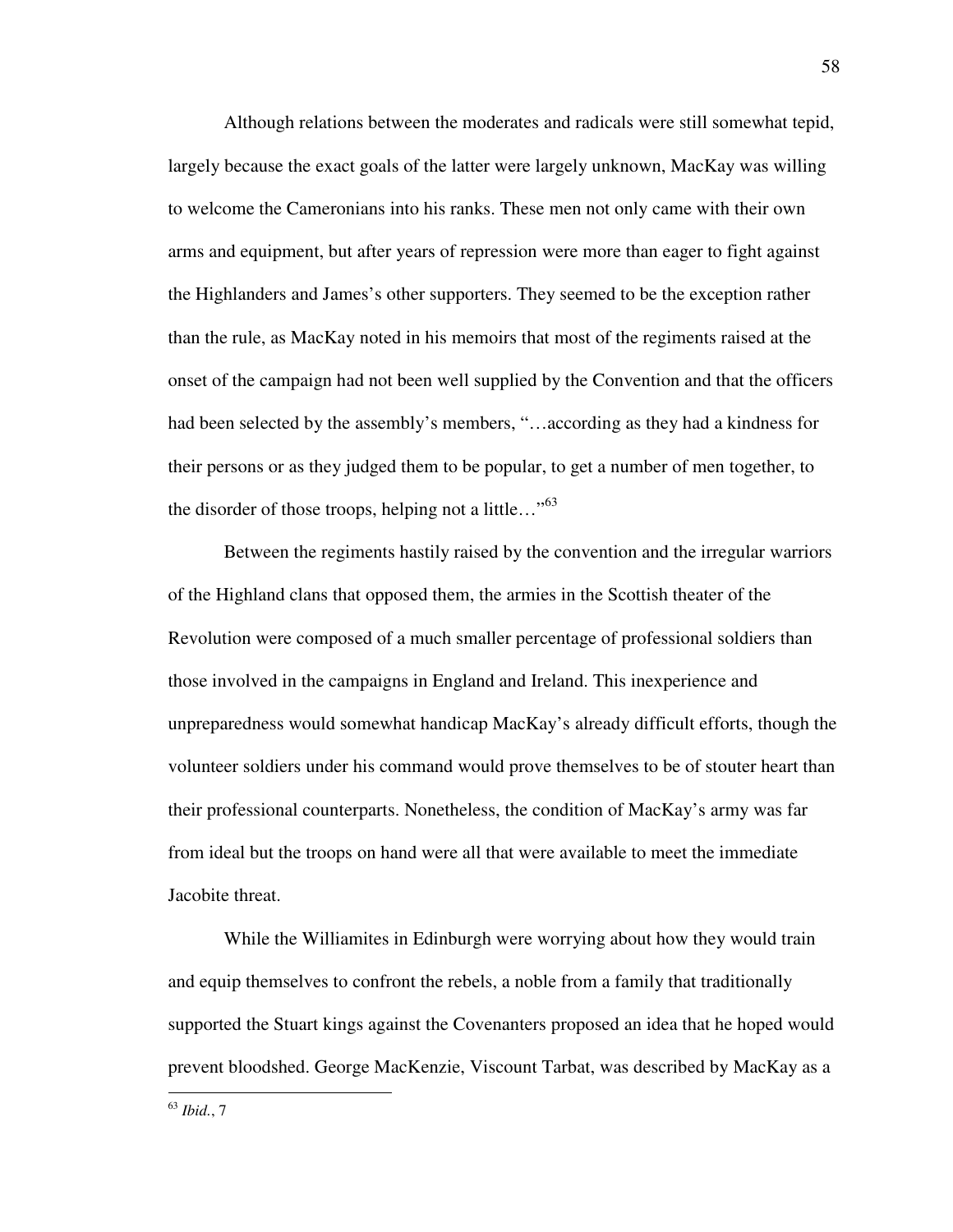Although relations between the moderates and radicals were still somewhat tepid, largely because the exact goals of the latter were largely unknown, MacKay was willing to welcome the Cameronians into his ranks. These men not only came with their own arms and equipment, but after years of repression were more than eager to fight against the Highlanders and James's other supporters. They seemed to be the exception rather than the rule, as MacKay noted in his memoirs that most of the regiments raised at the onset of the campaign had not been well supplied by the Convention and that the officers had been selected by the assembly's members, "…according as they had a kindness for their persons or as they judged them to be popular, to get a number of men together, to the disorder of those troops, helping not a little…"[63]

Between the regiments hastily raised by the convention and the irregular warriors of the Highland clans that opposed them, the armies in the Scottish theater of the Revolution were composed of a much smaller percentage of professional soldiers than those involved in the campaigns in England and Ireland. This inexperience and unpreparedness would somewhat handicap MacKay's already difficult efforts, though the volunteer soldiers under his command would prove themselves to be of stouter heart than their professional counterparts. Nonetheless, the condition of MacKay's army was far from ideal but the troops on hand were all that were available to meet the immediate Jacobite threat.

While the Williamites in Edinburgh were worrying about how they would train and equip themselves to confront the rebels, a noble from a family that traditionally supported the Stuart kings against the Covenanters proposed an idea that he hoped would prevent bloodshed. George MacKenzie, Viscount Tarbat, was described by MacKay as a

---

[63] *Ibid.*, 7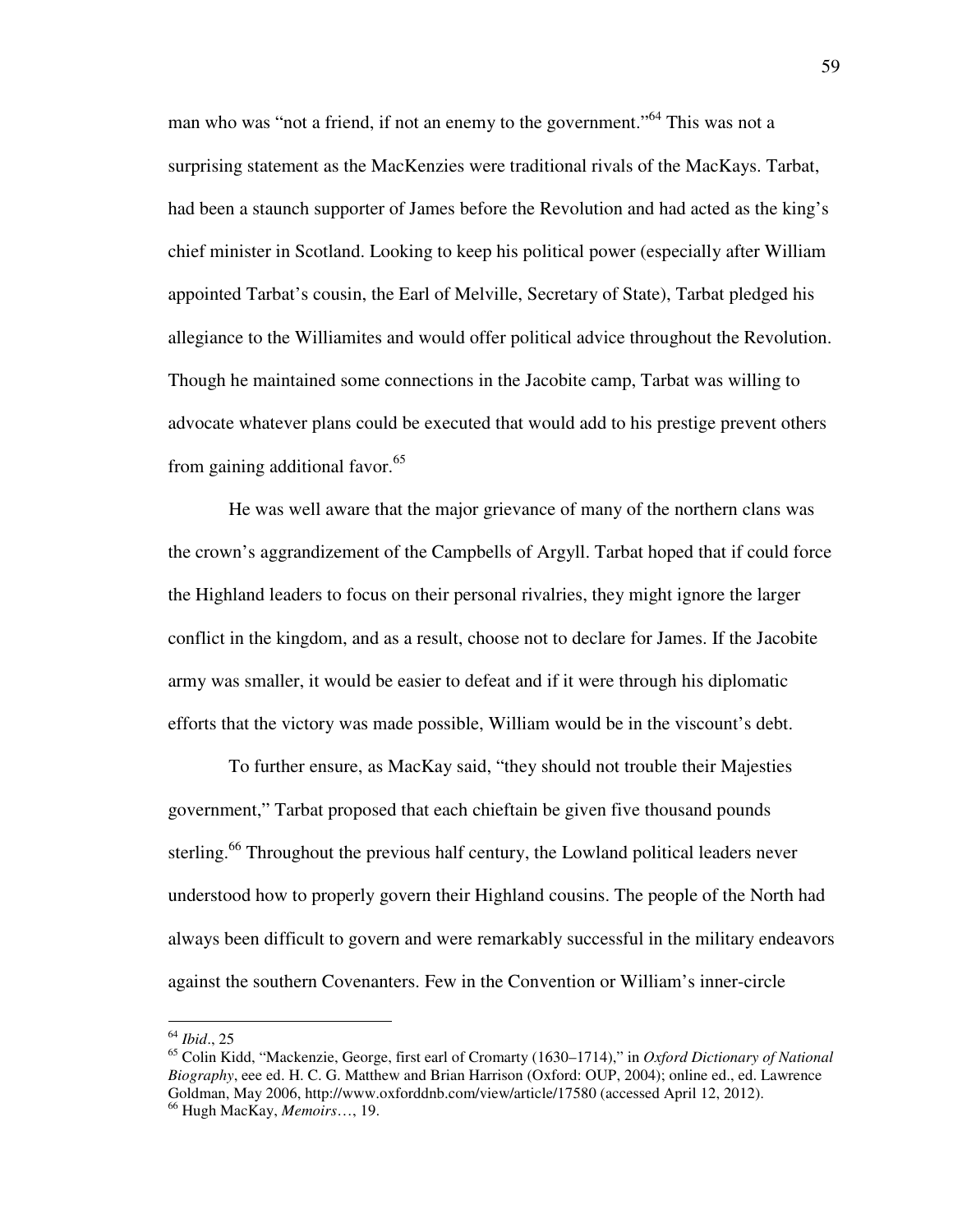man who was "not a friend, if not an enemy to the government."[64] This was not a surprising statement as the MacKenzies were traditional rivals of the MacKays. Tarbat, had been a staunch supporter of James before the Revolution and had acted as the king's chief minister in Scotland. Looking to keep his political power (especially after William appointed Tarbat's cousin, the Earl of Melville, Secretary of State), Tarbat pledged his allegiance to the Williamites and would offer political advice throughout the Revolution. Though he maintained some connections in the Jacobite camp, Tarbat was willing to advocate whatever plans could be executed that would add to his prestige prevent others from gaining additional favor.[65]

He was well aware that the major grievance of many of the northern clans was the crown's aggrandizement of the Campbells of Argyll. Tarbat hoped that if could force the Highland leaders to focus on their personal rivalries, they might ignore the larger conflict in the kingdom, and as a result, choose not to declare for James. If the Jacobite army was smaller, it would be easier to defeat and if it were through his diplomatic efforts that the victory was made possible, William would be in the viscount's debt.

To further ensure, as MacKay said, "they should not trouble their Majesties government," Tarbat proposed that each chieftain be given five thousand pounds sterling.[66] Throughout the previous half century, the Lowland political leaders never understood how to properly govern their Highland cousins. The people of the North had always been difficult to govern and were remarkably successful in the military endeavors against the southern Covenanters. Few in the Convention or William's inner-circle

---

[64] *Ibid*., 25

[65] Colin Kidd, "Mackenzie, George, first earl of Cromarty (1630–1714)," in *Oxford Dictionary of National Biography*, eee ed. H. C. G. Matthew and Brian Harrison (Oxford: OUP, 2004); online ed., ed. Lawrence Goldman, May 2006, http://www.oxforddnb.com/view/article/17580 (accessed April 12, 2012).

[66] Hugh MacKay, *Memoirs*…, 19.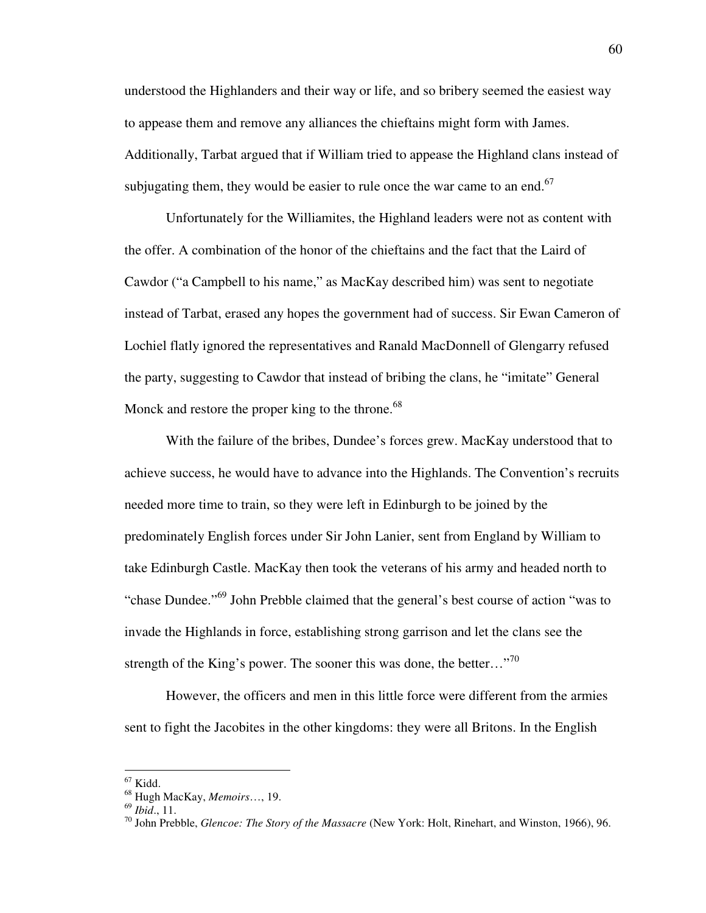understood the Highlanders and their way or life, and so bribery seemed the easiest way to appease them and remove any alliances the chieftains might form with James. Additionally, Tarbat argued that if William tried to appease the Highland clans instead of subjugating them, they would be easier to rule once the war came to an end.[67]

Unfortunately for the Williamites, the Highland leaders were not as content with the offer. A combination of the honor of the chieftains and the fact that the Laird of Cawdor ("a Campbell to his name," as MacKay described him) was sent to negotiate instead of Tarbat, erased any hopes the government had of success. Sir Ewan Cameron of Lochiel flatly ignored the representatives and Ranald MacDonnell of Glengarry refused the party, suggesting to Cawdor that instead of bribing the clans, he "imitate" General Monck and restore the proper king to the throne.[68]

With the failure of the bribes, Dundee's forces grew. MacKay understood that to achieve success, he would have to advance into the Highlands. The Convention's recruits needed more time to train, so they were left in Edinburgh to be joined by the predominately English forces under Sir John Lanier, sent from England by William to take Edinburgh Castle. MacKay then took the veterans of his army and headed north to "chase Dundee."[69] John Prebble claimed that the general's best course of action "was to invade the Highlands in force, establishing strong garrison and let the clans see the strength of the King's power. The sooner this was done, the better…"[70]

However, the officers and men in this little force were different from the armies sent to fight the Jacobites in the other kingdoms: they were all Britons. In the English

---

[67] Kidd.

[68] Hugh MacKay, *Memoirs*…, 19.

[69] *Ibid*., 11.

[70] John Prebble, *Glencoe: The Story of the Massacre* (New York: Holt, Rinehart, and Winston, 1966), 96.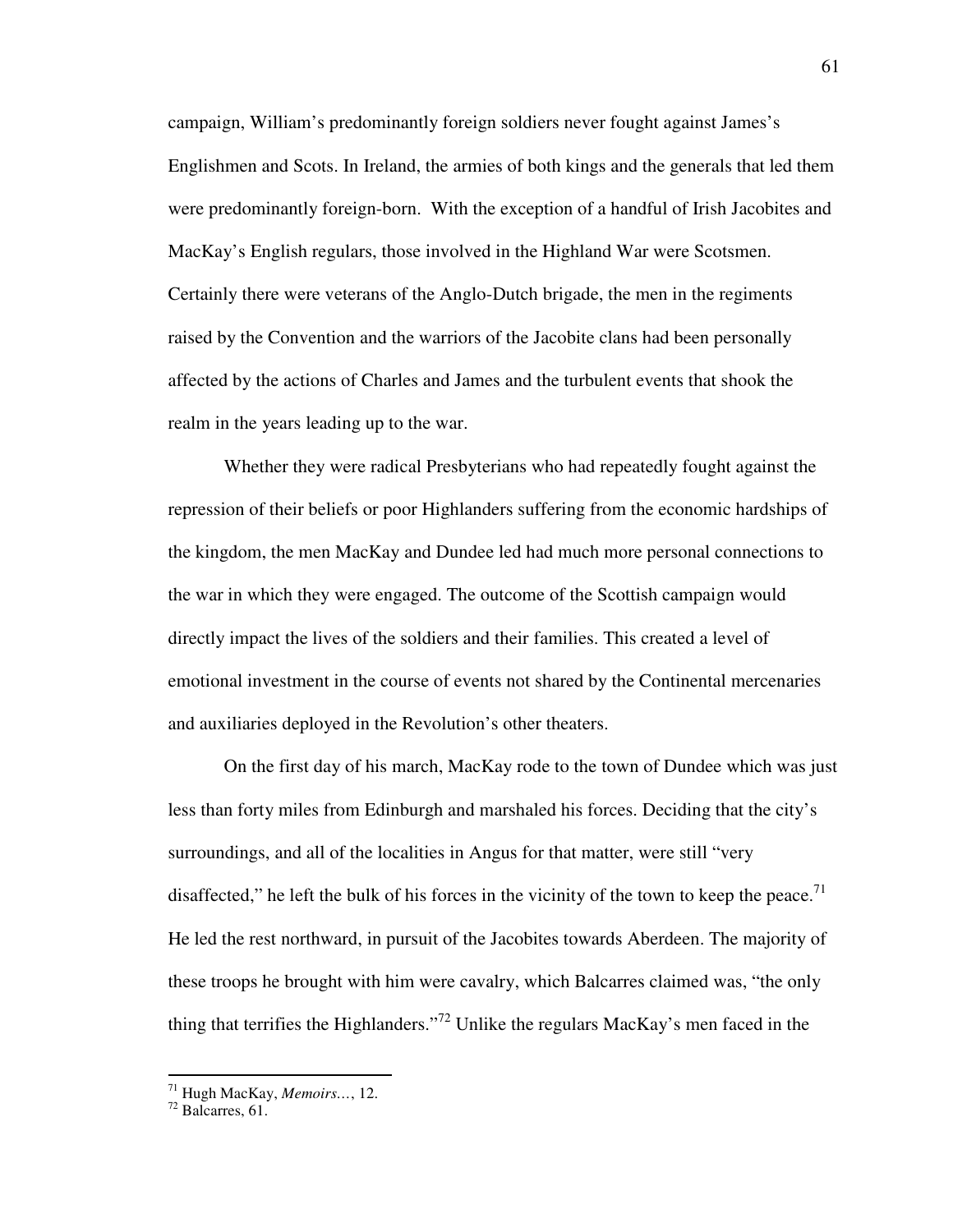campaign, William's predominantly foreign soldiers never fought against James's Englishmen and Scots. In Ireland, the armies of both kings and the generals that led them were predominantly foreign-born. With the exception of a handful of Irish Jacobites and MacKay's English regulars, those involved in the Highland War were Scotsmen. Certainly there were veterans of the Anglo-Dutch brigade, the men in the regiments raised by the Convention and the warriors of the Jacobite clans had been personally affected by the actions of Charles and James and the turbulent events that shook the realm in the years leading up to the war.

Whether they were radical Presbyterians who had repeatedly fought against the repression of their beliefs or poor Highlanders suffering from the economic hardships of the kingdom, the men MacKay and Dundee led had much more personal connections to the war in which they were engaged. The outcome of the Scottish campaign would directly impact the lives of the soldiers and their families. This created a level of emotional investment in the course of events not shared by the Continental mercenaries and auxiliaries deployed in the Revolution's other theaters.

On the first day of his march, MacKay rode to the town of Dundee which was just less than forty miles from Edinburgh and marshaled his forces. Deciding that the city's surroundings, and all of the localities in Angus for that matter, were still "very disaffected," he left the bulk of his forces in the vicinity of the town to keep the peace.[71] He led the rest northward, in pursuit of the Jacobites towards Aberdeen. The majority of these troops he brought with him were cavalry, which Balcarres claimed was, "the only thing that terrifies the Highlanders."[72] Unlike the regulars MacKay's men faced in the

---

[71] Hugh MacKay, *Memoirs…*, 12.

[72] Balcarres, 61.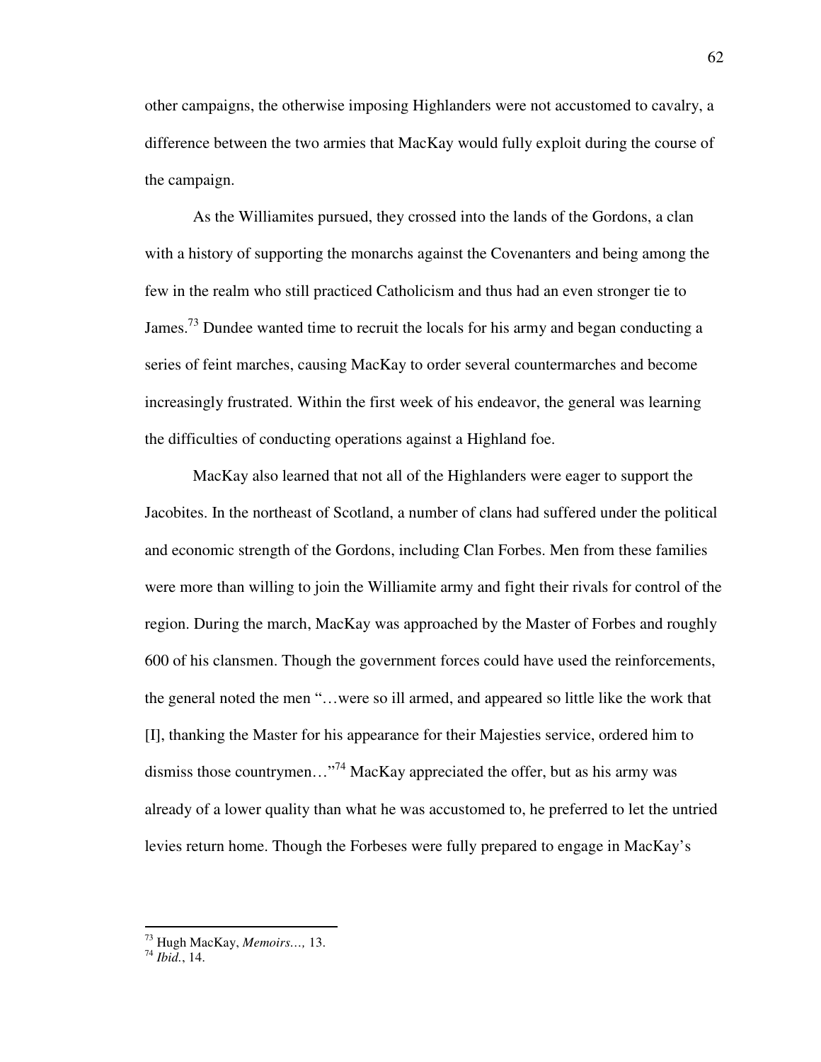other campaigns, the otherwise imposing Highlanders were not accustomed to cavalry, a difference between the two armies that MacKay would fully exploit during the course of the campaign.

As the Williamites pursued, they crossed into the lands of the Gordons, a clan with a history of supporting the monarchs against the Covenanters and being among the few in the realm who still practiced Catholicism and thus had an even stronger tie to James.[73] Dundee wanted time to recruit the locals for his army and began conducting a series of feint marches, causing MacKay to order several countermarches and become increasingly frustrated. Within the first week of his endeavor, the general was learning the difficulties of conducting operations against a Highland foe.

MacKay also learned that not all of the Highlanders were eager to support the Jacobites. In the northeast of Scotland, a number of clans had suffered under the political and economic strength of the Gordons, including Clan Forbes. Men from these families were more than willing to join the Williamite army and fight their rivals for control of the region. During the march, MacKay was approached by the Master of Forbes and roughly 600 of his clansmen. Though the government forces could have used the reinforcements, the general noted the men "…were so ill armed, and appeared so little like the work that [I], thanking the Master for his appearance for their Majesties service, ordered him to dismiss those countrymen…"[74] MacKay appreciated the offer, but as his army was already of a lower quality than what he was accustomed to, he preferred to let the untried levies return home. Though the Forbeses were fully prepared to engage in MacKay's

---

[73] Hugh MacKay, *Memoirs…,* 13.

[74] *Ibid.*, 14.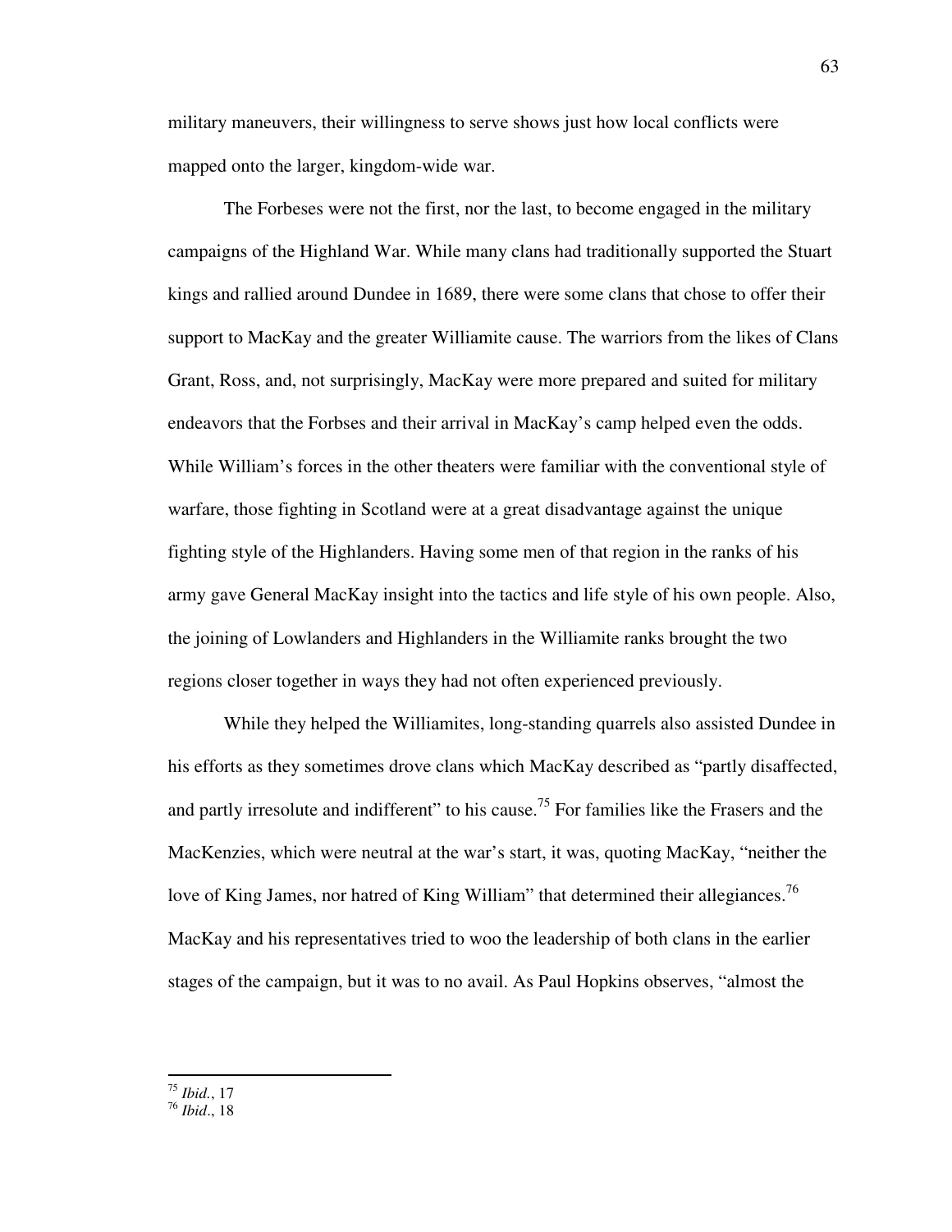military maneuvers, their willingness to serve shows just how local conflicts were mapped onto the larger, kingdom-wide war.

The Forbeses were not the first, nor the last, to become engaged in the military campaigns of the Highland War. While many clans had traditionally supported the Stuart kings and rallied around Dundee in 1689, there were some clans that chose to offer their support to MacKay and the greater Williamite cause. The warriors from the likes of Clans Grant, Ross, and, not surprisingly, MacKay were more prepared and suited for military endeavors that the Forbses and their arrival in MacKay's camp helped even the odds. While William's forces in the other theaters were familiar with the conventional style of warfare, those fighting in Scotland were at a great disadvantage against the unique fighting style of the Highlanders. Having some men of that region in the ranks of his army gave General MacKay insight into the tactics and life style of his own people. Also, the joining of Lowlanders and Highlanders in the Williamite ranks brought the two regions closer together in ways they had not often experienced previously.

While they helped the Williamites, long-standing quarrels also assisted Dundee in his efforts as they sometimes drove clans which MacKay described as "partly disaffected, and partly irresolute and indifferent" to his cause.[75] For families like the Frasers and the MacKenzies, which were neutral at the war's start, it was, quoting MacKay, "neither the love of King James, nor hatred of King William" that determined their allegiances.[76] MacKay and his representatives tried to woo the leadership of both clans in the earlier stages of the campaign, but it was to no avail. As Paul Hopkins observes, "almost the

---

[75] *Ibid.*, 17

[76] *Ibid*., 18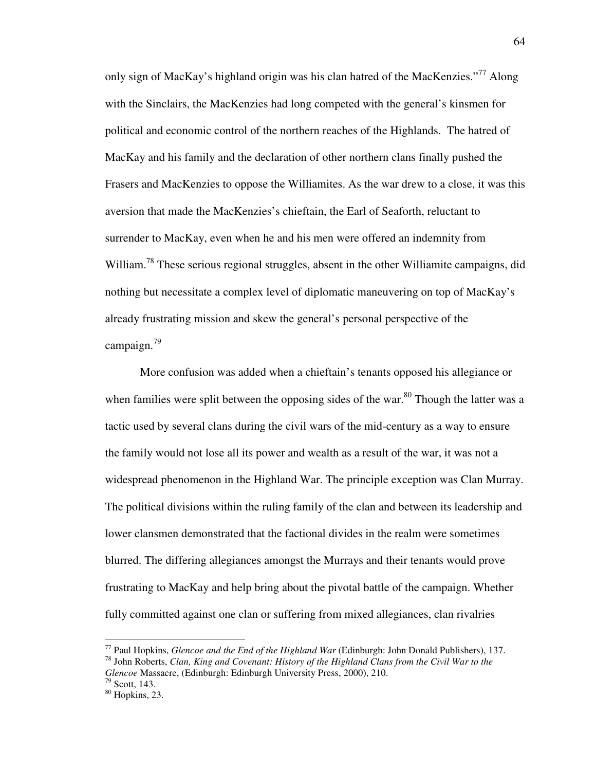only sign of MacKay's highland origin was his clan hatred of the MacKenzies."[77] Along with the Sinclairs, the MacKenzies had long competed with the general's kinsmen for political and economic control of the northern reaches of the Highlands. The hatred of MacKay and his family and the declaration of other northern clans finally pushed the Frasers and MacKenzies to oppose the Williamites. As the war drew to a close, it was this aversion that made the MacKenzies's chieftain, the Earl of Seaforth, reluctant to surrender to MacKay, even when he and his men were offered an indemnity from William.[78] These serious regional struggles, absent in the other Williamite campaigns, did nothing but necessitate a complex level of diplomatic maneuvering on top of MacKay's already frustrating mission and skew the general's personal perspective of the campaign.[79]

More confusion was added when a chieftain's tenants opposed his allegiance or when families were split between the opposing sides of the war.[80] Though the latter was a tactic used by several clans during the civil wars of the mid-century as a way to ensure the family would not lose all its power and wealth as a result of the war, it was not a widespread phenomenon in the Highland War. The principle exception was Clan Murray. The political divisions within the ruling family of the clan and between its leadership and lower clansmen demonstrated that the factional divides in the realm were sometimes blurred. The differing allegiances amongst the Murrays and their tenants would prove frustrating to MacKay and help bring about the pivotal battle of the campaign. Whether fully committed against one clan or suffering from mixed allegiances, clan rivalries

---

[77] Paul Hopkins, *Glencoe and the End of the Highland War* (Edinburgh: John Donald Publishers), 137.

[78] John Roberts, *Clan, King and Covenant: History of the Highland Clans from the Civil War to the Glencoe* Massacre, (Edinburgh: Edinburgh University Press, 2000), 210.

[79] Scott, 143.

[80] Hopkins, 23.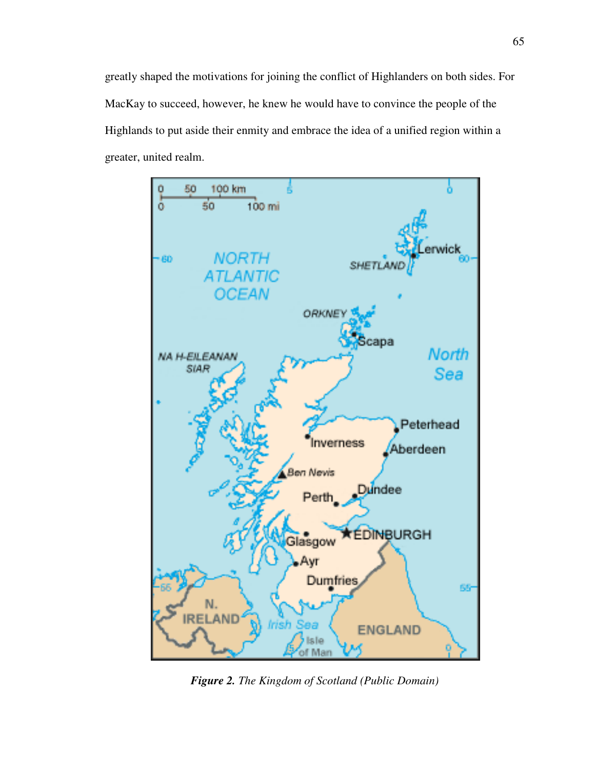greatly shaped the motivations for joining the conflict of Highlanders on both sides. For MacKay to succeed, however, he knew he would have to convince the people of the Highlands to put aside their enmity and embrace the idea of a unified region within a greater, united realm.

***Figure 2.*** *The Kingdom of Scotland (Public Domain)*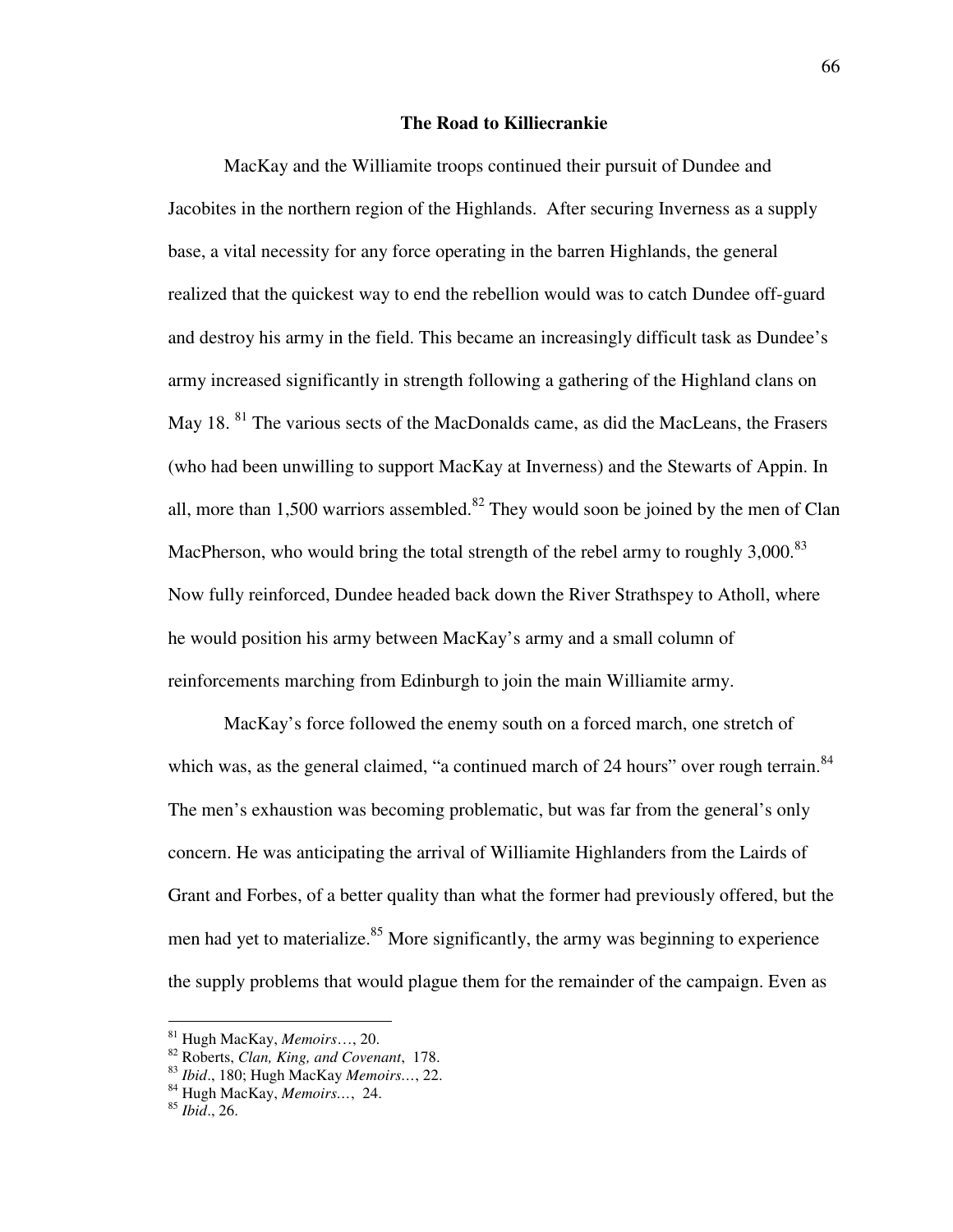### The Road to Killiecrankie

MacKay and the Williamite troops continued their pursuit of Dundee and Jacobites in the northern region of the Highlands. After securing Inverness as a supply base, a vital necessity for any force operating in the barren Highlands, the general realized that the quickest way to end the rebellion would was to catch Dundee off-guard and destroy his army in the field. This became an increasingly difficult task as Dundee's army increased significantly in strength following a gathering of the Highland clans on May 18. [81] The various sects of the MacDonalds came, as did the MacLeans, the Frasers (who had been unwilling to support MacKay at Inverness) and the Stewarts of Appin. In all, more than 1,500 warriors assembled.[82] They would soon be joined by the men of Clan MacPherson, who would bring the total strength of the rebel army to roughly 3,000.[83] Now fully reinforced, Dundee headed back down the River Strathspey to Atholl, where he would position his army between MacKay's army and a small column of reinforcements marching from Edinburgh to join the main Williamite army.

MacKay's force followed the enemy south on a forced march, one stretch of which was, as the general claimed, "a continued march of 24 hours" over rough terrain.[84] The men's exhaustion was becoming problematic, but was far from the general's only concern. He was anticipating the arrival of Williamite Highlanders from the Lairds of Grant and Forbes, of a better quality than what the former had previously offered, but the men had yet to materialize.[85] More significantly, the army was beginning to experience the supply problems that would plague them for the remainder of the campaign. Even as

---

[81] Hugh MacKay, *Memoirs*…, 20.

[82] Roberts, *Clan, King, and Covenant*, 178.

[83] *Ibid*., 180; Hugh MacKay *Memoirs*…, 22.

[84] Hugh MacKay, *Memoirs*…, 24.

[85] *Ibid*., 26.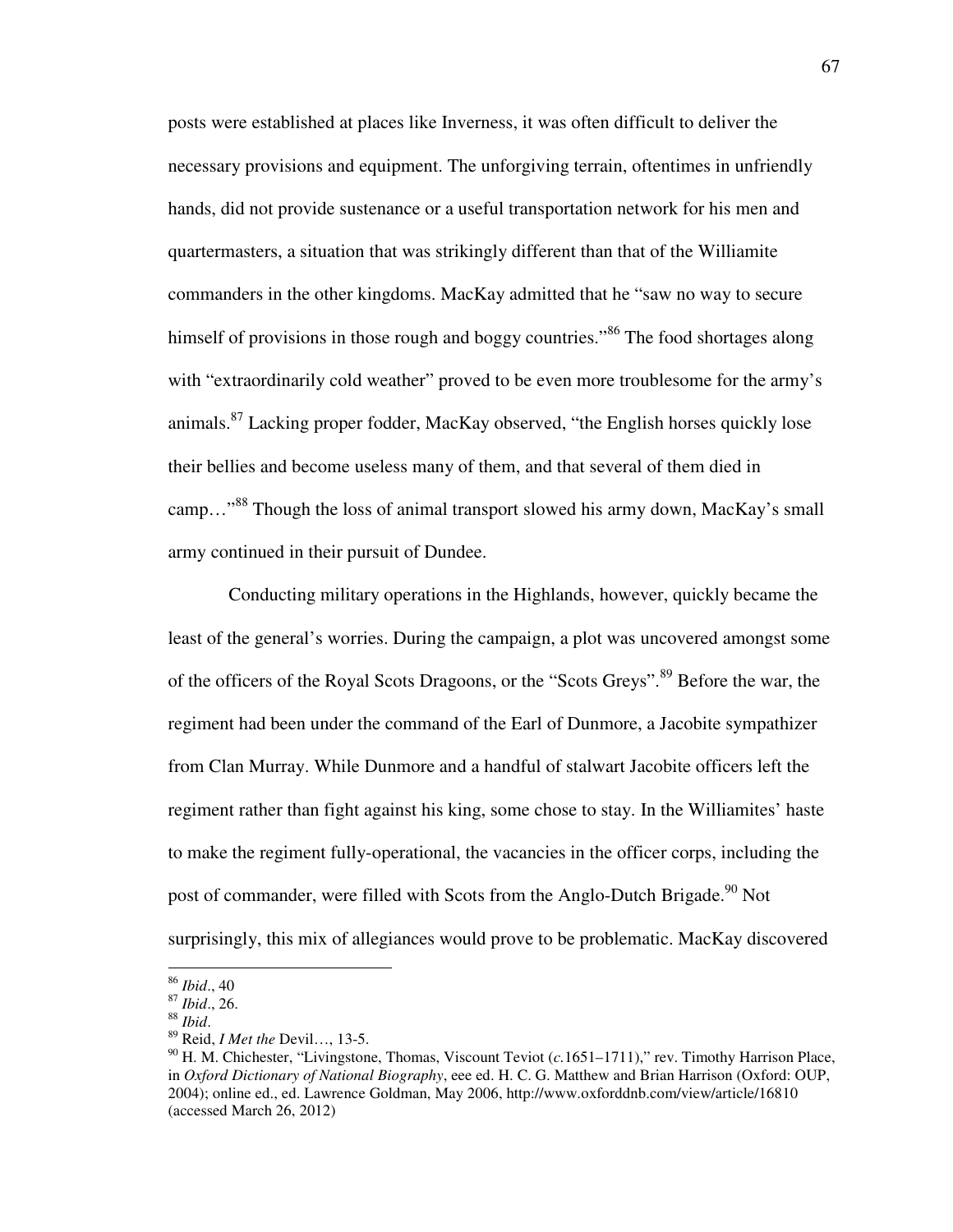posts were established at places like Inverness, it was often difficult to deliver the necessary provisions and equipment. The unforgiving terrain, oftentimes in unfriendly hands, did not provide sustenance or a useful transportation network for his men and quartermasters, a situation that was strikingly different than that of the Williamite commanders in the other kingdoms. MacKay admitted that he "saw no way to secure himself of provisions in those rough and boggy countries."[86] The food shortages along with "extraordinarily cold weather" proved to be even more troublesome for the army's animals.[87] Lacking proper fodder, MacKay observed, "the English horses quickly lose their bellies and become useless many of them, and that several of them died in camp…"[88] Though the loss of animal transport slowed his army down, MacKay's small army continued in their pursuit of Dundee.

Conducting military operations in the Highlands, however, quickly became the least of the general's worries. During the campaign, a plot was uncovered amongst some of the officers of the Royal Scots Dragoons, or the "Scots Greys".[89] Before the war, the regiment had been under the command of the Earl of Dunmore, a Jacobite sympathizer from Clan Murray. While Dunmore and a handful of stalwart Jacobite officers left the regiment rather than fight against his king, some chose to stay. In the Williamites' haste to make the regiment fully-operational, the vacancies in the officer corps, including the post of commander, were filled with Scots from the Anglo-Dutch Brigade.[90] Not surprisingly, this mix of allegiances would prove to be problematic. MacKay discovered

---

[86] *Ibid*., 40

[87] *Ibid*., 26.

[88] *Ibid*.

[89] Reid, *I Met the* Devil…, 13-5.

[90] H. M. Chichester, "Livingstone, Thomas, Viscount Teviot (*c.*1651–1711)," rev. Timothy Harrison Place, in *Oxford Dictionary of National Biography*, eee ed. H. C. G. Matthew and Brian Harrison (Oxford: OUP, 2004); online ed., ed. Lawrence Goldman, May 2006, http://www.oxforddnb.com/view/article/16810 (accessed March 26, 2012)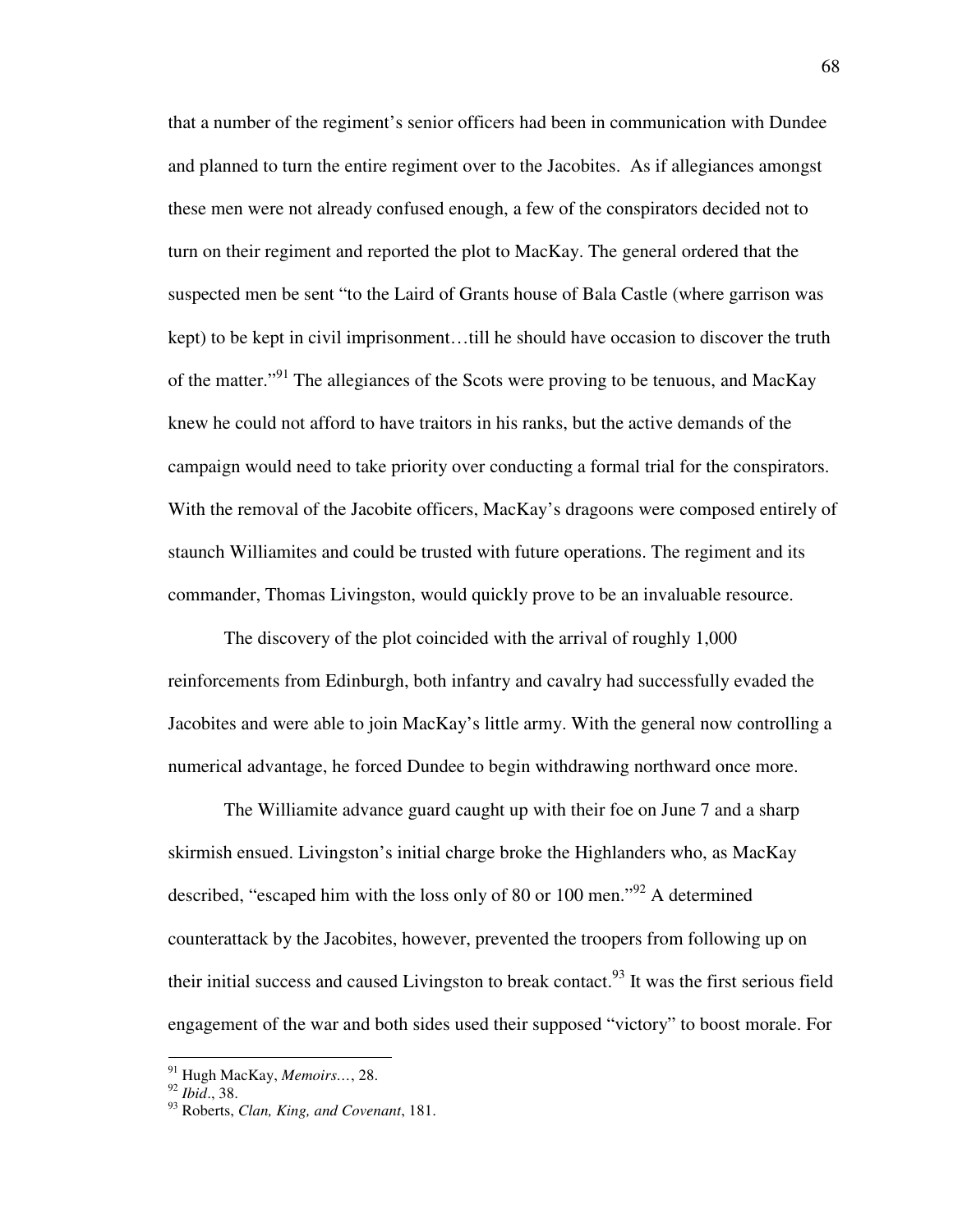that a number of the regiment's senior officers had been in communication with Dundee and planned to turn the entire regiment over to the Jacobites. As if allegiances amongst these men were not already confused enough, a few of the conspirators decided not to turn on their regiment and reported the plot to MacKay. The general ordered that the suspected men be sent "to the Laird of Grants house of Bala Castle (where garrison was kept) to be kept in civil imprisonment…till he should have occasion to discover the truth of the matter."[91] The allegiances of the Scots were proving to be tenuous, and MacKay knew he could not afford to have traitors in his ranks, but the active demands of the campaign would need to take priority over conducting a formal trial for the conspirators. With the removal of the Jacobite officers, MacKay's dragoons were composed entirely of staunch Williamites and could be trusted with future operations. The regiment and its commander, Thomas Livingston, would quickly prove to be an invaluable resource.

The discovery of the plot coincided with the arrival of roughly 1,000 reinforcements from Edinburgh, both infantry and cavalry had successfully evaded the Jacobites and were able to join MacKay's little army. With the general now controlling a numerical advantage, he forced Dundee to begin withdrawing northward once more.

The Williamite advance guard caught up with their foe on June 7 and a sharp skirmish ensued. Livingston's initial charge broke the Highlanders who, as MacKay described, "escaped him with the loss only of 80 or 100 men."[92] A determined counterattack by the Jacobites, however, prevented the troopers from following up on their initial success and caused Livingston to break contact.[93] It was the first serious field engagement of the war and both sides used their supposed "victory" to boost morale. For

---

[91] Hugh MacKay, *Memoirs…*, 28.
[92] *Ibid*., 38.
[93] Roberts, *Clan, King, and Covenant*, 181.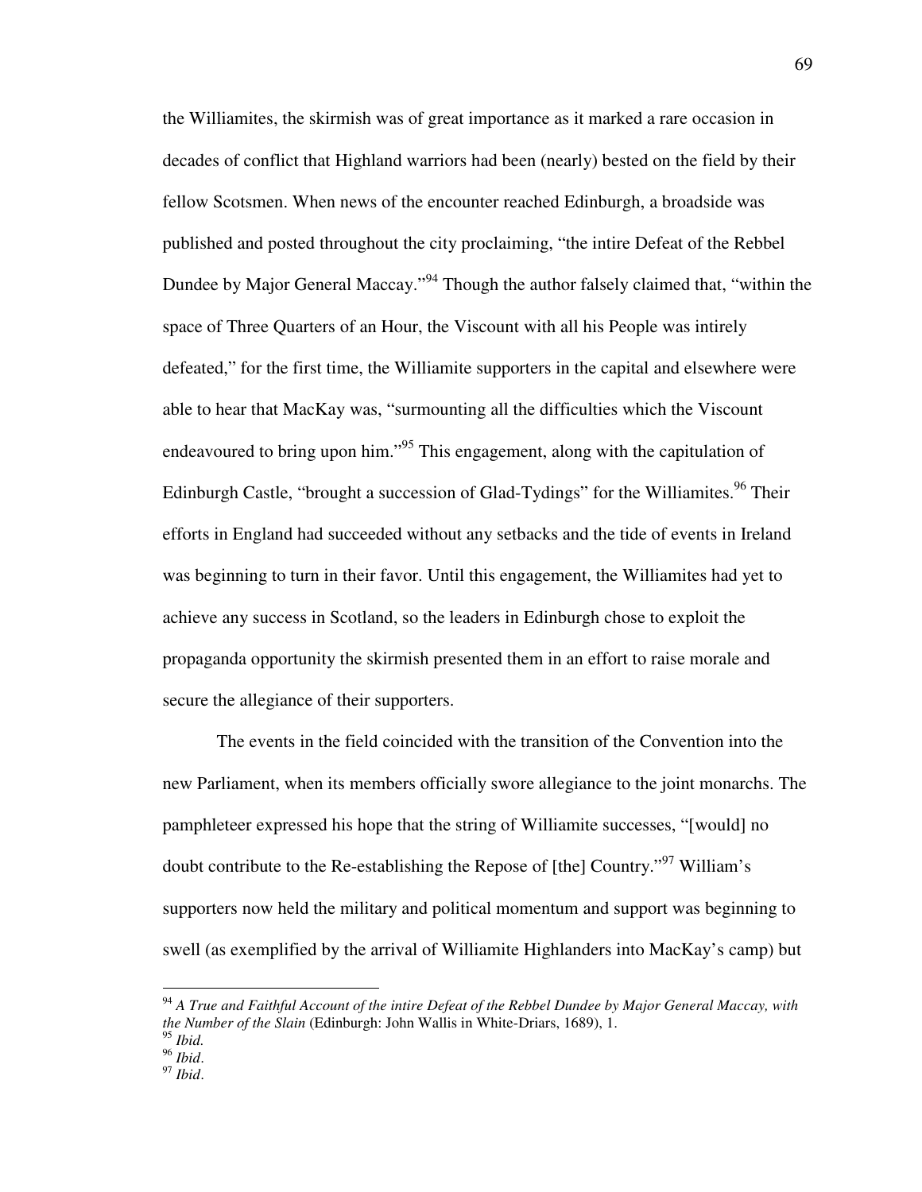the Williamites, the skirmish was of great importance as it marked a rare occasion in decades of conflict that Highland warriors had been (nearly) bested on the field by their fellow Scotsmen. When news of the encounter reached Edinburgh, a broadside was published and posted throughout the city proclaiming, "the intire Defeat of the Rebbel Dundee by Major General Maccay."[94] Though the author falsely claimed that, "within the space of Three Quarters of an Hour, the Viscount with all his People was intirely defeated," for the first time, the Williamite supporters in the capital and elsewhere were able to hear that MacKay was, "surmounting all the difficulties which the Viscount endeavoured to bring upon him."[95] This engagement, along with the capitulation of Edinburgh Castle, "brought a succession of Glad-Tydings" for the Williamites.[96] Their efforts in England had succeeded without any setbacks and the tide of events in Ireland was beginning to turn in their favor. Until this engagement, the Williamites had yet to achieve any success in Scotland, so the leaders in Edinburgh chose to exploit the propaganda opportunity the skirmish presented them in an effort to raise morale and secure the allegiance of their supporters.

The events in the field coincided with the transition of the Convention into the new Parliament, when its members officially swore allegiance to the joint monarchs. The pamphleteer expressed his hope that the string of Williamite successes, "[would] no doubt contribute to the Re-establishing the Repose of [the] Country."[97] William's supporters now held the military and political momentum and support was beginning to swell (as exemplified by the arrival of Williamite Highlanders into MacKay's camp) but

---

[94] *A True and Faithful Account of the intire Defeat of the Rebbel Dundee by Major General Maccay, with the Number of the Slain* (Edinburgh: John Wallis in White-Driars, 1689), 1.
[95] *Ibid.*
[96] *Ibid*.
[97] *Ibid*.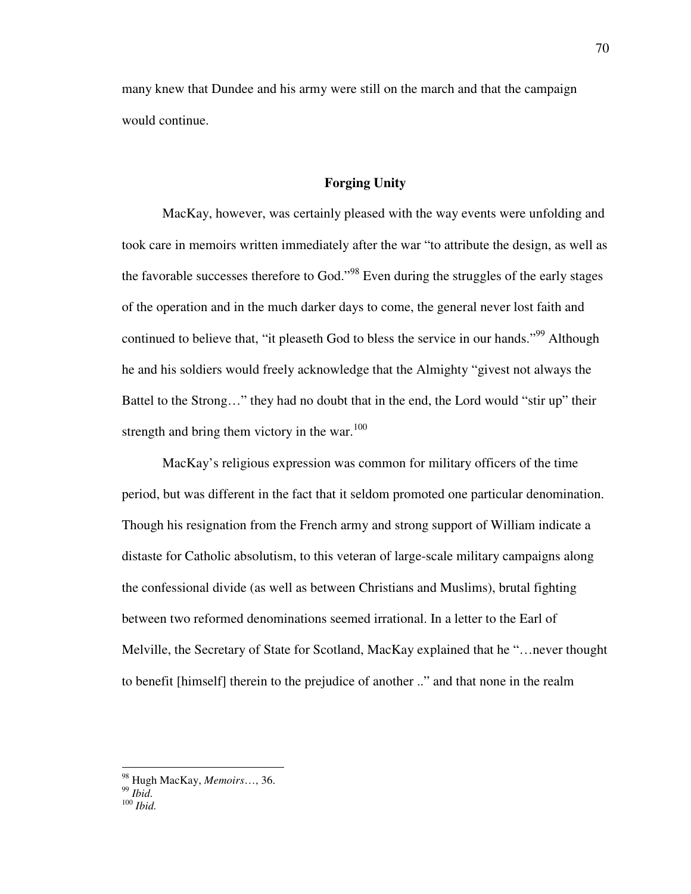many knew that Dundee and his army were still on the march and that the campaign would continue.

## Forging Unity

MacKay, however, was certainly pleased with the way events were unfolding and took care in memoirs written immediately after the war "to attribute the design, as well as the favorable successes therefore to God."[98] Even during the struggles of the early stages of the operation and in the much darker days to come, the general never lost faith and continued to believe that, "it pleaseth God to bless the service in our hands."[99] Although he and his soldiers would freely acknowledge that the Almighty "givest not always the Battel to the Strong…" they had no doubt that in the end, the Lord would "stir up" their strength and bring them victory in the war.[100]

MacKay's religious expression was common for military officers of the time period, but was different in the fact that it seldom promoted one particular denomination. Though his resignation from the French army and strong support of William indicate a distaste for Catholic absolutism, to this veteran of large-scale military campaigns along the confessional divide (as well as between Christians and Muslims), brutal fighting between two reformed denominations seemed irrational. In a letter to the Earl of Melville, the Secretary of State for Scotland, MacKay explained that he "…never thought to benefit [himself] therein to the prejudice of another .." and that none in the realm

---

[98] Hugh MacKay, *Memoirs*…, 36.
[99] *Ibid.*
[100] *Ibid.*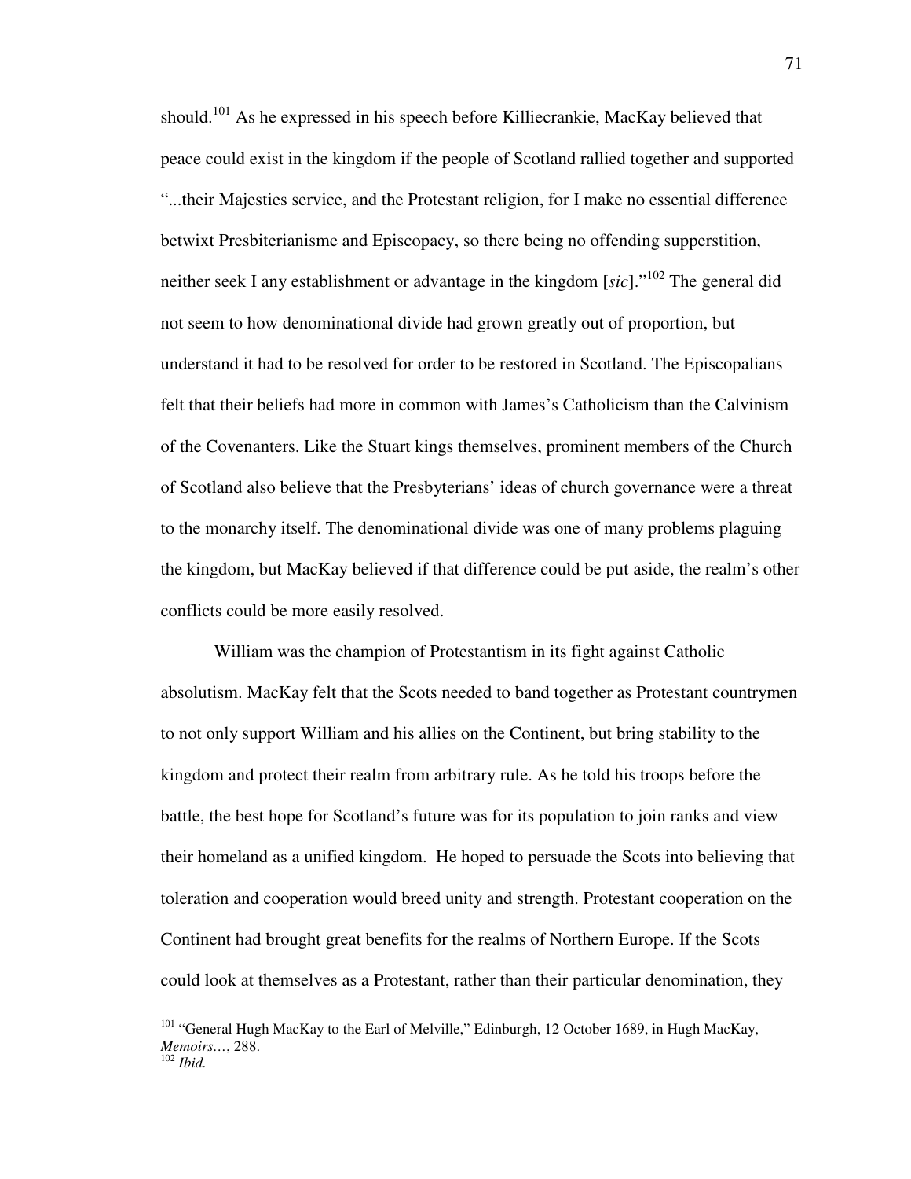should.[101] As he expressed in his speech before Killiecrankie, MacKay believed that peace could exist in the kingdom if the people of Scotland rallied together and supported "...their Majesties service, and the Protestant religion, for I make no essential difference betwixt Presbiterianisme and Episcopacy, so there being no offending supperstition, neither seek I any establishment or advantage in the kingdom [*sic*]."[102] The general did not seem to how denominational divide had grown greatly out of proportion, but understand it had to be resolved for order to be restored in Scotland. The Episcopalians felt that their beliefs had more in common with James's Catholicism than the Calvinism of the Covenanters. Like the Stuart kings themselves, prominent members of the Church of Scotland also believe that the Presbyterians' ideas of church governance were a threat to the monarchy itself. The denominational divide was one of many problems plaguing the kingdom, but MacKay believed if that difference could be put aside, the realm's other conflicts could be more easily resolved.

William was the champion of Protestantism in its fight against Catholic absolutism. MacKay felt that the Scots needed to band together as Protestant countrymen to not only support William and his allies on the Continent, but bring stability to the kingdom and protect their realm from arbitrary rule. As he told his troops before the battle, the best hope for Scotland's future was for its population to join ranks and view their homeland as a unified kingdom. He hoped to persuade the Scots into believing that toleration and cooperation would breed unity and strength. Protestant cooperation on the Continent had brought great benefits for the realms of Northern Europe. If the Scots could look at themselves as a Protestant, rather than their particular denomination, they

---

[101] "General Hugh MacKay to the Earl of Melville," Edinburgh, 12 October 1689, in Hugh MacKay, *Memoirs...*, 288.
[102] *Ibid.*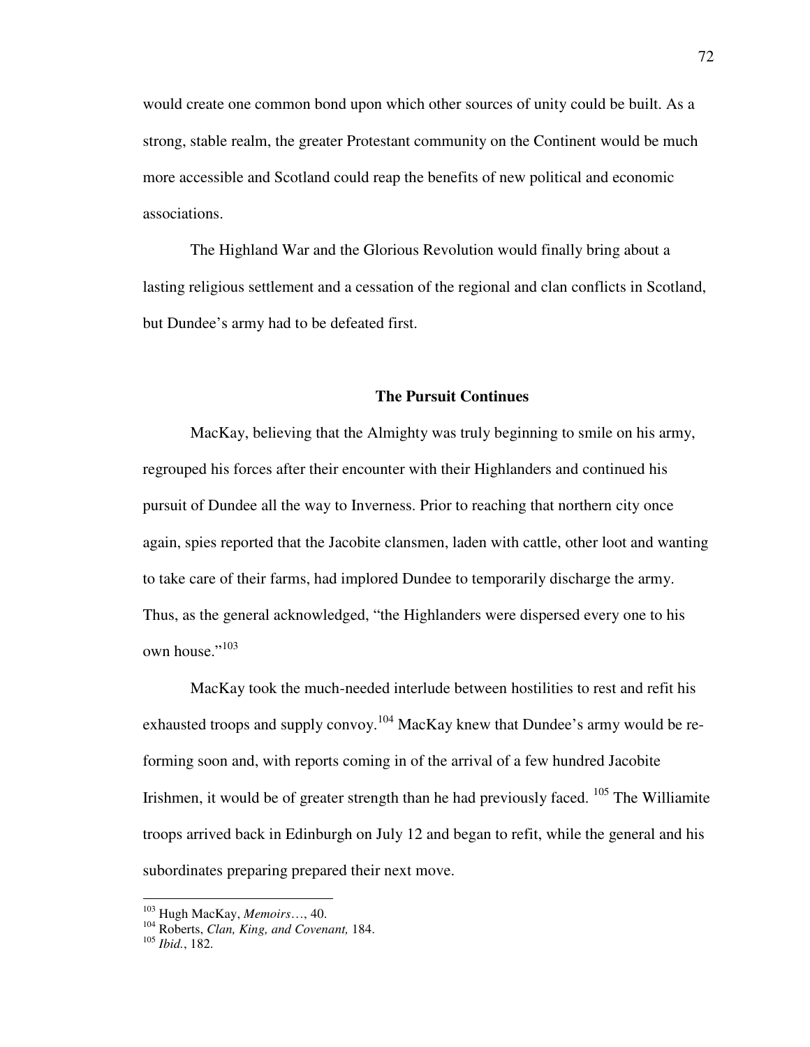would create one common bond upon which other sources of unity could be built. As a strong, stable realm, the greater Protestant community on the Continent would be much more accessible and Scotland could reap the benefits of new political and economic associations.

The Highland War and the Glorious Revolution would finally bring about a lasting religious settlement and a cessation of the regional and clan conflicts in Scotland, but Dundee's army had to be defeated first.

### The Pursuit Continues

MacKay, believing that the Almighty was truly beginning to smile on his army, regrouped his forces after their encounter with their Highlanders and continued his pursuit of Dundee all the way to Inverness. Prior to reaching that northern city once again, spies reported that the Jacobite clansmen, laden with cattle, other loot and wanting to take care of their farms, had implored Dundee to temporarily discharge the army. Thus, as the general acknowledged, "the Highlanders were dispersed every one to his own house."[103]

MacKay took the much-needed interlude between hostilities to rest and refit his exhausted troops and supply convoy.[104] MacKay knew that Dundee's army would be re-forming soon and, with reports coming in of the arrival of a few hundred Jacobite Irishmen, it would be of greater strength than he had previously faced. [105] The Williamite troops arrived back in Edinburgh on July 12 and began to refit, while the general and his subordinates preparing prepared their next move.

---

[103] Hugh MacKay, *Memoirs*…, 40.

[104] Roberts, *Clan, King, and Covenant,* 184.

[105] *Ibid.*, 182.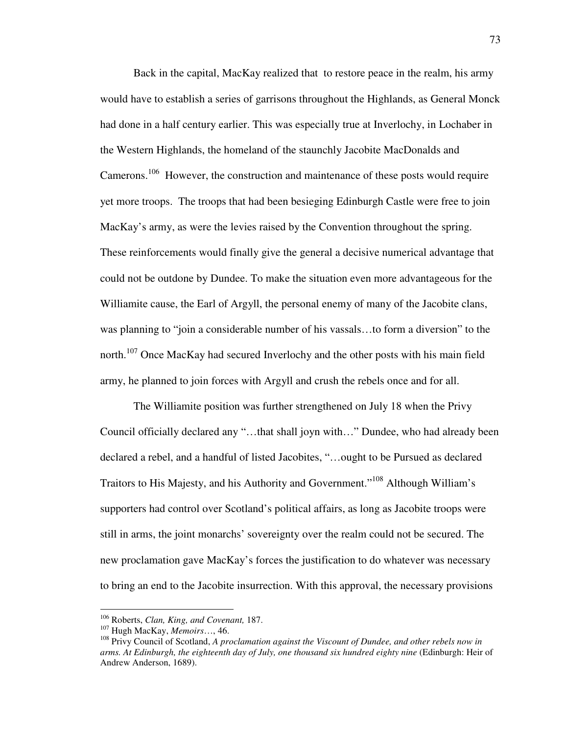Back in the capital, MacKay realized that  to restore peace in the realm, his army would have to establish a series of garrisons throughout the Highlands, as General Monck had done in a half century earlier. This was especially true at Inverlochy, in Lochaber in the Western Highlands, the homeland of the staunchly Jacobite MacDonalds and Camerons.[106]  However, the construction and maintenance of these posts would require yet more troops.  The troops that had been besieging Edinburgh Castle were free to join MacKay's army, as were the levies raised by the Convention throughout the spring. These reinforcements would finally give the general a decisive numerical advantage that could not be outdone by Dundee. To make the situation even more advantageous for the Williamite cause, the Earl of Argyll, the personal enemy of many of the Jacobite clans, was planning to "join a considerable number of his vassals…to form a diversion" to the north.[107] Once MacKay had secured Inverlochy and the other posts with his main field army, he planned to join forces with Argyll and crush the rebels once and for all.

The Williamite position was further strengthened on July 18 when the Privy Council officially declared any "…that shall joyn with…" Dundee, who had already been declared a rebel, and a handful of listed Jacobites, "…ought to be Pursued as declared Traitors to His Majesty, and his Authority and Government."[108] Although William's supporters had control over Scotland's political affairs, as long as Jacobite troops were still in arms, the joint monarchs' sovereignty over the realm could not be secured. The new proclamation gave MacKay's forces the justification to do whatever was necessary to bring an end to the Jacobite insurrection. With this approval, the necessary provisions

---

[106] Roberts, *Clan, King, and Covenant,* 187.

[107] Hugh MacKay, *Memoirs*…, 46.

[108] Privy Council of Scotland, *A proclamation against the Viscount of Dundee, and other rebels now in arms. At Edinburgh, the eighteenth day of July, one thousand six hundred eighty nine* (Edinburgh: Heir of Andrew Anderson, 1689).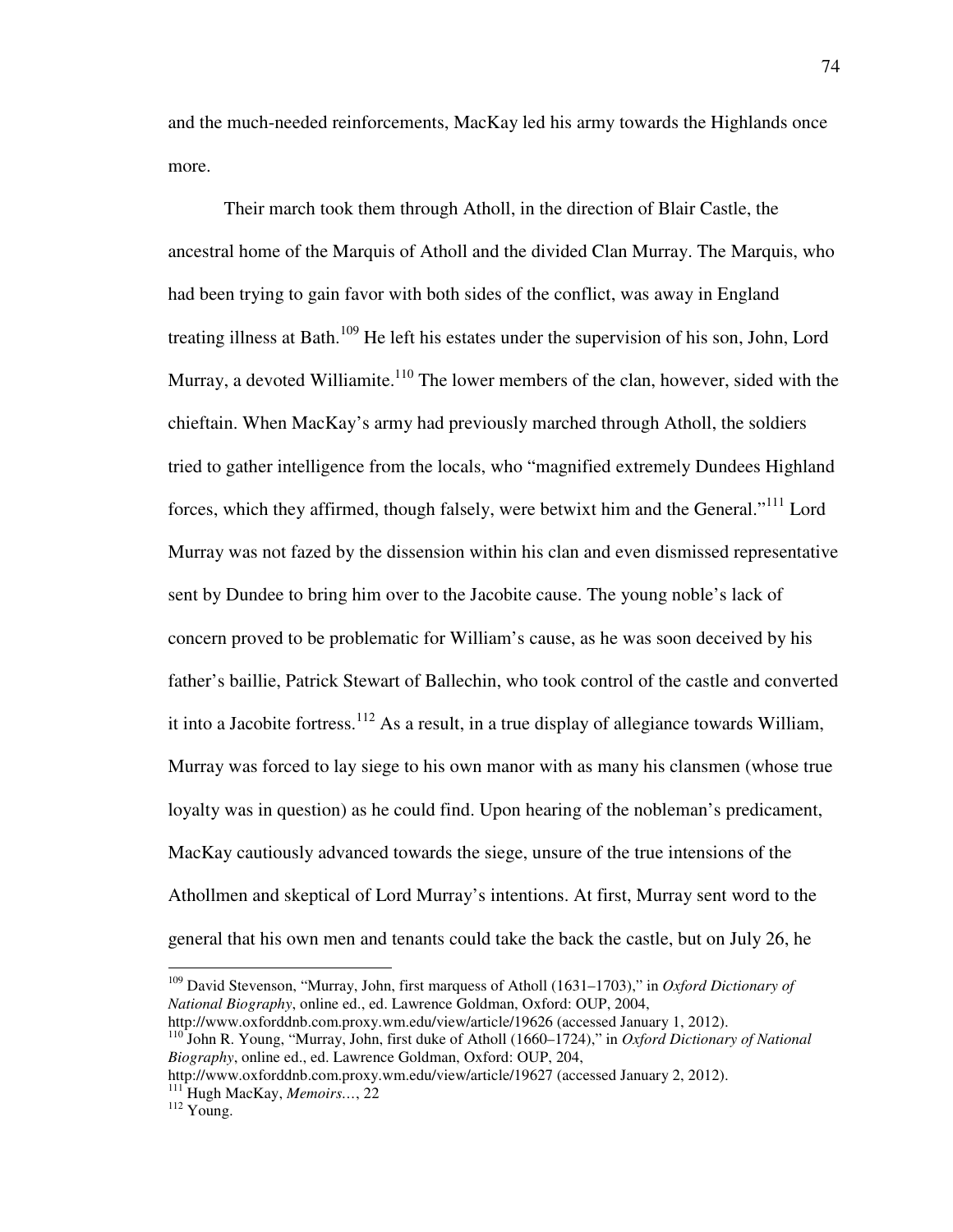and the much-needed reinforcements, MacKay led his army towards the Highlands once more.

Their march took them through Atholl, in the direction of Blair Castle, the ancestral home of the Marquis of Atholl and the divided Clan Murray. The Marquis, who had been trying to gain favor with both sides of the conflict, was away in England treating illness at Bath.[109] He left his estates under the supervision of his son, John, Lord Murray, a devoted Williamite.[110] The lower members of the clan, however, sided with the chieftain. When MacKay's army had previously marched through Atholl, the soldiers tried to gather intelligence from the locals, who "magnified extremely Dundees Highland forces, which they affirmed, though falsely, were betwixt him and the General."[111] Lord Murray was not fazed by the dissension within his clan and even dismissed representative sent by Dundee to bring him over to the Jacobite cause. The young noble's lack of concern proved to be problematic for William's cause, as he was soon deceived by his father's baillie, Patrick Stewart of Ballechin, who took control of the castle and converted it into a Jacobite fortress.[112] As a result, in a true display of allegiance towards William, Murray was forced to lay siege to his own manor with as many his clansmen (whose true loyalty was in question) as he could find. Upon hearing of the nobleman's predicament, MacKay cautiously advanced towards the siege, unsure of the true intensions of the Athollmen and skeptical of Lord Murray's intentions. At first, Murray sent word to the general that his own men and tenants could take the back the castle, but on July 26, he

---

[109] David Stevenson, "Murray, John, first marquess of Atholl (1631–1703)," in *Oxford Dictionary of National Biography*, online ed., ed. Lawrence Goldman, Oxford: OUP, 2004, http://www.oxforddnb.com.proxy.wm.edu/view/article/19626 (accessed January 1, 2012).

[110] John R. Young, "Murray, John, first duke of Atholl (1660–1724)," in *Oxford Dictionary of National Biography*, online ed., ed. Lawrence Goldman, Oxford: OUP, 204, http://www.oxforddnb.com.proxy.wm.edu/view/article/19627 (accessed January 2, 2012).

[111] Hugh MacKay, *Memoirs…*, 22

[112] Young.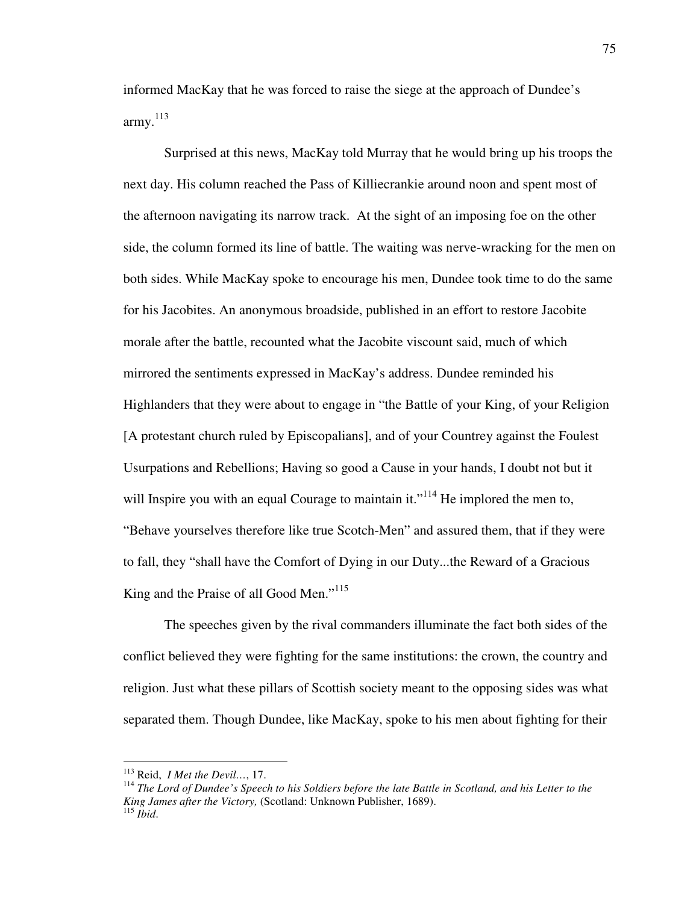informed MacKay that he was forced to raise the siege at the approach of Dundee's army.[113]

Surprised at this news, MacKay told Murray that he would bring up his troops the next day. His column reached the Pass of Killiecrankie around noon and spent most of the afternoon navigating its narrow track. At the sight of an imposing foe on the other side, the column formed its line of battle. The waiting was nerve-wracking for the men on both sides. While MacKay spoke to encourage his men, Dundee took time to do the same for his Jacobites. An anonymous broadside, published in an effort to restore Jacobite morale after the battle, recounted what the Jacobite viscount said, much of which mirrored the sentiments expressed in MacKay's address. Dundee reminded his Highlanders that they were about to engage in "the Battle of your King, of your Religion [A protestant church ruled by Episcopalians], and of your Countrey against the Foulest Usurpations and Rebellions; Having so good a Cause in your hands, I doubt not but it will Inspire you with an equal Courage to maintain it."[114] He implored the men to, "Behave yourselves therefore like true Scotch-Men" and assured them, that if they were to fall, they "shall have the Comfort of Dying in our Duty...the Reward of a Gracious King and the Praise of all Good Men."[115]

The speeches given by the rival commanders illuminate the fact both sides of the conflict believed they were fighting for the same institutions: the crown, the country and religion. Just what these pillars of Scottish society meant to the opposing sides was what separated them. Though Dundee, like MacKay, spoke to his men about fighting for their

---

[113] Reid, *I Met the Devil…*, 17.

[114] *The Lord of Dundee's Speech to his Soldiers before the late Battle in Scotland, and his Letter to the King James after the Victory,* (Scotland: Unknown Publisher, 1689).

[115] *Ibid*.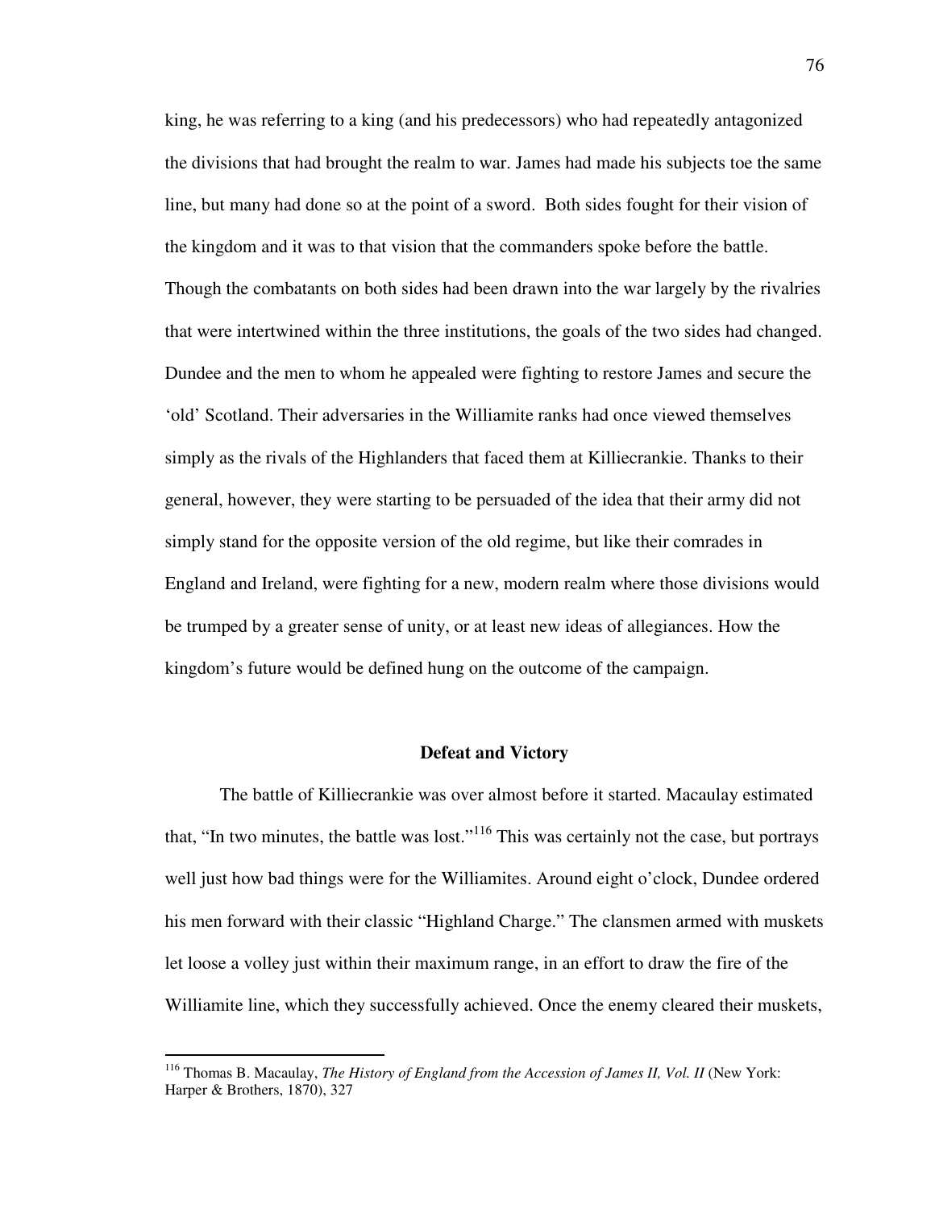king, he was referring to a king (and his predecessors) who had repeatedly antagonized the divisions that had brought the realm to war. James had made his subjects toe the same line, but many had done so at the point of a sword. Both sides fought for their vision of the kingdom and it was to that vision that the commanders spoke before the battle. Though the combatants on both sides had been drawn into the war largely by the rivalries that were intertwined within the three institutions, the goals of the two sides had changed. Dundee and the men to whom he appealed were fighting to restore James and secure the 'old' Scotland. Their adversaries in the Williamite ranks had once viewed themselves simply as the rivals of the Highlanders that faced them at Killiecrankie. Thanks to their general, however, they were starting to be persuaded of the idea that their army did not simply stand for the opposite version of the old regime, but like their comrades in England and Ireland, were fighting for a new, modern realm where those divisions would be trumped by a greater sense of unity, or at least new ideas of allegiances. How the kingdom's future would be defined hung on the outcome of the campaign.

## Defeat and Victory

The battle of Killiecrankie was over almost before it started. Macaulay estimated that, "In two minutes, the battle was lost."[116] This was certainly not the case, but portrays well just how bad things were for the Williamites. Around eight o'clock, Dundee ordered his men forward with their classic "Highland Charge." The clansmen armed with muskets let loose a volley just within their maximum range, in an effort to draw the fire of the Williamite line, which they successfully achieved. Once the enemy cleared their muskets,

---

[116] Thomas B. Macaulay, *The History of England from the Accession of James II, Vol. II* (New York: Harper & Brothers, 1870), 327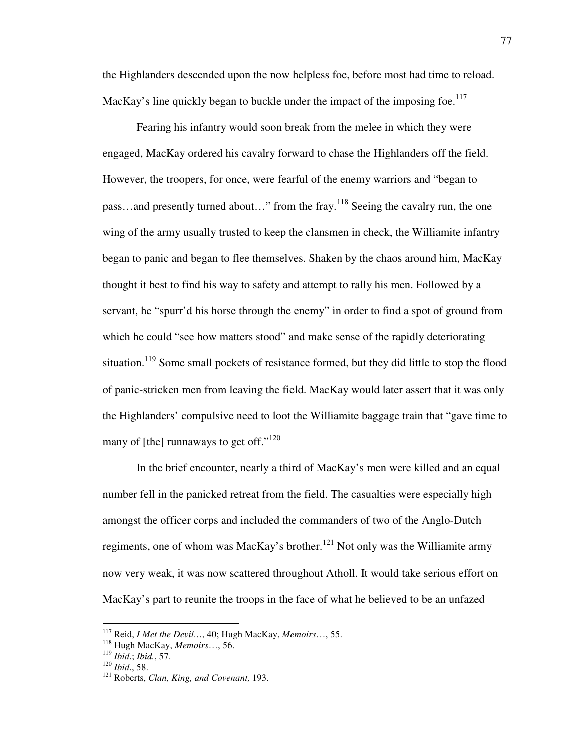the Highlanders descended upon the now helpless foe, before most had time to reload. MacKay's line quickly began to buckle under the impact of the imposing foe.[117]

Fearing his infantry would soon break from the melee in which they were engaged, MacKay ordered his cavalry forward to chase the Highlanders off the field. However, the troopers, for once, were fearful of the enemy warriors and "began to pass…and presently turned about…" from the fray.[118] Seeing the cavalry run, the one wing of the army usually trusted to keep the clansmen in check, the Williamite infantry began to panic and began to flee themselves. Shaken by the chaos around him, MacKay thought it best to find his way to safety and attempt to rally his men. Followed by a servant, he "spurr'd his horse through the enemy" in order to find a spot of ground from which he could "see how matters stood" and make sense of the rapidly deteriorating situation.[119] Some small pockets of resistance formed, but they did little to stop the flood of panic-stricken men from leaving the field. MacKay would later assert that it was only the Highlanders' compulsive need to loot the Williamite baggage train that "gave time to many of [the] runnaways to get off."[120]

In the brief encounter, nearly a third of MacKay's men were killed and an equal number fell in the panicked retreat from the field. The casualties were especially high amongst the officer corps and included the commanders of two of the Anglo-Dutch regiments, one of whom was MacKay's brother.[121] Not only was the Williamite army now very weak, it was now scattered throughout Atholl. It would take serious effort on MacKay's part to reunite the troops in the face of what he believed to be an unfazed

---

[117] Reid, *I Met the Devil…*, 40; Hugh MacKay, *Memoirs…*, 55.

[118] Hugh MacKay, *Memoirs…*, 56.

[119] *Ibid*.; *Ibid.*, 57.

[120] *Ibid*., 58.

[121] Roberts, *Clan, King, and Covenant,* 193.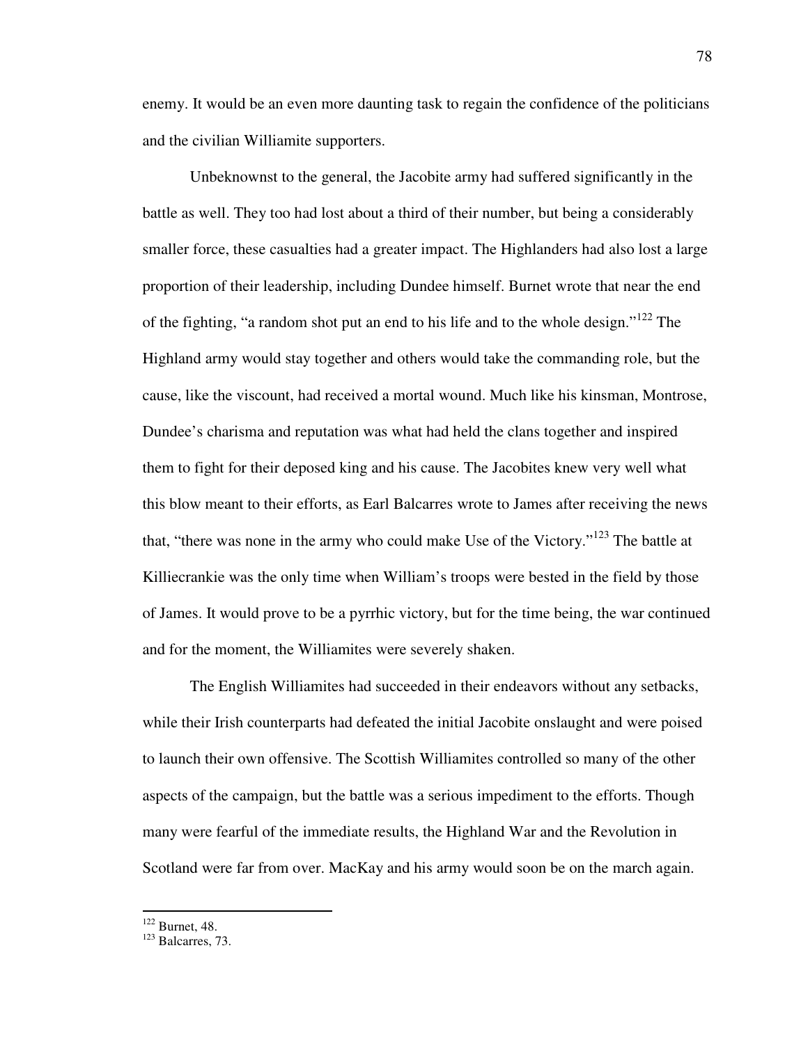enemy. It would be an even more daunting task to regain the confidence of the politicians and the civilian Williamite supporters.

Unbeknownst to the general, the Jacobite army had suffered significantly in the battle as well. They too had lost about a third of their number, but being a considerably smaller force, these casualties had a greater impact. The Highlanders had also lost a large proportion of their leadership, including Dundee himself. Burnet wrote that near the end of the fighting, "a random shot put an end to his life and to the whole design."[122] The Highland army would stay together and others would take the commanding role, but the cause, like the viscount, had received a mortal wound. Much like his kinsman, Montrose, Dundee's charisma and reputation was what had held the clans together and inspired them to fight for their deposed king and his cause. The Jacobites knew very well what this blow meant to their efforts, as Earl Balcarres wrote to James after receiving the news that, "there was none in the army who could make Use of the Victory."[123] The battle at Killiecrankie was the only time when William's troops were bested in the field by those of James. It would prove to be a pyrrhic victory, but for the time being, the war continued and for the moment, the Williamites were severely shaken.

The English Williamites had succeeded in their endeavors without any setbacks, while their Irish counterparts had defeated the initial Jacobite onslaught and were poised to launch their own offensive. The Scottish Williamites controlled so many of the other aspects of the campaign, but the battle was a serious impediment to the efforts. Though many were fearful of the immediate results, the Highland War and the Revolution in Scotland were far from over. MacKay and his army would soon be on the march again.

---

[122] Burnet, 48.

[123] Balcarres, 73.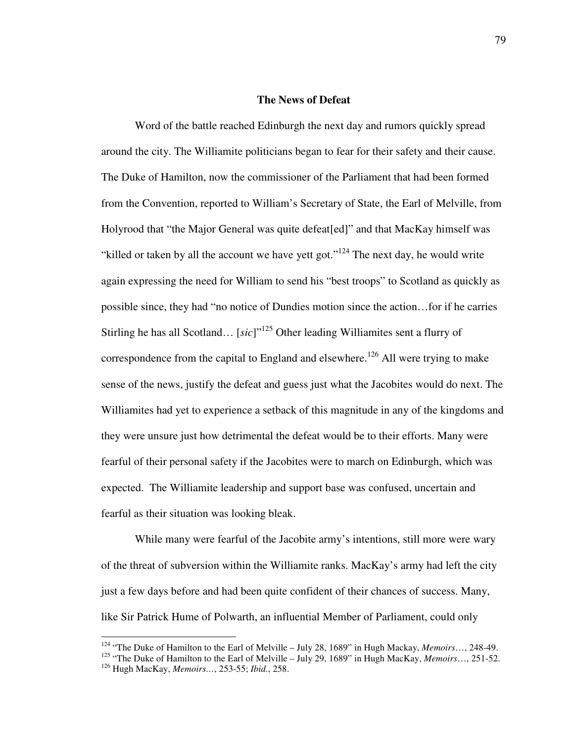### The News of Defeat

Word of the battle reached Edinburgh the next day and rumors quickly spread around the city. The Williamite politicians began to fear for their safety and their cause. The Duke of Hamilton, now the commissioner of the Parliament that had been formed from the Convention, reported to William's Secretary of State, the Earl of Melville, from Holyrood that "the Major General was quite defeat[ed]" and that MacKay himself was "killed or taken by all the account we have yett got."[124] The next day, he would write again expressing the need for William to send his "best troops" to Scotland as quickly as possible since, they had "no notice of Dundies motion since the action…for if he carries Stirling he has all Scotland… [*sic*]"[125] Other leading Williamites sent a flurry of correspondence from the capital to England and elsewhere.[126] All were trying to make sense of the news, justify the defeat and guess just what the Jacobites would do next. The Williamites had yet to experience a setback of this magnitude in any of the kingdoms and they were unsure just how detrimental the defeat would be to their efforts. Many were fearful of their personal safety if the Jacobites were to march on Edinburgh, which was expected. The Williamite leadership and support base was confused, uncertain and fearful as their situation was looking bleak.

While many were fearful of the Jacobite army's intentions, still more were wary of the threat of subversion within the Williamite ranks. MacKay's army had left the city just a few days before and had been quite confident of their chances of success. Many, like Sir Patrick Hume of Polwarth, an influential Member of Parliament, could only

---

[124] "The Duke of Hamilton to the Earl of Melville – July 28, 1689" in Hugh Mackay, *Memoirs*…, 248-49.

[125] "The Duke of Hamilton to the Earl of Melville – July 29, 1689" in Hugh MacKay, *Memoirs*…, 251-52.

[126] Hugh MacKay, *Memoirs…*, 253-55; *Ibid.*, 258.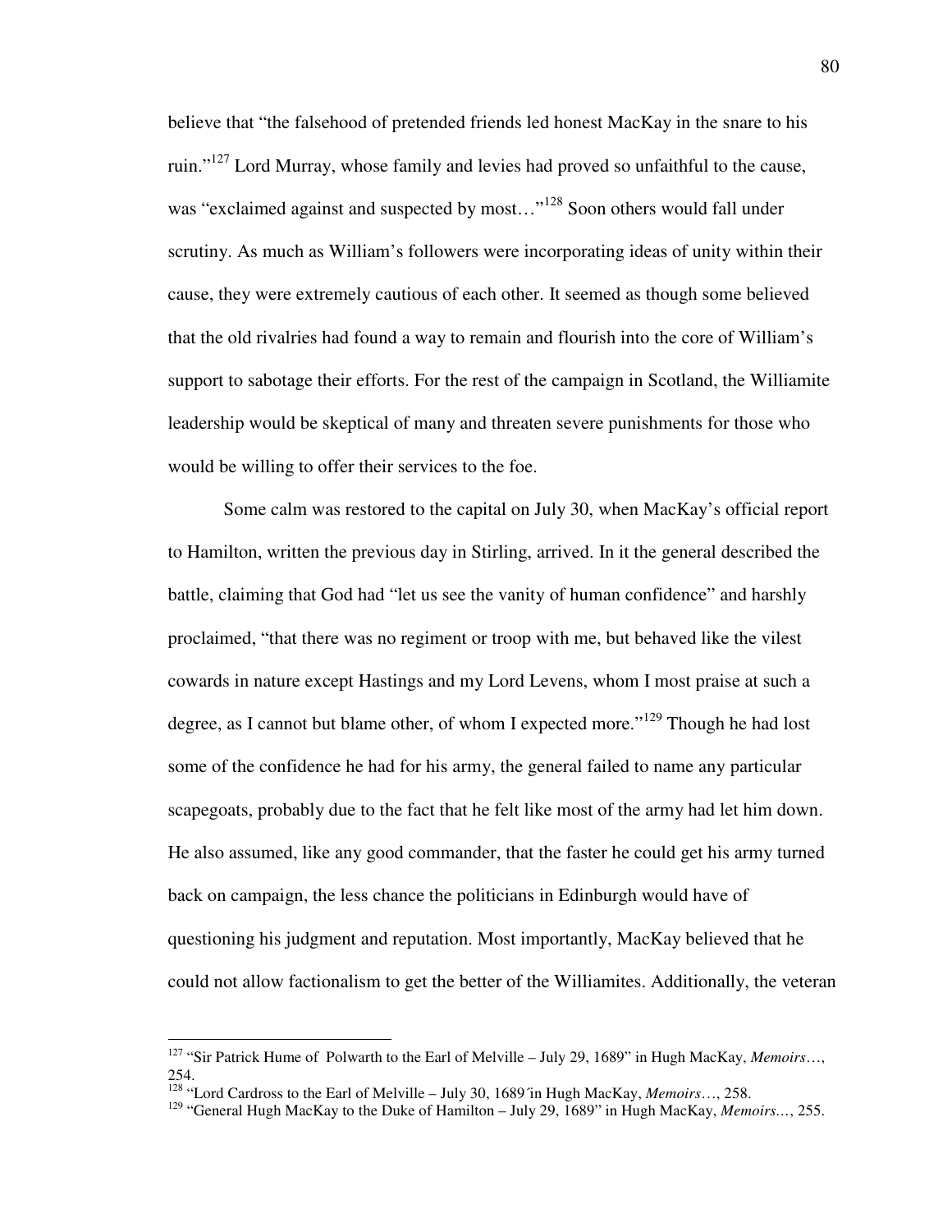believe that "the falsehood of pretended friends led honest MacKay in the snare to his ruin."[127] Lord Murray, whose family and levies had proved so unfaithful to the cause, was "exclaimed against and suspected by most…"[128] Soon others would fall under scrutiny. As much as William's followers were incorporating ideas of unity within their cause, they were extremely cautious of each other. It seemed as though some believed that the old rivalries had found a way to remain and flourish into the core of William's support to sabotage their efforts. For the rest of the campaign in Scotland, the Williamite leadership would be skeptical of many and threaten severe punishments for those who would be willing to offer their services to the foe.

Some calm was restored to the capital on July 30, when MacKay's official report to Hamilton, written the previous day in Stirling, arrived. In it the general described the battle, claiming that God had "let us see the vanity of human confidence" and harshly proclaimed, "that there was no regiment or troop with me, but behaved like the vilest cowards in nature except Hastings and my Lord Levens, whom I most praise at such a degree, as I cannot but blame other, of whom I expected more."[129] Though he had lost some of the confidence he had for his army, the general failed to name any particular scapegoats, probably due to the fact that he felt like most of the army had let him down. He also assumed, like any good commander, that the faster he could get his army turned back on campaign, the less chance the politicians in Edinburgh would have of questioning his judgment and reputation. Most importantly, MacKay believed that he could not allow factionalism to get the better of the Williamites. Additionally, the veteran

---

[127] "Sir Patrick Hume of Polwarth to the Earl of Melville – July 29, 1689" in Hugh MacKay, *Memoirs*…, 254.

[128] "Lord Cardross to the Earl of Melville – July 30, 1689˝in Hugh MacKay, *Memoirs*…, 258.

[129] "General Hugh MacKay to the Duke of Hamilton – July 29, 1689" in Hugh MacKay, *Memoirs…*, 255.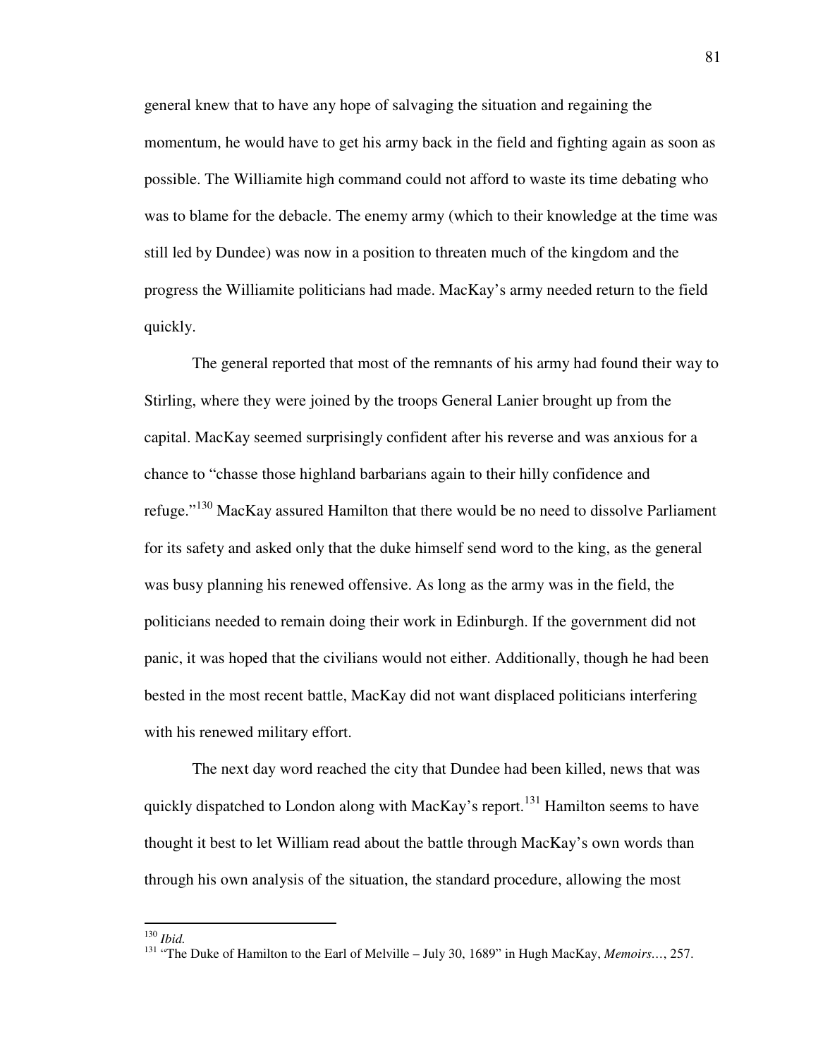general knew that to have any hope of salvaging the situation and regaining the momentum, he would have to get his army back in the field and fighting again as soon as possible. The Williamite high command could not afford to waste its time debating who was to blame for the debacle. The enemy army (which to their knowledge at the time was still led by Dundee) was now in a position to threaten much of the kingdom and the progress the Williamite politicians had made. MacKay's army needed return to the field quickly.

The general reported that most of the remnants of his army had found their way to Stirling, where they were joined by the troops General Lanier brought up from the capital. MacKay seemed surprisingly confident after his reverse and was anxious for a chance to "chasse those highland barbarians again to their hilly confidence and refuge."[130] MacKay assured Hamilton that there would be no need to dissolve Parliament for its safety and asked only that the duke himself send word to the king, as the general was busy planning his renewed offensive. As long as the army was in the field, the politicians needed to remain doing their work in Edinburgh. If the government did not panic, it was hoped that the civilians would not either. Additionally, though he had been bested in the most recent battle, MacKay did not want displaced politicians interfering with his renewed military effort.

The next day word reached the city that Dundee had been killed, news that was quickly dispatched to London along with MacKay's report.[131] Hamilton seems to have thought it best to let William read about the battle through MacKay's own words than through his own analysis of the situation, the standard procedure, allowing the most

---

[130] *Ibid.*

[131] "The Duke of Hamilton to the Earl of Melville – July 30, 1689" in Hugh MacKay, *Memoirs...*, 257.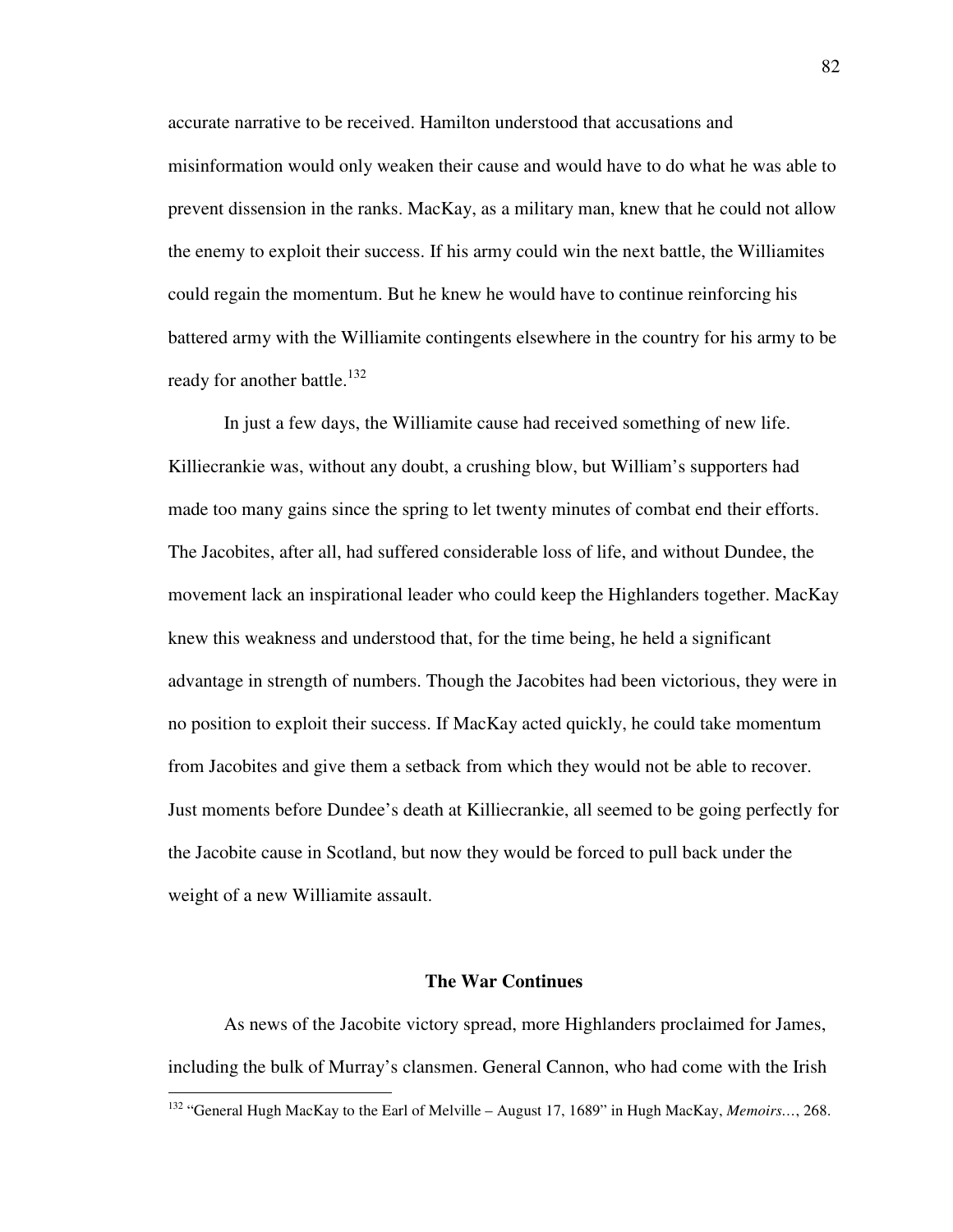accurate narrative to be received. Hamilton understood that accusations and misinformation would only weaken their cause and would have to do what he was able to prevent dissension in the ranks. MacKay, as a military man, knew that he could not allow the enemy to exploit their success. If his army could win the next battle, the Williamites could regain the momentum. But he knew he would have to continue reinforcing his battered army with the Williamite contingents elsewhere in the country for his army to be ready for another battle.[132]

In just a few days, the Williamite cause had received something of new life. Killiecrankie was, without any doubt, a crushing blow, but William's supporters had made too many gains since the spring to let twenty minutes of combat end their efforts. The Jacobites, after all, had suffered considerable loss of life, and without Dundee, the movement lack an inspirational leader who could keep the Highlanders together. MacKay knew this weakness and understood that, for the time being, he held a significant advantage in strength of numbers. Though the Jacobites had been victorious, they were in no position to exploit their success. If MacKay acted quickly, he could take momentum from Jacobites and give them a setback from which they would not be able to recover. Just moments before Dundee's death at Killiecrankie, all seemed to be going perfectly for the Jacobite cause in Scotland, but now they would be forced to pull back under the weight of a new Williamite assault.

## The War Continues

As news of the Jacobite victory spread, more Highlanders proclaimed for James, including the bulk of Murray's clansmen. General Cannon, who had come with the Irish

[132] "General Hugh MacKay to the Earl of Melville – August 17, 1689" in Hugh MacKay, *Memoirs...*, 268.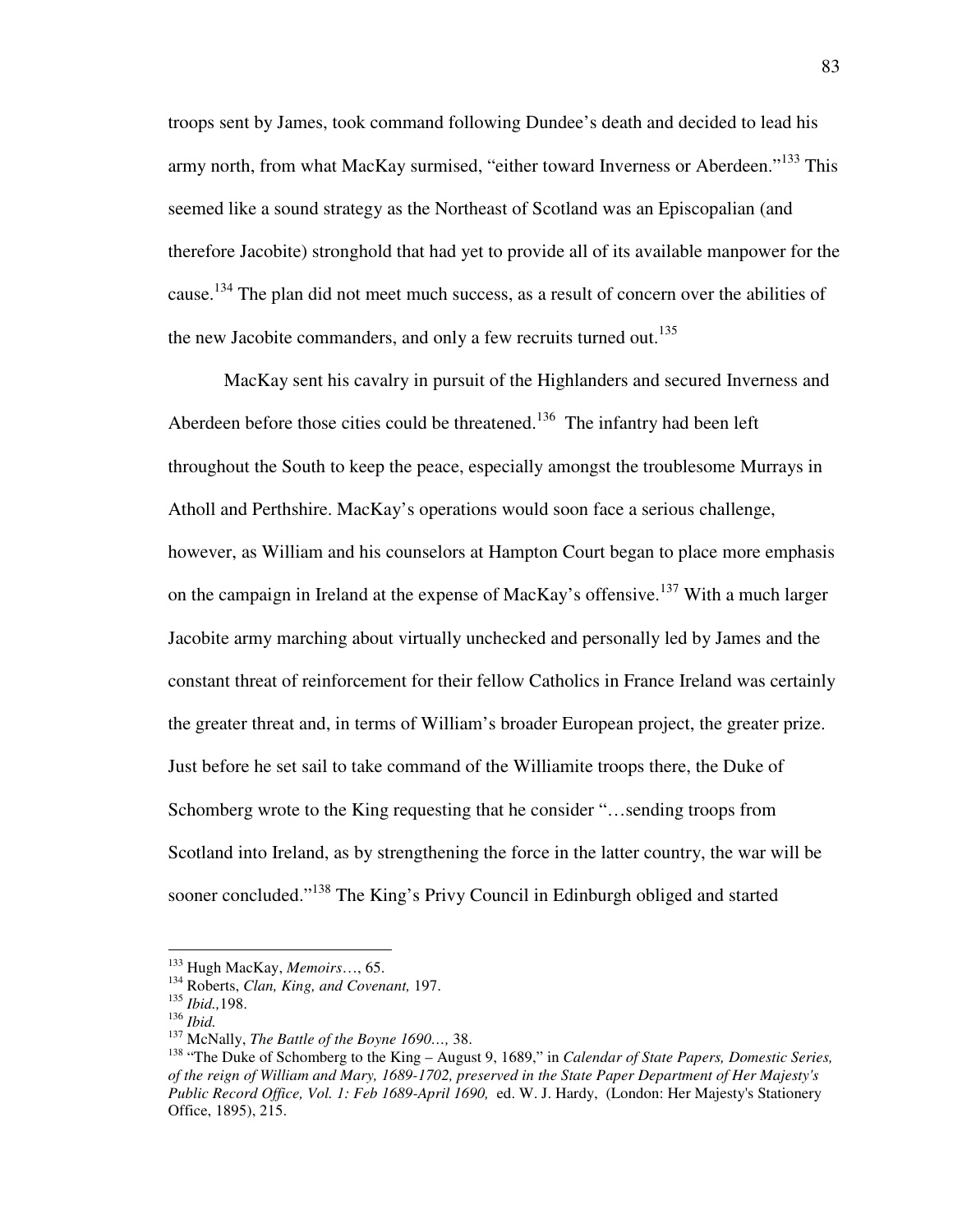troops sent by James, took command following Dundee's death and decided to lead his army north, from what MacKay surmised, "either toward Inverness or Aberdeen."[133] This seemed like a sound strategy as the Northeast of Scotland was an Episcopalian (and therefore Jacobite) stronghold that had yet to provide all of its available manpower for the cause.[134] The plan did not meet much success, as a result of concern over the abilities of the new Jacobite commanders, and only a few recruits turned out.[135]

MacKay sent his cavalry in pursuit of the Highlanders and secured Inverness and Aberdeen before those cities could be threatened.[136] The infantry had been left throughout the South to keep the peace, especially amongst the troublesome Murrays in Atholl and Perthshire. MacKay's operations would soon face a serious challenge, however, as William and his counselors at Hampton Court began to place more emphasis on the campaign in Ireland at the expense of MacKay's offensive.[137] With a much larger Jacobite army marching about virtually unchecked and personally led by James and the constant threat of reinforcement for their fellow Catholics in France Ireland was certainly the greater threat and, in terms of William's broader European project, the greater prize. Just before he set sail to take command of the Williamite troops there, the Duke of Schomberg wrote to the King requesting that he consider "…sending troops from Scotland into Ireland, as by strengthening the force in the latter country, the war will be sooner concluded."[138] The King's Privy Council in Edinburgh obliged and started

---

[133] Hugh MacKay, *Memoirs…*, 65.

[134] Roberts, *Clan, King, and Covenant,* 197.

[135] *Ibid.,*198.

[136] *Ibid.*

[137] McNally, *The Battle of the Boyne 1690…,* 38.

[138] "The Duke of Schomberg to the King – August 9, 1689," in *Calendar of State Papers, Domestic Series, of the reign of William and Mary, 1689-1702, preserved in the State Paper Department of Her Majesty's Public Record Office, Vol. 1: Feb 1689-April 1690,* ed. W. J. Hardy, (London: Her Majesty's Stationery Office, 1895), 215.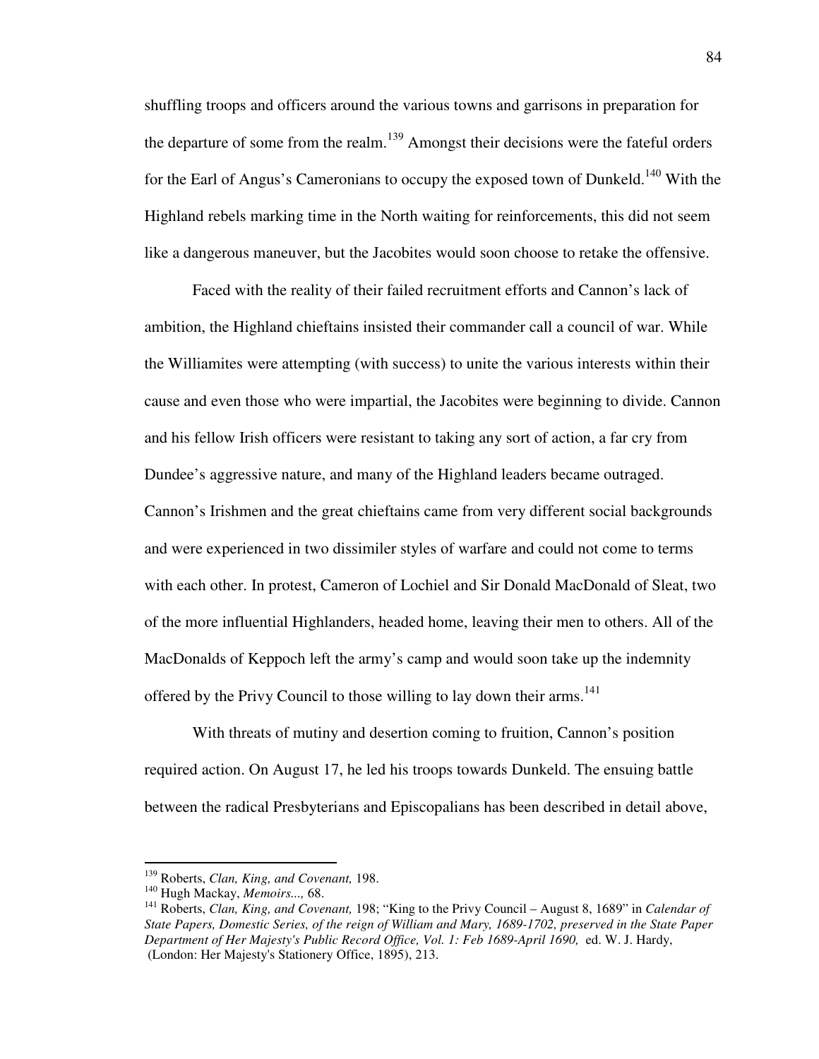shuffling troops and officers around the various towns and garrisons in preparation for the departure of some from the realm.[139] Amongst their decisions were the fateful orders for the Earl of Angus's Cameronians to occupy the exposed town of Dunkeld.[140] With the Highland rebels marking time in the North waiting for reinforcements, this did not seem like a dangerous maneuver, but the Jacobites would soon choose to retake the offensive.

Faced with the reality of their failed recruitment efforts and Cannon's lack of ambition, the Highland chieftains insisted their commander call a council of war. While the Williamites were attempting (with success) to unite the various interests within their cause and even those who were impartial, the Jacobites were beginning to divide. Cannon and his fellow Irish officers were resistant to taking any sort of action, a far cry from Dundee's aggressive nature, and many of the Highland leaders became outraged. Cannon's Irishmen and the great chieftains came from very different social backgrounds and were experienced in two dissimiler styles of warfare and could not come to terms with each other. In protest, Cameron of Lochiel and Sir Donald MacDonald of Sleat, two of the more influential Highlanders, headed home, leaving their men to others. All of the MacDonalds of Keppoch left the army's camp and would soon take up the indemnity offered by the Privy Council to those willing to lay down their arms.[141]

With threats of mutiny and desertion coming to fruition, Cannon's position required action. On August 17, he led his troops towards Dunkeld. The ensuing battle between the radical Presbyterians and Episcopalians has been described in detail above,

---

[139] Roberts, *Clan, King, and Covenant,* 198.

[140] Hugh Mackay, *Memoirs...,* 68.

[141] Roberts, *Clan, King, and Covenant,* 198; "King to the Privy Council – August 8, 1689" in *Calendar of State Papers, Domestic Series, of the reign of William and Mary, 1689-1702, preserved in the State Paper Department of Her Majesty's Public Record Office, Vol. 1: Feb 1689-April 1690,* ed. W. J. Hardy, (London: Her Majesty's Stationery Office, 1895), 213.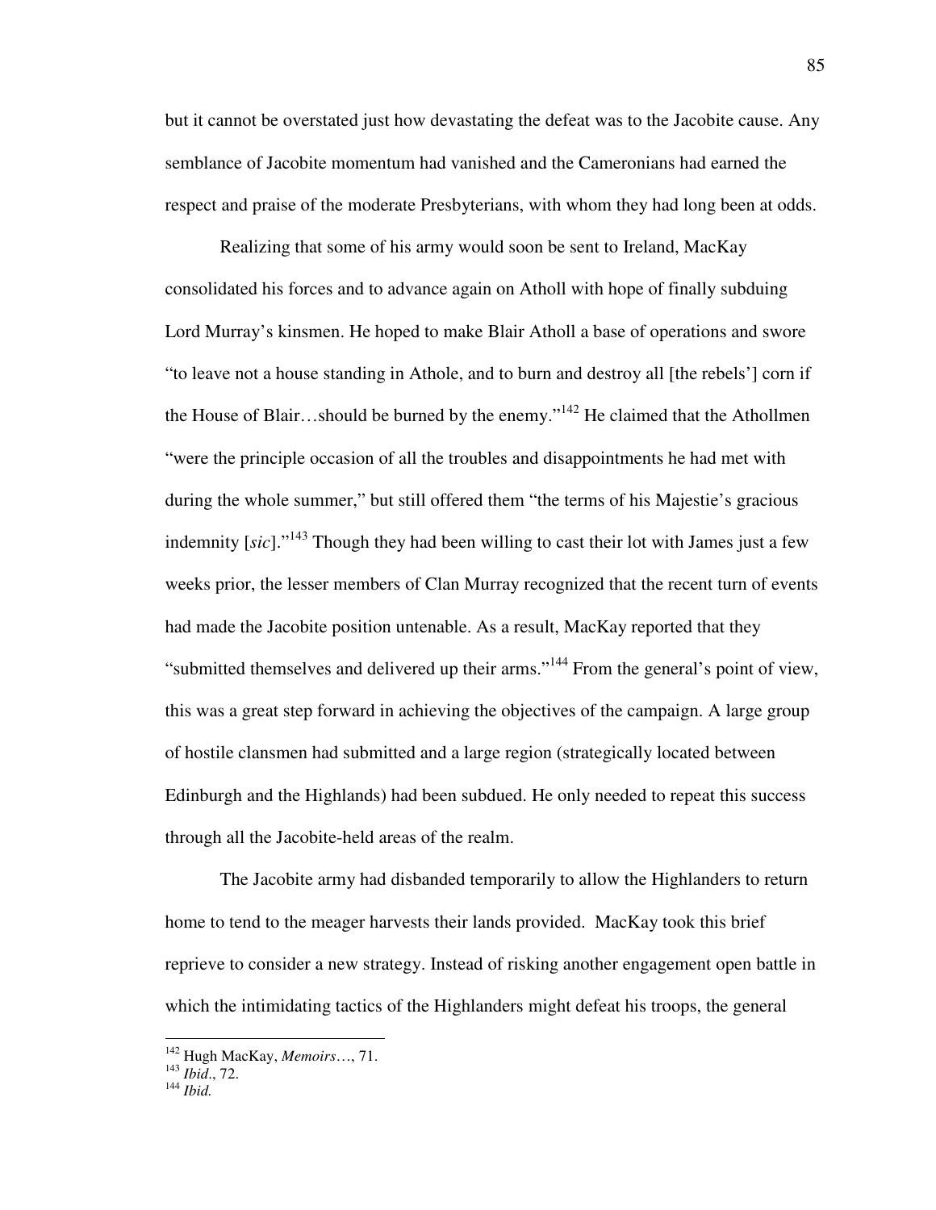but it cannot be overstated just how devastating the defeat was to the Jacobite cause. Any semblance of Jacobite momentum had vanished and the Cameronians had earned the respect and praise of the moderate Presbyterians, with whom they had long been at odds.

Realizing that some of his army would soon be sent to Ireland, MacKay consolidated his forces and to advance again on Atholl with hope of finally subduing Lord Murray's kinsmen. He hoped to make Blair Atholl a base of operations and swore "to leave not a house standing in Athole, and to burn and destroy all [the rebels'] corn if the House of Blair…should be burned by the enemy."[142] He claimed that the Athollmen "were the principle occasion of all the troubles and disappointments he had met with during the whole summer," but still offered them "the terms of his Majestie's gracious indemnity [*sic*]."[143] Though they had been willing to cast their lot with James just a few weeks prior, the lesser members of Clan Murray recognized that the recent turn of events had made the Jacobite position untenable. As a result, MacKay reported that they "submitted themselves and delivered up their arms."[144] From the general's point of view, this was a great step forward in achieving the objectives of the campaign. A large group of hostile clansmen had submitted and a large region (strategically located between Edinburgh and the Highlands) had been subdued. He only needed to repeat this success through all the Jacobite-held areas of the realm.

The Jacobite army had disbanded temporarily to allow the Highlanders to return home to tend to the meager harvests their lands provided. MacKay took this brief reprieve to consider a new strategy. Instead of risking another engagement open battle in which the intimidating tactics of the Highlanders might defeat his troops, the general

---

[142] Hugh MacKay, *Memoirs*…, 71.

[143] *Ibid*., 72.

[144] *Ibid.*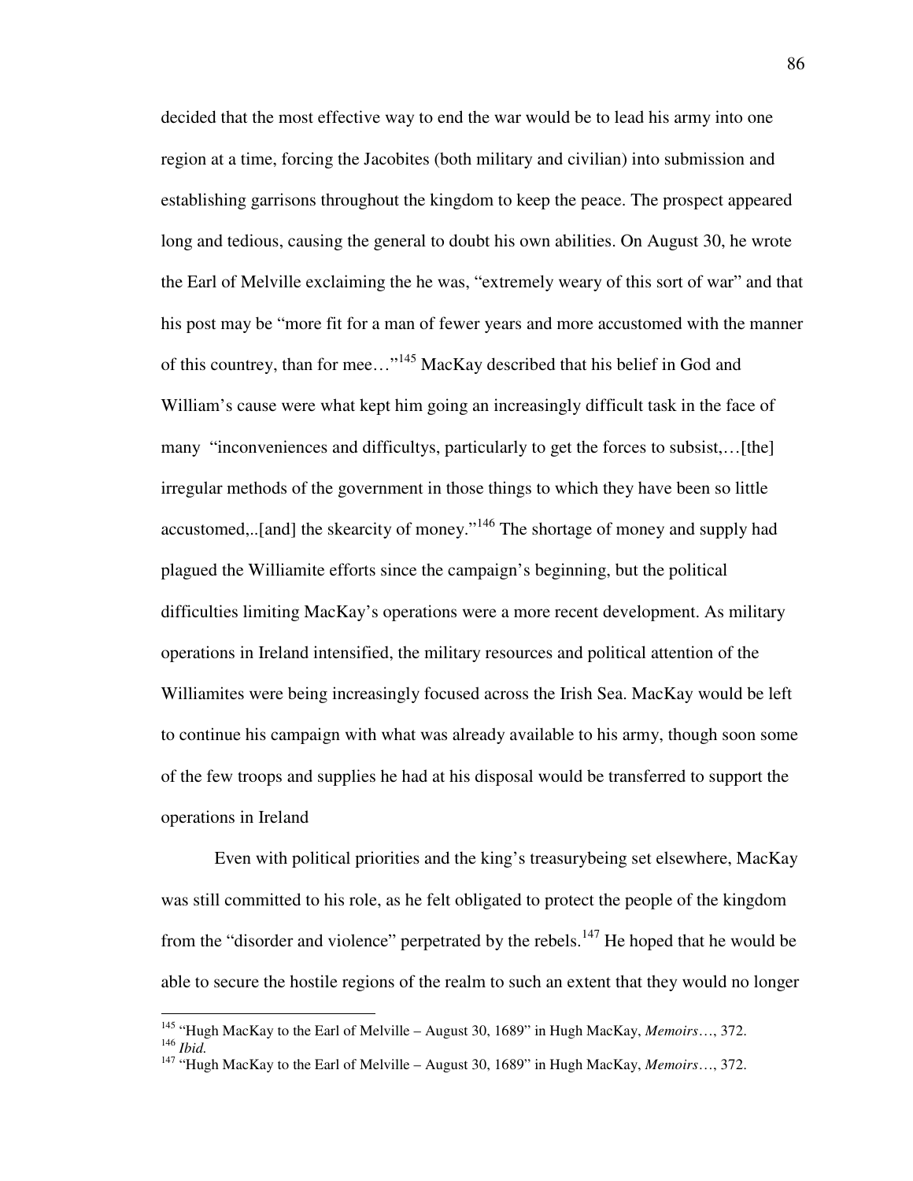decided that the most effective way to end the war would be to lead his army into one region at a time, forcing the Jacobites (both military and civilian) into submission and establishing garrisons throughout the kingdom to keep the peace. The prospect appeared long and tedious, causing the general to doubt his own abilities. On August 30, he wrote the Earl of Melville exclaiming the he was, "extremely weary of this sort of war" and that his post may be "more fit for a man of fewer years and more accustomed with the manner of this countrey, than for mee…"[145] MacKay described that his belief in God and William's cause were what kept him going an increasingly difficult task in the face of many "inconveniences and difficultys, particularly to get the forces to subsist,…[the] irregular methods of the government in those things to which they have been so little accustomed,..[and] the skearcity of money."[146] The shortage of money and supply had plagued the Williamite efforts since the campaign's beginning, but the political difficulties limiting MacKay's operations were a more recent development. As military operations in Ireland intensified, the military resources and political attention of the Williamites were being increasingly focused across the Irish Sea. MacKay would be left to continue his campaign with what was already available to his army, though soon some of the few troops and supplies he had at his disposal would be transferred to support the operations in Ireland

Even with political priorities and the king's treasurybeing set elsewhere, MacKay was still committed to his role, as he felt obligated to protect the people of the kingdom from the "disorder and violence" perpetrated by the rebels.[147] He hoped that he would be able to secure the hostile regions of the realm to such an extent that they would no longer

---

[145] "Hugh MacKay to the Earl of Melville – August 30, 1689" in Hugh MacKay, *Memoirs*…, 372.
[146] *Ibid.*
[147] "Hugh MacKay to the Earl of Melville – August 30, 1689" in Hugh MacKay, *Memoirs*…, 372.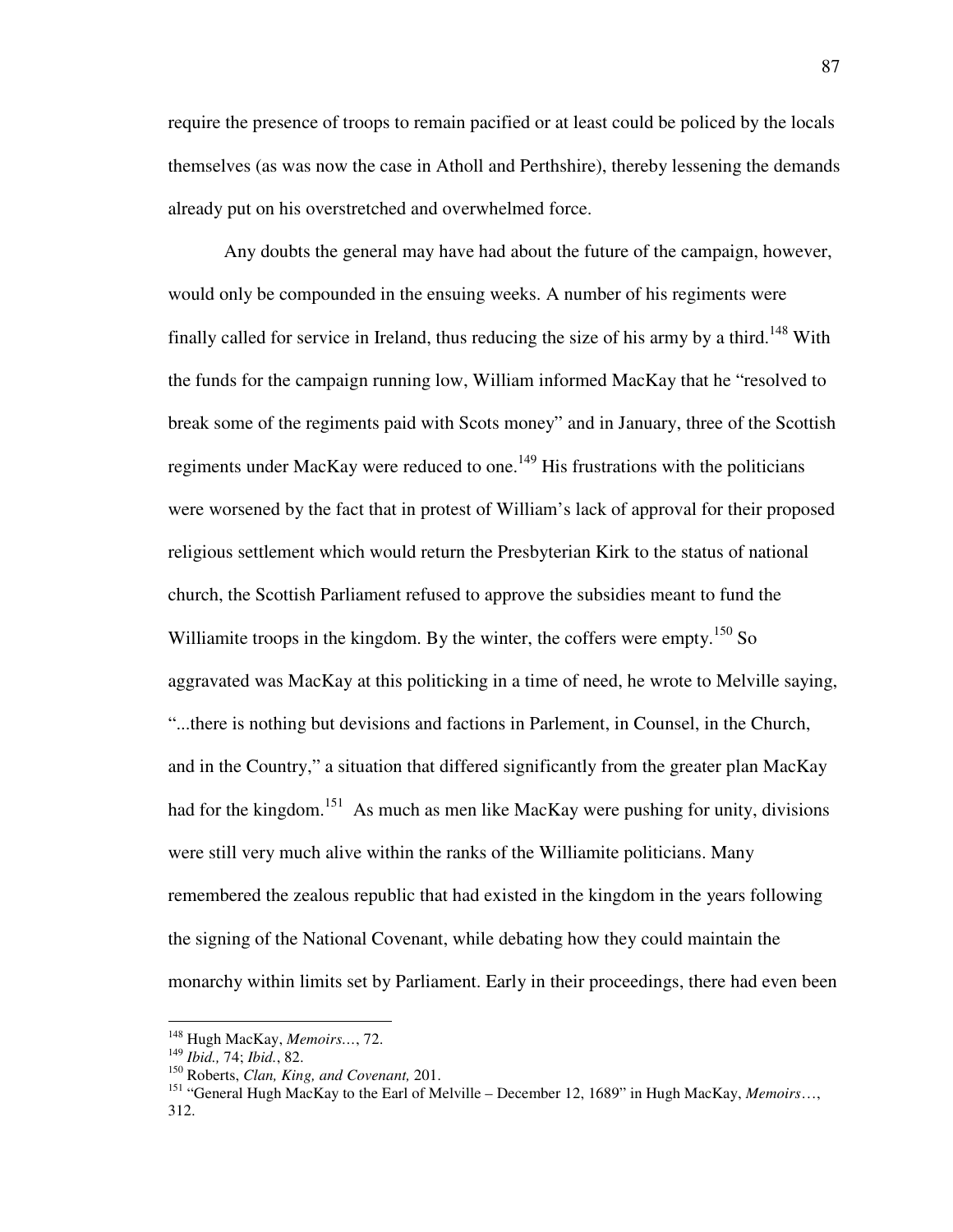require the presence of troops to remain pacified or at least could be policed by the locals themselves (as was now the case in Atholl and Perthshire), thereby lessening the demands already put on his overstretched and overwhelmed force.

Any doubts the general may have had about the future of the campaign, however, would only be compounded in the ensuing weeks. A number of his regiments were finally called for service in Ireland, thus reducing the size of his army by a third.[148] With the funds for the campaign running low, William informed MacKay that he "resolved to break some of the regiments paid with Scots money" and in January, three of the Scottish regiments under MacKay were reduced to one.[149] His frustrations with the politicians were worsened by the fact that in protest of William's lack of approval for their proposed religious settlement which would return the Presbyterian Kirk to the status of national church, the Scottish Parliament refused to approve the subsidies meant to fund the Williamite troops in the kingdom. By the winter, the coffers were empty.[150] So aggravated was MacKay at this politicking in a time of need, he wrote to Melville saying, "...there is nothing but devisions and factions in Parlement, in Counsel, in the Church, and in the Country," a situation that differed significantly from the greater plan MacKay had for the kingdom.[151] As much as men like MacKay were pushing for unity, divisions were still very much alive within the ranks of the Williamite politicians. Many remembered the zealous republic that had existed in the kingdom in the years following the signing of the National Covenant, while debating how they could maintain the monarchy within limits set by Parliament. Early in their proceedings, there had even been

---

[148] Hugh MacKay, *Memoirs…*, 72.

[149] *Ibid.,* 74; *Ibid.*, 82.

[150] Roberts, *Clan, King, and Covenant,* 201.

[151] "General Hugh MacKay to the Earl of Melville – December 12, 1689" in Hugh MacKay, *Memoirs*…, 312.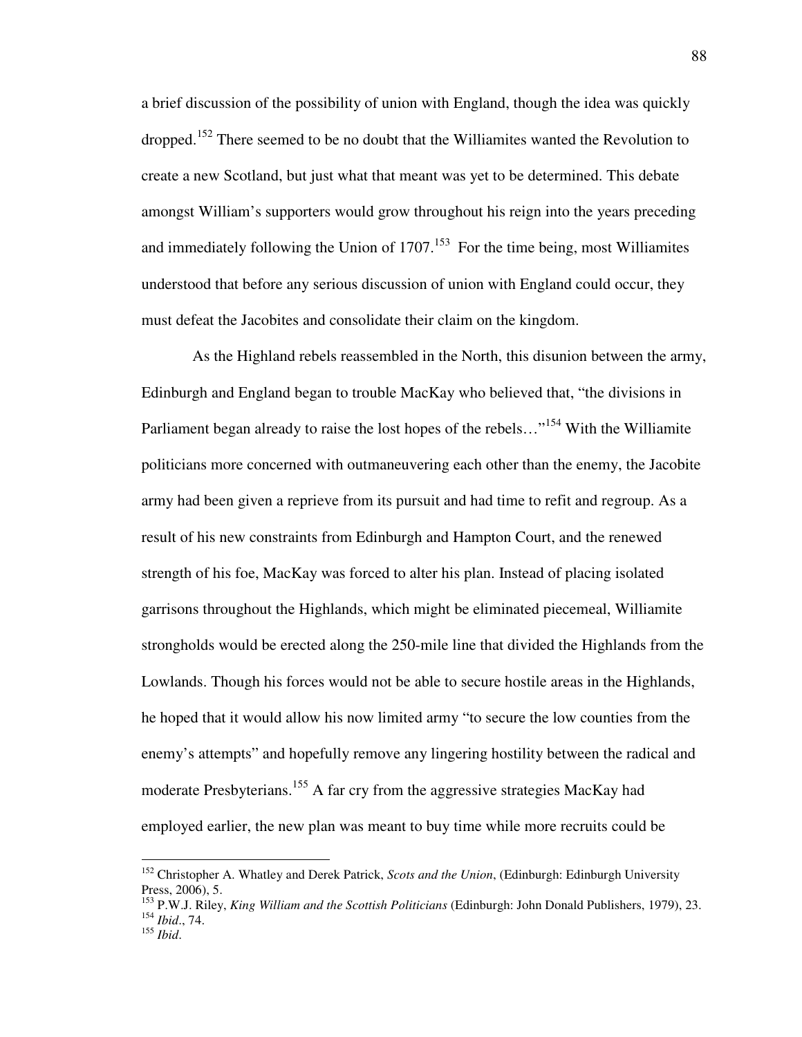a brief discussion of the possibility of union with England, though the idea was quickly dropped.[152] There seemed to be no doubt that the Williamites wanted the Revolution to create a new Scotland, but just what that meant was yet to be determined. This debate amongst William's supporters would grow throughout his reign into the years preceding and immediately following the Union of 1707.[153] For the time being, most Williamites understood that before any serious discussion of union with England could occur, they must defeat the Jacobites and consolidate their claim on the kingdom.

As the Highland rebels reassembled in the North, this disunion between the army, Edinburgh and England began to trouble MacKay who believed that, "the divisions in Parliament began already to raise the lost hopes of the rebels…"[154] With the Williamite politicians more concerned with outmaneuvering each other than the enemy, the Jacobite army had been given a reprieve from its pursuit and had time to refit and regroup. As a result of his new constraints from Edinburgh and Hampton Court, and the renewed strength of his foe, MacKay was forced to alter his plan. Instead of placing isolated garrisons throughout the Highlands, which might be eliminated piecemeal, Williamite strongholds would be erected along the 250-mile line that divided the Highlands from the Lowlands. Though his forces would not be able to secure hostile areas in the Highlands, he hoped that it would allow his now limited army "to secure the low counties from the enemy's attempts" and hopefully remove any lingering hostility between the radical and moderate Presbyterians.[155] A far cry from the aggressive strategies MacKay had employed earlier, the new plan was meant to buy time while more recruits could be

---

[152] Christopher A. Whatley and Derek Patrick, *Scots and the Union*, (Edinburgh: Edinburgh University Press, 2006), 5.

[153] P.W.J. Riley, *King William and the Scottish Politicians* (Edinburgh: John Donald Publishers, 1979), 23.

[154] *Ibid*., 74.

[155] *Ibid*.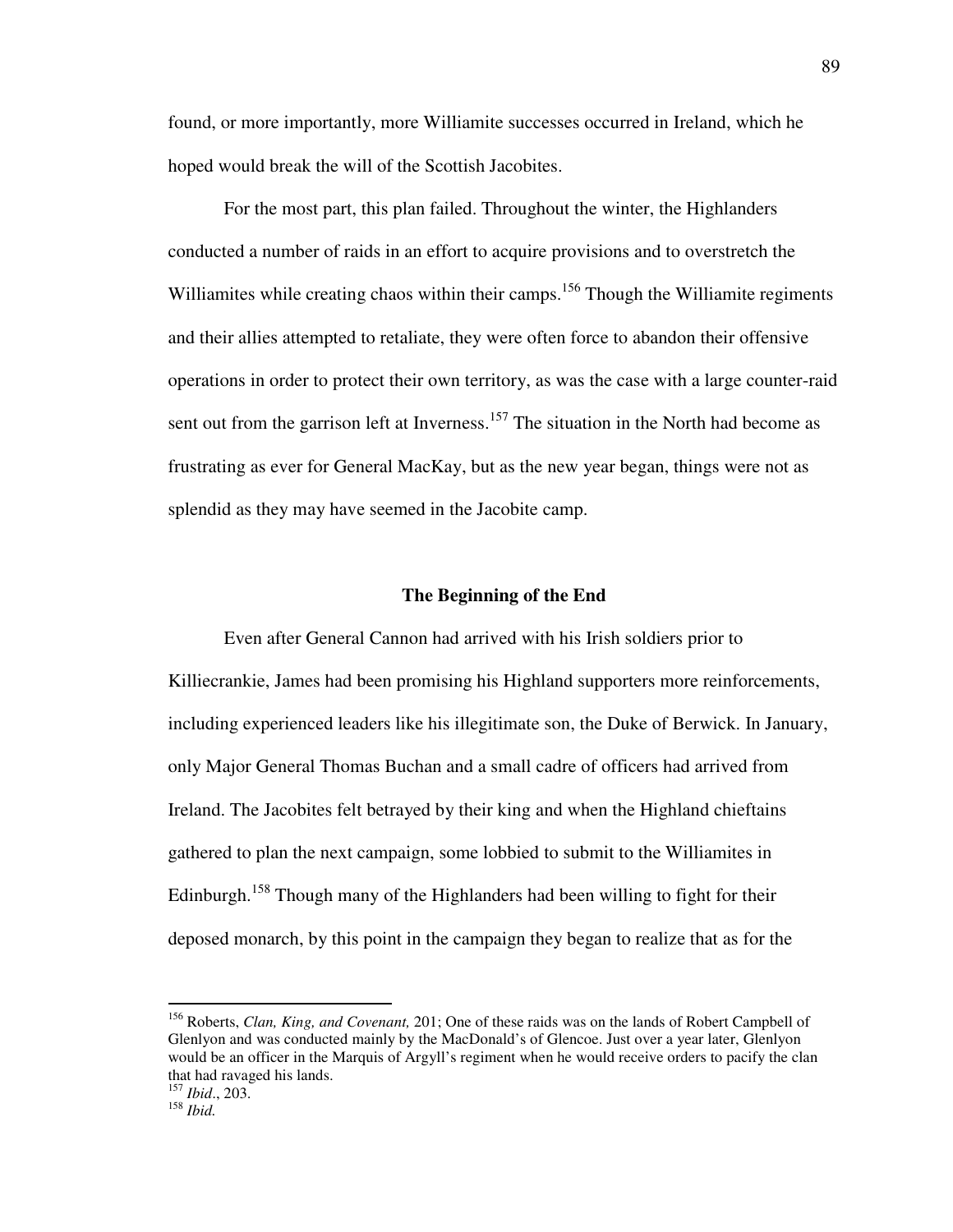found, or more importantly, more Williamite successes occurred in Ireland, which he hoped would break the will of the Scottish Jacobites.

For the most part, this plan failed. Throughout the winter, the Highlanders conducted a number of raids in an effort to acquire provisions and to overstretch the Williamites while creating chaos within their camps.[156] Though the Williamite regiments and their allies attempted to retaliate, they were often force to abandon their offensive operations in order to protect their own territory, as was the case with a large counter-raid sent out from the garrison left at Inverness.[157] The situation in the North had become as frustrating as ever for General MacKay, but as the new year began, things were not as splendid as they may have seemed in the Jacobite camp.

## The Beginning of the End

Even after General Cannon had arrived with his Irish soldiers prior to Killiecrankie, James had been promising his Highland supporters more reinforcements, including experienced leaders like his illegitimate son, the Duke of Berwick. In January, only Major General Thomas Buchan and a small cadre of officers had arrived from Ireland. The Jacobites felt betrayed by their king and when the Highland chieftains gathered to plan the next campaign, some lobbied to submit to the Williamites in Edinburgh.[158] Though many of the Highlanders had been willing to fight for their deposed monarch, by this point in the campaign they began to realize that as for the

---

[156] Roberts, *Clan, King, and Covenant,* 201; One of these raids was on the lands of Robert Campbell of Glenlyon and was conducted mainly by the MacDonald's of Glencoe. Just over a year later, Glenlyon would be an officer in the Marquis of Argyll's regiment when he would receive orders to pacify the clan that had ravaged his lands.

[157] *Ibid*., 203.

[158] *Ibid.*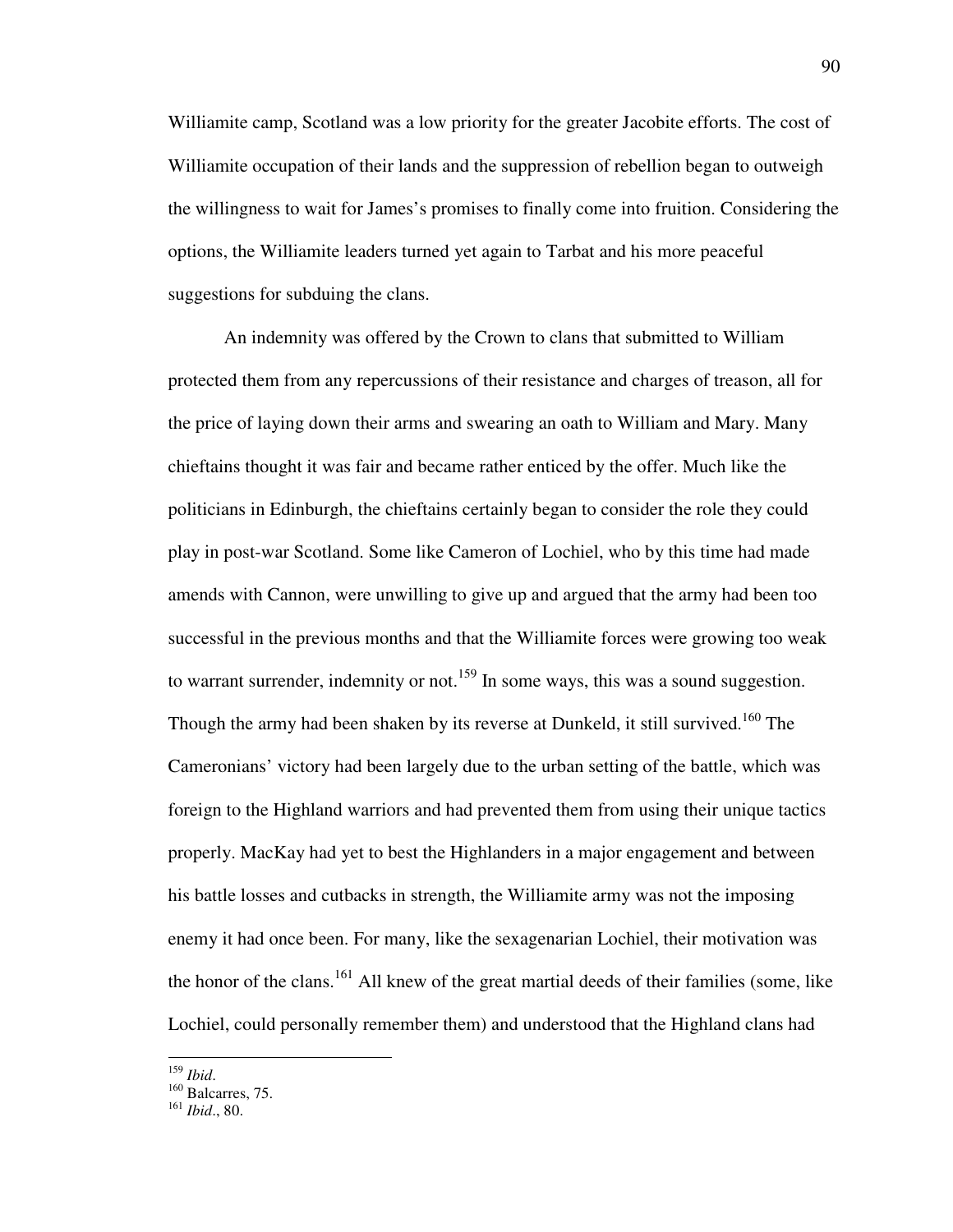Williamite camp, Scotland was a low priority for the greater Jacobite efforts. The cost of Williamite occupation of their lands and the suppression of rebellion began to outweigh the willingness to wait for James's promises to finally come into fruition. Considering the options, the Williamite leaders turned yet again to Tarbat and his more peaceful suggestions for subduing the clans.

An indemnity was offered by the Crown to clans that submitted to William protected them from any repercussions of their resistance and charges of treason, all for the price of laying down their arms and swearing an oath to William and Mary. Many chieftains thought it was fair and became rather enticed by the offer. Much like the politicians in Edinburgh, the chieftains certainly began to consider the role they could play in post-war Scotland. Some like Cameron of Lochiel, who by this time had made amends with Cannon, were unwilling to give up and argued that the army had been too successful in the previous months and that the Williamite forces were growing too weak to warrant surrender, indemnity or not.[159] In some ways, this was a sound suggestion. Though the army had been shaken by its reverse at Dunkeld, it still survived.[160] The Cameronians' victory had been largely due to the urban setting of the battle, which was foreign to the Highland warriors and had prevented them from using their unique tactics properly. MacKay had yet to best the Highlanders in a major engagement and between his battle losses and cutbacks in strength, the Williamite army was not the imposing enemy it had once been. For many, like the sexagenarian Lochiel, their motivation was the honor of the clans.[161] All knew of the great martial deeds of their families (some, like Lochiel, could personally remember them) and understood that the Highland clans had

---

[159] *Ibid*.

[160] Balcarres, 75.

[161] *Ibid*., 80.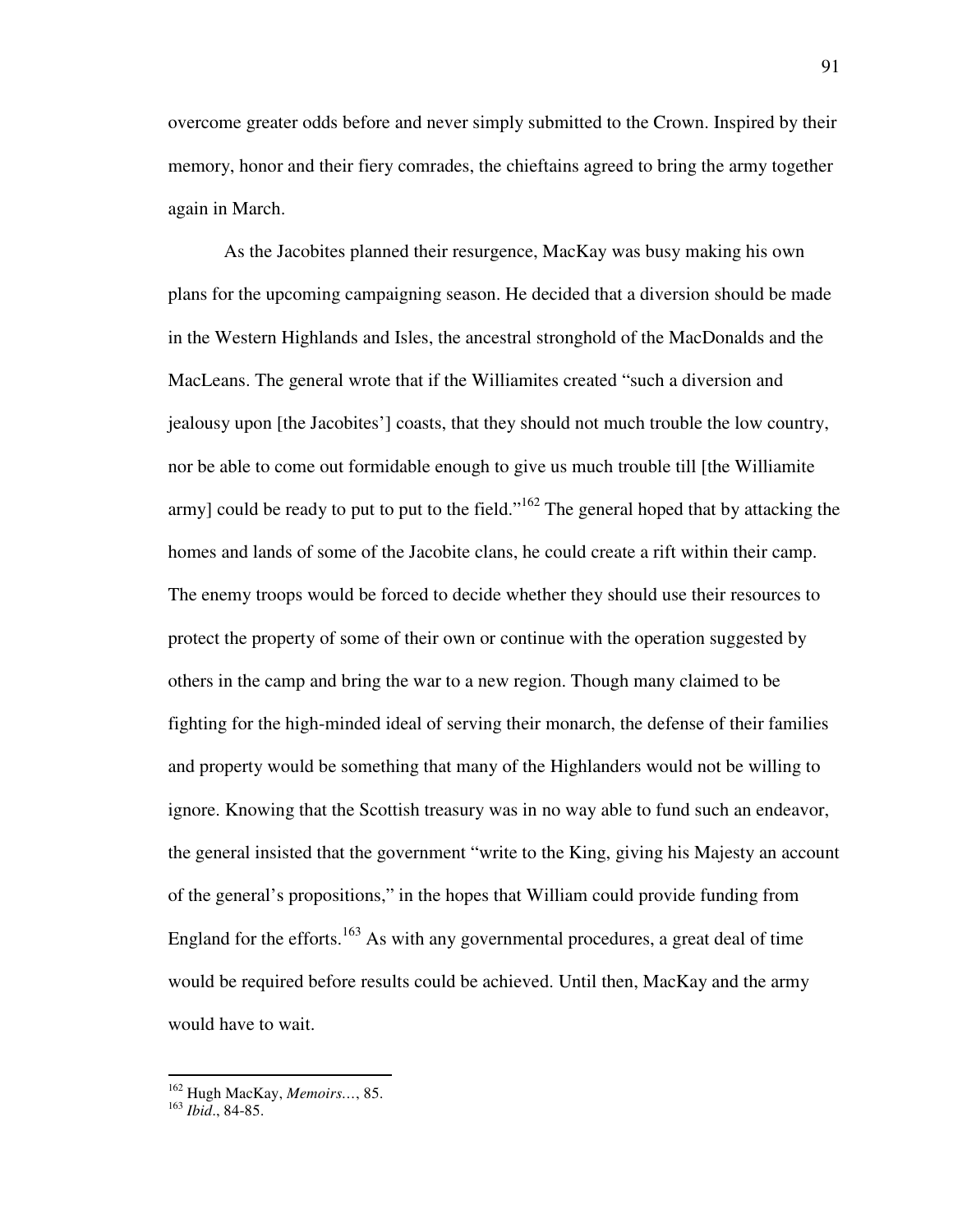overcome greater odds before and never simply submitted to the Crown. Inspired by their memory, honor and their fiery comrades, the chieftains agreed to bring the army together again in March.

As the Jacobites planned their resurgence, MacKay was busy making his own plans for the upcoming campaigning season. He decided that a diversion should be made in the Western Highlands and Isles, the ancestral stronghold of the MacDonalds and the MacLeans. The general wrote that if the Williamites created "such a diversion and jealousy upon [the Jacobites'] coasts, that they should not much trouble the low country, nor be able to come out formidable enough to give us much trouble till [the Williamite army] could be ready to put to put to the field."[162] The general hoped that by attacking the homes and lands of some of the Jacobite clans, he could create a rift within their camp. The enemy troops would be forced to decide whether they should use their resources to protect the property of some of their own or continue with the operation suggested by others in the camp and bring the war to a new region. Though many claimed to be fighting for the high-minded ideal of serving their monarch, the defense of their families and property would be something that many of the Highlanders would not be willing to ignore. Knowing that the Scottish treasury was in no way able to fund such an endeavor, the general insisted that the government "write to the King, giving his Majesty an account of the general's propositions," in the hopes that William could provide funding from England for the efforts.[163] As with any governmental procedures, a great deal of time would be required before results could be achieved. Until then, MacKay and the army would have to wait.

---

[162] Hugh MacKay, *Memoirs...*, 85.

[163] *Ibid*., 84-85.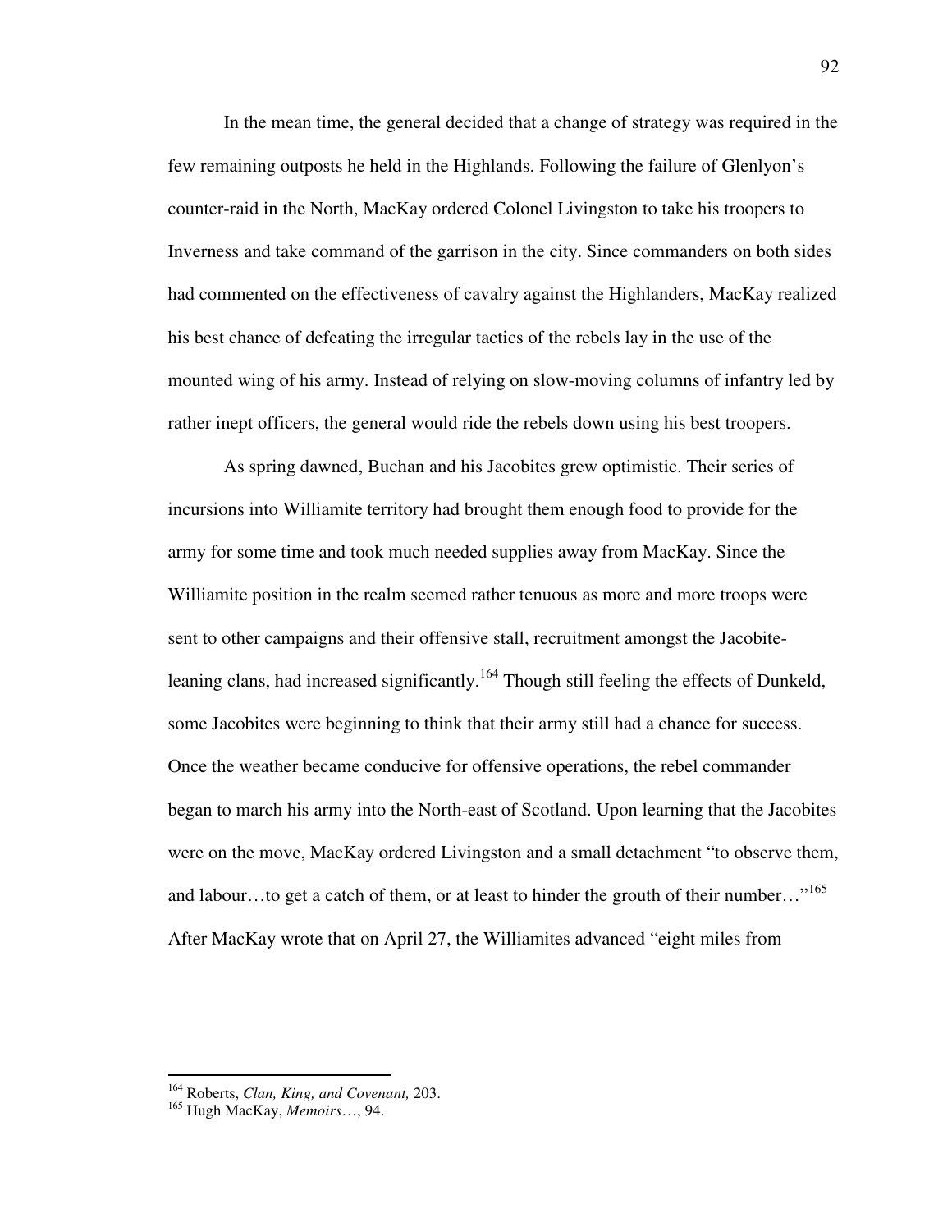In the mean time, the general decided that a change of strategy was required in the few remaining outposts he held in the Highlands. Following the failure of Glenlyon's counter-raid in the North, MacKay ordered Colonel Livingston to take his troopers to Inverness and take command of the garrison in the city. Since commanders on both sides had commented on the effectiveness of cavalry against the Highlanders, MacKay realized his best chance of defeating the irregular tactics of the rebels lay in the use of the mounted wing of his army. Instead of relying on slow-moving columns of infantry led by rather inept officers, the general would ride the rebels down using his best troopers.

As spring dawned, Buchan and his Jacobites grew optimistic. Their series of incursions into Williamite territory had brought them enough food to provide for the army for some time and took much needed supplies away from MacKay. Since the Williamite position in the realm seemed rather tenuous as more and more troops were sent to other campaigns and their offensive stall, recruitment amongst the Jacobite-leaning clans, had increased significantly.[164] Though still feeling the effects of Dunkeld, some Jacobites were beginning to think that their army still had a chance for success. Once the weather became conducive for offensive operations, the rebel commander began to march his army into the North-east of Scotland. Upon learning that the Jacobites were on the move, MacKay ordered Livingston and a small detachment "to observe them, and labour…to get a catch of them, or at least to hinder the grouth of their number…"[165] After MacKay wrote that on April 27, the Williamites advanced "eight miles from

---

[164] Roberts, *Clan, King, and Covenant,* 203.

[165] Hugh MacKay, *Memoirs*…, 94.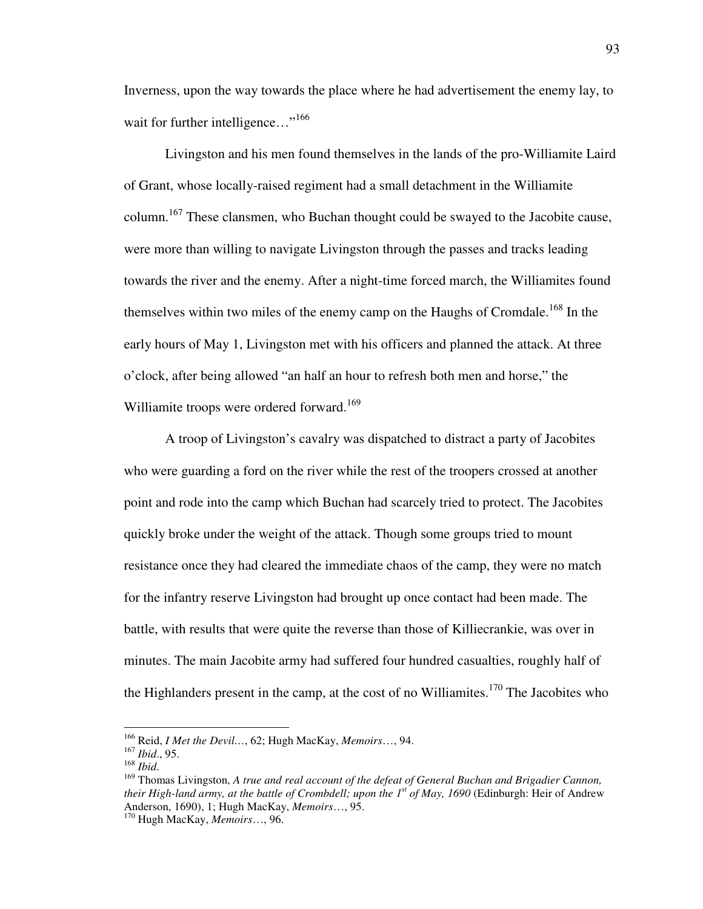Inverness, upon the way towards the place where he had advertisement the enemy lay, to wait for further intelligence…"[166]

Livingston and his men found themselves in the lands of the pro-Williamite Laird of Grant, whose locally-raised regiment had a small detachment in the Williamite column.[167] These clansmen, who Buchan thought could be swayed to the Jacobite cause, were more than willing to navigate Livingston through the passes and tracks leading towards the river and the enemy. After a night-time forced march, the Williamites found themselves within two miles of the enemy camp on the Haughs of Cromdale.[168] In the early hours of May 1, Livingston met with his officers and planned the attack. At three o'clock, after being allowed "an half an hour to refresh both men and horse," the Williamite troops were ordered forward.[169]

A troop of Livingston's cavalry was dispatched to distract a party of Jacobites who were guarding a ford on the river while the rest of the troopers crossed at another point and rode into the camp which Buchan had scarcely tried to protect. The Jacobites quickly broke under the weight of the attack. Though some groups tried to mount resistance once they had cleared the immediate chaos of the camp, they were no match for the infantry reserve Livingston had brought up once contact had been made. The battle, with results that were quite the reverse than those of Killiecrankie, was over in minutes. The main Jacobite army had suffered four hundred casualties, roughly half of the Highlanders present in the camp, at the cost of no Williamites.[170] The Jacobites who

---

[166] Reid, *I Met the Devil...*, 62; Hugh MacKay, *Memoirs*…, 94.

[167] *Ibid*., 95.

[168] *Ibid*.

[169] Thomas Livingston, *A true and real account of the defeat of General Buchan and Brigadier Cannon, their High-land army, at the battle of Crombdell; upon the 1st of May, 1690* (Edinburgh: Heir of Andrew Anderson, 1690), 1; Hugh MacKay, *Memoirs*…, 95.

[170] Hugh MacKay, *Memoirs*…, 96.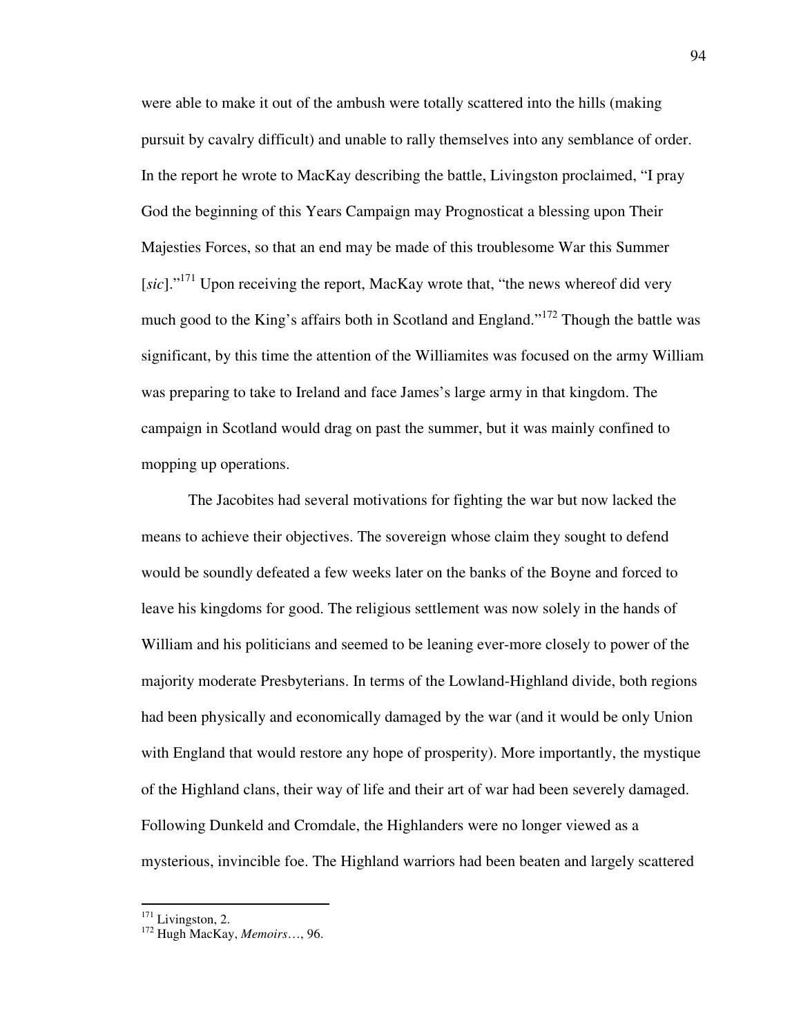were able to make it out of the ambush were totally scattered into the hills (making pursuit by cavalry difficult) and unable to rally themselves into any semblance of order. In the report he wrote to MacKay describing the battle, Livingston proclaimed, "I pray God the beginning of this Years Campaign may Prognosticat a blessing upon Their Majesties Forces, so that an end may be made of this troublesome War this Summer [*sic*]."[171] Upon receiving the report, MacKay wrote that, "the news whereof did very much good to the King's affairs both in Scotland and England."[172] Though the battle was significant, by this time the attention of the Williamites was focused on the army William was preparing to take to Ireland and face James's large army in that kingdom. The campaign in Scotland would drag on past the summer, but it was mainly confined to mopping up operations.

The Jacobites had several motivations for fighting the war but now lacked the means to achieve their objectives. The sovereign whose claim they sought to defend would be soundly defeated a few weeks later on the banks of the Boyne and forced to leave his kingdoms for good. The religious settlement was now solely in the hands of William and his politicians and seemed to be leaning ever-more closely to power of the majority moderate Presbyterians. In terms of the Lowland-Highland divide, both regions had been physically and economically damaged by the war (and it would be only Union with England that would restore any hope of prosperity). More importantly, the mystique of the Highland clans, their way of life and their art of war had been severely damaged. Following Dunkeld and Cromdale, the Highlanders were no longer viewed as a mysterious, invincible foe. The Highland warriors had been beaten and largely scattered

---

[171] Livingston, 2.

[172] Hugh MacKay, *Memoirs*…, 96.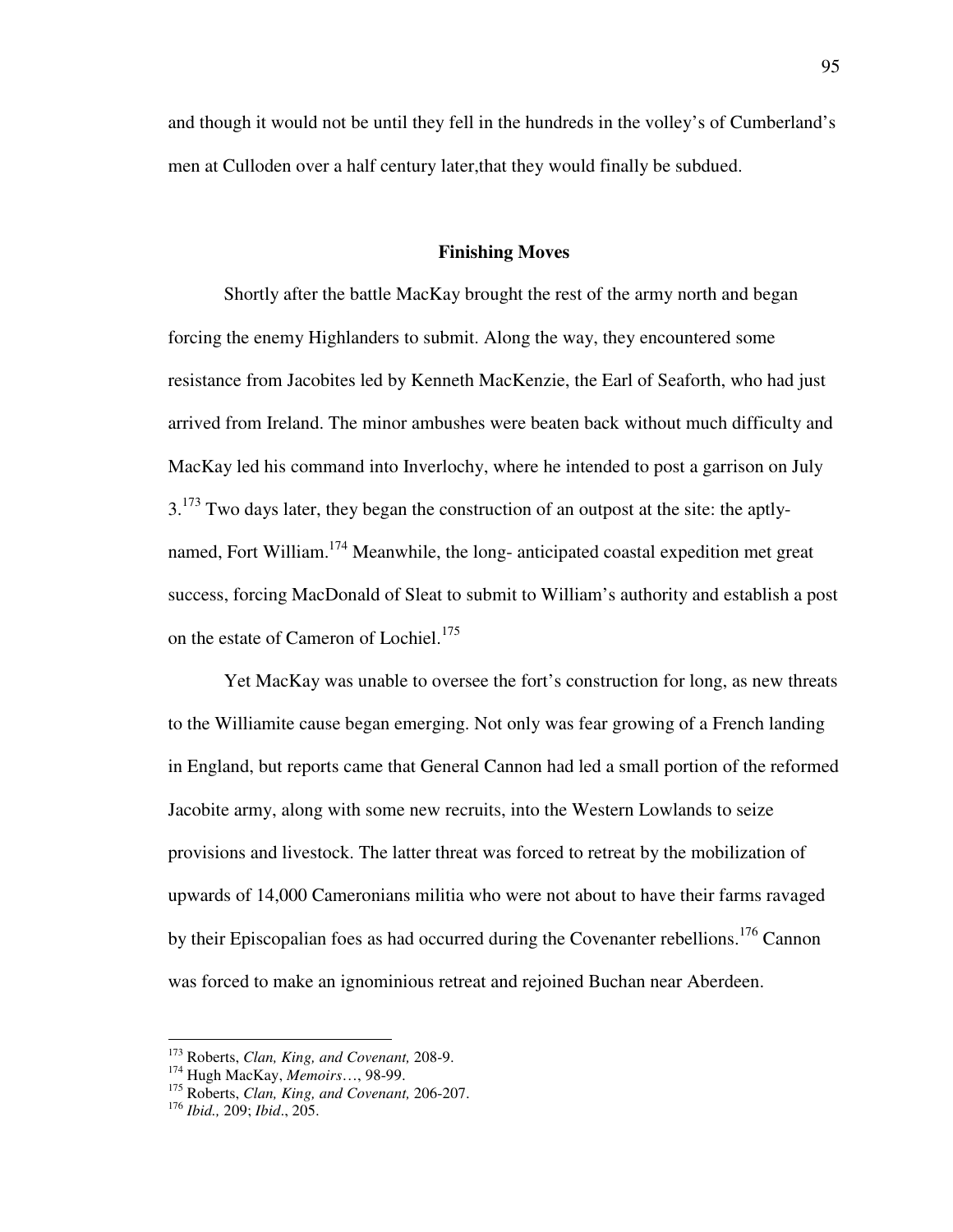and though it would not be until they fell in the hundreds in the volley's of Cumberland's men at Culloden over a half century later,that they would finally be subdued.

## Finishing Moves

Shortly after the battle MacKay brought the rest of the army north and began forcing the enemy Highlanders to submit. Along the way, they encountered some resistance from Jacobites led by Kenneth MacKenzie, the Earl of Seaforth, who had just arrived from Ireland. The minor ambushes were beaten back without much difficulty and MacKay led his command into Inverlochy, where he intended to post a garrison on July 3.[173] Two days later, they began the construction of an outpost at the site: the aptly-named, Fort William.[174] Meanwhile, the long- anticipated coastal expedition met great success, forcing MacDonald of Sleat to submit to William's authority and establish a post on the estate of Cameron of Lochiel.[175]

Yet MacKay was unable to oversee the fort's construction for long, as new threats to the Williamite cause began emerging. Not only was fear growing of a French landing in England, but reports came that General Cannon had led a small portion of the reformed Jacobite army, along with some new recruits, into the Western Lowlands to seize provisions and livestock. The latter threat was forced to retreat by the mobilization of upwards of 14,000 Cameronians militia who were not about to have their farms ravaged by their Episcopalian foes as had occurred during the Covenanter rebellions.[176] Cannon was forced to make an ignominious retreat and rejoined Buchan near Aberdeen.

---

[173] Roberts, *Clan, King, and Covenant,* 208-9.
[174] Hugh MacKay, *Memoirs*…, 98-99.
[175] Roberts, *Clan, King, and Covenant,* 206-207.
[176] *Ibid.,* 209; *Ibid*., 205.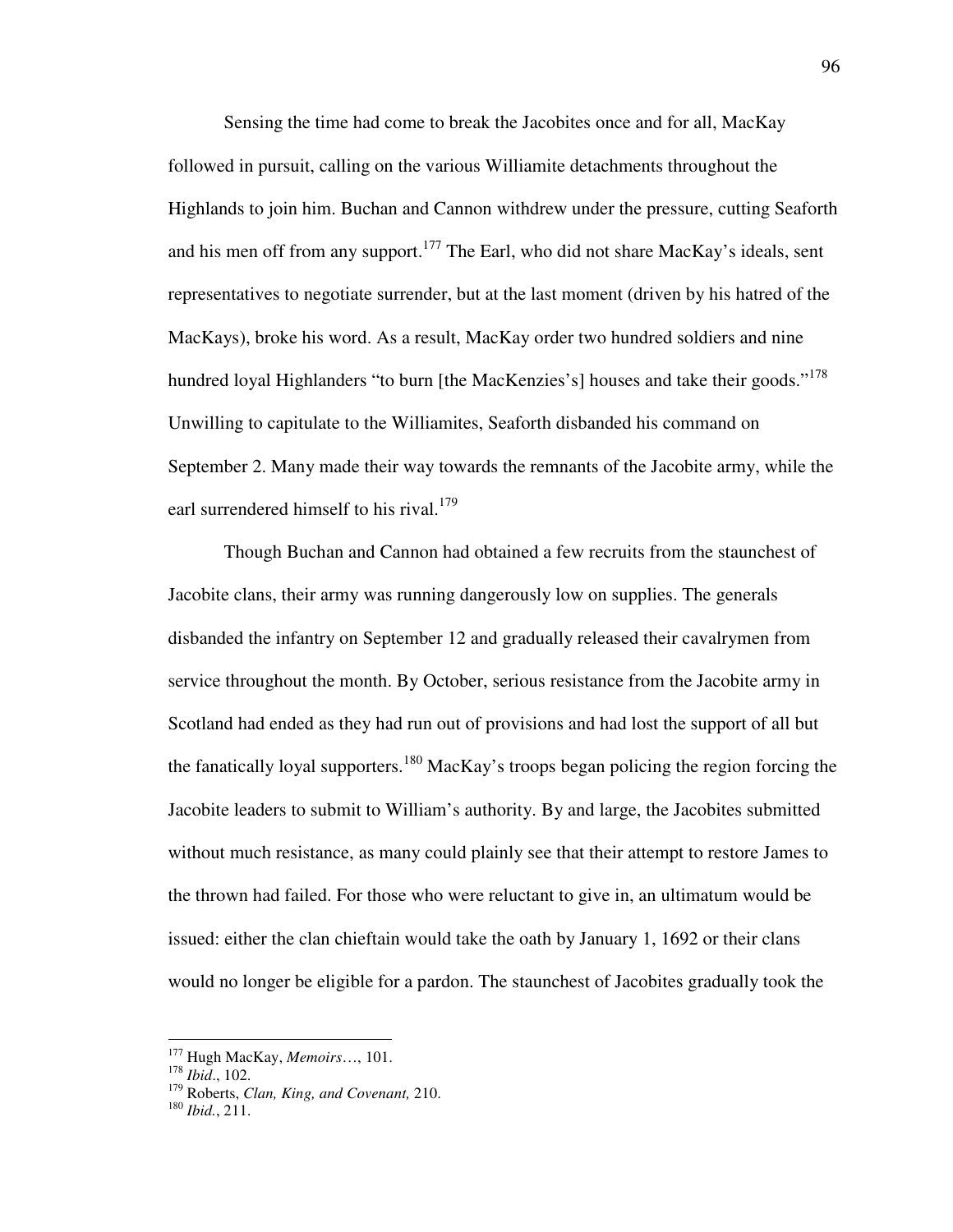Sensing the time had come to break the Jacobites once and for all, MacKay followed in pursuit, calling on the various Williamite detachments throughout the Highlands to join him. Buchan and Cannon withdrew under the pressure, cutting Seaforth and his men off from any support.[177] The Earl, who did not share MacKay's ideals, sent representatives to negotiate surrender, but at the last moment (driven by his hatred of the MacKays), broke his word. As a result, MacKay order two hundred soldiers and nine hundred loyal Highlanders "to burn [the MacKenzies's] houses and take their goods."[178] Unwilling to capitulate to the Williamites, Seaforth disbanded his command on September 2. Many made their way towards the remnants of the Jacobite army, while the earl surrendered himself to his rival.[179]

Though Buchan and Cannon had obtained a few recruits from the staunchest of Jacobite clans, their army was running dangerously low on supplies. The generals disbanded the infantry on September 12 and gradually released their cavalrymen from service throughout the month. By October, serious resistance from the Jacobite army in Scotland had ended as they had run out of provisions and had lost the support of all but the fanatically loyal supporters.[180] MacKay's troops began policing the region forcing the Jacobite leaders to submit to William's authority. By and large, the Jacobites submitted without much resistance, as many could plainly see that their attempt to restore James to the thrown had failed. For those who were reluctant to give in, an ultimatum would be issued: either the clan chieftain would take the oath by January 1, 1692 or their clans would no longer be eligible for a pardon. The staunchest of Jacobites gradually took the

---

[177] Hugh MacKay, *Memoirs…*, 101.

[178] *Ibid*., 102.

[179] Roberts, *Clan, King, and Covenant,* 210.

[180] *Ibid.*, 211.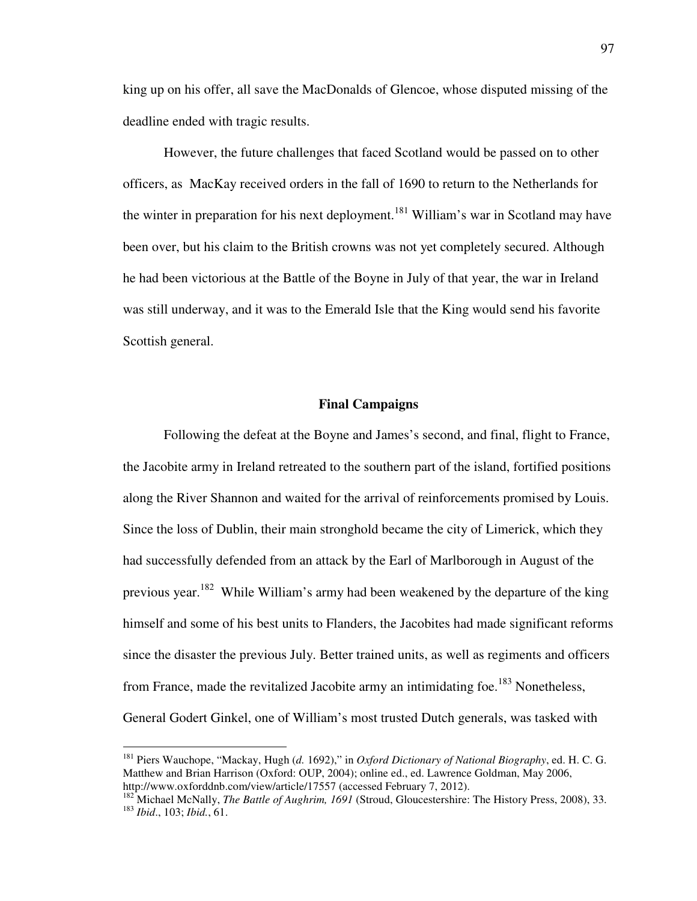king up on his offer, all save the MacDonalds of Glencoe, whose disputed missing of the deadline ended with tragic results.

However, the future challenges that faced Scotland would be passed on to other officers, as MacKay received orders in the fall of 1690 to return to the Netherlands for the winter in preparation for his next deployment.[181] William's war in Scotland may have been over, but his claim to the British crowns was not yet completely secured. Although he had been victorious at the Battle of the Boyne in July of that year, the war in Ireland was still underway, and it was to the Emerald Isle that the King would send his favorite Scottish general.

### Final Campaigns

Following the defeat at the Boyne and James's second, and final, flight to France, the Jacobite army in Ireland retreated to the southern part of the island, fortified positions along the River Shannon and waited for the arrival of reinforcements promised by Louis. Since the loss of Dublin, their main stronghold became the city of Limerick, which they had successfully defended from an attack by the Earl of Marlborough in August of the previous year.[182] While William's army had been weakened by the departure of the king himself and some of his best units to Flanders, the Jacobites had made significant reforms since the disaster the previous July. Better trained units, as well as regiments and officers from France, made the revitalized Jacobite army an intimidating foe.[183] Nonetheless, General Godert Ginkel, one of William's most trusted Dutch generals, was tasked with

---

[181] Piers Wauchope, "Mackay, Hugh (*d.* 1692)," in *Oxford Dictionary of National Biography*, ed. H. C. G. Matthew and Brian Harrison (Oxford: OUP, 2004); online ed., ed. Lawrence Goldman, May 2006, http://www.oxforddnb.com/view/article/17557 (accessed February 7, 2012).

[182] Michael McNally, *The Battle of Aughrim, 1691* (Stroud, Gloucestershire: The History Press, 2008), 33.

[183] *Ibid*., 103; *Ibid.*, 61.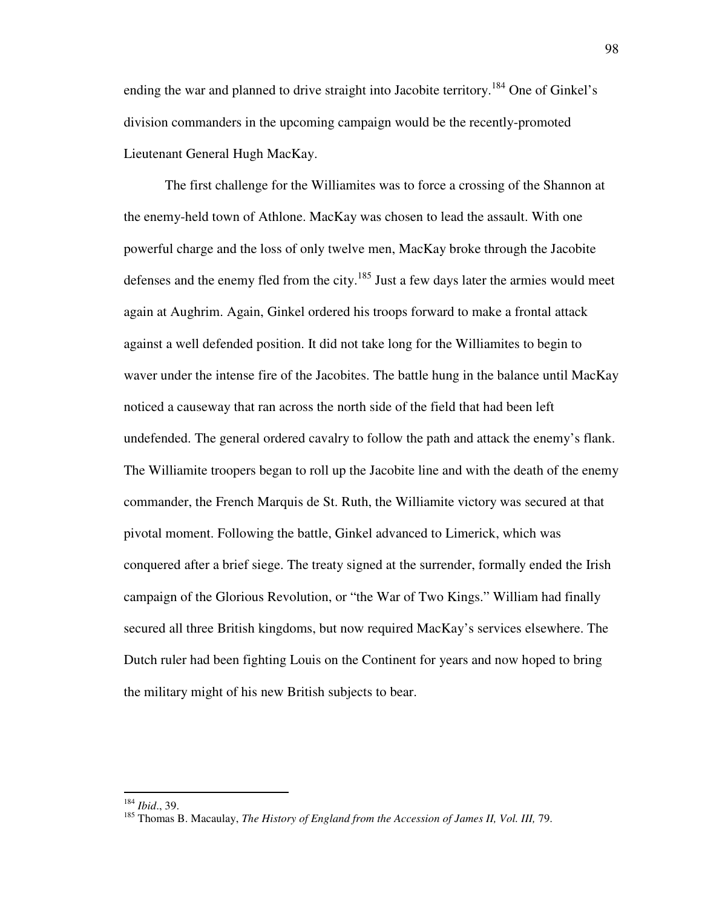ending the war and planned to drive straight into Jacobite territory.[184] One of Ginkel's division commanders in the upcoming campaign would be the recently-promoted Lieutenant General Hugh MacKay.

The first challenge for the Williamites was to force a crossing of the Shannon at the enemy-held town of Athlone. MacKay was chosen to lead the assault. With one powerful charge and the loss of only twelve men, MacKay broke through the Jacobite defenses and the enemy fled from the city.[185] Just a few days later the armies would meet again at Aughrim. Again, Ginkel ordered his troops forward to make a frontal attack against a well defended position. It did not take long for the Williamites to begin to waver under the intense fire of the Jacobites. The battle hung in the balance until MacKay noticed a causeway that ran across the north side of the field that had been left undefended. The general ordered cavalry to follow the path and attack the enemy's flank. The Williamite troopers began to roll up the Jacobite line and with the death of the enemy commander, the French Marquis de St. Ruth, the Williamite victory was secured at that pivotal moment. Following the battle, Ginkel advanced to Limerick, which was conquered after a brief siege. The treaty signed at the surrender, formally ended the Irish campaign of the Glorious Revolution, or "the War of Two Kings." William had finally secured all three British kingdoms, but now required MacKay's services elsewhere. The Dutch ruler had been fighting Louis on the Continent for years and now hoped to bring the military might of his new British subjects to bear.

---

[184] *Ibid*., 39.

[185] Thomas B. Macaulay, *The History of England from the Accession of James II, Vol. III,* 79.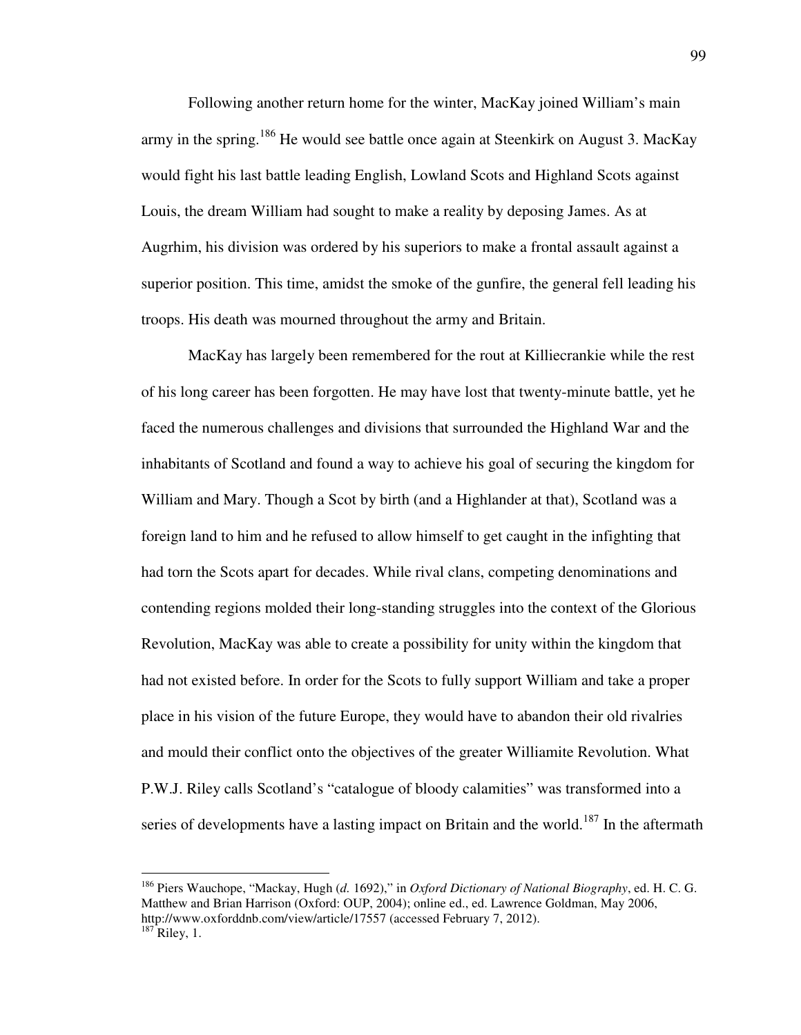Following another return home for the winter, MacKay joined William's main army in the spring.[186] He would see battle once again at Steenkirk on August 3. MacKay would fight his last battle leading English, Lowland Scots and Highland Scots against Louis, the dream William had sought to make a reality by deposing James. As at Augrhim, his division was ordered by his superiors to make a frontal assault against a superior position. This time, amidst the smoke of the gunfire, the general fell leading his troops. His death was mourned throughout the army and Britain.

MacKay has largely been remembered for the rout at Killiecrankie while the rest of his long career has been forgotten. He may have lost that twenty-minute battle, yet he faced the numerous challenges and divisions that surrounded the Highland War and the inhabitants of Scotland and found a way to achieve his goal of securing the kingdom for William and Mary. Though a Scot by birth (and a Highlander at that), Scotland was a foreign land to him and he refused to allow himself to get caught in the infighting that had torn the Scots apart for decades. While rival clans, competing denominations and contending regions molded their long-standing struggles into the context of the Glorious Revolution, MacKay was able to create a possibility for unity within the kingdom that had not existed before. In order for the Scots to fully support William and take a proper place in his vision of the future Europe, they would have to abandon their old rivalries and mould their conflict onto the objectives of the greater Williamite Revolution. What P.W.J. Riley calls Scotland's "catalogue of bloody calamities" was transformed into a series of developments have a lasting impact on Britain and the world.[187] In the aftermath

---

[186] Piers Wauchope, "Mackay, Hugh (*d.* 1692)," in *Oxford Dictionary of National Biography*, ed. H. C. G. Matthew and Brian Harrison (Oxford: OUP, 2004); online ed., ed. Lawrence Goldman, May 2006, http://www.oxforddnb.com/view/article/17557 (accessed February 7, 2012).

[187] Riley, 1.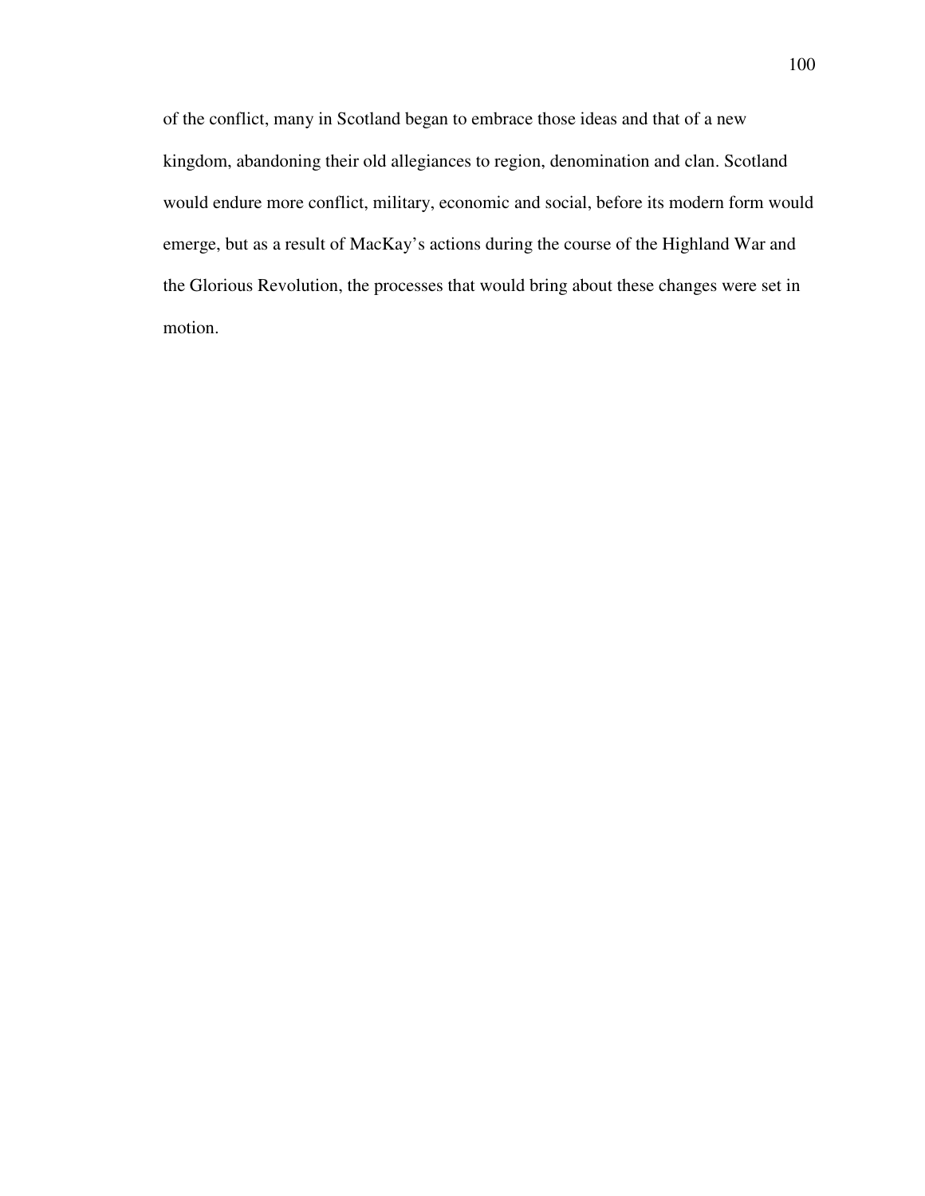of the conflict, many in Scotland began to embrace those ideas and that of a new kingdom, abandoning their old allegiances to region, denomination and clan. Scotland would endure more conflict, military, economic and social, before its modern form would emerge, but as a result of MacKay's actions during the course of the Highland War and the Glorious Revolution, the processes that would bring about these changes were set in motion.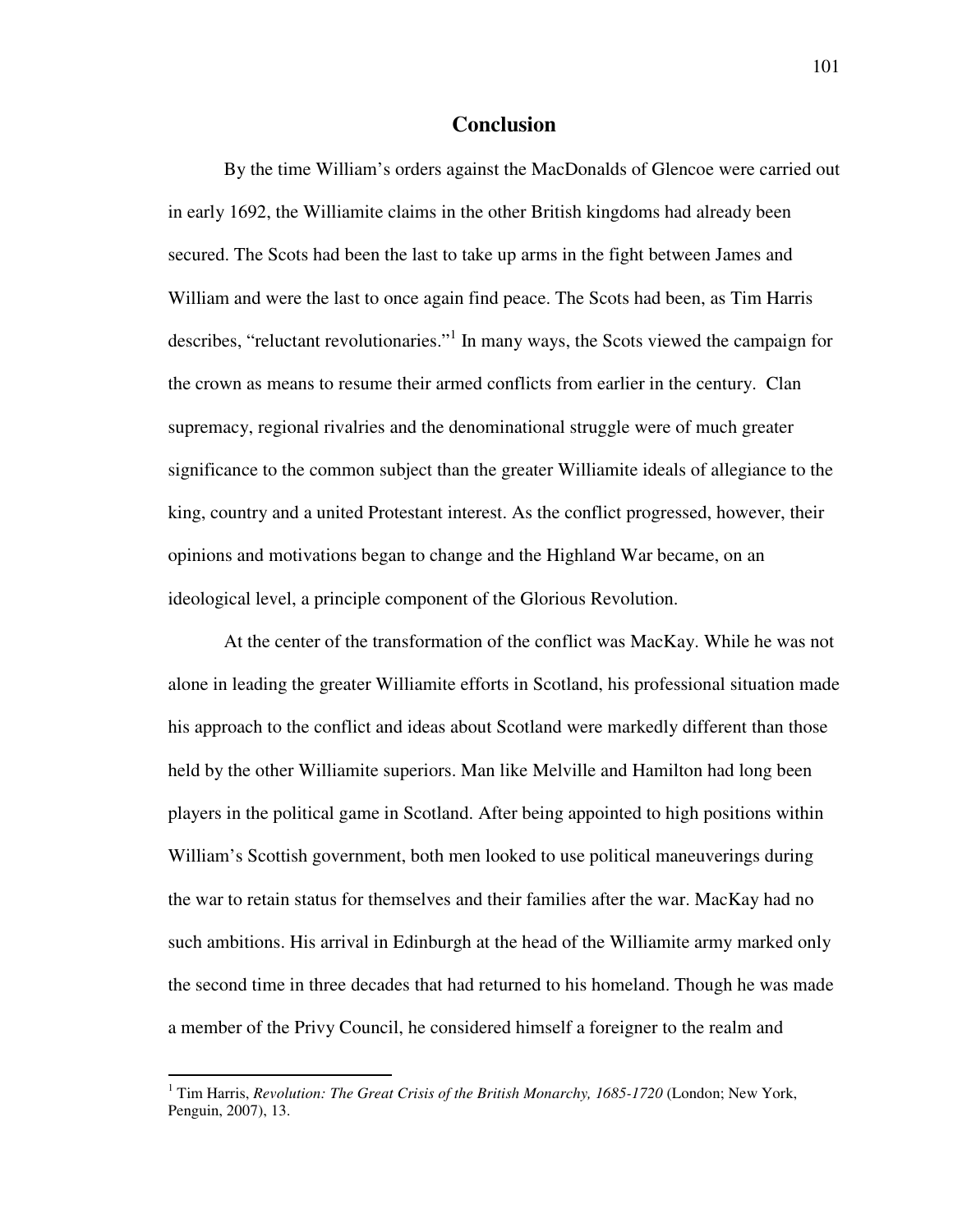# Conclusion

By the time William's orders against the MacDonalds of Glencoe were carried out in early 1692, the Williamite claims in the other British kingdoms had already been secured. The Scots had been the last to take up arms in the fight between James and William and were the last to once again find peace. The Scots had been, as Tim Harris describes, "reluctant revolutionaries."[1] In many ways, the Scots viewed the campaign for the crown as means to resume their armed conflicts from earlier in the century. Clan supremacy, regional rivalries and the denominational struggle were of much greater significance to the common subject than the greater Williamite ideals of allegiance to the king, country and a united Protestant interest. As the conflict progressed, however, their opinions and motivations began to change and the Highland War became, on an ideological level, a principle component of the Glorious Revolution.

At the center of the transformation of the conflict was MacKay. While he was not alone in leading the greater Williamite efforts in Scotland, his professional situation made his approach to the conflict and ideas about Scotland were markedly different than those held by the other Williamite superiors. Man like Melville and Hamilton had long been players in the political game in Scotland. After being appointed to high positions within William's Scottish government, both men looked to use political maneuverings during the war to retain status for themselves and their families after the war. MacKay had no such ambitions. His arrival in Edinburgh at the head of the Williamite army marked only the second time in three decades that had returned to his homeland. Though he was made a member of the Privy Council, he considered himself a foreigner to the realm and

[1] Tim Harris, *Revolution: The Great Crisis of the British Monarchy, 1685-1720* (London; New York, Penguin, 2007), 13.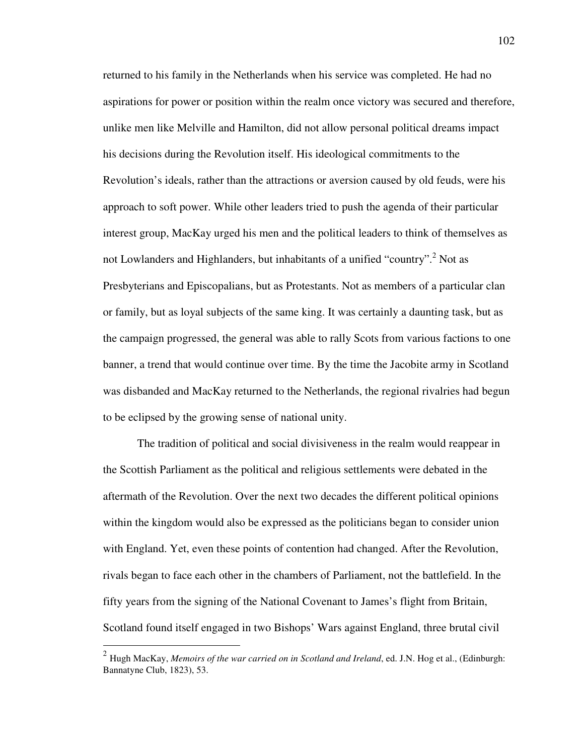returned to his family in the Netherlands when his service was completed. He had no aspirations for power or position within the realm once victory was secured and therefore, unlike men like Melville and Hamilton, did not allow personal political dreams impact his decisions during the Revolution itself. His ideological commitments to the Revolution's ideals, rather than the attractions or aversion caused by old feuds, were his approach to soft power. While other leaders tried to push the agenda of their particular interest group, MacKay urged his men and the political leaders to think of themselves as not Lowlanders and Highlanders, but inhabitants of a unified "country".[2] Not as Presbyterians and Episcopalians, but as Protestants. Not as members of a particular clan or family, but as loyal subjects of the same king. It was certainly a daunting task, but as the campaign progressed, the general was able to rally Scots from various factions to one banner, a trend that would continue over time. By the time the Jacobite army in Scotland was disbanded and MacKay returned to the Netherlands, the regional rivalries had begun to be eclipsed by the growing sense of national unity.

The tradition of political and social divisiveness in the realm would reappear in the Scottish Parliament as the political and religious settlements were debated in the aftermath of the Revolution. Over the next two decades the different political opinions within the kingdom would also be expressed as the politicians began to consider union with England. Yet, even these points of contention had changed. After the Revolution, rivals began to face each other in the chambers of Parliament, not the battlefield. In the fifty years from the signing of the National Covenant to James's flight from Britain, Scotland found itself engaged in two Bishops' Wars against England, three brutal civil

---

[2] Hugh MacKay, *Memoirs of the war carried on in Scotland and Ireland*, ed. J.N. Hog et al., (Edinburgh: Bannatyne Club, 1823), 53.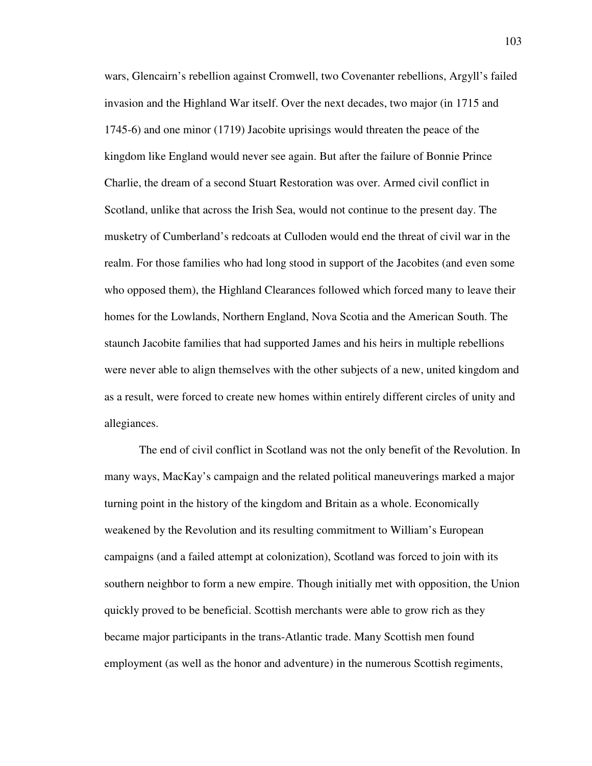wars, Glencairn's rebellion against Cromwell, two Covenanter rebellions, Argyll's failed invasion and the Highland War itself. Over the next decades, two major (in 1715 and 1745-6) and one minor (1719) Jacobite uprisings would threaten the peace of the kingdom like England would never see again. But after the failure of Bonnie Prince Charlie, the dream of a second Stuart Restoration was over. Armed civil conflict in Scotland, unlike that across the Irish Sea, would not continue to the present day. The musketry of Cumberland's redcoats at Culloden would end the threat of civil war in the realm. For those families who had long stood in support of the Jacobites (and even some who opposed them), the Highland Clearances followed which forced many to leave their homes for the Lowlands, Northern England, Nova Scotia and the American South. The staunch Jacobite families that had supported James and his heirs in multiple rebellions were never able to align themselves with the other subjects of a new, united kingdom and as a result, were forced to create new homes within entirely different circles of unity and allegiances.

The end of civil conflict in Scotland was not the only benefit of the Revolution. In many ways, MacKay's campaign and the related political maneuverings marked a major turning point in the history of the kingdom and Britain as a whole. Economically weakened by the Revolution and its resulting commitment to William's European campaigns (and a failed attempt at colonization), Scotland was forced to join with its southern neighbor to form a new empire. Though initially met with opposition, the Union quickly proved to be beneficial. Scottish merchants were able to grow rich as they became major participants in the trans-Atlantic trade. Many Scottish men found employment (as well as the honor and adventure) in the numerous Scottish regiments,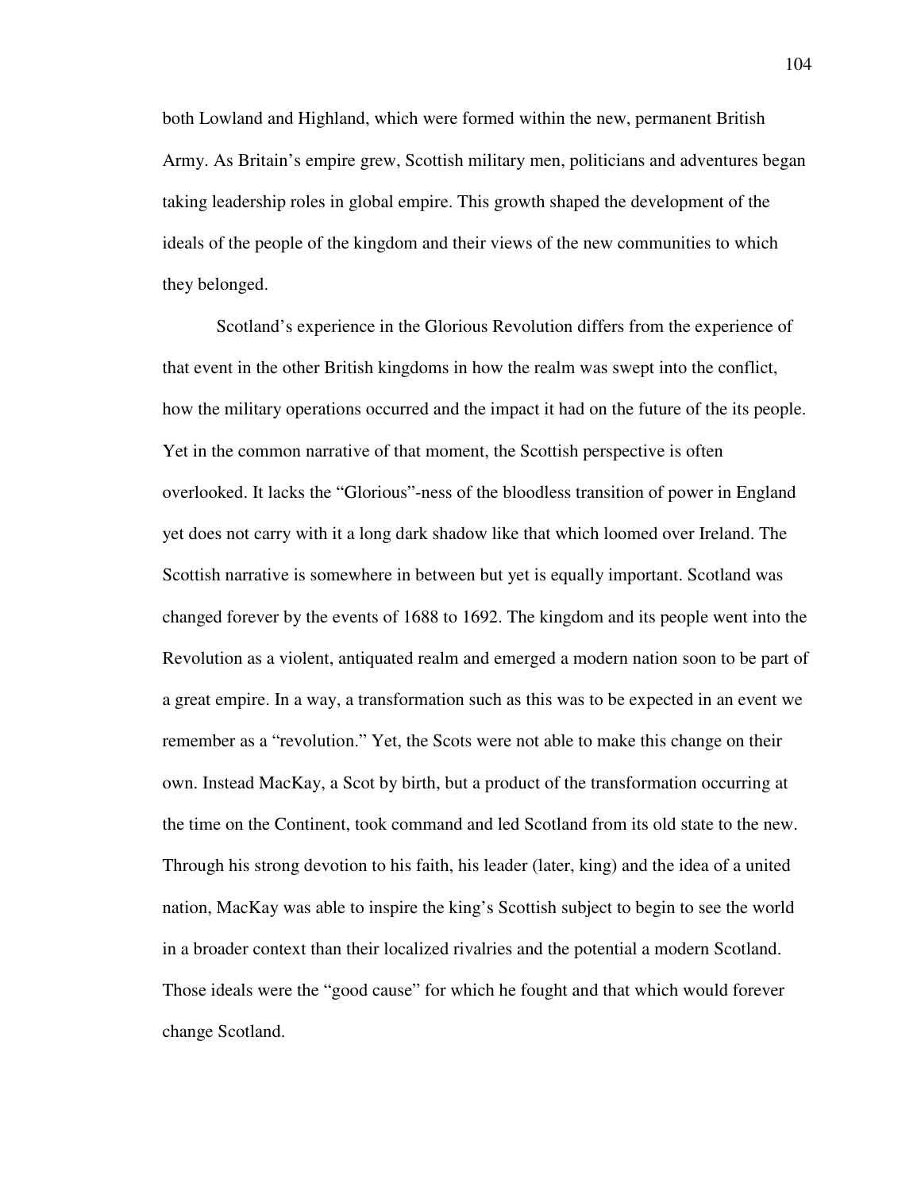both Lowland and Highland, which were formed within the new, permanent British Army. As Britain's empire grew, Scottish military men, politicians and adventures began taking leadership roles in global empire. This growth shaped the development of the ideals of the people of the kingdom and their views of the new communities to which they belonged.

Scotland's experience in the Glorious Revolution differs from the experience of that event in the other British kingdoms in how the realm was swept into the conflict, how the military operations occurred and the impact it had on the future of the its people. Yet in the common narrative of that moment, the Scottish perspective is often overlooked. It lacks the "Glorious"-ness of the bloodless transition of power in England yet does not carry with it a long dark shadow like that which loomed over Ireland. The Scottish narrative is somewhere in between but yet is equally important. Scotland was changed forever by the events of 1688 to 1692. The kingdom and its people went into the Revolution as a violent, antiquated realm and emerged a modern nation soon to be part of a great empire. In a way, a transformation such as this was to be expected in an event we remember as a "revolution." Yet, the Scots were not able to make this change on their own. Instead MacKay, a Scot by birth, but a product of the transformation occurring at the time on the Continent, took command and led Scotland from its old state to the new. Through his strong devotion to his faith, his leader (later, king) and the idea of a united nation, MacKay was able to inspire the king's Scottish subject to begin to see the world in a broader context than their localized rivalries and the potential a modern Scotland. Those ideals were the "good cause" for which he fought and that which would forever change Scotland.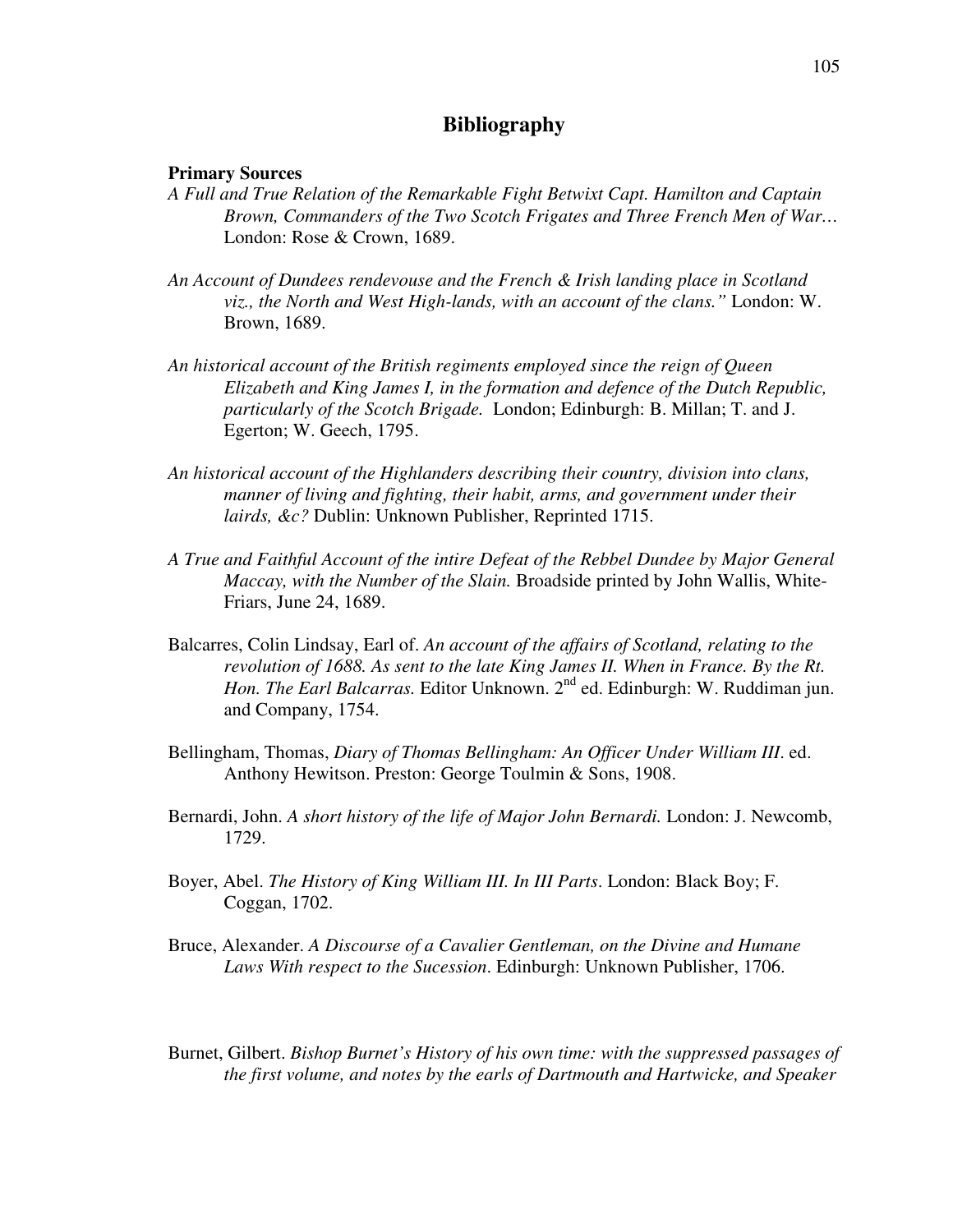# Bibliography

**Primary Sources**

*A Full and True Relation of the Remarkable Fight Betwixt Capt. Hamilton and Captain Brown, Commanders of the Two Scotch Frigates and Three French Men of War…* London: Rose & Crown, 1689.

*An Account of Dundees rendevouse and the French & Irish landing place in Scotland viz., the North and West High-lands, with an account of the clans."* London: W. Brown, 1689.

*An historical account of the British regiments employed since the reign of Queen Elizabeth and King James I, in the formation and defence of the Dutch Republic, particularly of the Scotch Brigade.* London; Edinburgh: B. Millan; T. and J. Egerton; W. Geech, 1795.

*An historical account of the Highlanders describing their country, division into clans, manner of living and fighting, their habit, arms, and government under their lairds, &c?* Dublin: Unknown Publisher, Reprinted 1715.

*A True and Faithful Account of the intire Defeat of the Rebbel Dundee by Major General Maccay, with the Number of the Slain.* Broadside printed by John Wallis, White-Friars, June 24, 1689.

Balcarres, Colin Lindsay, Earl of. *An account of the affairs of Scotland, relating to the revolution of 1688. As sent to the late King James II. When in France. By the Rt. Hon. The Earl Balcarras.* Editor Unknown. 2nd ed. Edinburgh: W. Ruddiman jun. and Company, 1754.

Bellingham, Thomas, *Diary of Thomas Bellingham: An Officer Under William III*. ed. Anthony Hewitson. Preston: George Toulmin & Sons, 1908.

Bernardi, John. *A short history of the life of Major John Bernardi.* London: J. Newcomb, 1729.

Boyer, Abel. *The History of King William III. In III Parts*. London: Black Boy; F. Coggan, 1702.

Bruce, Alexander. *A Discourse of a Cavalier Gentleman, on the Divine and Humane Laws With respect to the Sucession*. Edinburgh: Unknown Publisher, 1706.

Burnet, Gilbert. *Bishop Burnet's History of his own time: with the suppressed passages of the first volume, and notes by the earls of Dartmouth and Hartwicke, and Speaker*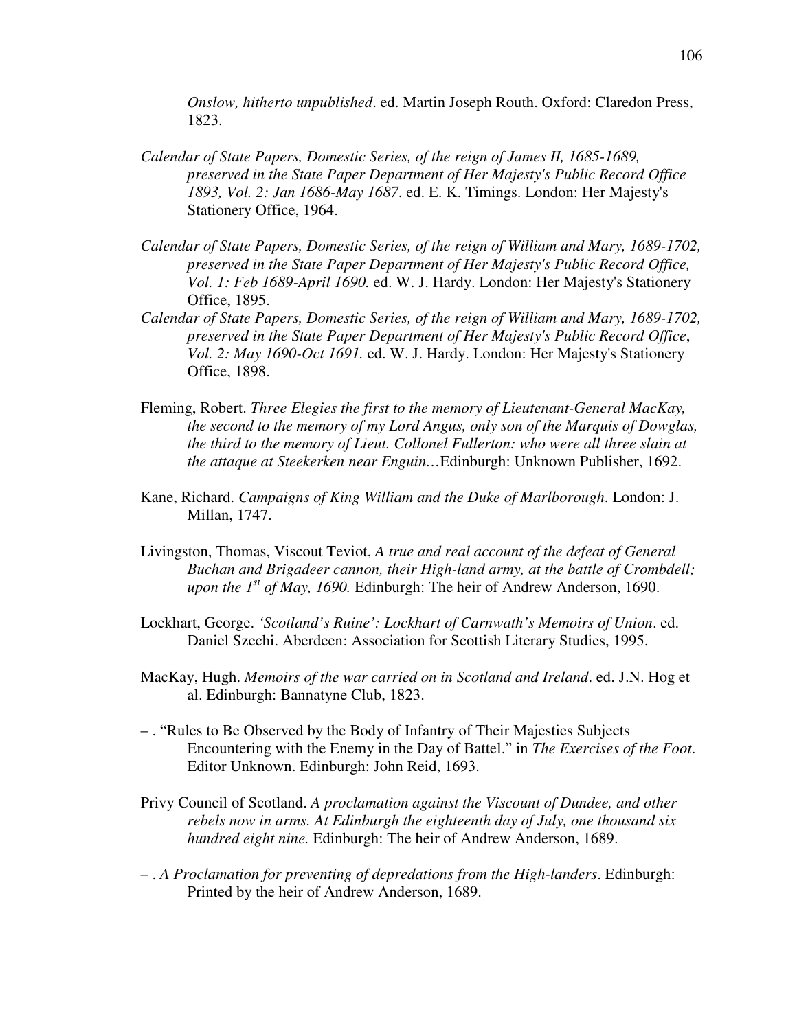*Onslow, hitherto unpublished*. ed. Martin Joseph Routh. Oxford: Claredon Press, 1823.

*Calendar of State Papers, Domestic Series, of the reign of James II, 1685-1689, preserved in the State Paper Department of Her Majesty's Public Record Office 1893, Vol. 2: Jan 1686-May 1687*. ed. E. K. Timings. London: Her Majesty's Stationery Office, 1964.

*Calendar of State Papers, Domestic Series, of the reign of William and Mary, 1689-1702, preserved in the State Paper Department of Her Majesty's Public Record Office, Vol. 1: Feb 1689-April 1690.* ed. W. J. Hardy. London: Her Majesty's Stationery Office, 1895.

*Calendar of State Papers, Domestic Series, of the reign of William and Mary, 1689-1702, preserved in the State Paper Department of Her Majesty's Public Record Office*, *Vol. 2: May 1690-Oct 1691.* ed. W. J. Hardy. London: Her Majesty's Stationery Office, 1898.

Fleming, Robert. *Three Elegies the first to the memory of Lieutenant-General MacKay, the second to the memory of my Lord Angus, only son of the Marquis of Dowglas, the third to the memory of Lieut. Collonel Fullerton: who were all three slain at the attaque at Steekerken near Enguin…*Edinburgh: Unknown Publisher, 1692.

Kane, Richard. *Campaigns of King William and the Duke of Marlborough*. London: J. Millan, 1747.

Livingston, Thomas, Viscout Teviot, *A true and real account of the defeat of General Buchan and Brigadeer cannon, their High-land army, at the battle of Crombdell; upon the 1st of May, 1690.* Edinburgh: The heir of Andrew Anderson, 1690.

Lockhart, George. *'Scotland's Ruine': Lockhart of Carnwath's Memoirs of Union*. ed. Daniel Szechi. Aberdeen: Association for Scottish Literary Studies, 1995.

MacKay, Hugh. *Memoirs of the war carried on in Scotland and Ireland*. ed. J.N. Hog et al. Edinburgh: Bannatyne Club, 1823.

– . "Rules to Be Observed by the Body of Infantry of Their Majesties Subjects Encountering with the Enemy in the Day of Battel." in *The Exercises of the Foot*. Editor Unknown. Edinburgh: John Reid, 1693.

Privy Council of Scotland. *A proclamation against the Viscount of Dundee, and other rebels now in arms. At Edinburgh the eighteenth day of July, one thousand six hundred eight nine.* Edinburgh: The heir of Andrew Anderson, 1689.

– . *A Proclamation for preventing of depredations from the High-landers*. Edinburgh: Printed by the heir of Andrew Anderson, 1689.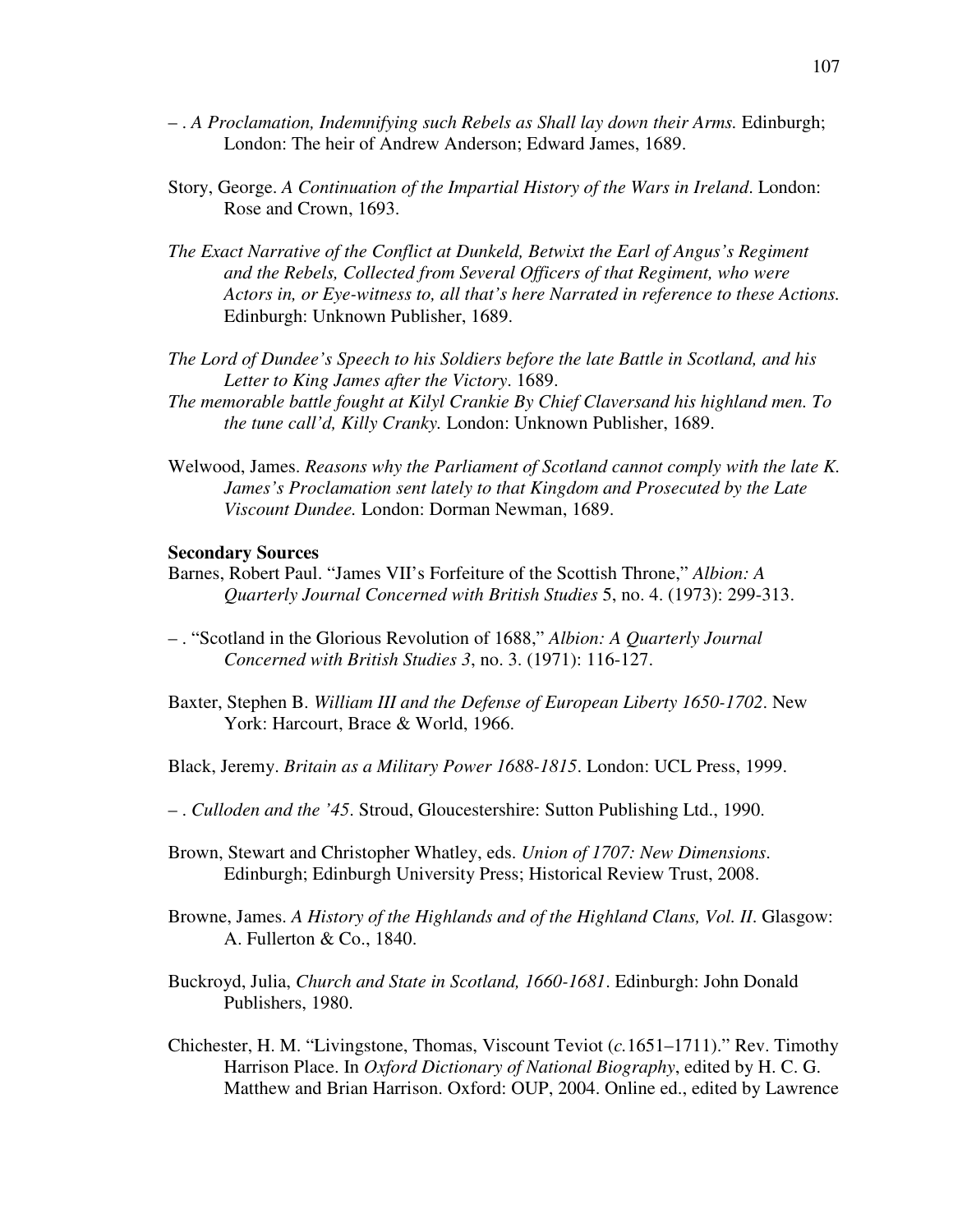– . *A Proclamation, Indemnifying such Rebels as Shall lay down their Arms.* Edinburgh; London: The heir of Andrew Anderson; Edward James, 1689.

Story, George. *A Continuation of the Impartial History of the Wars in Ireland*. London: Rose and Crown, 1693.

*The Exact Narrative of the Conflict at Dunkeld, Betwixt the Earl of Angus's Regiment and the Rebels, Collected from Several Officers of that Regiment, who were Actors in, or Eye-witness to, all that's here Narrated in reference to these Actions.* Edinburgh: Unknown Publisher, 1689.

*The Lord of Dundee's Speech to his Soldiers before the late Battle in Scotland, and his Letter to King James after the Victory*. 1689.

*The memorable battle fought at Kilyl Crankie By Chief Claversand his highland men. To the tune call'd, Killy Cranky.* London: Unknown Publisher, 1689.

Welwood, James. *Reasons why the Parliament of Scotland cannot comply with the late K. James's Proclamation sent lately to that Kingdom and Prosecuted by the Late Viscount Dundee.* London: Dorman Newman, 1689.

**Secondary Sources**

Barnes, Robert Paul. "James VII's Forfeiture of the Scottish Throne," *Albion: A Quarterly Journal Concerned with British Studies* 5, no. 4. (1973): 299-313.

– . "Scotland in the Glorious Revolution of 1688," *Albion: A Quarterly Journal Concerned with British Studies 3*, no. 3. (1971): 116-127.

Baxter, Stephen B. *William III and the Defense of European Liberty 1650-1702*. New York: Harcourt, Brace & World, 1966.

Black, Jeremy. *Britain as a Military Power 1688-1815*. London: UCL Press, 1999.

– . *Culloden and the '45*. Stroud, Gloucestershire: Sutton Publishing Ltd., 1990.

Brown, Stewart and Christopher Whatley, eds. *Union of 1707: New Dimensions*. Edinburgh; Edinburgh University Press; Historical Review Trust, 2008.

Browne, James. *A History of the Highlands and of the Highland Clans, Vol. II*. Glasgow: A. Fullerton & Co., 1840.

Buckroyd, Julia, *Church and State in Scotland, 1660-1681*. Edinburgh: John Donald Publishers, 1980.

Chichester, H. M. "Livingstone, Thomas, Viscount Teviot (*c.*1651–1711)." Rev. Timothy Harrison Place. In *Oxford Dictionary of National Biography*, edited by H. C. G. Matthew and Brian Harrison. Oxford: OUP, 2004. Online ed., edited by Lawrence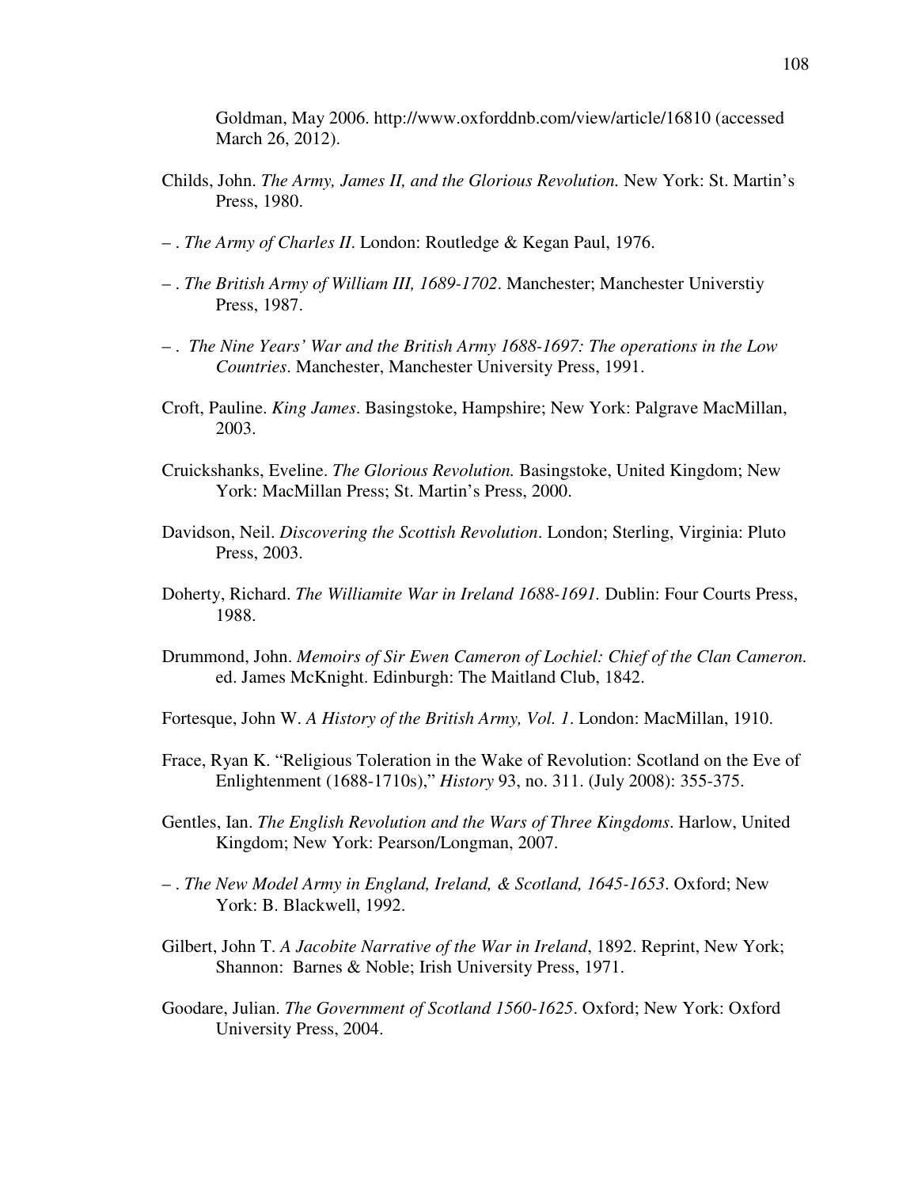Goldman, May 2006. http://www.oxforddnb.com/view/article/16810 (accessed March 26, 2012).

Childs, John. *The Army, James II, and the Glorious Revolution.* New York: St. Martin's Press, 1980.

– . *The Army of Charles II*. London: Routledge & Kegan Paul, 1976.

– . *The British Army of William III, 1689-1702*. Manchester; Manchester Universtiy Press, 1987.

– . *The Nine Years' War and the British Army 1688-1697: The operations in the Low Countries*. Manchester, Manchester University Press, 1991.

Croft, Pauline. *King James*. Basingstoke, Hampshire; New York: Palgrave MacMillan, 2003.

Cruickshanks, Eveline. *The Glorious Revolution.* Basingstoke, United Kingdom; New York: MacMillan Press; St. Martin's Press, 2000.

Davidson, Neil. *Discovering the Scottish Revolution*. London; Sterling, Virginia: Pluto Press, 2003.

Doherty, Richard. *The Williamite War in Ireland 1688-1691.* Dublin: Four Courts Press, 1988.

Drummond, John. *Memoirs of Sir Ewen Cameron of Lochiel: Chief of the Clan Cameron.* ed. James McKnight. Edinburgh: The Maitland Club, 1842.

Fortesque, John W. *A History of the British Army, Vol. 1*. London: MacMillan, 1910.

Frace, Ryan K. "Religious Toleration in the Wake of Revolution: Scotland on the Eve of Enlightenment (1688-1710s)," *History* 93, no. 311. (July 2008): 355-375.

Gentles, Ian. *The English Revolution and the Wars of Three Kingdoms*. Harlow, United Kingdom; New York: Pearson/Longman, 2007.

– . *The New Model Army in England, Ireland, & Scotland, 1645-1653*. Oxford; New York: B. Blackwell, 1992.

Gilbert, John T. *A Jacobite Narrative of the War in Ireland*, 1892. Reprint, New York; Shannon: Barnes & Noble; Irish University Press, 1971.

Goodare, Julian. *The Government of Scotland 1560-1625*. Oxford; New York: Oxford University Press, 2004.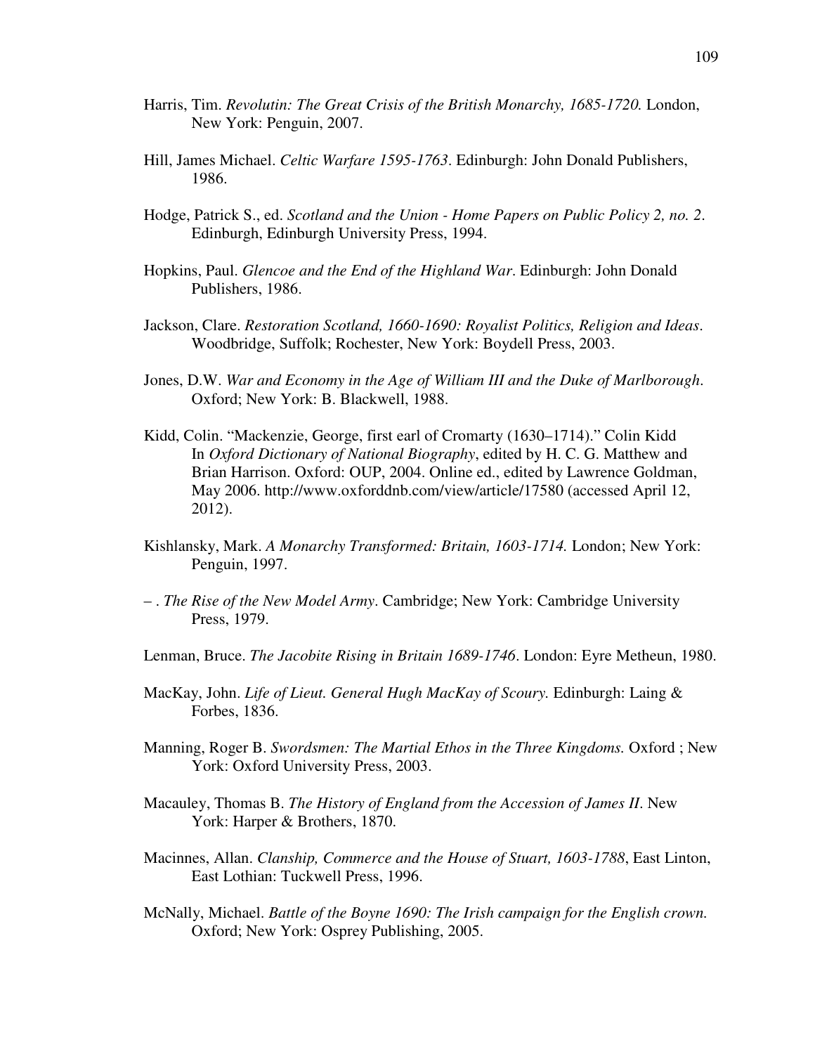Harris, Tim. *Revolutin: The Great Crisis of the British Monarchy, 1685-1720.* London, New York: Penguin, 2007.

Hill, James Michael. *Celtic Warfare 1595-1763*. Edinburgh: John Donald Publishers, 1986.

Hodge, Patrick S., ed. *Scotland and the Union - Home Papers on Public Policy 2, no. 2*. Edinburgh, Edinburgh University Press, 1994.

Hopkins, Paul. *Glencoe and the End of the Highland War*. Edinburgh: John Donald Publishers, 1986.

Jackson, Clare. *Restoration Scotland, 1660-1690: Royalist Politics, Religion and Ideas*. Woodbridge, Suffolk; Rochester, New York: Boydell Press, 2003.

Jones, D.W. *War and Economy in the Age of William III and the Duke of Marlborough*. Oxford; New York: B. Blackwell, 1988.

Kidd, Colin. "Mackenzie, George, first earl of Cromarty (1630–1714)." Colin Kidd In *Oxford Dictionary of National Biography*, edited by H. C. G. Matthew and Brian Harrison. Oxford: OUP, 2004. Online ed., edited by Lawrence Goldman, May 2006. http://www.oxforddnb.com/view/article/17580 (accessed April 12, 2012).

Kishlansky, Mark. *A Monarchy Transformed: Britain, 1603-1714.* London; New York: Penguin, 1997.

– . *The Rise of the New Model Army*. Cambridge; New York: Cambridge University Press, 1979.

Lenman, Bruce. *The Jacobite Rising in Britain 1689-1746*. London: Eyre Metheun, 1980.

MacKay, John. *Life of Lieut. General Hugh MacKay of Scoury.* Edinburgh: Laing & Forbes, 1836.

Manning, Roger B. *Swordsmen: The Martial Ethos in the Three Kingdoms.* Oxford ; New York: Oxford University Press, 2003.

Macauley, Thomas B. *The History of England from the Accession of James II*. New York: Harper & Brothers, 1870.

Macinnes, Allan. *Clanship, Commerce and the House of Stuart, 1603-1788*, East Linton, East Lothian: Tuckwell Press, 1996.

McNally, Michael. *Battle of the Boyne 1690: The Irish campaign for the English crown.* Oxford; New York: Osprey Publishing, 2005.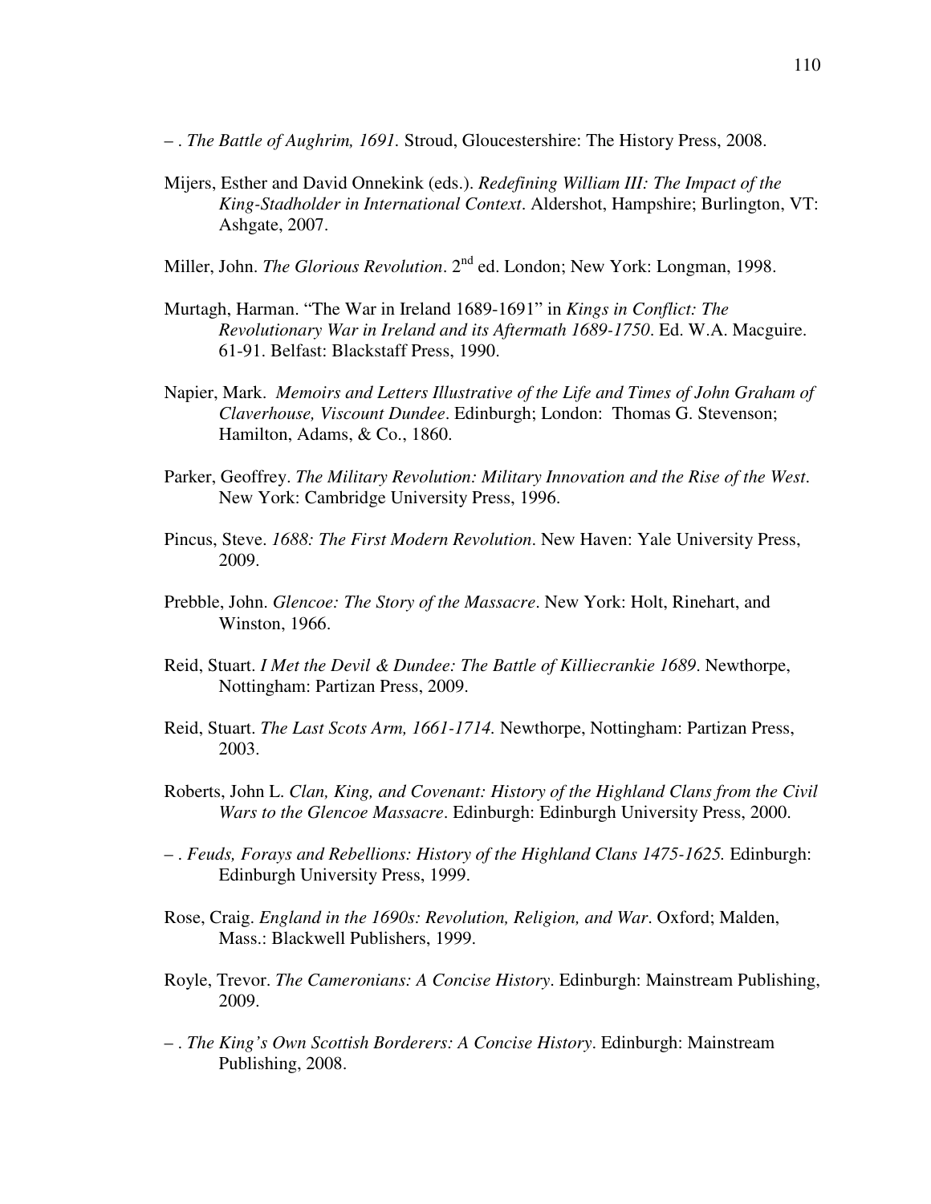– . *The Battle of Aughrim, 1691.* Stroud, Gloucestershire: The History Press, 2008.

Mijers, Esther and David Onnekink (eds.). *Redefining William III: The Impact of the King-Stadholder in International Context*. Aldershot, Hampshire; Burlington, VT: Ashgate, 2007.

Miller, John. *The Glorious Revolution*. 2nd ed. London; New York: Longman, 1998.

Murtagh, Harman. "The War in Ireland 1689-1691" in *Kings in Conflict: The Revolutionary War in Ireland and its Aftermath 1689-1750*. Ed. W.A. Macguire. 61-91. Belfast: Blackstaff Press, 1990.

Napier, Mark. *Memoirs and Letters Illustrative of the Life and Times of John Graham of Claverhouse, Viscount Dundee*. Edinburgh; London: Thomas G. Stevenson; Hamilton, Adams, & Co., 1860.

Parker, Geoffrey. *The Military Revolution: Military Innovation and the Rise of the West*. New York: Cambridge University Press, 1996.

Pincus, Steve. *1688: The First Modern Revolution*. New Haven: Yale University Press, 2009.

Prebble, John. *Glencoe: The Story of the Massacre*. New York: Holt, Rinehart, and Winston, 1966.

Reid, Stuart. *I Met the Devil & Dundee: The Battle of Killiecrankie 1689*. Newthorpe, Nottingham: Partizan Press, 2009.

Reid, Stuart. *The Last Scots Arm, 1661-1714.* Newthorpe, Nottingham: Partizan Press, 2003.

Roberts, John L. *Clan, King, and Covenant: History of the Highland Clans from the Civil Wars to the Glencoe Massacre*. Edinburgh: Edinburgh University Press, 2000.

– . *Feuds, Forays and Rebellions: History of the Highland Clans 1475-1625.* Edinburgh: Edinburgh University Press, 1999.

Rose, Craig. *England in the 1690s: Revolution, Religion, and War*. Oxford; Malden, Mass.: Blackwell Publishers, 1999.

Royle, Trevor. *The Cameronians: A Concise History*. Edinburgh: Mainstream Publishing, 2009.

– . *The King's Own Scottish Borderers: A Concise History*. Edinburgh: Mainstream Publishing, 2008.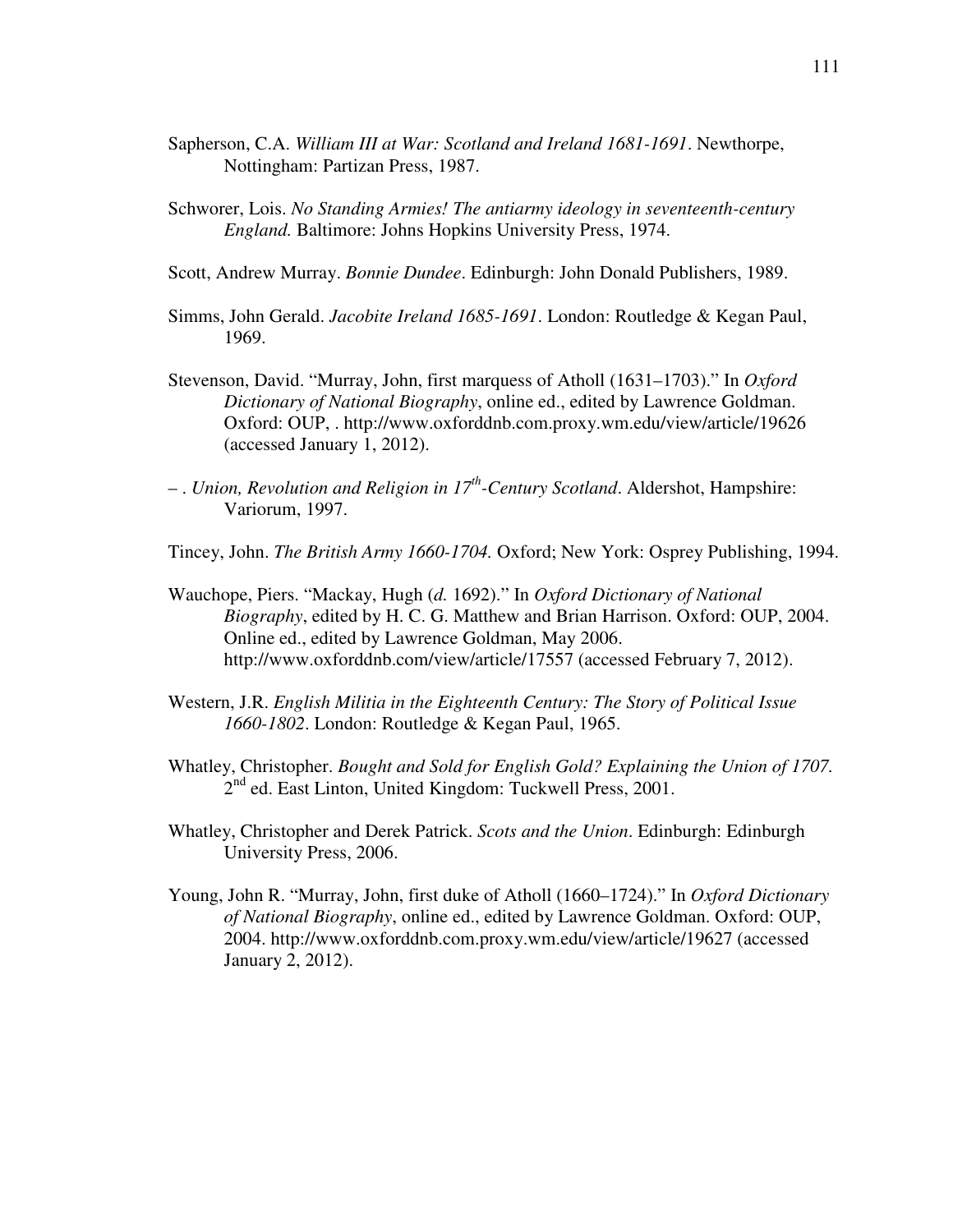Sapherson, C.A. *William III at War: Scotland and Ireland 1681-1691*. Newthorpe, Nottingham: Partizan Press, 1987.

Schworer, Lois. *No Standing Armies! The antiarmy ideology in seventeenth-century England.* Baltimore: Johns Hopkins University Press, 1974.

Scott, Andrew Murray. *Bonnie Dundee*. Edinburgh: John Donald Publishers, 1989.

Simms, John Gerald. *Jacobite Ireland 1685-1691*. London: Routledge & Kegan Paul, 1969.

Stevenson, David. "Murray, John, first marquess of Atholl (1631–1703)." In *Oxford Dictionary of National Biography*, online ed., edited by Lawrence Goldman. Oxford: OUP, . http://www.oxforddnb.com.proxy.wm.edu/view/article/19626 (accessed January 1, 2012).

– . *Union, Revolution and Religion in 17th-Century Scotland*. Aldershot, Hampshire: Variorum, 1997.

Tincey, John. *The British Army 1660-1704.* Oxford; New York: Osprey Publishing, 1994.

Wauchope, Piers. "Mackay, Hugh (*d.* 1692)." In *Oxford Dictionary of National Biography*, edited by H. C. G. Matthew and Brian Harrison. Oxford: OUP, 2004. Online ed., edited by Lawrence Goldman, May 2006. http://www.oxforddnb.com/view/article/17557 (accessed February 7, 2012).

Western, J.R. *English Militia in the Eighteenth Century: The Story of Political Issue 1660-1802*. London: Routledge & Kegan Paul, 1965.

Whatley, Christopher. *Bought and Sold for English Gold? Explaining the Union of 1707.* 2nd ed. East Linton, United Kingdom: Tuckwell Press, 2001.

Whatley, Christopher and Derek Patrick. *Scots and the Union*. Edinburgh: Edinburgh University Press, 2006.

Young, John R. "Murray, John, first duke of Atholl (1660–1724)." In *Oxford Dictionary of National Biography*, online ed., edited by Lawrence Goldman. Oxford: OUP, 2004. http://www.oxforddnb.com.proxy.wm.edu/view/article/19627 (accessed January 2, 2012).